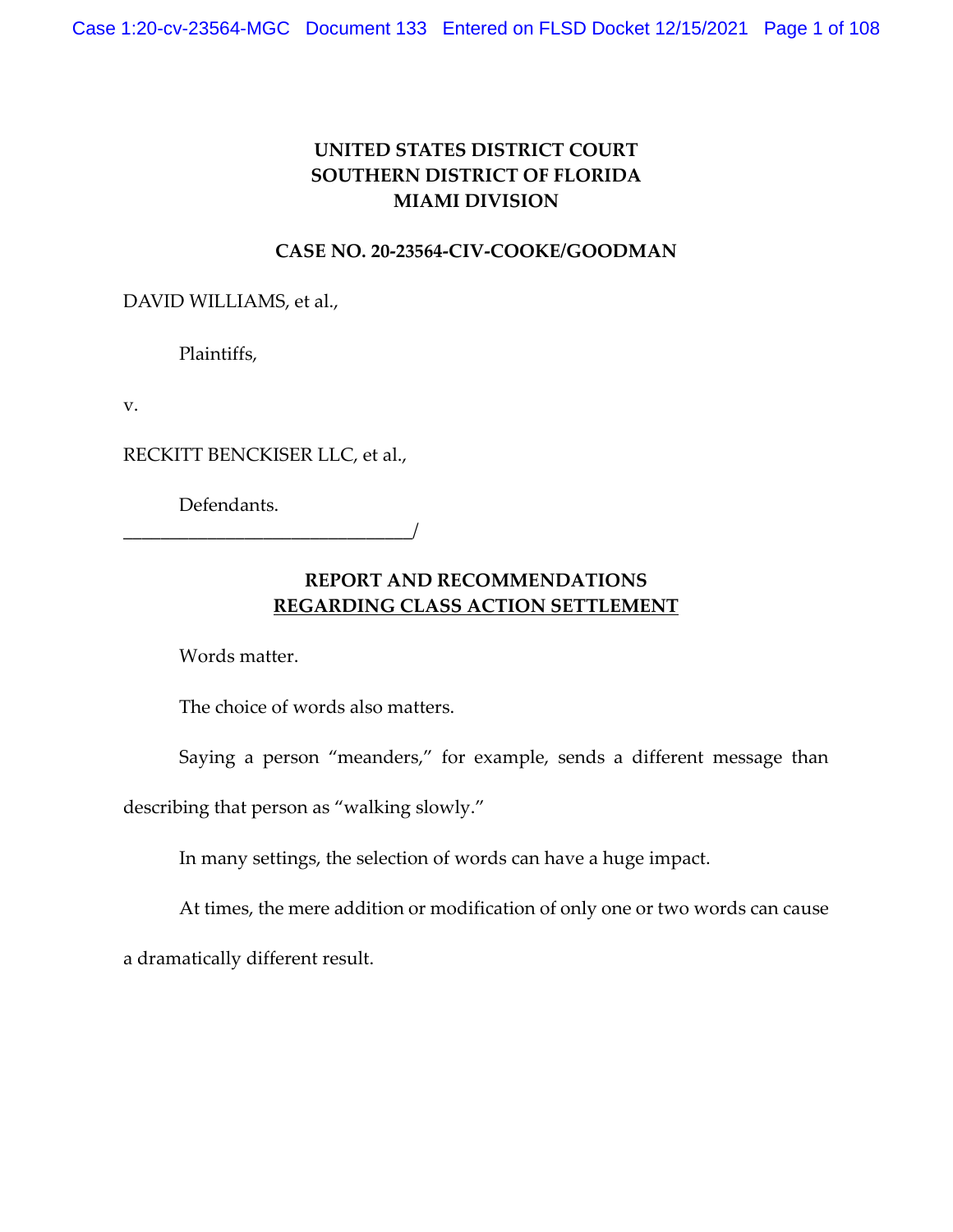**UNITED STATES DISTRICT COURT**
**SOUTHERN DISTRICT OF FLORIDA**
**MIAMI DIVISION**

**CASE NO. 20-23564-CIV-COOKE/GOODMAN**

DAVID WILLIAMS, et al.,

Plaintiffs,

v.

RECKITT BENCKISER LLC, et al.,

Defendants.
_______________________________/

**REPORT AND RECOMMENDATIONS**
**REGARDING CLASS ACTION SETTLEMENT**

Words matter.

The choice of words also matters.

Saying a person "meanders," for example, sends a different message than describing that person as "walking slowly."

In many settings, the selection of words can have a huge impact.

At times, the mere addition or modification of only one or two words can cause a dramatically different result.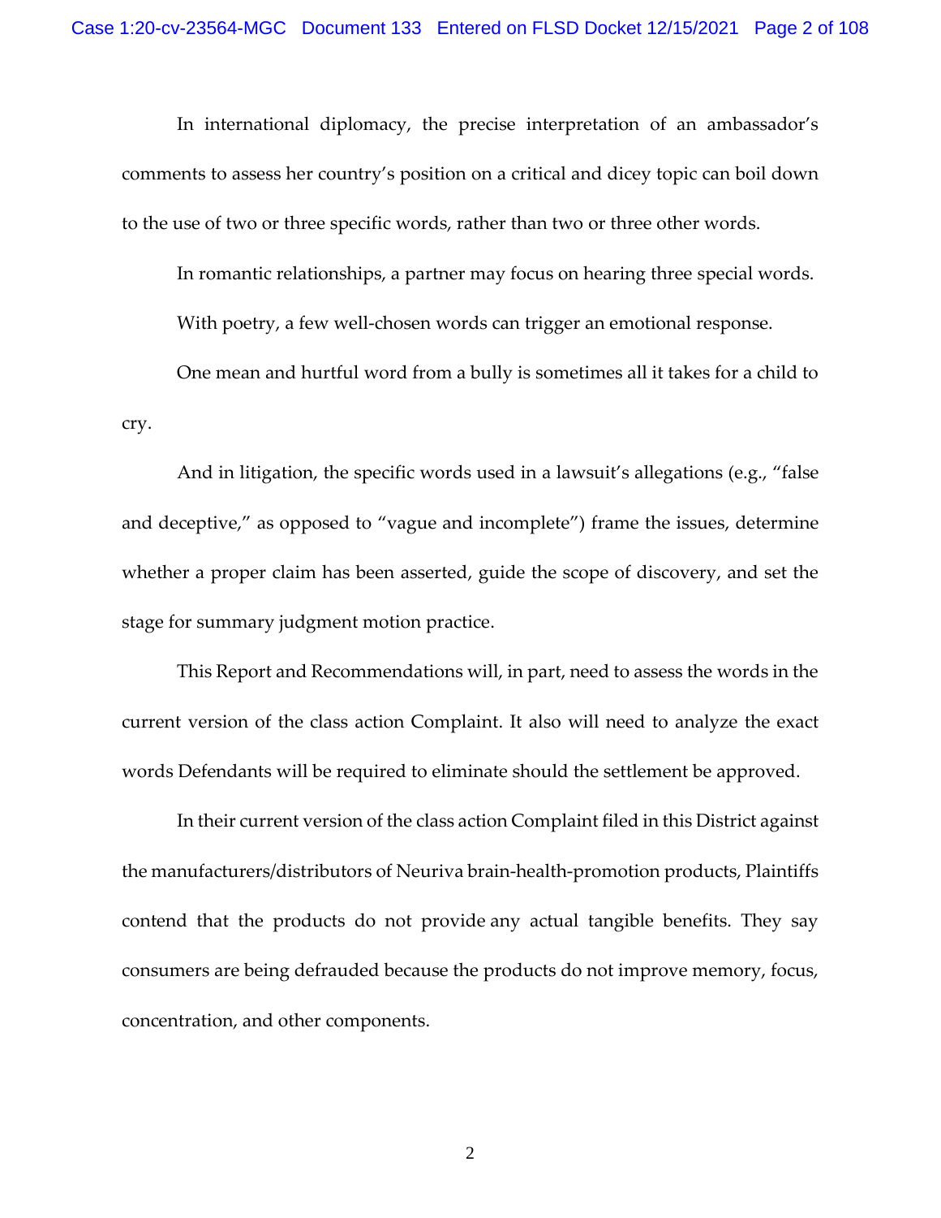In international diplomacy, the precise interpretation of an ambassador's comments to assess her country's position on a critical and dicey topic can boil down to the use of two or three specific words, rather than two or three other words.

In romantic relationships, a partner may focus on hearing three special words.

With poetry, a few well-chosen words can trigger an emotional response.

One mean and hurtful word from a bully is sometimes all it takes for a child to cry.

And in litigation, the specific words used in a lawsuit's allegations (e.g., "false and deceptive," as opposed to "vague and incomplete") frame the issues, determine whether a proper claim has been asserted, guide the scope of discovery, and set the stage for summary judgment motion practice.

This Report and Recommendations will, in part, need to assess the words in the current version of the class action Complaint. It also will need to analyze the exact words Defendants will be required to eliminate should the settlement be approved.

In their current version of the class action Complaint filed in this District against the manufacturers/distributors of Neuriva brain-health-promotion products, Plaintiffs contend that the products do not provide any actual tangible benefits. They say consumers are being defrauded because the products do not improve memory, focus, concentration, and other components.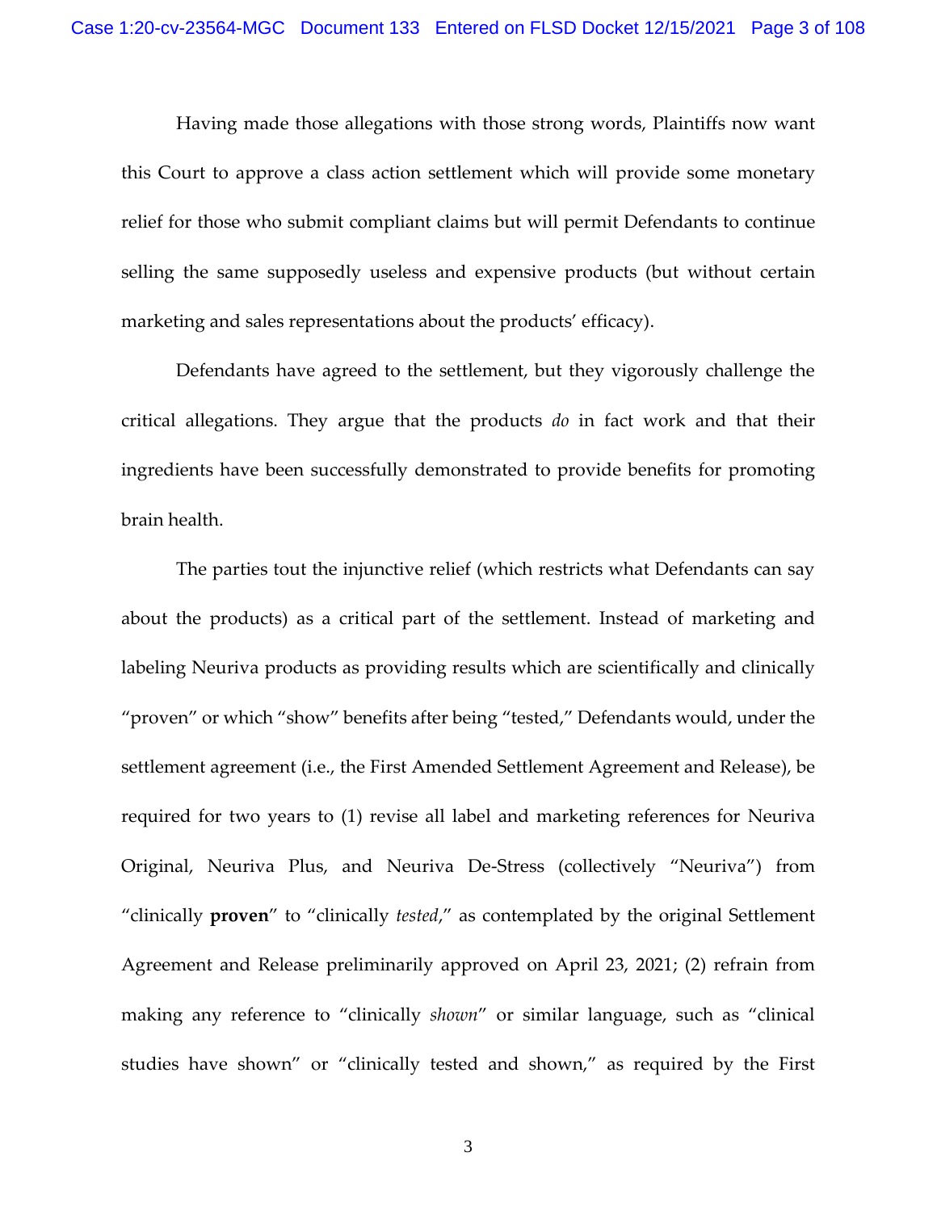Having made those allegations with those strong words, Plaintiffs now want this Court to approve a class action settlement which will provide some monetary relief for those who submit compliant claims but will permit Defendants to continue selling the same supposedly useless and expensive products (but without certain marketing and sales representations about the products' efficacy).

Defendants have agreed to the settlement, but they vigorously challenge the critical allegations. They argue that the products *do* in fact work and that their ingredients have been successfully demonstrated to provide benefits for promoting brain health.

The parties tout the injunctive relief (which restricts what Defendants can say about the products) as a critical part of the settlement. Instead of marketing and labeling Neuriva products as providing results which are scientifically and clinically "proven" or which "show" benefits after being "tested," Defendants would, under the settlement agreement (i.e., the First Amended Settlement Agreement and Release), be required for two years to (1) revise all label and marketing references for Neuriva Original, Neuriva Plus, and Neuriva De-Stress (collectively "Neuriva") from "clinically **proven**" to "clinically *tested*," as contemplated by the original Settlement Agreement and Release preliminarily approved on April 23, 2021; (2) refrain from making any reference to "clinically *shown*" or similar language, such as "clinical studies have shown" or "clinically tested and shown," as required by the First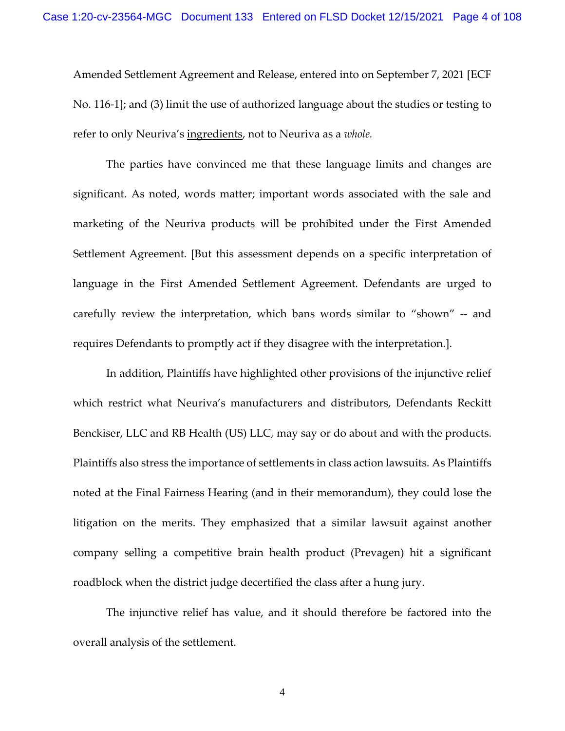Amended Settlement Agreement and Release, entered into on September 7, 2021 [ECF No. 116-1]; and (3) limit the use of authorized language about the studies or testing to refer to only Neuriva's <u>ingredients</u>, not to Neuriva as a *whole.*

The parties have convinced me that these language limits and changes are significant. As noted, words matter; important words associated with the sale and marketing of the Neuriva products will be prohibited under the First Amended Settlement Agreement. [But this assessment depends on a specific interpretation of language in the First Amended Settlement Agreement. Defendants are urged to carefully review the interpretation, which bans words similar to "shown" -- and requires Defendants to promptly act if they disagree with the interpretation.].

In addition, Plaintiffs have highlighted other provisions of the injunctive relief which restrict what Neuriva's manufacturers and distributors, Defendants Reckitt Benckiser, LLC and RB Health (US) LLC, may say or do about and with the products. Plaintiffs also stress the importance of settlements in class action lawsuits. As Plaintiffs noted at the Final Fairness Hearing (and in their memorandum), they could lose the litigation on the merits. They emphasized that a similar lawsuit against another company selling a competitive brain health product (Prevagen) hit a significant roadblock when the district judge decertified the class after a hung jury.

The injunctive relief has value, and it should therefore be factored into the overall analysis of the settlement.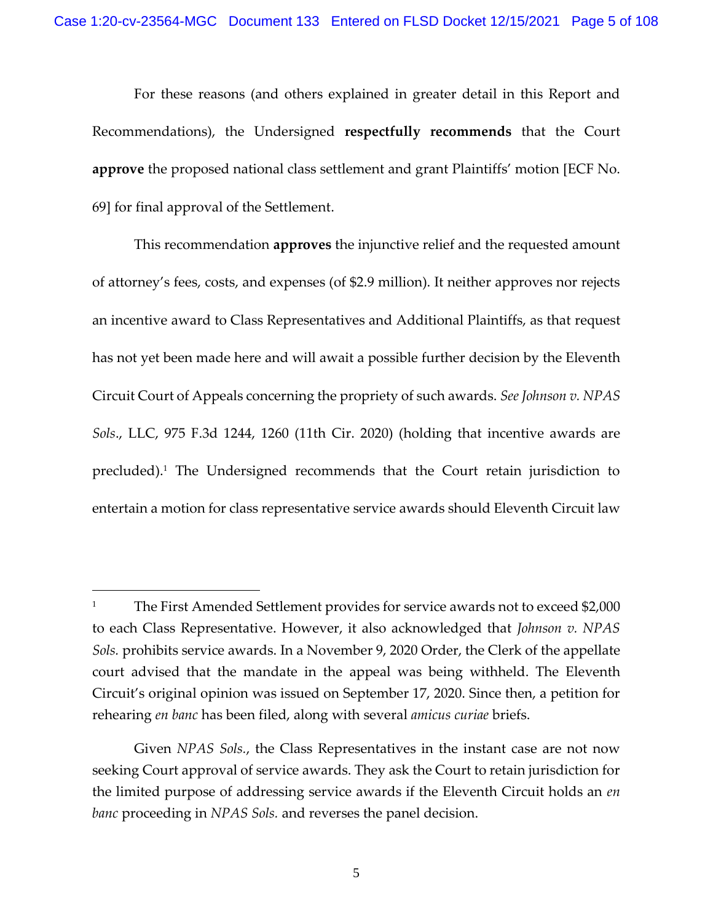For these reasons (and others explained in greater detail in this Report and Recommendations), the Undersigned **respectfully recommends** that the Court **approve** the proposed national class settlement and grant Plaintiffs' motion [ECF No. 69] for final approval of the Settlement.

This recommendation **approves** the injunctive relief and the requested amount of attorney's fees, costs, and expenses (of $2.9 million). It neither approves nor rejects an incentive award to Class Representatives and Additional Plaintiffs, as that request has not yet been made here and will await a possible further decision by the Eleventh Circuit Court of Appeals concerning the propriety of such awards. *See Johnson v. NPAS Sols*., LLC, 975 F.3d 1244, 1260 (11th Cir. 2020) (holding that incentive awards are precluded).[1] The Undersigned recommends that the Court retain jurisdiction to entertain a motion for class representative service awards should Eleventh Circuit law

---

[1] The First Amended Settlement provides for service awards not to exceed $2,000 to each Class Representative. However, it also acknowledged that *Johnson v. NPAS Sols.* prohibits service awards. In a November 9, 2020 Order, the Clerk of the appellate court advised that the mandate in the appeal was being withheld. The Eleventh Circuit's original opinion was issued on September 17, 2020. Since then, a petition for rehearing *en banc* has been filed, along with several *amicus curiae* briefs.

Given *NPAS Sols.*, the Class Representatives in the instant case are not now seeking Court approval of service awards. They ask the Court to retain jurisdiction for the limited purpose of addressing service awards if the Eleventh Circuit holds an *en banc* proceeding in *NPAS Sols.* and reverses the panel decision.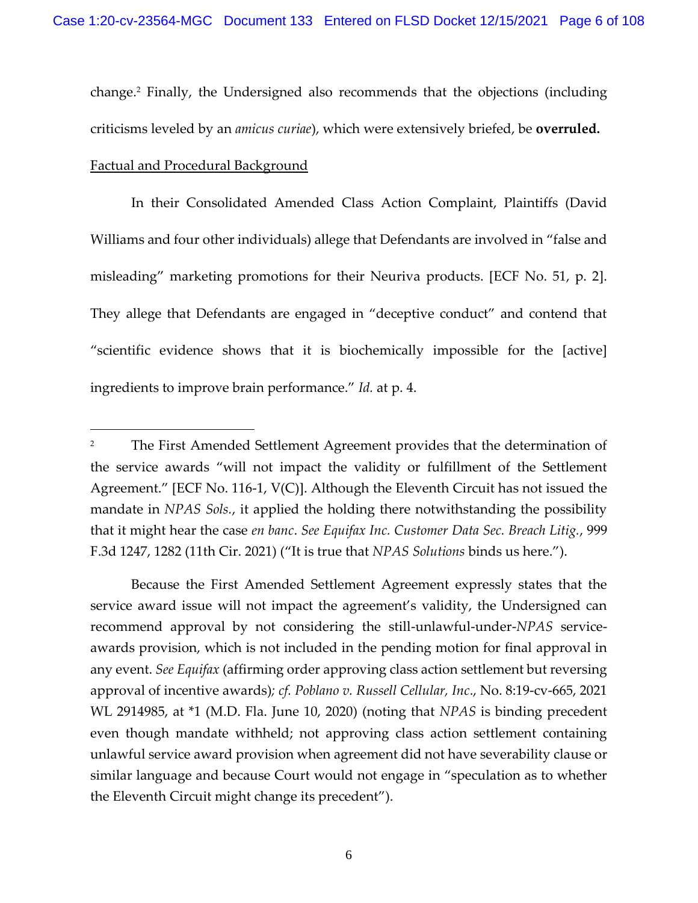change.[2] Finally, the Undersigned also recommends that the objections (including criticisms leveled by an *amicus curiae*), which were extensively briefed, be **overruled.**

Factual and Procedural Background

In their Consolidated Amended Class Action Complaint, Plaintiffs (David Williams and four other individuals) allege that Defendants are involved in "false and misleading" marketing promotions for their Neuriva products. [ECF No. 51, p. 2]. They allege that Defendants are engaged in "deceptive conduct" and contend that "scientific evidence shows that it is biochemically impossible for the [active] ingredients to improve brain performance." *Id.* at p. 4.

---

[2] The First Amended Settlement Agreement provides that the determination of the service awards "will not impact the validity or fulfillment of the Settlement Agreement." [ECF No. 116-1, V(C)]. Although the Eleventh Circuit has not issued the mandate in *NPAS Sols.*, it applied the holding there notwithstanding the possibility that it might hear the case *en banc*. *See Equifax Inc. Customer Data Sec. Breach Litig.*, 999 F.3d 1247, 1282 (11th Cir. 2021) ("It is true that *NPAS Solutions* binds us here.").

Because the First Amended Settlement Agreement expressly states that the service award issue will not impact the agreement's validity, the Undersigned can recommend approval by not considering the still-unlawful-under-*NPAS* service-awards provision, which is not included in the pending motion for final approval in any event. *See Equifax* (affirming order approving class action settlement but reversing approval of incentive awards); *cf. Poblano v. Russell Cellular, Inc*., No. 8:19-cv-665, 2021 WL 2914985, at *1 (M.D. Fla. June 10, 2020) (noting that *NPAS* is binding precedent even though mandate withheld; not approving class action settlement containing unlawful service award provision when agreement did not have severability clause or similar language and because Court would not engage in "speculation as to whether the Eleventh Circuit might change its precedent").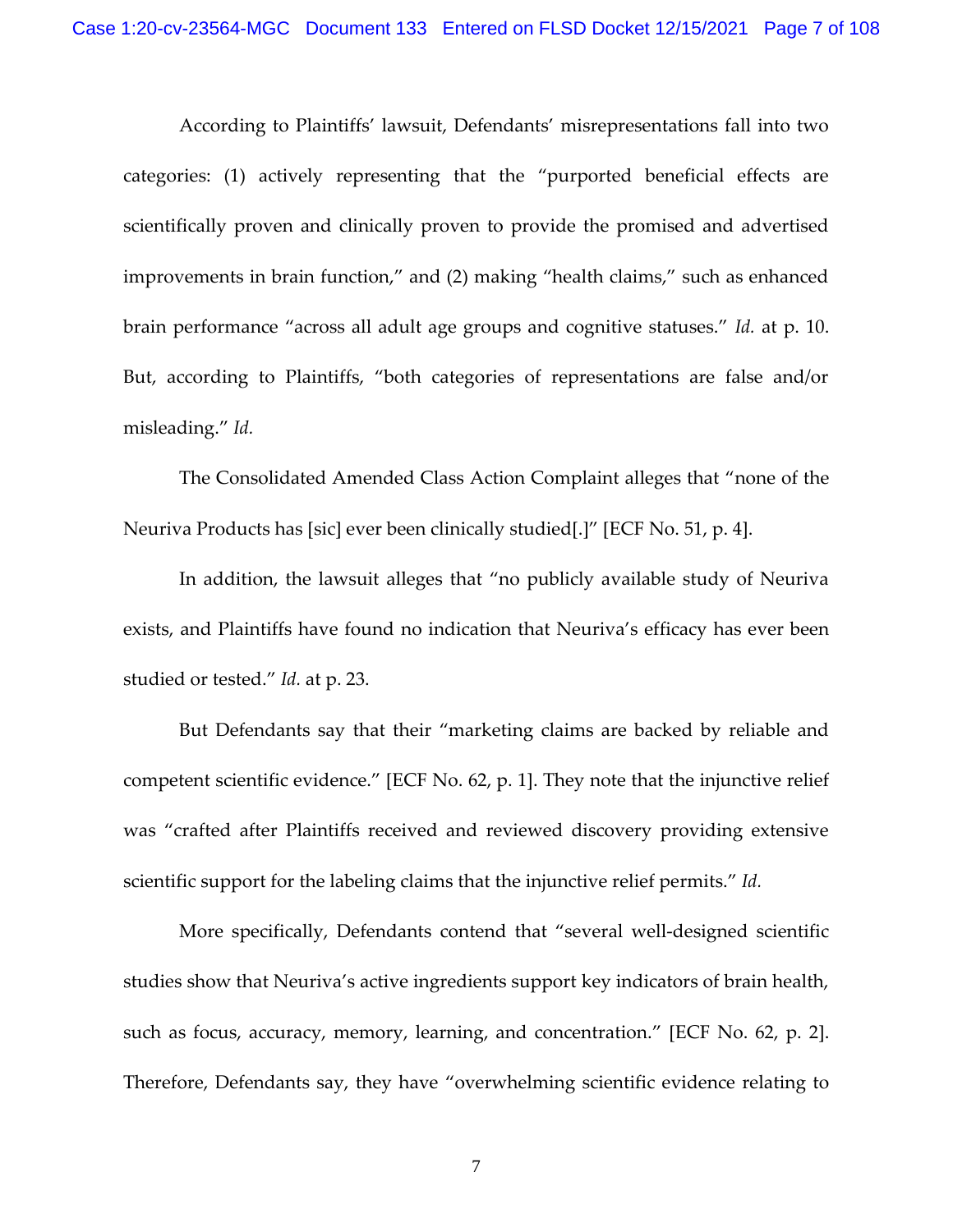According to Plaintiffs' lawsuit, Defendants' misrepresentations fall into two categories: (1) actively representing that the "purported beneficial effects are scientifically proven and clinically proven to provide the promised and advertised improvements in brain function," and (2) making "health claims," such as enhanced brain performance "across all adult age groups and cognitive statuses." *Id.* at p. 10. But, according to Plaintiffs, "both categories of representations are false and/or misleading." *Id.*

The Consolidated Amended Class Action Complaint alleges that "none of the Neuriva Products has [sic] ever been clinically studied[.]" [ECF No. 51, p. 4].

In addition, the lawsuit alleges that "no publicly available study of Neuriva exists, and Plaintiffs have found no indication that Neuriva's efficacy has ever been studied or tested." *Id.* at p. 23.

But Defendants say that their "marketing claims are backed by reliable and competent scientific evidence." [ECF No. 62, p. 1]. They note that the injunctive relief was "crafted after Plaintiffs received and reviewed discovery providing extensive scientific support for the labeling claims that the injunctive relief permits." *Id.*

More specifically, Defendants contend that "several well-designed scientific studies show that Neuriva's active ingredients support key indicators of brain health, such as focus, accuracy, memory, learning, and concentration." [ECF No. 62, p. 2]. Therefore, Defendants say, they have "overwhelming scientific evidence relating to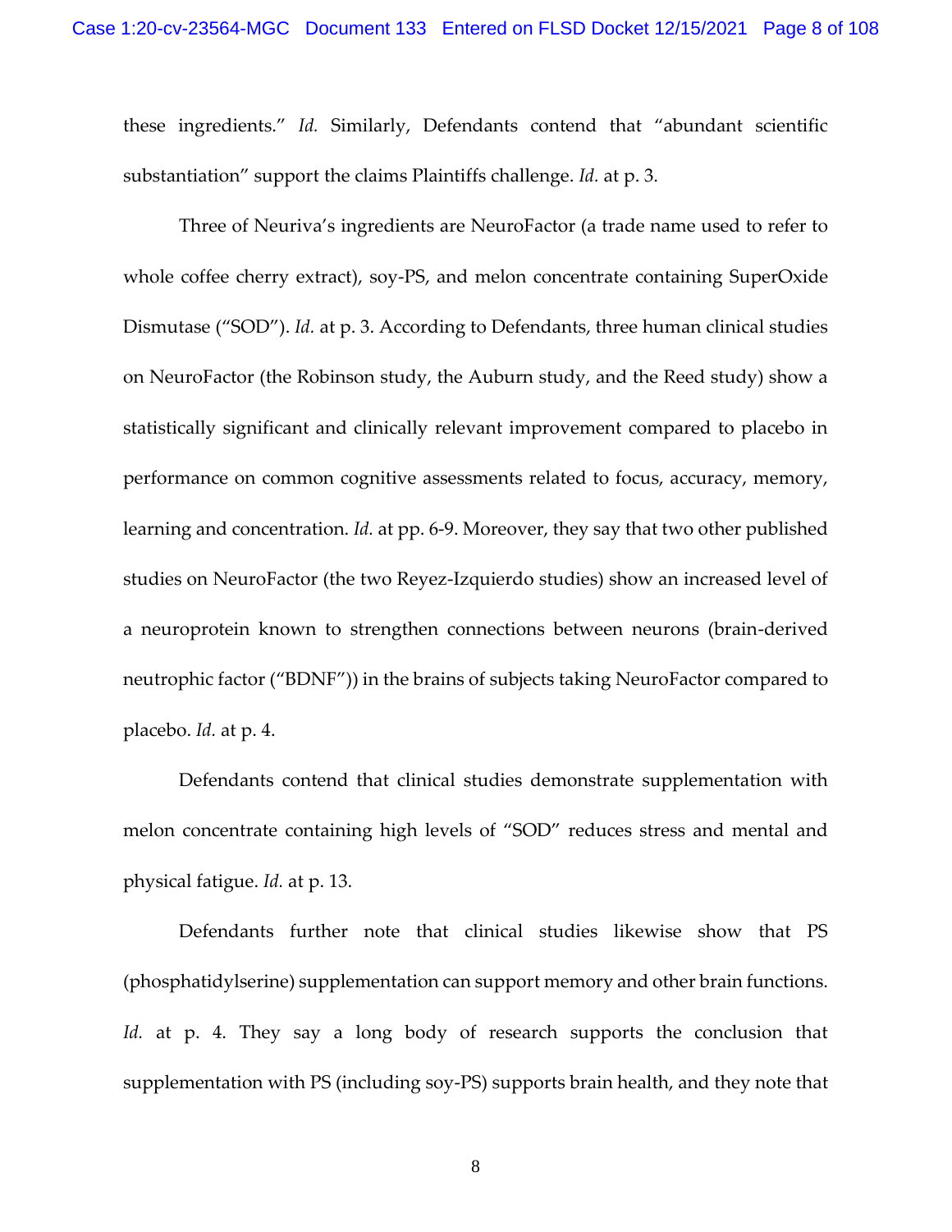these ingredients." *Id.* Similarly, Defendants contend that "abundant scientific substantiation" support the claims Plaintiffs challenge. *Id.* at p. 3.

Three of Neuriva's ingredients are NeuroFactor (a trade name used to refer to whole coffee cherry extract), soy-PS, and melon concentrate containing SuperOxide Dismutase ("SOD"). *Id.* at p. 3. According to Defendants, three human clinical studies on NeuroFactor (the Robinson study, the Auburn study, and the Reed study) show a statistically significant and clinically relevant improvement compared to placebo in performance on common cognitive assessments related to focus, accuracy, memory, learning and concentration. *Id.* at pp. 6-9. Moreover, they say that two other published studies on NeuroFactor (the two Reyez-Izquierdo studies) show an increased level of a neuroprotein known to strengthen connections between neurons (brain-derived neutrophic factor ("BDNF")) in the brains of subjects taking NeuroFactor compared to placebo. *Id.* at p. 4.

Defendants contend that clinical studies demonstrate supplementation with melon concentrate containing high levels of "SOD" reduces stress and mental and physical fatigue. *Id.* at p. 13.

Defendants further note that clinical studies likewise show that PS (phosphatidylserine) supplementation can support memory and other brain functions. *Id.* at p. 4. They say a long body of research supports the conclusion that supplementation with PS (including soy-PS) supports brain health, and they note that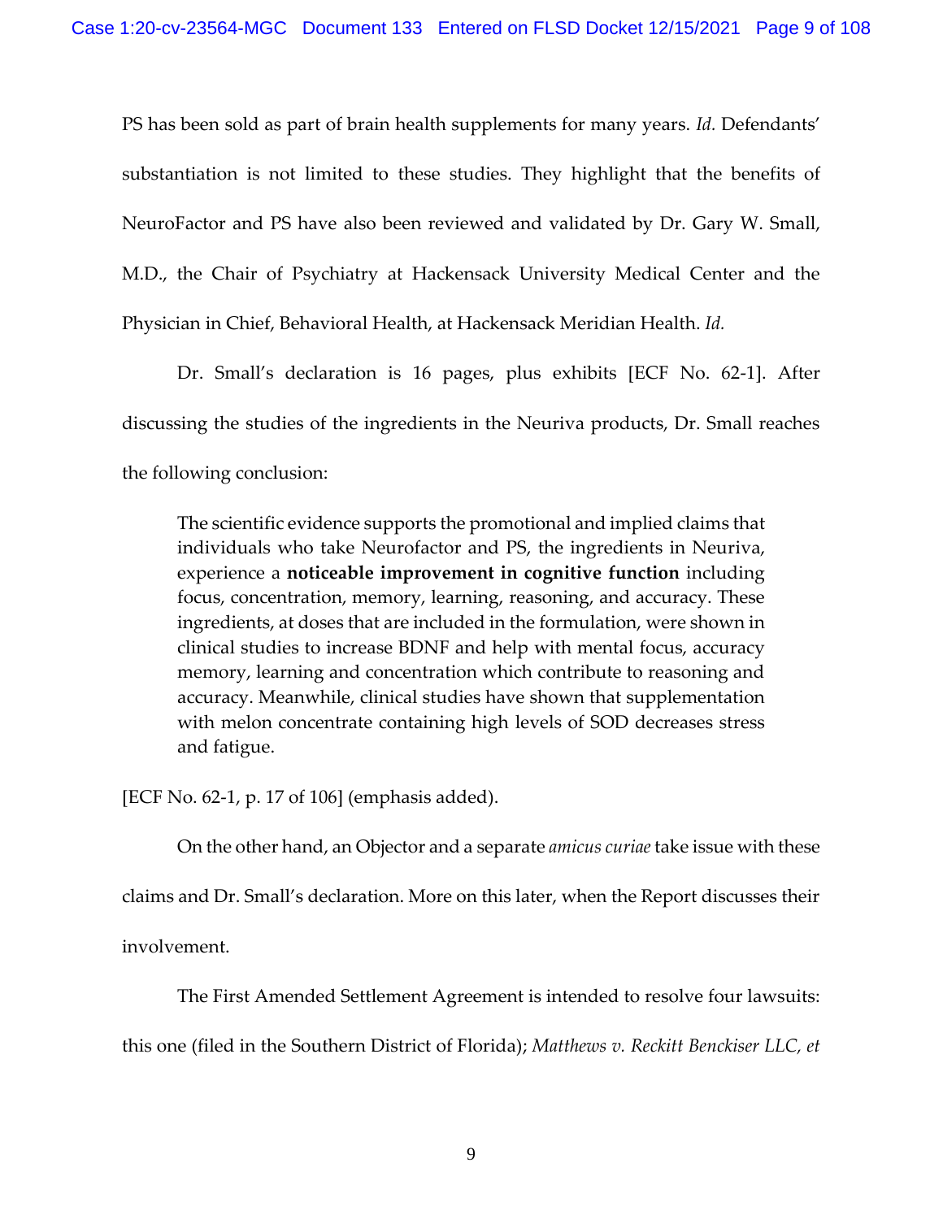PS has been sold as part of brain health supplements for many years. *Id.* Defendants' substantiation is not limited to these studies. They highlight that the benefits of NeuroFactor and PS have also been reviewed and validated by Dr. Gary W. Small, M.D., the Chair of Psychiatry at Hackensack University Medical Center and the Physician in Chief, Behavioral Health, at Hackensack Meridian Health. *Id.*

Dr. Small's declaration is 16 pages, plus exhibits [ECF No. 62-1]. After discussing the studies of the ingredients in the Neuriva products, Dr. Small reaches the following conclusion:

> The scientific evidence supports the promotional and implied claims that individuals who take Neurofactor and PS, the ingredients in Neuriva, experience a **noticeable improvement in cognitive function** including focus, concentration, memory, learning, reasoning, and accuracy. These ingredients, at doses that are included in the formulation, were shown in clinical studies to increase BDNF and help with mental focus, accuracy memory, learning and concentration which contribute to reasoning and accuracy. Meanwhile, clinical studies have shown that supplementation with melon concentrate containing high levels of SOD decreases stress and fatigue.

[ECF No. 62-1, p. 17 of 106] (emphasis added).

On the other hand, an Objector and a separate *amicus curiae* take issue with these claims and Dr. Small's declaration. More on this later, when the Report discusses their involvement.

The First Amended Settlement Agreement is intended to resolve four lawsuits: this one (filed in the Southern District of Florida); *Matthews v. Reckitt Benckiser LLC, et*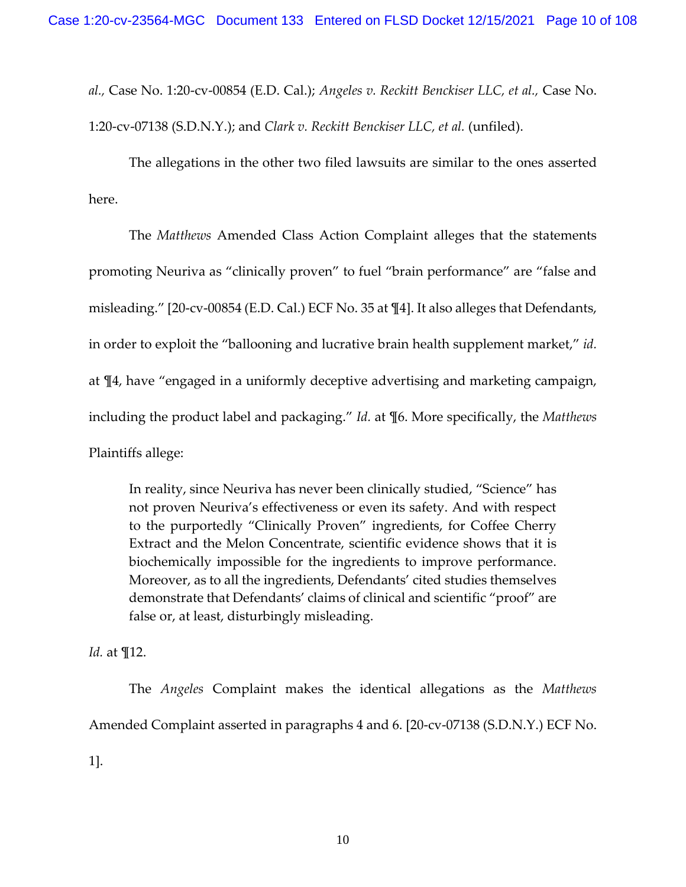*al.*, Case No. 1:20-cv-00854 (E.D. Cal.); *Angeles v. Reckitt Benckiser LLC, et al.*, Case No. 1:20-cv-07138 (S.D.N.Y.); and *Clark v. Reckitt Benckiser LLC, et al.* (unfiled).

The allegations in the other two filed lawsuits are similar to the ones asserted here.

The *Matthews* Amended Class Action Complaint alleges that the statements promoting Neuriva as "clinically proven" to fuel "brain performance" are "false and misleading." [20-cv-00854 (E.D. Cal.) ECF No. 35 at ¶4]. It also alleges that Defendants, in order to exploit the "ballooning and lucrative brain health supplement market," *id.* at ¶4, have "engaged in a uniformly deceptive advertising and marketing campaign, including the product label and packaging." *Id.* at ¶6. More specifically, the *Matthews* Plaintiffs allege:

> In reality, since Neuriva has never been clinically studied, "Science" has not proven Neuriva's effectiveness or even its safety. And with respect to the purportedly "Clinically Proven" ingredients, for Coffee Cherry Extract and the Melon Concentrate, scientific evidence shows that it is biochemically impossible for the ingredients to improve performance. Moreover, as to all the ingredients, Defendants' cited studies themselves demonstrate that Defendants' claims of clinical and scientific "proof" are false or, at least, disturbingly misleading.

*Id.* at ¶12.

The *Angeles* Complaint makes the identical allegations as the *Matthews* Amended Complaint asserted in paragraphs 4 and 6. [20-cv-07138 (S.D.N.Y.) ECF No. 1].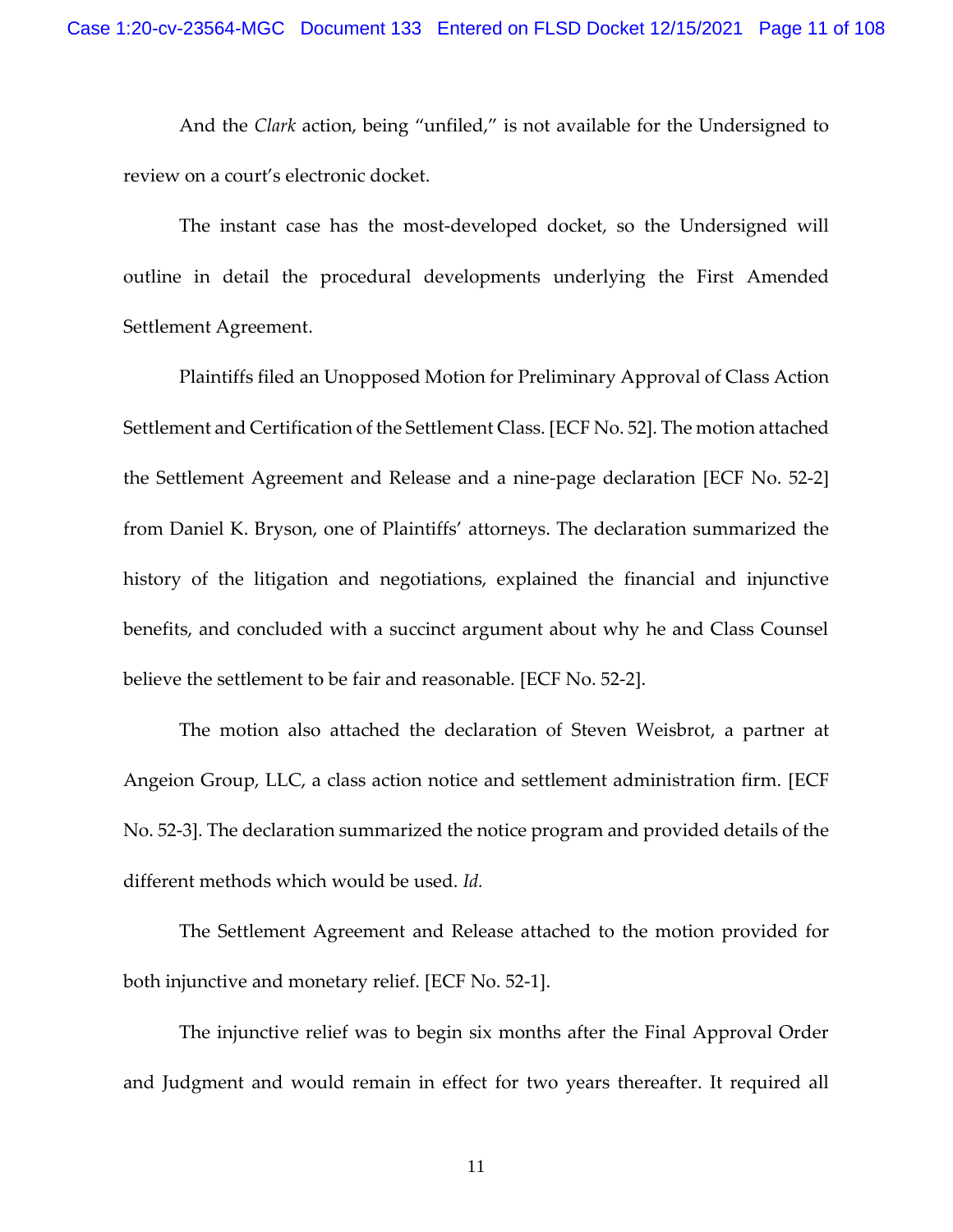And the *Clark* action, being "unfiled," is not available for the Undersigned to review on a court's electronic docket.

The instant case has the most-developed docket, so the Undersigned will outline in detail the procedural developments underlying the First Amended Settlement Agreement.

Plaintiffs filed an Unopposed Motion for Preliminary Approval of Class Action Settlement and Certification of the Settlement Class. [ECF No. 52]. The motion attached the Settlement Agreement and Release and a nine-page declaration [ECF No. 52-2] from Daniel K. Bryson, one of Plaintiffs' attorneys. The declaration summarized the history of the litigation and negotiations, explained the financial and injunctive benefits, and concluded with a succinct argument about why he and Class Counsel believe the settlement to be fair and reasonable. [ECF No. 52-2].

The motion also attached the declaration of Steven Weisbrot, a partner at Angeion Group, LLC, a class action notice and settlement administration firm. [ECF No. 52-3]. The declaration summarized the notice program and provided details of the different methods which would be used. *Id.*

The Settlement Agreement and Release attached to the motion provided for both injunctive and monetary relief. [ECF No. 52-1].

The injunctive relief was to begin six months after the Final Approval Order and Judgment and would remain in effect for two years thereafter. It required all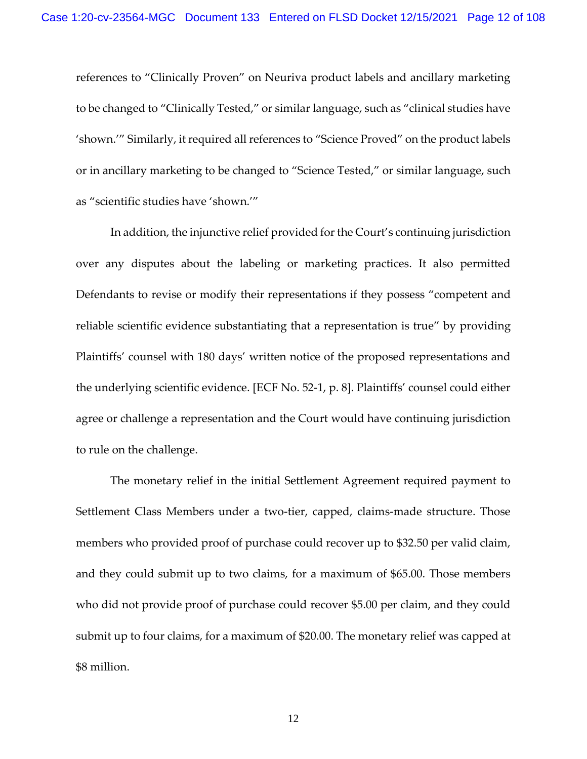references to "Clinically Proven" on Neuriva product labels and ancillary marketing to be changed to "Clinically Tested," or similar language, such as "clinical studies have 'shown.'" Similarly, it required all references to "Science Proved" on the product labels or in ancillary marketing to be changed to "Science Tested," or similar language, such as "scientific studies have 'shown.'"

In addition, the injunctive relief provided for the Court's continuing jurisdiction over any disputes about the labeling or marketing practices. It also permitted Defendants to revise or modify their representations if they possess "competent and reliable scientific evidence substantiating that a representation is true" by providing Plaintiffs' counsel with 180 days' written notice of the proposed representations and the underlying scientific evidence. [ECF No. 52-1, p. 8]. Plaintiffs' counsel could either agree or challenge a representation and the Court would have continuing jurisdiction to rule on the challenge.

The monetary relief in the initial Settlement Agreement required payment to Settlement Class Members under a two-tier, capped, claims-made structure. Those members who provided proof of purchase could recover up to $32.50 per valid claim, and they could submit up to two claims, for a maximum of $65.00. Those members who did not provide proof of purchase could recover $5.00 per claim, and they could submit up to four claims, for a maximum of $20.00. The monetary relief was capped at $8 million.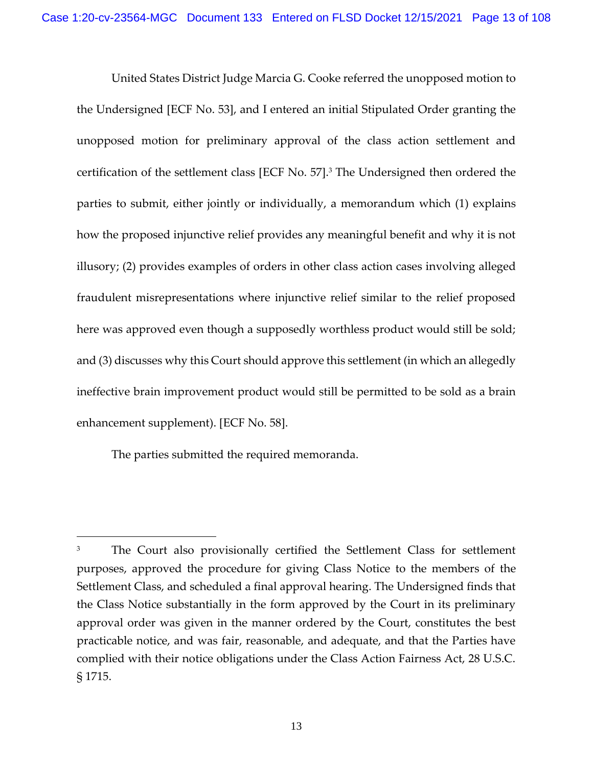United States District Judge Marcia G. Cooke referred the unopposed motion to the Undersigned [ECF No. 53], and I entered an initial Stipulated Order granting the unopposed motion for preliminary approval of the class action settlement and certification of the settlement class [ECF No. 57].[3] The Undersigned then ordered the parties to submit, either jointly or individually, a memorandum which (1) explains how the proposed injunctive relief provides any meaningful benefit and why it is not illusory; (2) provides examples of orders in other class action cases involving alleged fraudulent misrepresentations where injunctive relief similar to the relief proposed here was approved even though a supposedly worthless product would still be sold; and (3) discusses why this Court should approve this settlement (in which an allegedly ineffective brain improvement product would still be permitted to be sold as a brain enhancement supplement). [ECF No. 58].

The parties submitted the required memoranda.

---

[3] The Court also provisionally certified the Settlement Class for settlement purposes, approved the procedure for giving Class Notice to the members of the Settlement Class, and scheduled a final approval hearing. The Undersigned finds that the Class Notice substantially in the form approved by the Court in its preliminary approval order was given in the manner ordered by the Court, constitutes the best practicable notice, and was fair, reasonable, and adequate, and that the Parties have complied with their notice obligations under the Class Action Fairness Act, 28 U.S.C. § 1715.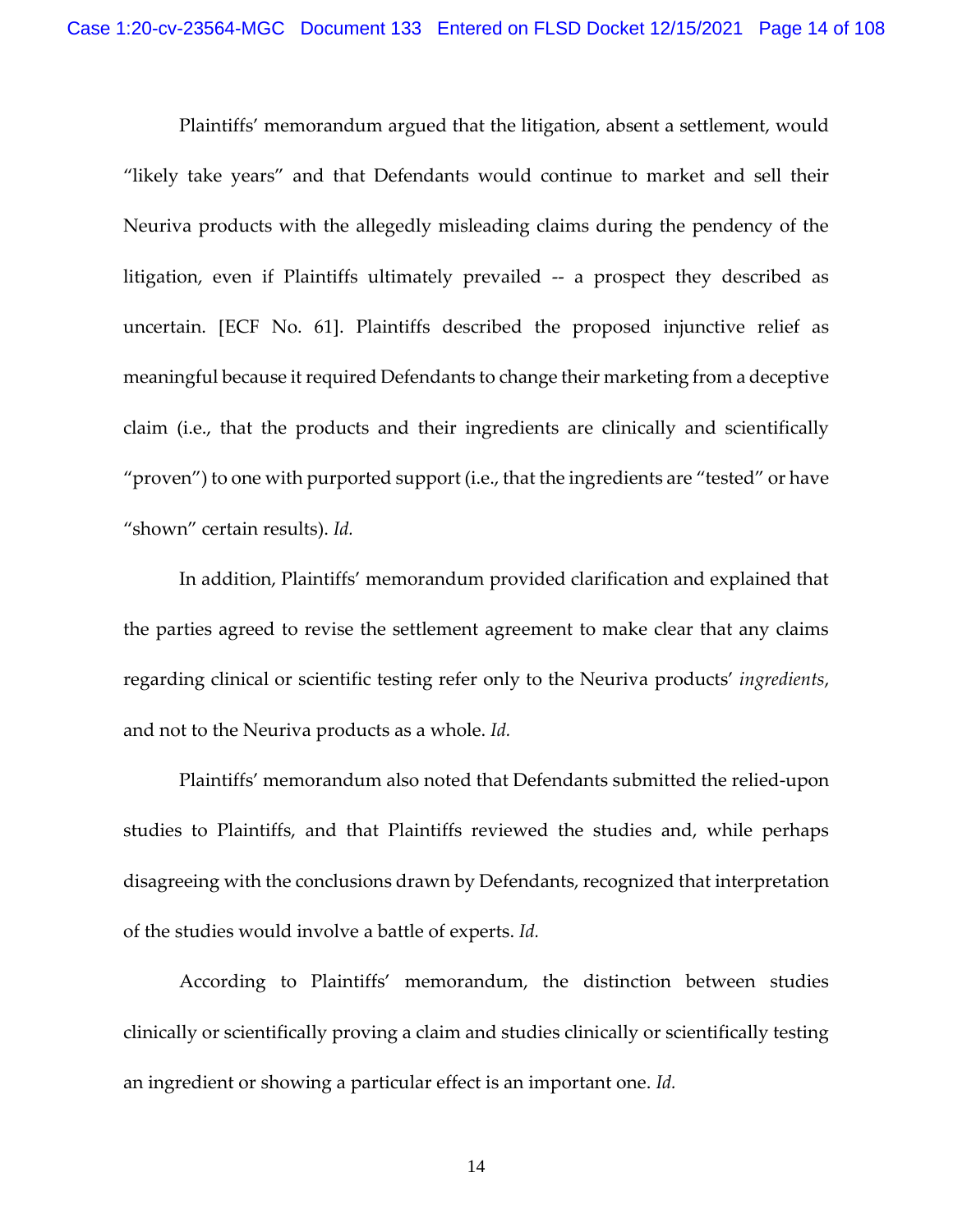Plaintiffs' memorandum argued that the litigation, absent a settlement, would "likely take years" and that Defendants would continue to market and sell their Neuriva products with the allegedly misleading claims during the pendency of the litigation, even if Plaintiffs ultimately prevailed -- a prospect they described as uncertain. [ECF No. 61]. Plaintiffs described the proposed injunctive relief as meaningful because it required Defendants to change their marketing from a deceptive claim (i.e., that the products and their ingredients are clinically and scientifically "proven") to one with purported support (i.e., that the ingredients are "tested" or have "shown" certain results). *Id.*

In addition, Plaintiffs' memorandum provided clarification and explained that the parties agreed to revise the settlement agreement to make clear that any claims regarding clinical or scientific testing refer only to the Neuriva products' *ingredients*, and not to the Neuriva products as a whole. *Id.*

Plaintiffs' memorandum also noted that Defendants submitted the relied-upon studies to Plaintiffs, and that Plaintiffs reviewed the studies and, while perhaps disagreeing with the conclusions drawn by Defendants, recognized that interpretation of the studies would involve a battle of experts. *Id.*

According to Plaintiffs' memorandum, the distinction between studies clinically or scientifically proving a claim and studies clinically or scientifically testing an ingredient or showing a particular effect is an important one. *Id.*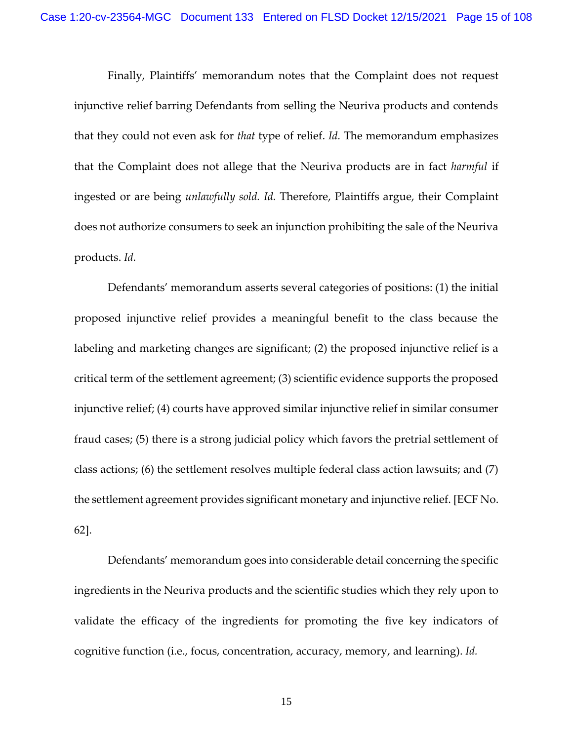Finally, Plaintiffs' memorandum notes that the Complaint does not request injunctive relief barring Defendants from selling the Neuriva products and contends that they could not even ask for *that* type of relief. *Id.* The memorandum emphasizes that the Complaint does not allege that the Neuriva products are in fact *harmful* if ingested or are being *unlawfully sold. Id.* Therefore, Plaintiffs argue, their Complaint does not authorize consumers to seek an injunction prohibiting the sale of the Neuriva products. *Id.*

Defendants' memorandum asserts several categories of positions: (1) the initial proposed injunctive relief provides a meaningful benefit to the class because the labeling and marketing changes are significant; (2) the proposed injunctive relief is a critical term of the settlement agreement; (3) scientific evidence supports the proposed injunctive relief; (4) courts have approved similar injunctive relief in similar consumer fraud cases; (5) there is a strong judicial policy which favors the pretrial settlement of class actions; (6) the settlement resolves multiple federal class action lawsuits; and (7) the settlement agreement provides significant monetary and injunctive relief. [ECF No. 62].

Defendants' memorandum goes into considerable detail concerning the specific ingredients in the Neuriva products and the scientific studies which they rely upon to validate the efficacy of the ingredients for promoting the five key indicators of cognitive function (i.e., focus, concentration, accuracy, memory, and learning). *Id.*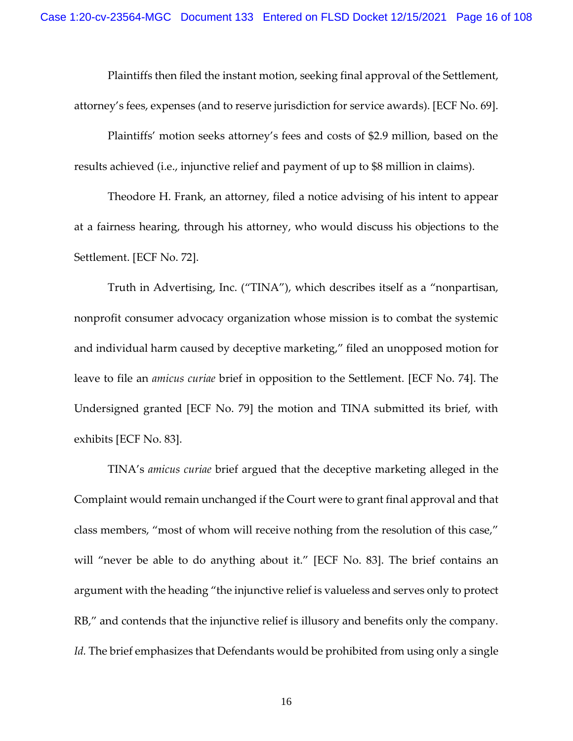Plaintiffs then filed the instant motion, seeking final approval of the Settlement, attorney's fees, expenses (and to reserve jurisdiction for service awards). [ECF No. 69].

Plaintiffs' motion seeks attorney's fees and costs of $2.9 million, based on the results achieved (i.e., injunctive relief and payment of up to $8 million in claims).

Theodore H. Frank, an attorney, filed a notice advising of his intent to appear at a fairness hearing, through his attorney, who would discuss his objections to the Settlement. [ECF No. 72].

Truth in Advertising, Inc. ("TINA"), which describes itself as a "nonpartisan, nonprofit consumer advocacy organization whose mission is to combat the systemic and individual harm caused by deceptive marketing," filed an unopposed motion for leave to file an *amicus curiae* brief in opposition to the Settlement. [ECF No. 74]. The Undersigned granted [ECF No. 79] the motion and TINA submitted its brief, with exhibits [ECF No. 83].

TINA's *amicus curiae* brief argued that the deceptive marketing alleged in the Complaint would remain unchanged if the Court were to grant final approval and that class members, "most of whom will receive nothing from the resolution of this case," will "never be able to do anything about it." [ECF No. 83]. The brief contains an argument with the heading "the injunctive relief is valueless and serves only to protect RB," and contends that the injunctive relief is illusory and benefits only the company. *Id.* The brief emphasizes that Defendants would be prohibited from using only a single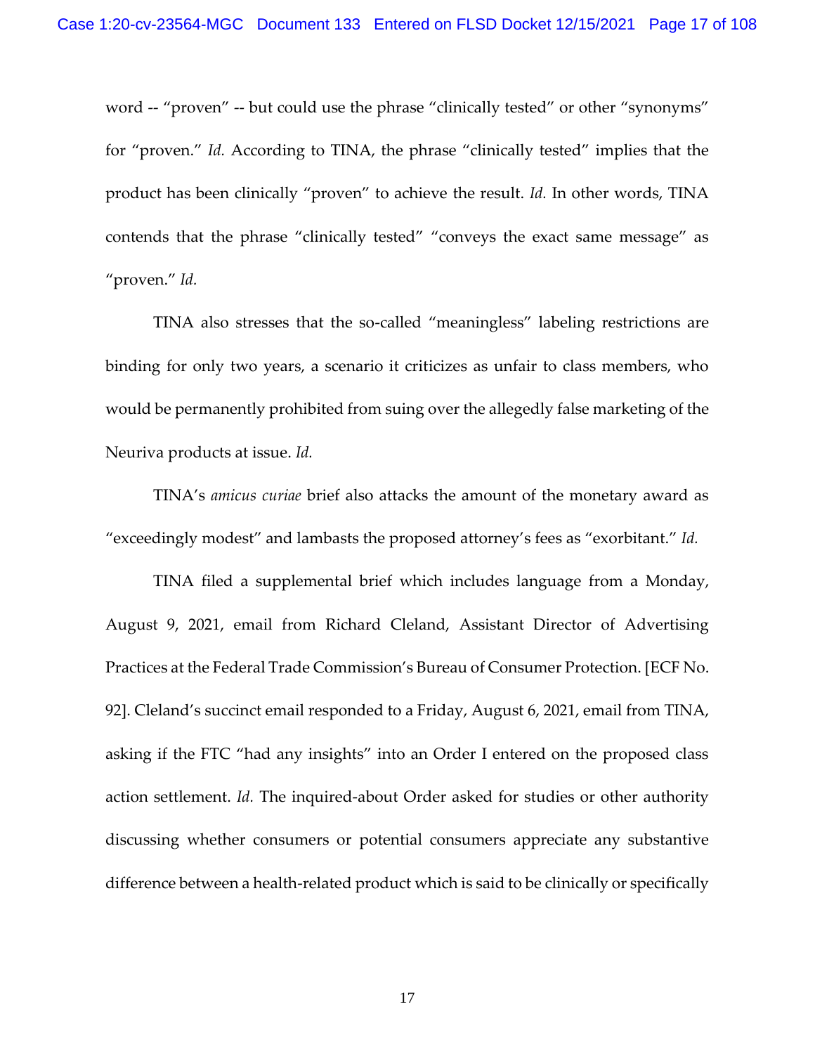word -- "proven" -- but could use the phrase "clinically tested" or other "synonyms" for "proven." *Id.* According to TINA, the phrase "clinically tested" implies that the product has been clinically "proven" to achieve the result. *Id.* In other words, TINA contends that the phrase "clinically tested" "conveys the exact same message" as "proven." *Id.*

TINA also stresses that the so-called "meaningless" labeling restrictions are binding for only two years, a scenario it criticizes as unfair to class members, who would be permanently prohibited from suing over the allegedly false marketing of the Neuriva products at issue. *Id.*

TINA's *amicus curiae* brief also attacks the amount of the monetary award as "exceedingly modest" and lambasts the proposed attorney's fees as "exorbitant." *Id.*

TINA filed a supplemental brief which includes language from a Monday, August 9, 2021, email from Richard Cleland, Assistant Director of Advertising Practices at the Federal Trade Commission's Bureau of Consumer Protection. [ECF No. 92]. Cleland's succinct email responded to a Friday, August 6, 2021, email from TINA, asking if the FTC "had any insights" into an Order I entered on the proposed class action settlement. *Id.* The inquired-about Order asked for studies or other authority discussing whether consumers or potential consumers appreciate any substantive difference between a health-related product which is said to be clinically or specifically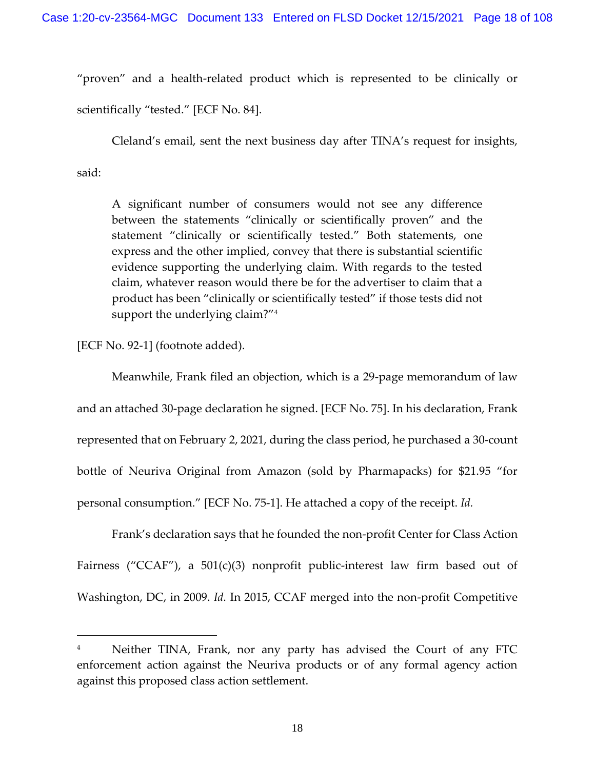"proven" and a health-related product which is represented to be clinically or scientifically "tested." [ECF No. 84].

Cleland's email, sent the next business day after TINA's request for insights, said:

> A significant number of consumers would not see any difference between the statements "clinically or scientifically proven" and the statement "clinically or scientifically tested." Both statements, one express and the other implied, convey that there is substantial scientific evidence supporting the underlying claim. With regards to the tested claim, whatever reason would there be for the advertiser to claim that a product has been "clinically or scientifically tested" if those tests did not support the underlying claim?"[4]

[ECF No. 92-1] (footnote added).

Meanwhile, Frank filed an objection, which is a 29-page memorandum of law and an attached 30-page declaration he signed. [ECF No. 75]. In his declaration, Frank represented that on February 2, 2021, during the class period, he purchased a 30-count bottle of Neuriva Original from Amazon (sold by Pharmapacks) for $21.95 "for personal consumption." [ECF No. 75-1]. He attached a copy of the receipt. *Id.*

Frank's declaration says that he founded the non-profit Center for Class Action Fairness ("CCAF"), a 501(c)(3) nonprofit public-interest law firm based out of Washington, DC, in 2009. *Id.* In 2015, CCAF merged into the non-profit Competitive

---

[4] Neither TINA, Frank, nor any party has advised the Court of any FTC enforcement action against the Neuriva products or of any formal agency action against this proposed class action settlement.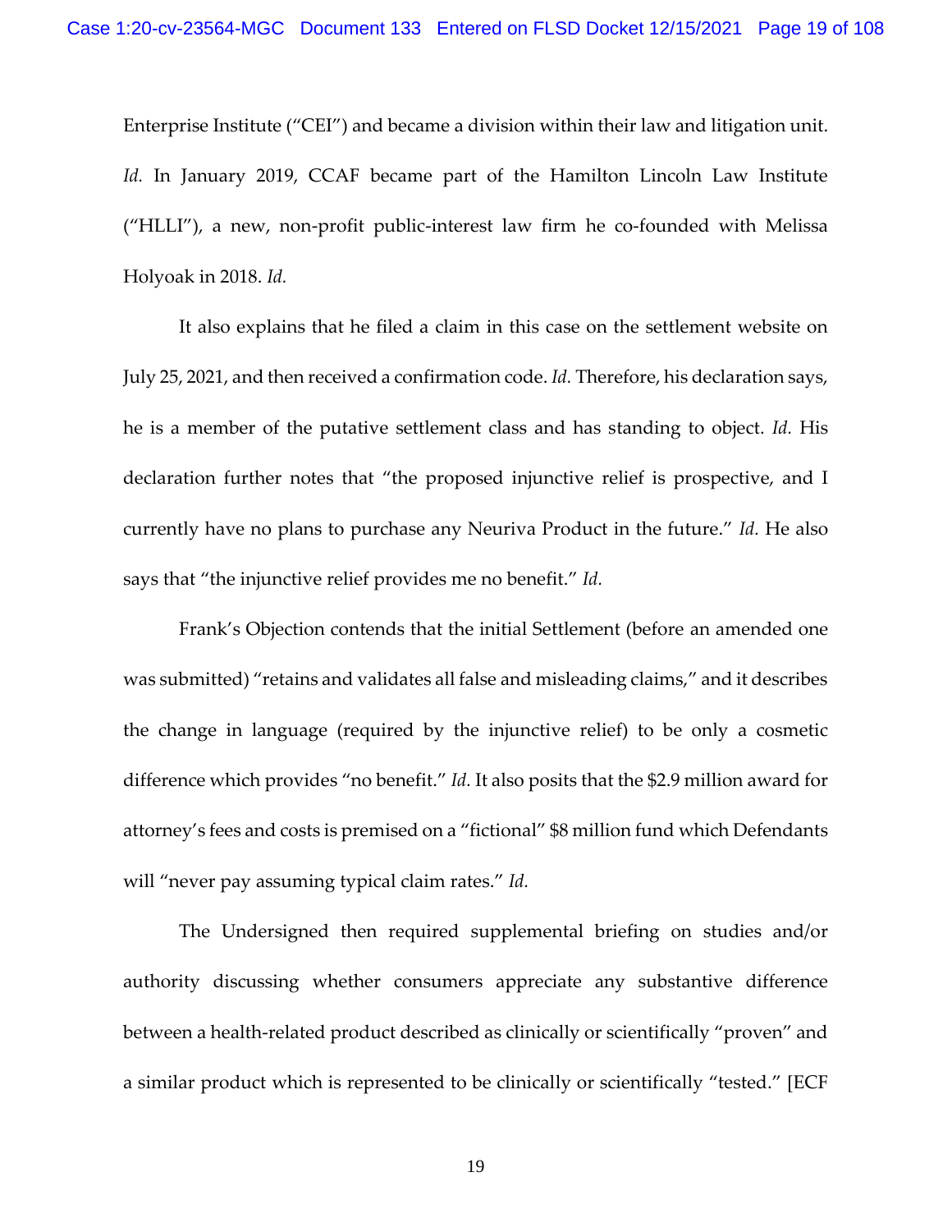Enterprise Institute ("CEI") and became a division within their law and litigation unit. *Id.* In January 2019, CCAF became part of the Hamilton Lincoln Law Institute ("HLLI"), a new, non-profit public-interest law firm he co-founded with Melissa Holyoak in 2018. *Id.*

It also explains that he filed a claim in this case on the settlement website on July 25, 2021, and then received a confirmation code. *Id.* Therefore, his declaration says, he is a member of the putative settlement class and has standing to object. *Id.* His declaration further notes that "the proposed injunctive relief is prospective, and I currently have no plans to purchase any Neuriva Product in the future." *Id.* He also says that "the injunctive relief provides me no benefit." *Id.*

Frank's Objection contends that the initial Settlement (before an amended one was submitted) "retains and validates all false and misleading claims," and it describes the change in language (required by the injunctive relief) to be only a cosmetic difference which provides "no benefit." *Id.* It also posits that the $2.9 million award for attorney's fees and costs is premised on a "fictional" $8 million fund which Defendants will "never pay assuming typical claim rates." *Id.*

The Undersigned then required supplemental briefing on studies and/or authority discussing whether consumers appreciate any substantive difference between a health-related product described as clinically or scientifically "proven" and a similar product which is represented to be clinically or scientifically "tested." [ECF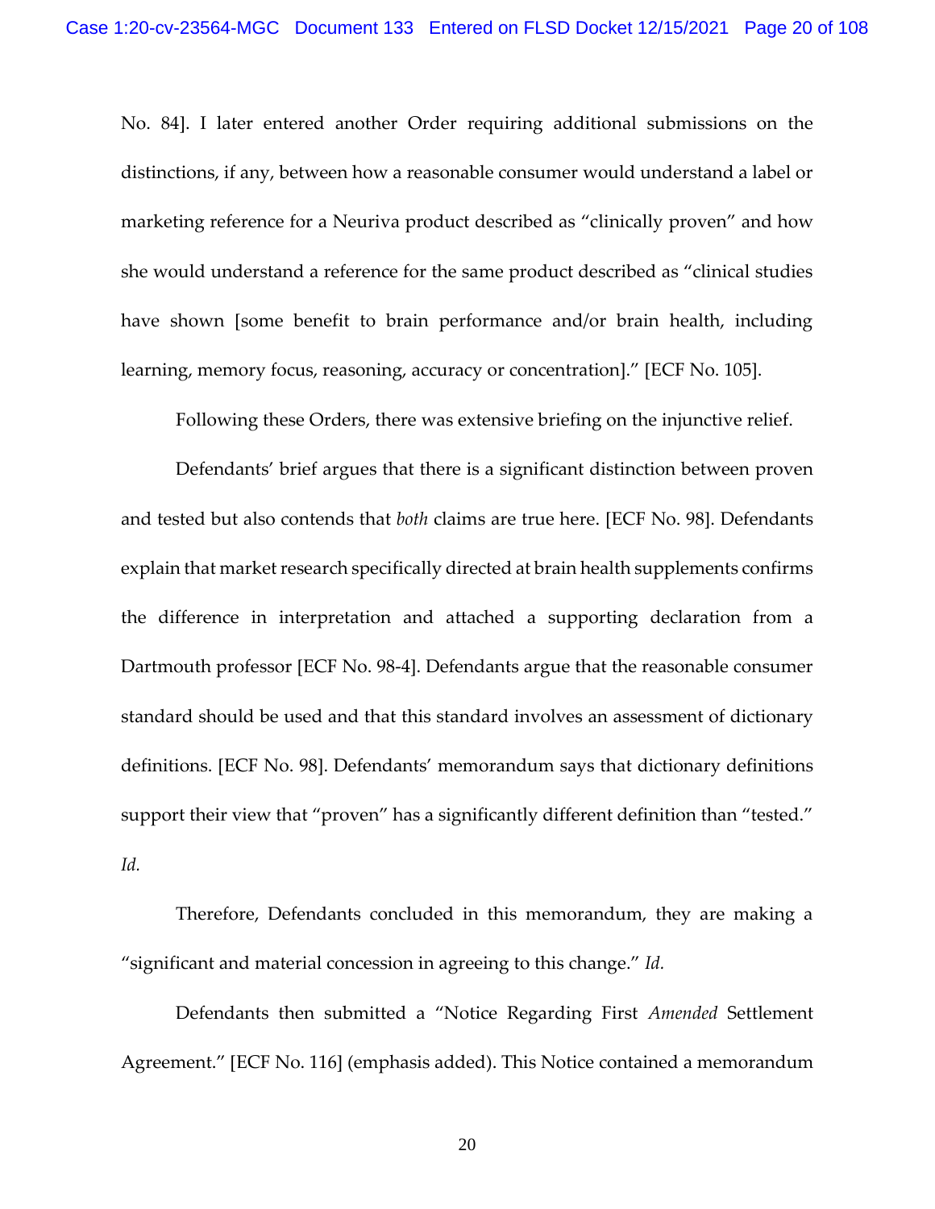No. 84]. I later entered another Order requiring additional submissions on the distinctions, if any, between how a reasonable consumer would understand a label or marketing reference for a Neuriva product described as "clinically proven" and how she would understand a reference for the same product described as "clinical studies have shown [some benefit to brain performance and/or brain health, including learning, memory focus, reasoning, accuracy or concentration]." [ECF No. 105].

Following these Orders, there was extensive briefing on the injunctive relief.

Defendants' brief argues that there is a significant distinction between proven and tested but also contends that *both* claims are true here. [ECF No. 98]. Defendants explain that market research specifically directed at brain health supplements confirms the difference in interpretation and attached a supporting declaration from a Dartmouth professor [ECF No. 98-4]. Defendants argue that the reasonable consumer standard should be used and that this standard involves an assessment of dictionary definitions. [ECF No. 98]. Defendants' memorandum says that dictionary definitions support their view that "proven" has a significantly different definition than "tested." *Id.*

Therefore, Defendants concluded in this memorandum, they are making a "significant and material concession in agreeing to this change." *Id.*

Defendants then submitted a "Notice Regarding First *Amended* Settlement Agreement." [ECF No. 116] (emphasis added). This Notice contained a memorandum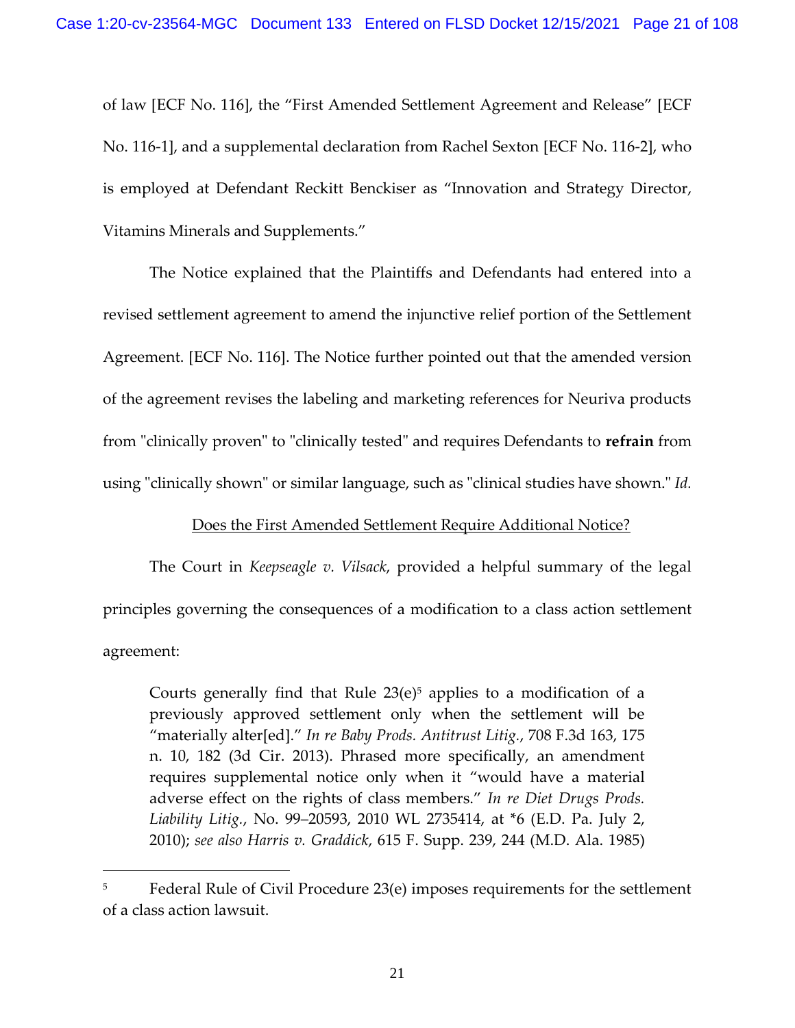of law [ECF No. 116], the "First Amended Settlement Agreement and Release" [ECF No. 116-1], and a supplemental declaration from Rachel Sexton [ECF No. 116-2], who is employed at Defendant Reckitt Benckiser as "Innovation and Strategy Director, Vitamins Minerals and Supplements."

The Notice explained that the Plaintiffs and Defendants had entered into a revised settlement agreement to amend the injunctive relief portion of the Settlement Agreement. [ECF No. 116]. The Notice further pointed out that the amended version of the agreement revises the labeling and marketing references for Neuriva products from "clinically proven" to "clinically tested" and requires Defendants to **refrain** from using "clinically shown" or similar language, such as "clinical studies have shown." *Id.*

<u>Does the First Amended Settlement Require Additional Notice?</u>

The Court in *Keepseagle v. Vilsack*, provided a helpful summary of the legal principles governing the consequences of a modification to a class action settlement agreement:

> Courts generally find that Rule 23(e)[5] applies to a modification of a previously approved settlement only when the settlement will be "materially alter[ed]." *In re Baby Prods. Antitrust Litig.*, 708 F.3d 163, 175 n. 10, 182 (3d Cir. 2013). Phrased more specifically, an amendment requires supplemental notice only when it "would have a material adverse effect on the rights of class members." *In re Diet Drugs Prods. Liability Litig.*, No. 99–20593, 2010 WL 2735414, at *6 (E.D. Pa. July 2, 2010); *see also Harris v. Graddick*, 615 F. Supp. 239, 244 (M.D. Ala. 1985)

[5] Federal Rule of Civil Procedure 23(e) imposes requirements for the settlement of a class action lawsuit.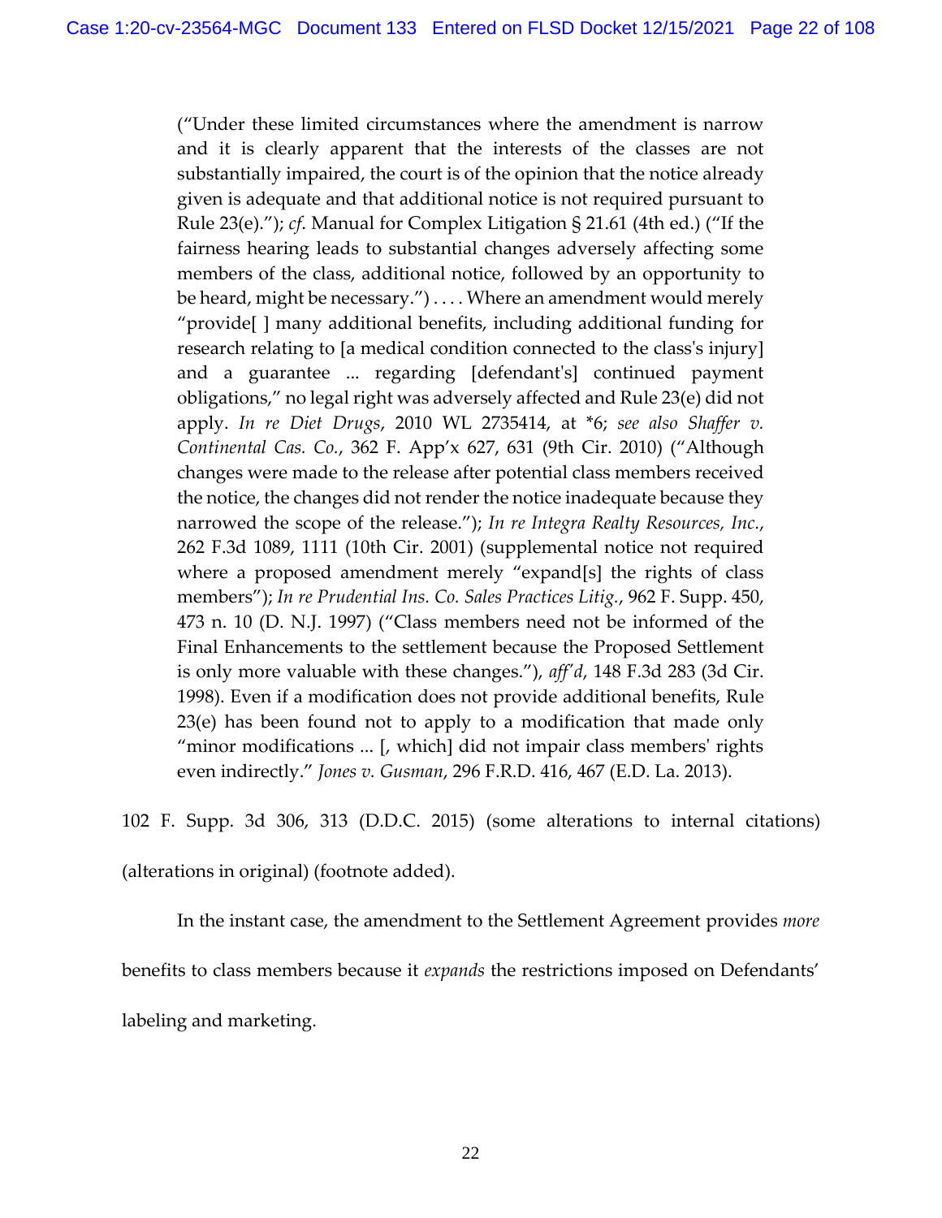> ("Under these limited circumstances where the amendment is narrow and it is clearly apparent that the interests of the classes are not substantially impaired, the court is of the opinion that the notice already given is adequate and that additional notice is not required pursuant to Rule 23(e)."); *cf*. Manual for Complex Litigation § 21.61 (4th ed.) ("If the fairness hearing leads to substantial changes adversely affecting some members of the class, additional notice, followed by an opportunity to be heard, might be necessary.") . . . . Where an amendment would merely "provide[ ] many additional benefits, including additional funding for research relating to [a medical condition connected to the class's injury] and a guarantee ... regarding [defendant's] continued payment obligations," no legal right was adversely affected and Rule 23(e) did not apply. *In re Diet Drugs*, 2010 WL 2735414, at *6; *see also Shaffer v. Continental Cas. Co.*, 362 F. App'x 627, 631 (9th Cir. 2010) ("Although changes were made to the release after potential class members received the notice, the changes did not render the notice inadequate because they narrowed the scope of the release."); *In re Integra Realty Resources, Inc.*, 262 F.3d 1089, 1111 (10th Cir. 2001) (supplemental notice not required where a proposed amendment merely "expand[s] the rights of class members"); *In re Prudential Ins. Co. Sales Practices Litig.*, 962 F. Supp. 450, 473 n. 10 (D. N.J. 1997) ("Class members need not be informed of the Final Enhancements to the settlement because the Proposed Settlement is only more valuable with these changes."), *aff'd*, 148 F.3d 283 (3d Cir. 1998). Even if a modification does not provide additional benefits, Rule 23(e) has been found not to apply to a modification that made only "minor modifications ... [, which] did not impair class members' rights even indirectly." *Jones v. Gusman*, 296 F.R.D. 416, 467 (E.D. La. 2013).

102 F. Supp. 3d 306, 313 (D.D.C. 2015) (some alterations to internal citations) (alterations in original) (footnote added).

In the instant case, the amendment to the Settlement Agreement provides *more* benefits to class members because it *expands* the restrictions imposed on Defendants' labeling and marketing.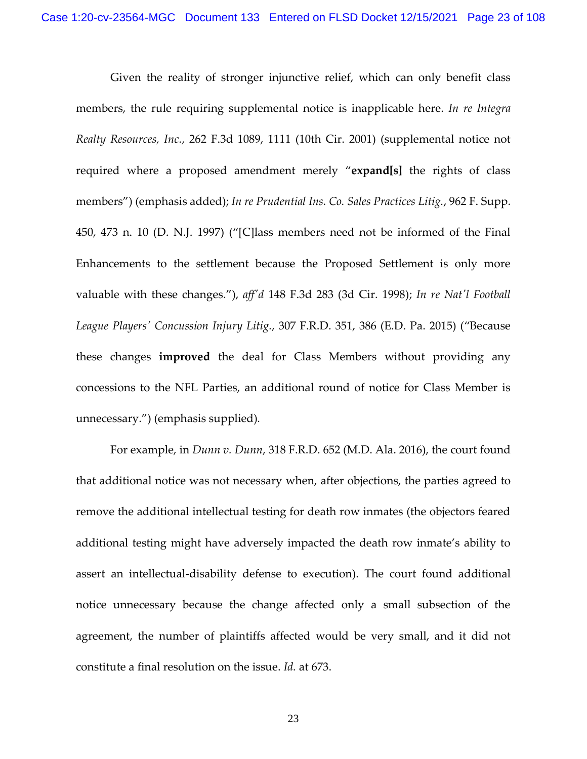Given the reality of stronger injunctive relief, which can only benefit class members, the rule requiring supplemental notice is inapplicable here. *In re Integra Realty Resources, Inc.*, 262 F.3d 1089, 1111 (10th Cir. 2001) (supplemental notice not required where a proposed amendment merely "**expand[s]** the rights of class members") (emphasis added); *In re Prudential Ins. Co. Sales Practices Litig.*, 962 F. Supp. 450, 473 n. 10 (D. N.J. 1997) ("[C]lass members need not be informed of the Final Enhancements to the settlement because the Proposed Settlement is only more valuable with these changes."), *aff'd* 148 F.3d 283 (3d Cir. 1998); *In re Nat'l Football League Players' Concussion Injury Litig.*, 307 F.R.D. 351, 386 (E.D. Pa. 2015) ("Because these changes **improved** the deal for Class Members without providing any concessions to the NFL Parties, an additional round of notice for Class Member is unnecessary.") (emphasis supplied).

For example, in *Dunn v. Dunn*, 318 F.R.D. 652 (M.D. Ala. 2016), the court found that additional notice was not necessary when, after objections, the parties agreed to remove the additional intellectual testing for death row inmates (the objectors feared additional testing might have adversely impacted the death row inmate's ability to assert an intellectual-disability defense to execution). The court found additional notice unnecessary because the change affected only a small subsection of the agreement, the number of plaintiffs affected would be very small, and it did not constitute a final resolution on the issue. *Id.* at 673.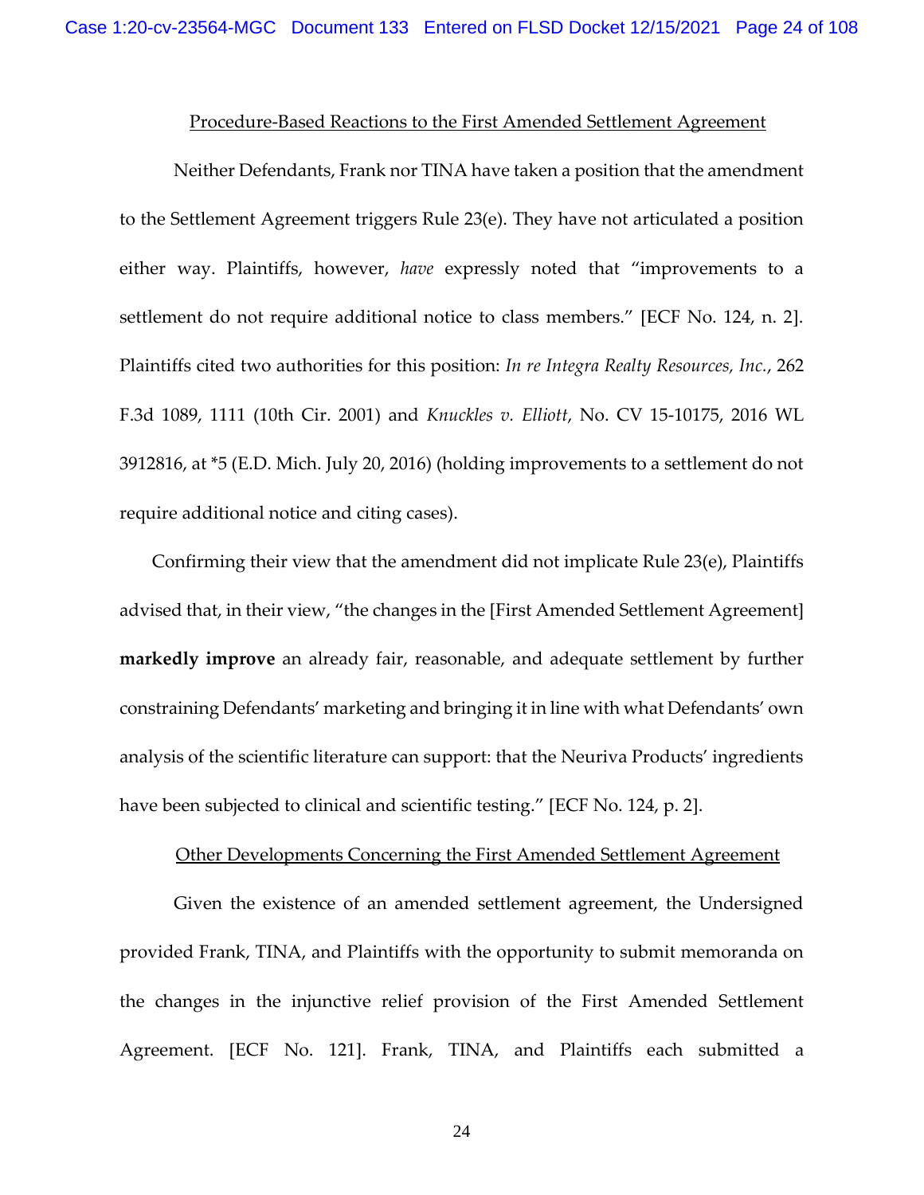<u>Procedure-Based Reactions to the First Amended Settlement Agreement</u>

Neither Defendants, Frank nor TINA have taken a position that the amendment to the Settlement Agreement triggers Rule 23(e). They have not articulated a position either way. Plaintiffs, however, *have* expressly noted that "improvements to a settlement do not require additional notice to class members." [ECF No. 124, n. 2]. Plaintiffs cited two authorities for this position: *In re Integra Realty Resources, Inc.*, 262 F.3d 1089, 1111 (10th Cir. 2001) and *Knuckles v. Elliott*, No. CV 15-10175, 2016 WL 3912816, at *5 (E.D. Mich. July 20, 2016) (holding improvements to a settlement do not require additional notice and citing cases).

Confirming their view that the amendment did not implicate Rule 23(e), Plaintiffs advised that, in their view, "the changes in the [First Amended Settlement Agreement] **markedly improve** an already fair, reasonable, and adequate settlement by further constraining Defendants' marketing and bringing it in line with what Defendants' own analysis of the scientific literature can support: that the Neuriva Products' ingredients have been subjected to clinical and scientific testing." [ECF No. 124, p. 2].

<u>Other Developments Concerning the First Amended Settlement Agreement</u>

Given the existence of an amended settlement agreement, the Undersigned provided Frank, TINA, and Plaintiffs with the opportunity to submit memoranda on the changes in the injunctive relief provision of the First Amended Settlement Agreement. [ECF No. 121]. Frank, TINA, and Plaintiffs each submitted a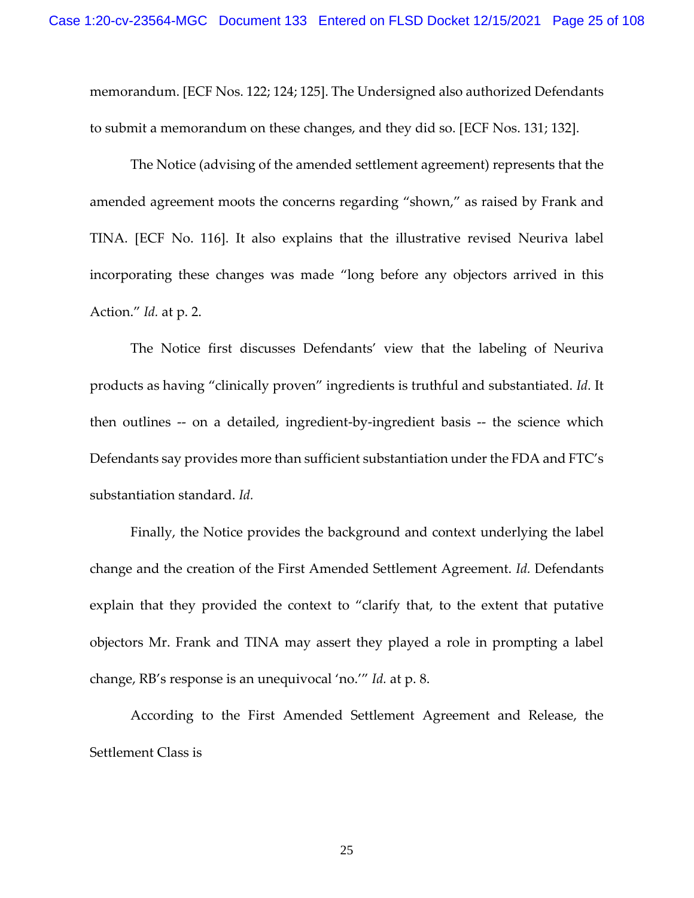memorandum. [ECF Nos. 122; 124; 125]. The Undersigned also authorized Defendants to submit a memorandum on these changes, and they did so. [ECF Nos. 131; 132].

The Notice (advising of the amended settlement agreement) represents that the amended agreement moots the concerns regarding "shown," as raised by Frank and TINA. [ECF No. 116]. It also explains that the illustrative revised Neuriva label incorporating these changes was made "long before any objectors arrived in this Action." *Id.* at p. 2.

The Notice first discusses Defendants' view that the labeling of Neuriva products as having "clinically proven" ingredients is truthful and substantiated. *Id.* It then outlines -- on a detailed, ingredient-by-ingredient basis -- the science which Defendants say provides more than sufficient substantiation under the FDA and FTC's substantiation standard. *Id.*

Finally, the Notice provides the background and context underlying the label change and the creation of the First Amended Settlement Agreement. *Id.* Defendants explain that they provided the context to "clarify that, to the extent that putative objectors Mr. Frank and TINA may assert they played a role in prompting a label change, RB's response is an unequivocal 'no.'" *Id.* at p. 8.

According to the First Amended Settlement Agreement and Release, the Settlement Class is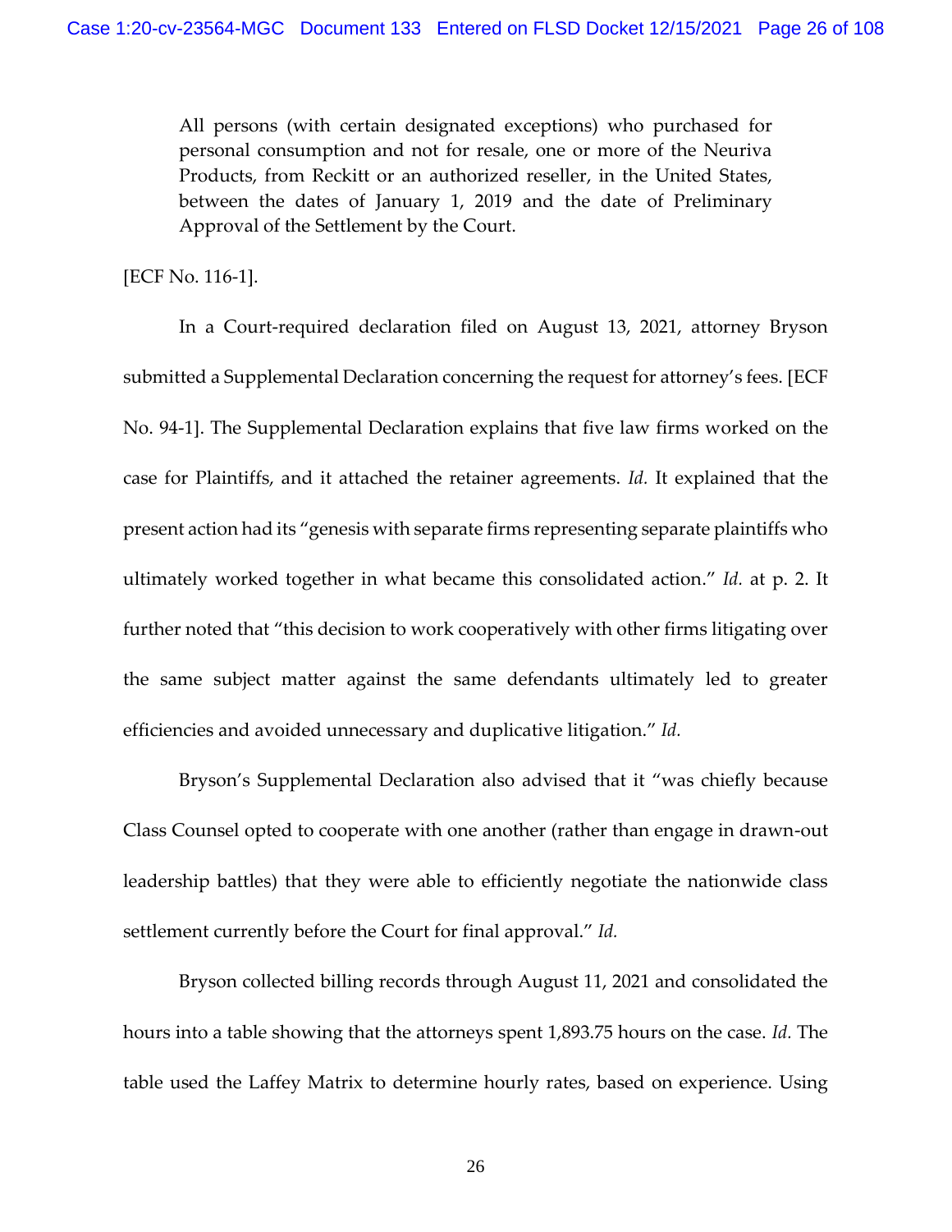> All persons (with certain designated exceptions) who purchased for personal consumption and not for resale, one or more of the Neuriva Products, from Reckitt or an authorized reseller, in the United States, between the dates of January 1, 2019 and the date of Preliminary Approval of the Settlement by the Court.

[ECF No. 116-1].

In a Court-required declaration filed on August 13, 2021, attorney Bryson submitted a Supplemental Declaration concerning the request for attorney's fees. [ECF No. 94-1]. The Supplemental Declaration explains that five law firms worked on the case for Plaintiffs, and it attached the retainer agreements. *Id.* It explained that the present action had its "genesis with separate firms representing separate plaintiffs who ultimately worked together in what became this consolidated action." *Id.* at p. 2. It further noted that "this decision to work cooperatively with other firms litigating over the same subject matter against the same defendants ultimately led to greater efficiencies and avoided unnecessary and duplicative litigation." *Id.*

Bryson's Supplemental Declaration also advised that it "was chiefly because Class Counsel opted to cooperate with one another (rather than engage in drawn-out leadership battles) that they were able to efficiently negotiate the nationwide class settlement currently before the Court for final approval." *Id.*

Bryson collected billing records through August 11, 2021 and consolidated the hours into a table showing that the attorneys spent 1,893.75 hours on the case. *Id.* The table used the Laffey Matrix to determine hourly rates, based on experience. Using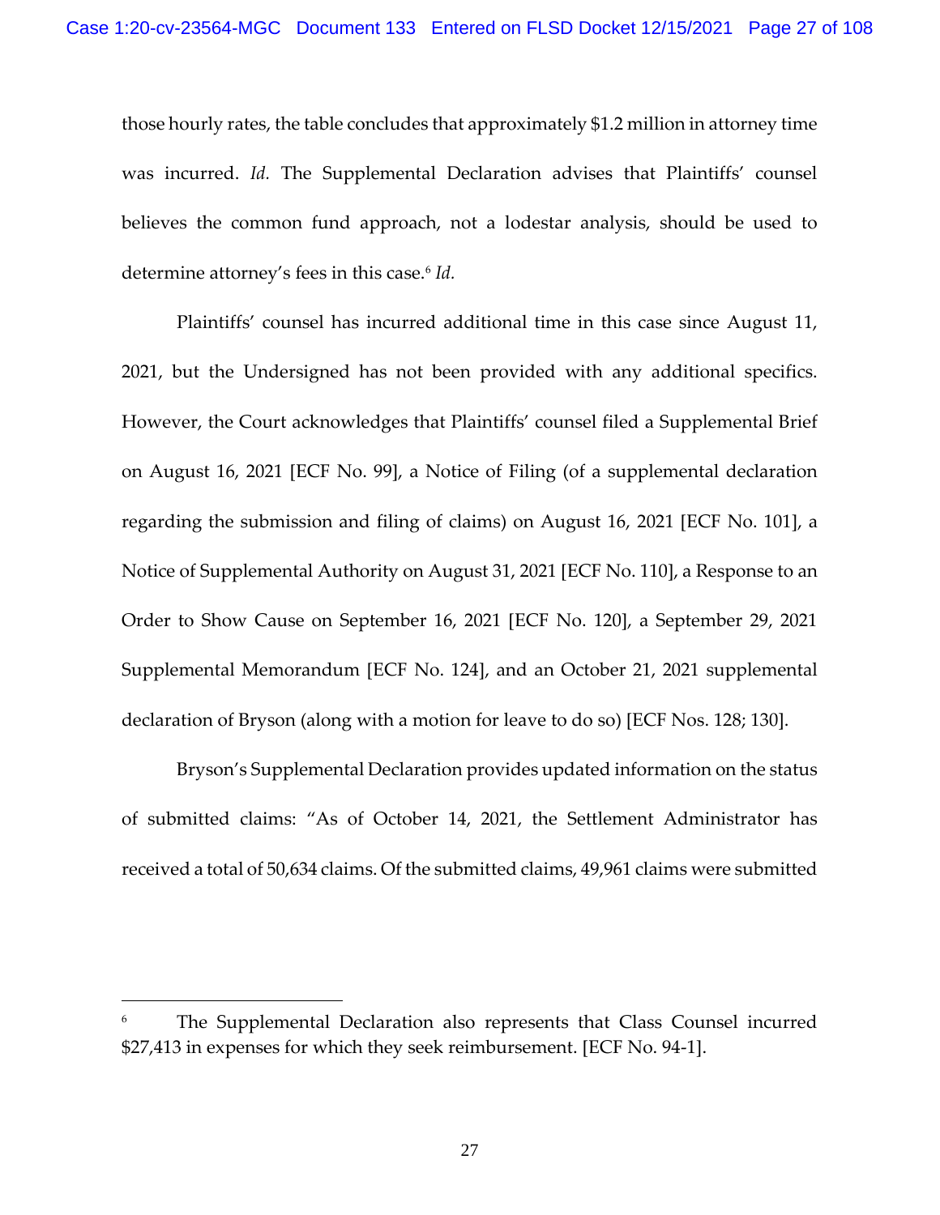those hourly rates, the table concludes that approximately $1.2 million in attorney time was incurred. *Id.* The Supplemental Declaration advises that Plaintiffs' counsel believes the common fund approach, not a lodestar analysis, should be used to determine attorney's fees in this case.[6] *Id.*

Plaintiffs' counsel has incurred additional time in this case since August 11, 2021, but the Undersigned has not been provided with any additional specifics. However, the Court acknowledges that Plaintiffs' counsel filed a Supplemental Brief on August 16, 2021 [ECF No. 99], a Notice of Filing (of a supplemental declaration regarding the submission and filing of claims) on August 16, 2021 [ECF No. 101], a Notice of Supplemental Authority on August 31, 2021 [ECF No. 110], a Response to an Order to Show Cause on September 16, 2021 [ECF No. 120], a September 29, 2021 Supplemental Memorandum [ECF No. 124], and an October 21, 2021 supplemental declaration of Bryson (along with a motion for leave to do so) [ECF Nos. 128; 130].

Bryson's Supplemental Declaration provides updated information on the status of submitted claims: "As of October 14, 2021, the Settlement Administrator has received a total of 50,634 claims. Of the submitted claims, 49,961 claims were submitted

---

[6] The Supplemental Declaration also represents that Class Counsel incurred $27,413 in expenses for which they seek reimbursement. [ECF No. 94-1].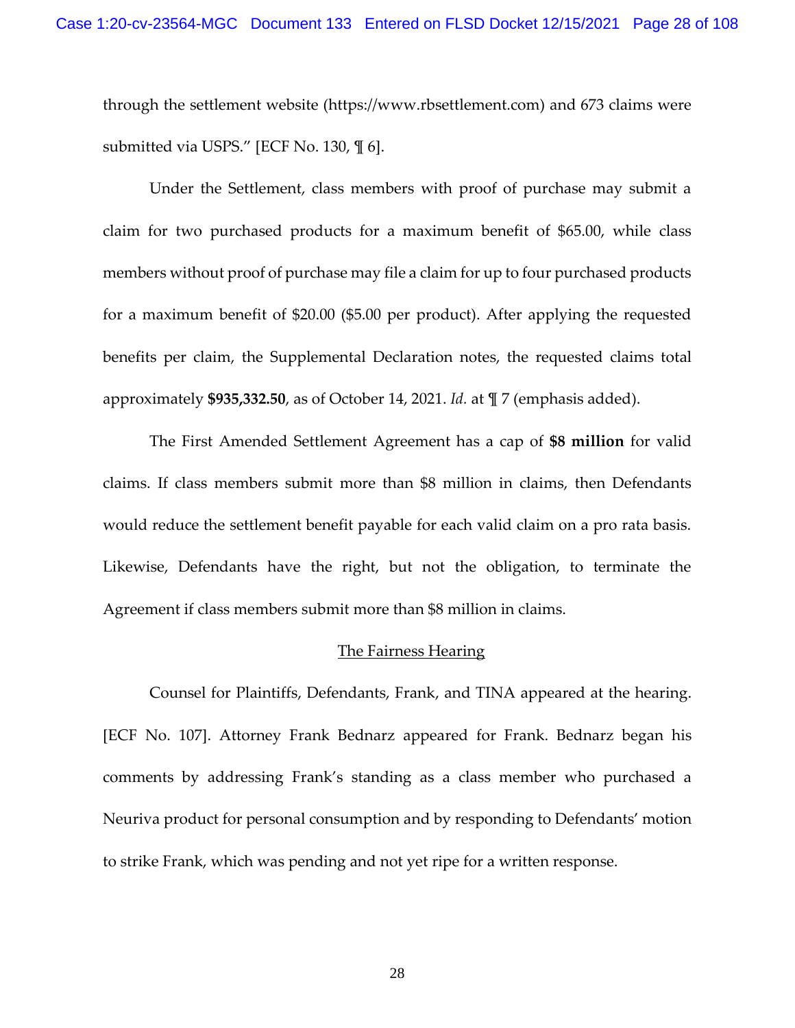through the settlement website (https://www.rbsettlement.com) and 673 claims were submitted via USPS." [ECF No. 130, ¶ 6].

Under the Settlement, class members with proof of purchase may submit a claim for two purchased products for a maximum benefit of $65.00, while class members without proof of purchase may file a claim for up to four purchased products for a maximum benefit of $20.00 ($5.00 per product). After applying the requested benefits per claim, the Supplemental Declaration notes, the requested claims total approximately **$935,332.50**, as of October 14, 2021. *Id.* at ¶ 7 (emphasis added).

The First Amended Settlement Agreement has a cap of **$8 million** for valid claims. If class members submit more than $8 million in claims, then Defendants would reduce the settlement benefit payable for each valid claim on a pro rata basis. Likewise, Defendants have the right, but not the obligation, to terminate the Agreement if class members submit more than $8 million in claims.

<u>The Fairness Hearing</u>

Counsel for Plaintiffs, Defendants, Frank, and TINA appeared at the hearing. [ECF No. 107]. Attorney Frank Bednarz appeared for Frank. Bednarz began his comments by addressing Frank's standing as a class member who purchased a Neuriva product for personal consumption and by responding to Defendants' motion to strike Frank, which was pending and not yet ripe for a written response.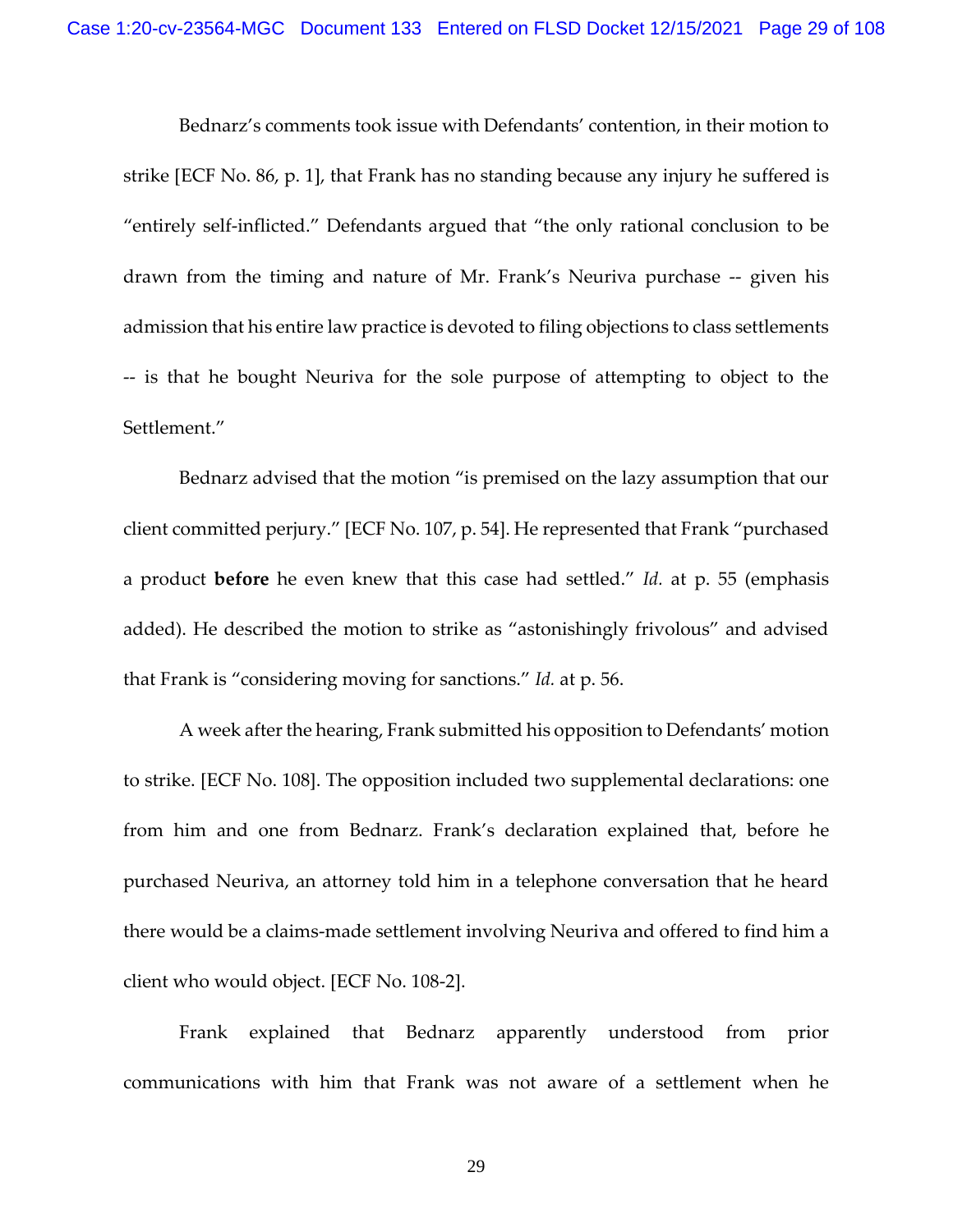Bednarz's comments took issue with Defendants' contention, in their motion to strike [ECF No. 86, p. 1], that Frank has no standing because any injury he suffered is "entirely self-inflicted." Defendants argued that "the only rational conclusion to be drawn from the timing and nature of Mr. Frank's Neuriva purchase -- given his admission that his entire law practice is devoted to filing objections to class settlements -- is that he bought Neuriva for the sole purpose of attempting to object to the Settlement."

Bednarz advised that the motion "is premised on the lazy assumption that our client committed perjury." [ECF No. 107, p. 54]. He represented that Frank "purchased a product **before** he even knew that this case had settled." *Id.* at p. 55 (emphasis added). He described the motion to strike as "astonishingly frivolous" and advised that Frank is "considering moving for sanctions." *Id.* at p. 56.

A week after the hearing, Frank submitted his opposition to Defendants' motion to strike. [ECF No. 108]. The opposition included two supplemental declarations: one from him and one from Bednarz. Frank's declaration explained that, before he purchased Neuriva, an attorney told him in a telephone conversation that he heard there would be a claims-made settlement involving Neuriva and offered to find him a client who would object. [ECF No. 108-2].

Frank explained that Bednarz apparently understood from prior communications with him that Frank was not aware of a settlement when he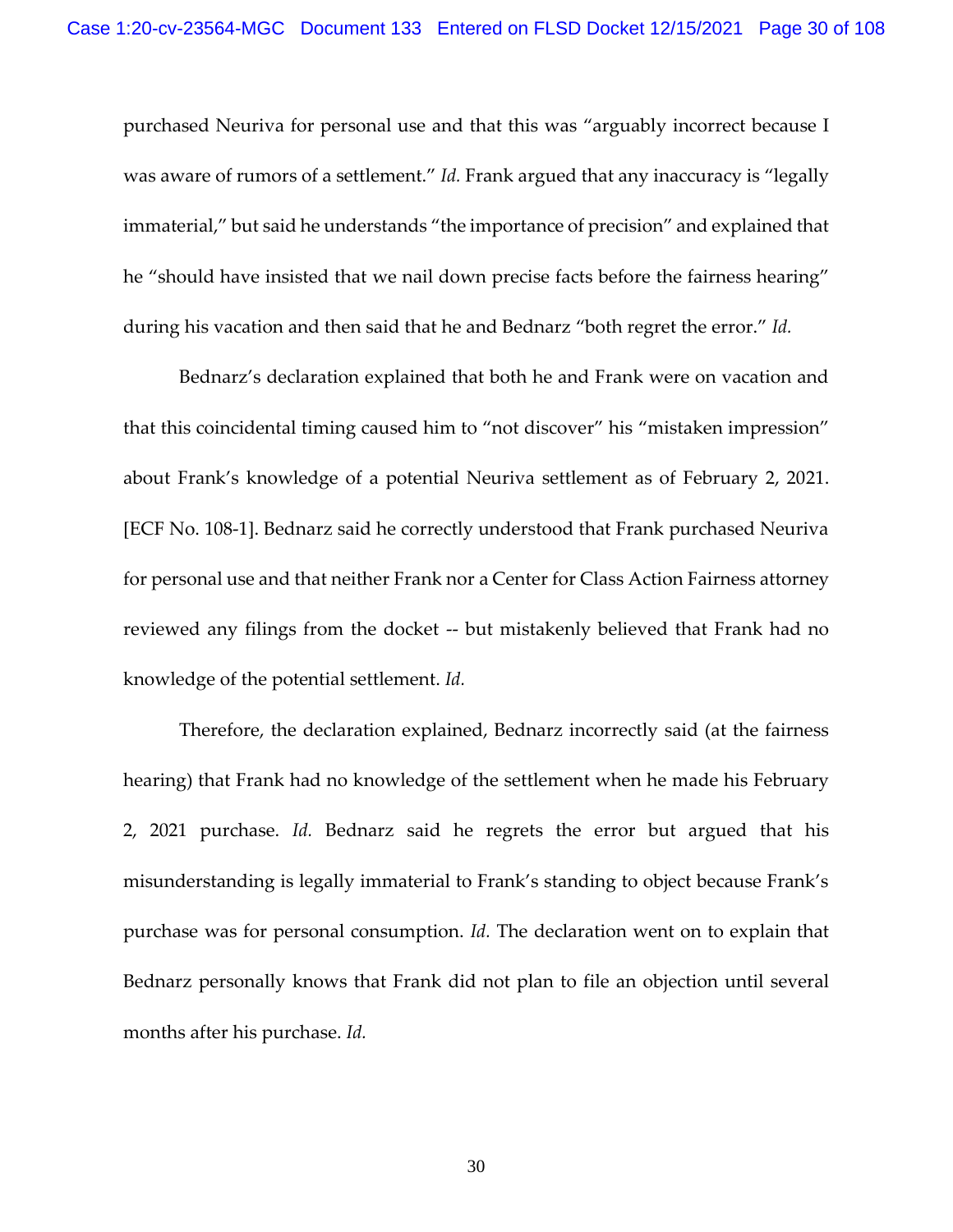purchased Neuriva for personal use and that this was "arguably incorrect because I was aware of rumors of a settlement." *Id.* Frank argued that any inaccuracy is "legally immaterial," but said he understands "the importance of precision" and explained that he "should have insisted that we nail down precise facts before the fairness hearing" during his vacation and then said that he and Bednarz "both regret the error." *Id.*

Bednarz's declaration explained that both he and Frank were on vacation and that this coincidental timing caused him to "not discover" his "mistaken impression" about Frank's knowledge of a potential Neuriva settlement as of February 2, 2021. [ECF No. 108-1]. Bednarz said he correctly understood that Frank purchased Neuriva for personal use and that neither Frank nor a Center for Class Action Fairness attorney reviewed any filings from the docket -- but mistakenly believed that Frank had no knowledge of the potential settlement. *Id.*

Therefore, the declaration explained, Bednarz incorrectly said (at the fairness hearing) that Frank had no knowledge of the settlement when he made his February 2, 2021 purchase. *Id.* Bednarz said he regrets the error but argued that his misunderstanding is legally immaterial to Frank's standing to object because Frank's purchase was for personal consumption. *Id.* The declaration went on to explain that Bednarz personally knows that Frank did not plan to file an objection until several months after his purchase. *Id.*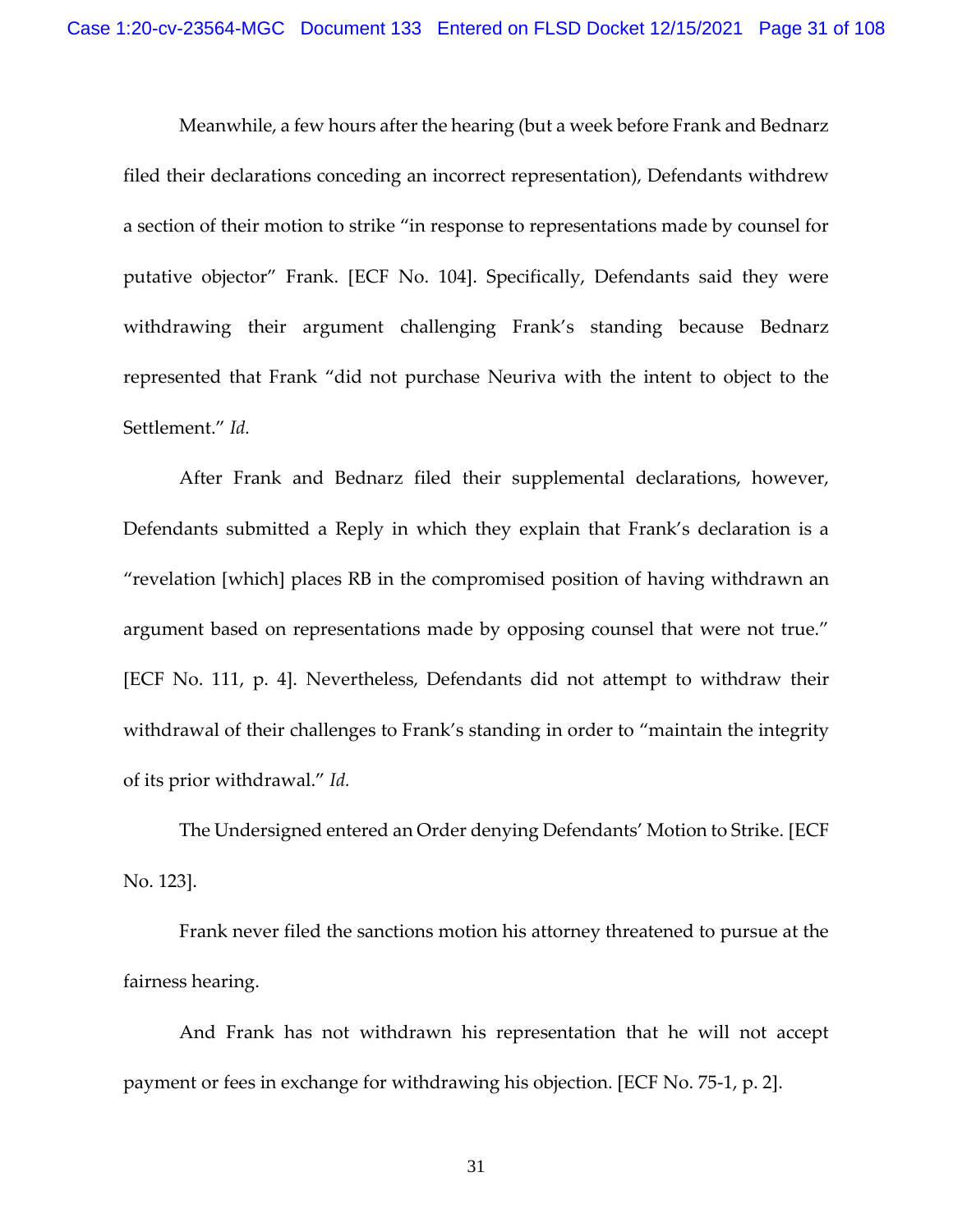Meanwhile, a few hours after the hearing (but a week before Frank and Bednarz filed their declarations conceding an incorrect representation), Defendants withdrew a section of their motion to strike "in response to representations made by counsel for putative objector" Frank. [ECF No. 104]. Specifically, Defendants said they were withdrawing their argument challenging Frank's standing because Bednarz represented that Frank "did not purchase Neuriva with the intent to object to the Settlement." *Id.*

After Frank and Bednarz filed their supplemental declarations, however, Defendants submitted a Reply in which they explain that Frank's declaration is a "revelation [which] places RB in the compromised position of having withdrawn an argument based on representations made by opposing counsel that were not true." [ECF No. 111, p. 4]. Nevertheless, Defendants did not attempt to withdraw their withdrawal of their challenges to Frank's standing in order to "maintain the integrity of its prior withdrawal." *Id.*

The Undersigned entered an Order denying Defendants' Motion to Strike. [ECF No. 123].

Frank never filed the sanctions motion his attorney threatened to pursue at the fairness hearing.

And Frank has not withdrawn his representation that he will not accept payment or fees in exchange for withdrawing his objection. [ECF No. 75-1, p. 2].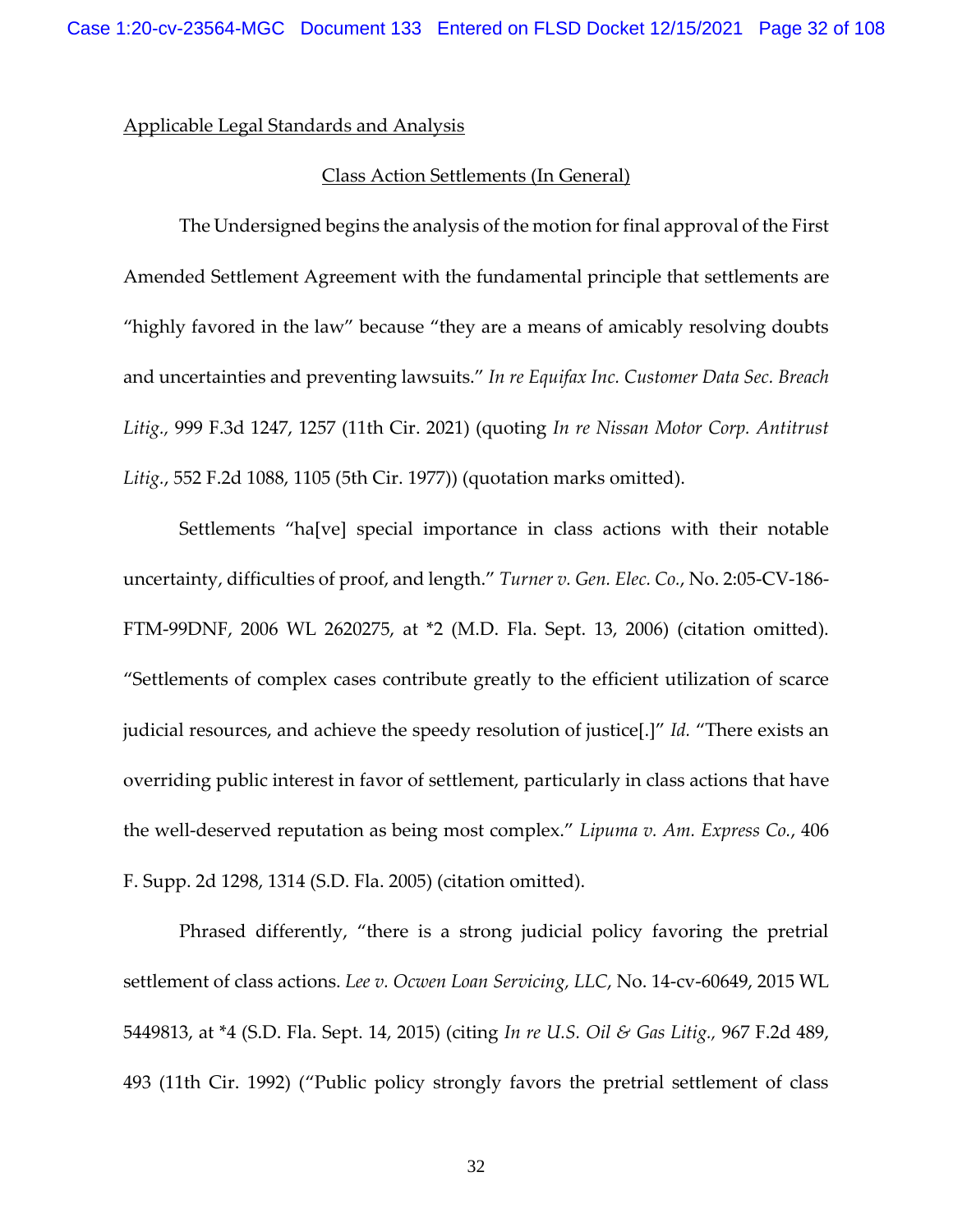Applicable Legal Standards and Analysis

Class Action Settlements (In General)

The Undersigned begins the analysis of the motion for final approval of the First Amended Settlement Agreement with the fundamental principle that settlements are "highly favored in the law" because "they are a means of amicably resolving doubts and uncertainties and preventing lawsuits." *In re Equifax Inc. Customer Data Sec. Breach Litig.,* 999 F.3d 1247, 1257 (11th Cir. 2021) (quoting *In re Nissan Motor Corp. Antitrust Litig.*, 552 F.2d 1088, 1105 (5th Cir. 1977)) (quotation marks omitted).

Settlements "ha[ve] special importance in class actions with their notable uncertainty, difficulties of proof, and length." *Turner v. Gen. Elec. Co.*, No. 2:05-CV-186-FTM-99DNF, 2006 WL 2620275, at *2 (M.D. Fla. Sept. 13, 2006) (citation omitted). "Settlements of complex cases contribute greatly to the efficient utilization of scarce judicial resources, and achieve the speedy resolution of justice[.]" *Id.* "There exists an overriding public interest in favor of settlement, particularly in class actions that have the well-deserved reputation as being most complex." *Lipuma v. Am. Express Co.*, 406 F. Supp. 2d 1298, 1314 (S.D. Fla. 2005) (citation omitted).

Phrased differently, "there is a strong judicial policy favoring the pretrial settlement of class actions. *Lee v. Ocwen Loan Servicing, LLC,* No. 14-cv-60649, 2015 WL 5449813, at *4 (S.D. Fla. Sept. 14, 2015) (citing *In re U.S. Oil & Gas Litig.,* 967 F.2d 489, 493 (11th Cir. 1992) ("Public policy strongly favors the pretrial settlement of class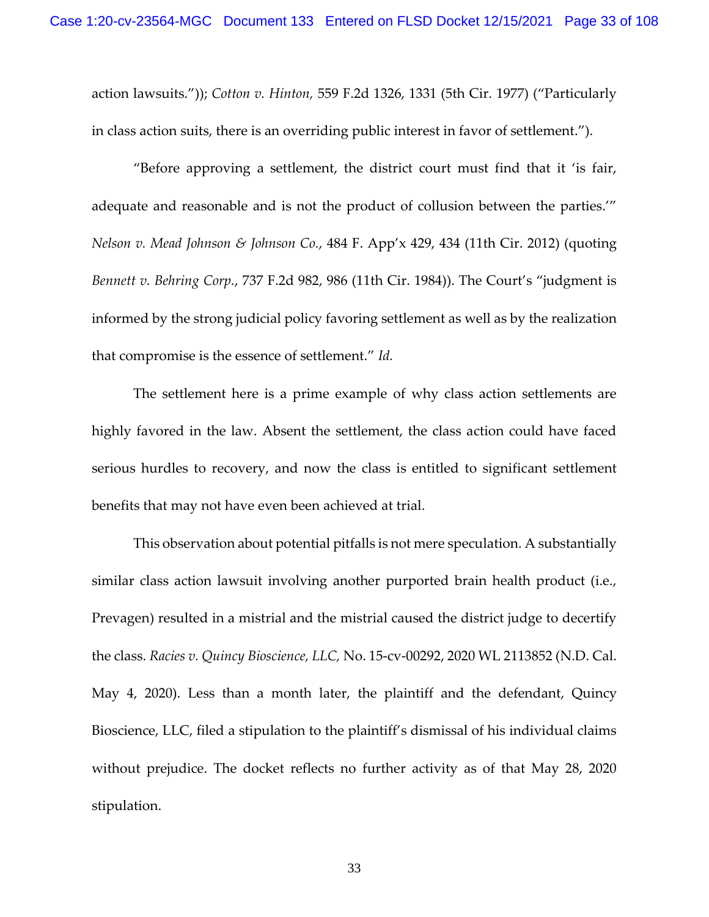action lawsuits.")); *Cotton v. Hinton,* 559 F.2d 1326, 1331 (5th Cir. 1977) ("Particularly in class action suits, there is an overriding public interest in favor of settlement.").

"Before approving a settlement, the district court must find that it 'is fair, adequate and reasonable and is not the product of collusion between the parties.'" *Nelson v. Mead Johnson & Johnson Co.*, 484 F. App'x 429, 434 (11th Cir. 2012) (quoting *Bennett v. Behring Corp.*, 737 F.2d 982, 986 (11th Cir. 1984)). The Court's "judgment is informed by the strong judicial policy favoring settlement as well as by the realization that compromise is the essence of settlement." *Id.*

The settlement here is a prime example of why class action settlements are highly favored in the law. Absent the settlement, the class action could have faced serious hurdles to recovery, and now the class is entitled to significant settlement benefits that may not have even been achieved at trial.

This observation about potential pitfalls is not mere speculation. A substantially similar class action lawsuit involving another purported brain health product (i.e., Prevagen) resulted in a mistrial and the mistrial caused the district judge to decertify the class. *Racies v. Quincy Bioscience, LLC,* No. 15-cv-00292, 2020 WL 2113852 (N.D. Cal. May 4, 2020). Less than a month later, the plaintiff and the defendant, Quincy Bioscience, LLC, filed a stipulation to the plaintiff's dismissal of his individual claims without prejudice. The docket reflects no further activity as of that May 28, 2020 stipulation.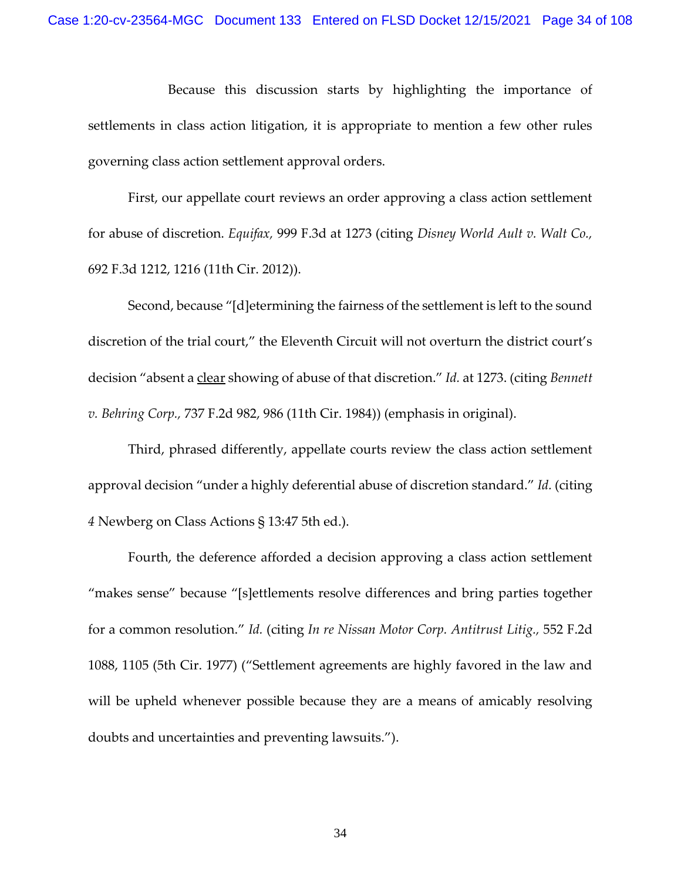Because this discussion starts by highlighting the importance of settlements in class action litigation, it is appropriate to mention a few other rules governing class action settlement approval orders.

First, our appellate court reviews an order approving a class action settlement for abuse of discretion. *Equifax*, 999 F.3d at 1273 (citing *Disney World Ault v. Walt Co.*, 692 F.3d 1212, 1216 (11th Cir. 2012)).

Second, because "[d]etermining the fairness of the settlement is left to the sound discretion of the trial court," the Eleventh Circuit will not overturn the district court's decision "absent a <u>clear</u> showing of abuse of that discretion." *Id.* at 1273. (citing *Bennett v. Behring Corp.*, 737 F.2d 982, 986 (11th Cir. 1984)) (emphasis in original).

Third, phrased differently, appellate courts review the class action settlement approval decision "under a highly deferential abuse of discretion standard." *Id.* (citing *4* Newberg on Class Actions § 13:47 5th ed.).

Fourth, the deference afforded a decision approving a class action settlement "makes sense" because "[s]ettlements resolve differences and bring parties together for a common resolution." *Id.* (citing *In re Nissan Motor Corp. Antitrust Litig.*, 552 F.2d 1088, 1105 (5th Cir. 1977) ("Settlement agreements are highly favored in the law and will be upheld whenever possible because they are a means of amicably resolving doubts and uncertainties and preventing lawsuits.").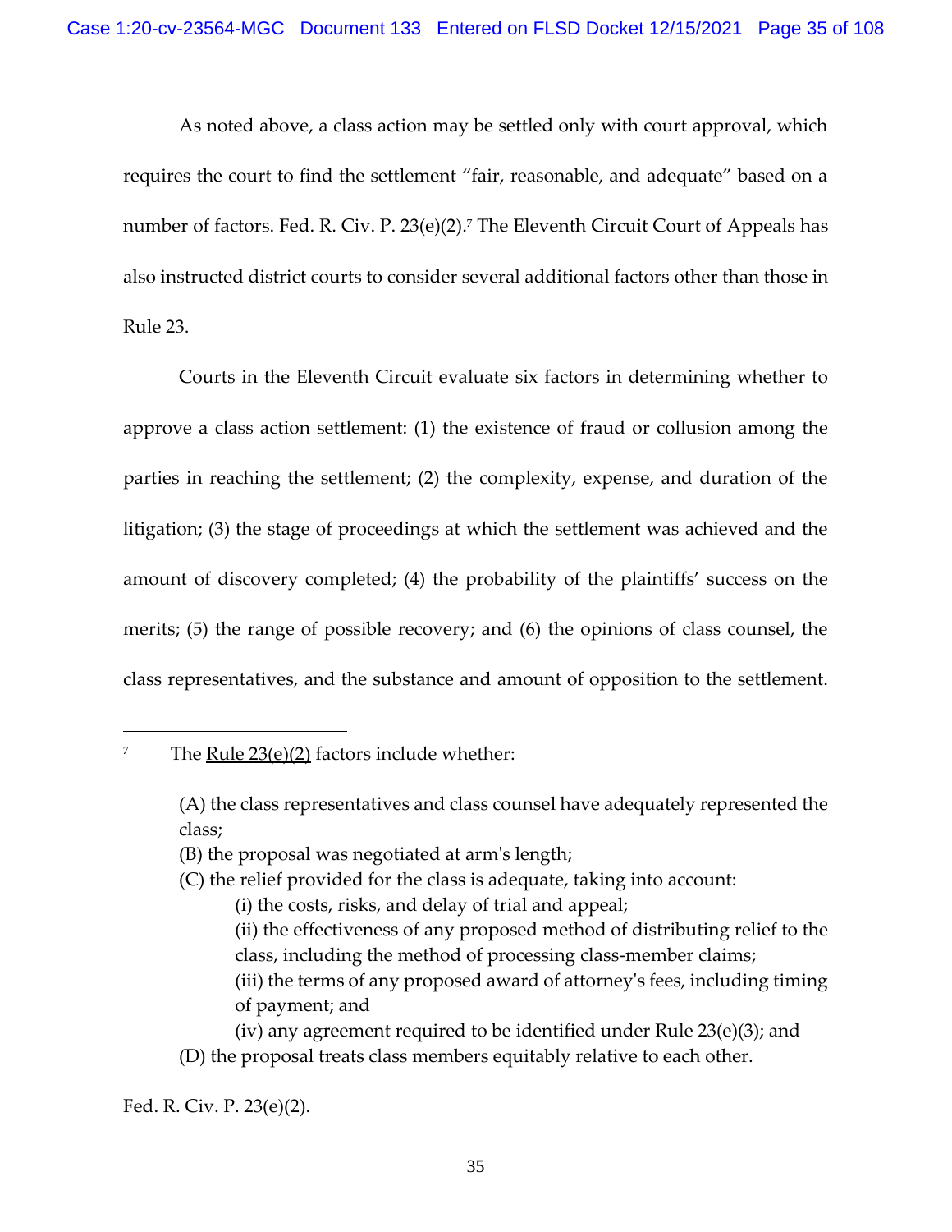As noted above, a class action may be settled only with court approval, which requires the court to find the settlement "fair, reasonable, and adequate" based on a number of factors. Fed. R. Civ. P. 23(e)(2).[7] The Eleventh Circuit Court of Appeals has also instructed district courts to consider several additional factors other than those in Rule 23.

Courts in the Eleventh Circuit evaluate six factors in determining whether to approve a class action settlement: (1) the existence of fraud or collusion among the parties in reaching the settlement; (2) the complexity, expense, and duration of the litigation; (3) the stage of proceedings at which the settlement was achieved and the amount of discovery completed; (4) the probability of the plaintiffs' success on the merits; (5) the range of possible recovery; and (6) the opinions of class counsel, the class representatives, and the substance and amount of opposition to the settlement.

---

[7] The Rule 23(e)(2) factors include whether:

> (A) the class representatives and class counsel have adequately represented the class;
> (B) the proposal was negotiated at arm's length;
> (C) the relief provided for the class is adequate, taking into account:
> > (i) the costs, risks, and delay of trial and appeal;
> > (ii) the effectiveness of any proposed method of distributing relief to the class, including the method of processing class-member claims;
> > (iii) the terms of any proposed award of attorney's fees, including timing of payment; and
> > (iv) any agreement required to be identified under Rule 23(e)(3); and
>
> (D) the proposal treats class members equitably relative to each other.

Fed. R. Civ. P. 23(e)(2).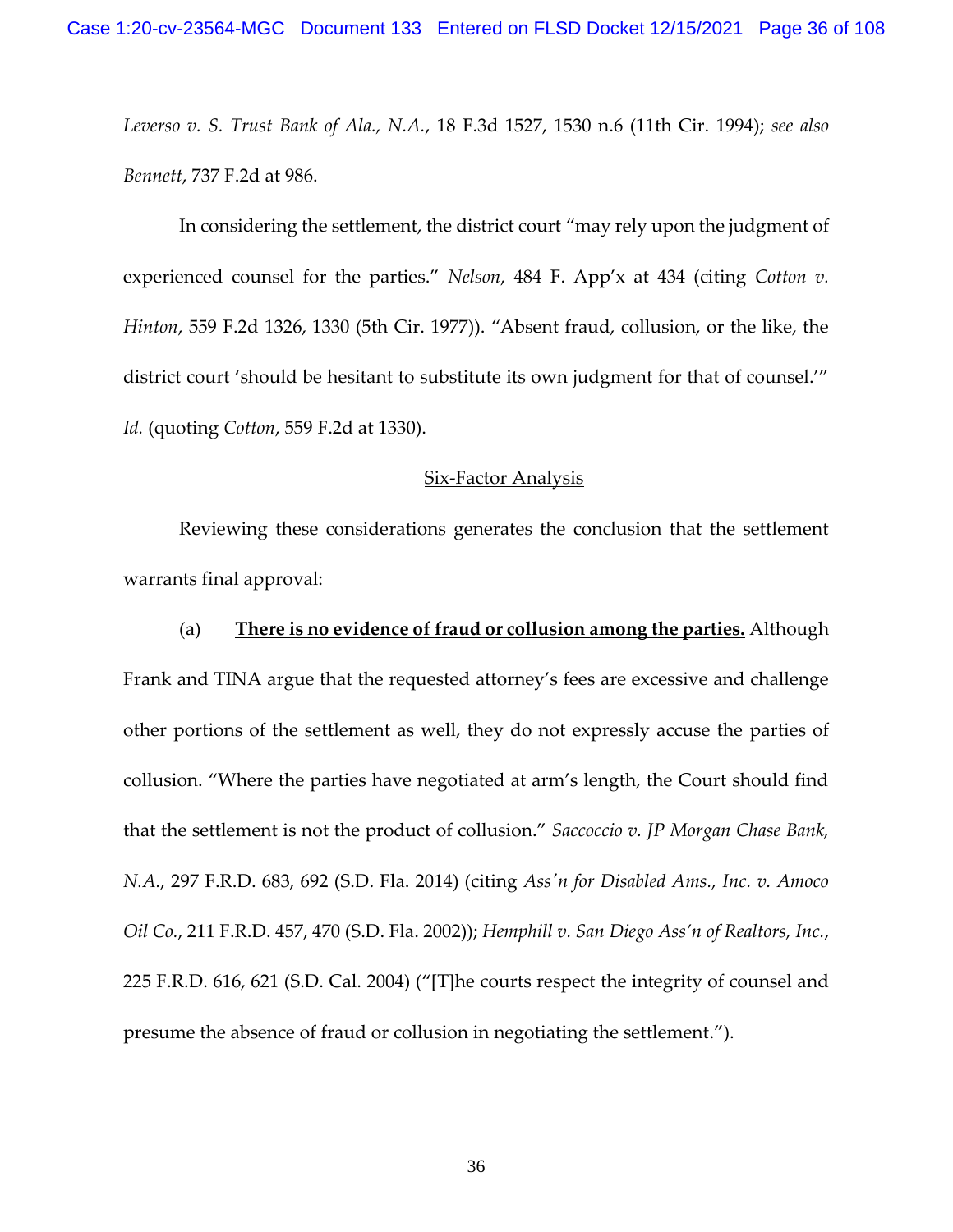*Leverso v. S. Trust Bank of Ala., N.A.*, 18 F.3d 1527, 1530 n.6 (11th Cir. 1994); *see also Bennett*, 737 F.2d at 986.

In considering the settlement, the district court "may rely upon the judgment of experienced counsel for the parties." *Nelson*, 484 F. App'x at 434 (citing *Cotton v. Hinton*, 559 F.2d 1326, 1330 (5th Cir. 1977)). "Absent fraud, collusion, or the like, the district court 'should be hesitant to substitute its own judgment for that of counsel.'" *Id.* (quoting *Cotton*, 559 F.2d at 1330).

<u>Six-Factor Analysis</u>

Reviewing these considerations generates the conclusion that the settlement warrants final approval:

(a) **<u>There is no evidence of fraud or collusion among the parties.</u>** Although Frank and TINA argue that the requested attorney's fees are excessive and challenge other portions of the settlement as well, they do not expressly accuse the parties of collusion. "Where the parties have negotiated at arm's length, the Court should find that the settlement is not the product of collusion." *Saccoccio v. JP Morgan Chase Bank, N.A.*, 297 F.R.D. 683, 692 (S.D. Fla. 2014) (citing *Ass'n for Disabled Ams., Inc. v. Amoco Oil Co.*, 211 F.R.D. 457, 470 (S.D. Fla. 2002)); *Hemphill v. San Diego Ass'n of Realtors, Inc.*, 225 F.R.D. 616, 621 (S.D. Cal. 2004) ("[T]he courts respect the integrity of counsel and presume the absence of fraud or collusion in negotiating the settlement.").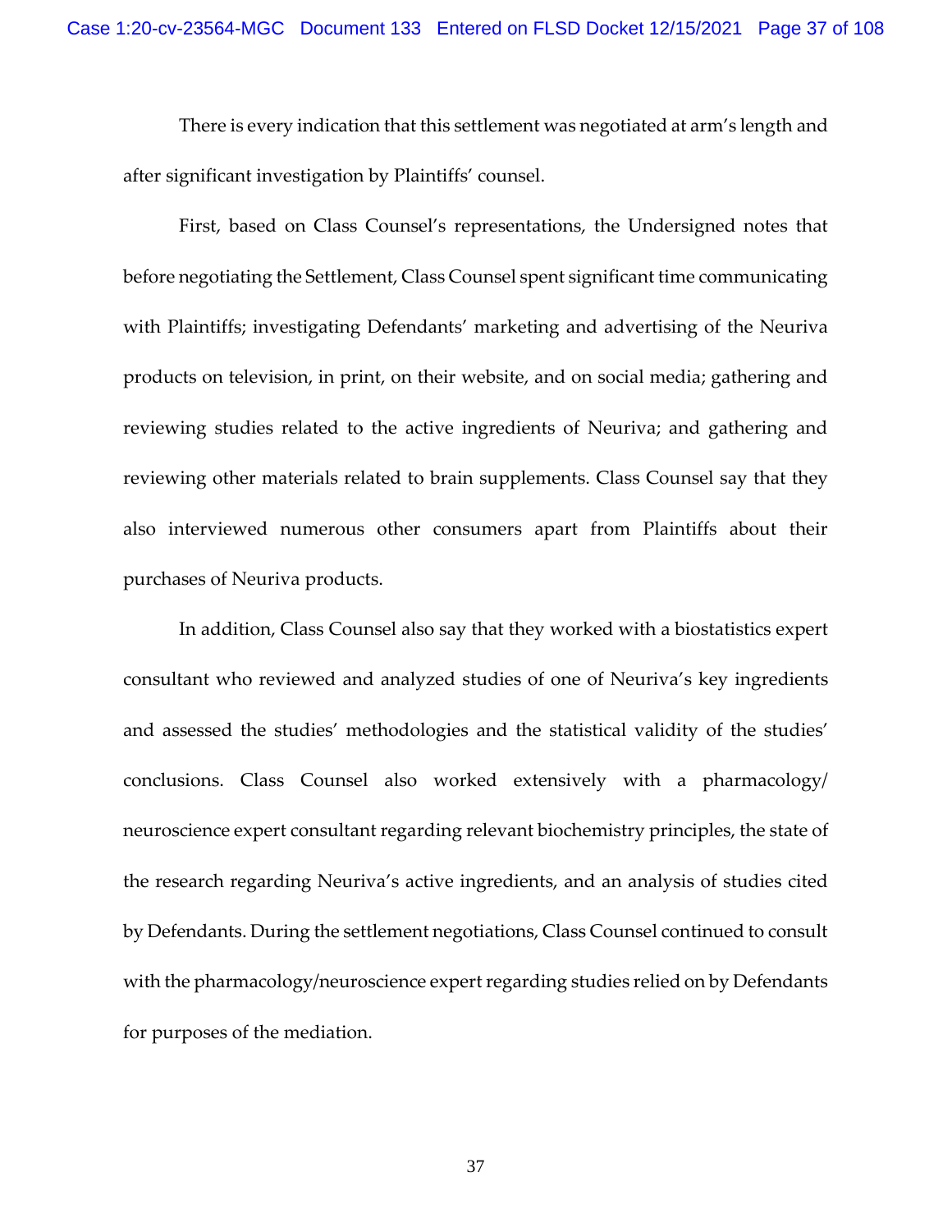There is every indication that this settlement was negotiated at arm's length and after significant investigation by Plaintiffs' counsel.

First, based on Class Counsel's representations, the Undersigned notes that before negotiating the Settlement, Class Counsel spent significant time communicating with Plaintiffs; investigating Defendants' marketing and advertising of the Neuriva products on television, in print, on their website, and on social media; gathering and reviewing studies related to the active ingredients of Neuriva; and gathering and reviewing other materials related to brain supplements. Class Counsel say that they also interviewed numerous other consumers apart from Plaintiffs about their purchases of Neuriva products.

In addition, Class Counsel also say that they worked with a biostatistics expert consultant who reviewed and analyzed studies of one of Neuriva's key ingredients and assessed the studies' methodologies and the statistical validity of the studies' conclusions. Class Counsel also worked extensively with a pharmacology/ neuroscience expert consultant regarding relevant biochemistry principles, the state of the research regarding Neuriva's active ingredients, and an analysis of studies cited by Defendants. During the settlement negotiations, Class Counsel continued to consult with the pharmacology/neuroscience expert regarding studies relied on by Defendants for purposes of the mediation.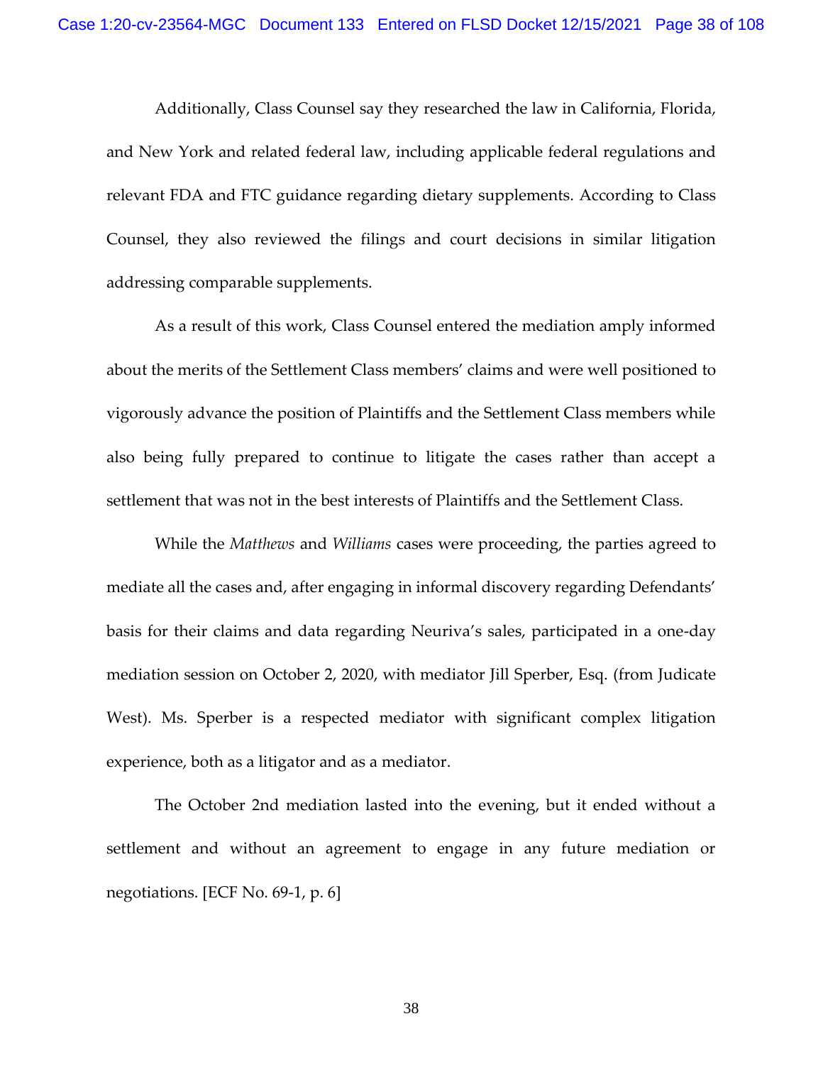Additionally, Class Counsel say they researched the law in California, Florida, and New York and related federal law, including applicable federal regulations and relevant FDA and FTC guidance regarding dietary supplements. According to Class Counsel, they also reviewed the filings and court decisions in similar litigation addressing comparable supplements.

As a result of this work, Class Counsel entered the mediation amply informed about the merits of the Settlement Class members' claims and were well positioned to vigorously advance the position of Plaintiffs and the Settlement Class members while also being fully prepared to continue to litigate the cases rather than accept a settlement that was not in the best interests of Plaintiffs and the Settlement Class.

While the *Matthews* and *Williams* cases were proceeding, the parties agreed to mediate all the cases and, after engaging in informal discovery regarding Defendants' basis for their claims and data regarding Neuriva's sales, participated in a one-day mediation session on October 2, 2020, with mediator Jill Sperber, Esq. (from Judicate West). Ms. Sperber is a respected mediator with significant complex litigation experience, both as a litigator and as a mediator.

The October 2nd mediation lasted into the evening, but it ended without a settlement and without an agreement to engage in any future mediation or negotiations. [ECF No. 69-1, p. 6]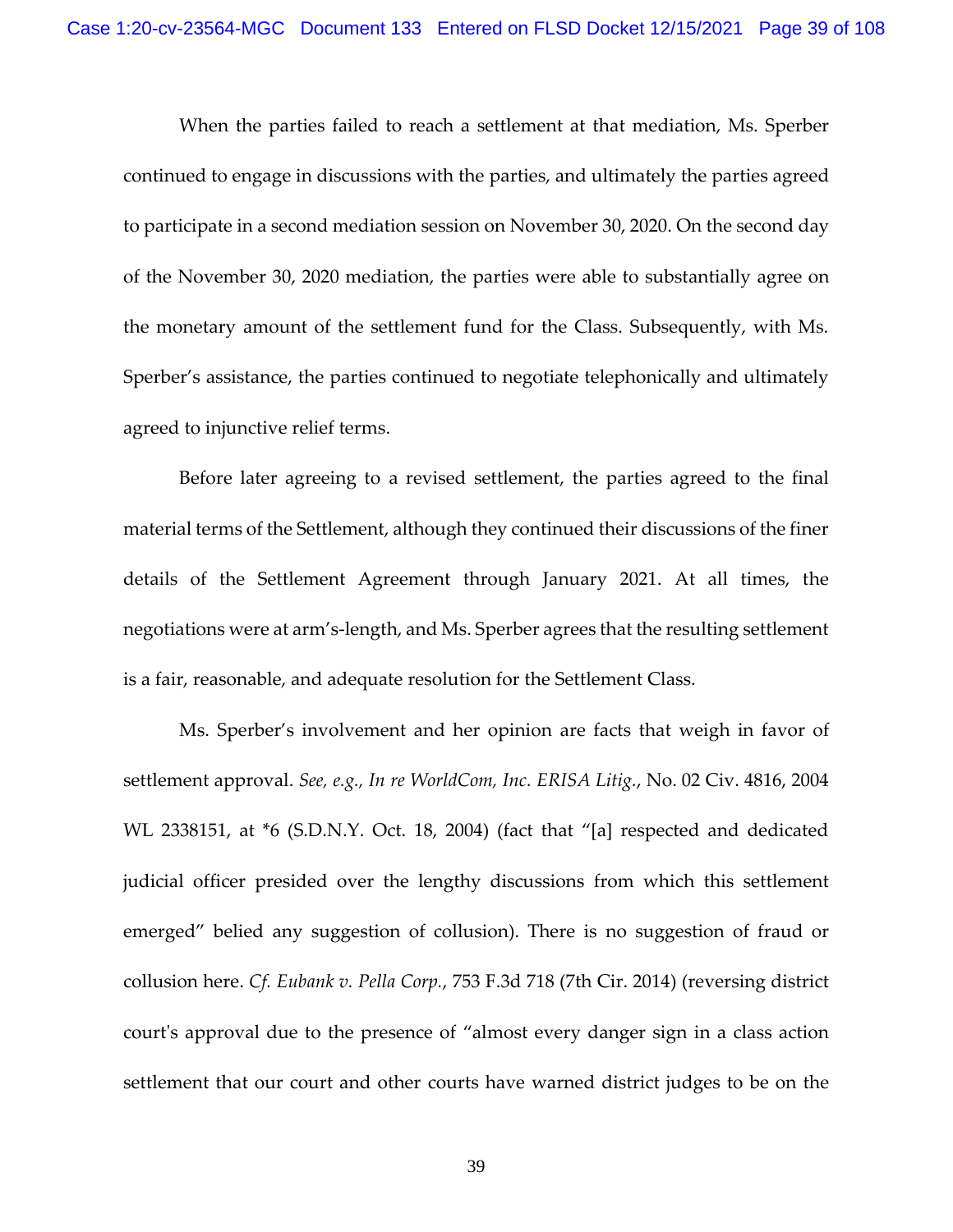When the parties failed to reach a settlement at that mediation, Ms. Sperber continued to engage in discussions with the parties, and ultimately the parties agreed to participate in a second mediation session on November 30, 2020. On the second day of the November 30, 2020 mediation, the parties were able to substantially agree on the monetary amount of the settlement fund for the Class. Subsequently, with Ms. Sperber's assistance, the parties continued to negotiate telephonically and ultimately agreed to injunctive relief terms.

Before later agreeing to a revised settlement, the parties agreed to the final material terms of the Settlement, although they continued their discussions of the finer details of the Settlement Agreement through January 2021. At all times, the negotiations were at arm's-length, and Ms. Sperber agrees that the resulting settlement is a fair, reasonable, and adequate resolution for the Settlement Class.

Ms. Sperber's involvement and her opinion are facts that weigh in favor of settlement approval. *See, e.g., In re WorldCom, Inc. ERISA Litig.*, No. 02 Civ. 4816, 2004 WL 2338151, at *6 (S.D.N.Y. Oct. 18, 2004) (fact that "[a] respected and dedicated judicial officer presided over the lengthy discussions from which this settlement emerged" belied any suggestion of collusion). There is no suggestion of fraud or collusion here. *Cf. Eubank v. Pella Corp.*, 753 F.3d 718 (7th Cir. 2014) (reversing district court's approval due to the presence of "almost every danger sign in a class action settlement that our court and other courts have warned district judges to be on the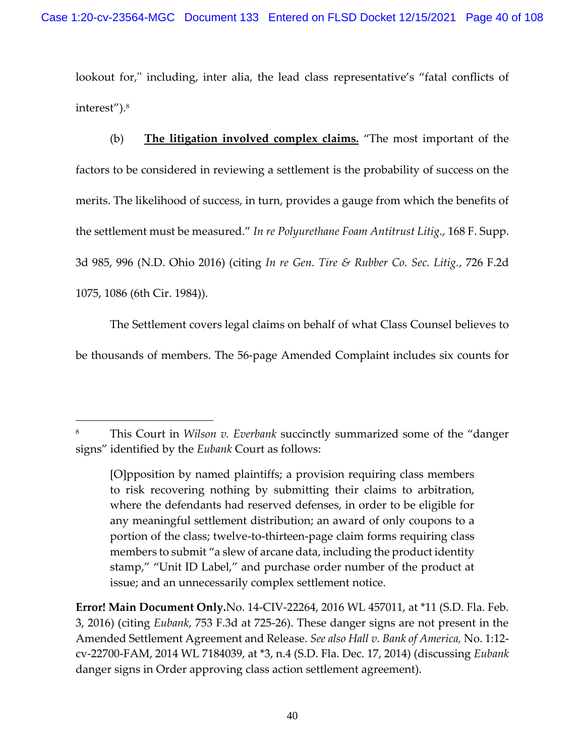lookout for," including, inter alia, the lead class representative's "fatal conflicts of interest").[8]

(b) **<u>The litigation involved complex claims.</u>** "The most important of the factors to be considered in reviewing a settlement is the probability of success on the merits. The likelihood of success, in turn, provides a gauge from which the benefits of the settlement must be measured." *In re Polyurethane Foam Antitrust Litig.*, 168 F. Supp. 3d 985, 996 (N.D. Ohio 2016) (citing *In re Gen. Tire & Rubber Co. Sec. Litig.*, 726 F.2d 1075, 1086 (6th Cir. 1984)).

The Settlement covers legal claims on behalf of what Class Counsel believes to be thousands of members. The 56-page Amended Complaint includes six counts for

---

[8] This Court in *Wilson v. Everbank* succinctly summarized some of the "danger signs" identified by the *Eubank* Court as follows:

> [O]pposition by named plaintiffs; a provision requiring class members to risk recovering nothing by submitting their claims to arbitration, where the defendants had reserved defenses, in order to be eligible for any meaningful settlement distribution; an award of only coupons to a portion of the class; twelve-to-thirteen-page claim forms requiring class members to submit "a slew of arcane data, including the product identity stamp," "Unit ID Label," and purchase order number of the product at issue; and an unnecessarily complex settlement notice.

**Error! Main Document Only.**No. 14-CIV-22264, 2016 WL 457011, at *11 (S.D. Fla. Feb. 3, 2016) (citing *Eubank*, 753 F.3d at 725-26). These danger signs are not present in the Amended Settlement Agreement and Release. *See also Hall v. Bank of America,* No. 1:12-cv-22700-FAM, 2014 WL 7184039, at *3, n.4 (S.D. Fla. Dec. 17, 2014) (discussing *Eubank* danger signs in Order approving class action settlement agreement).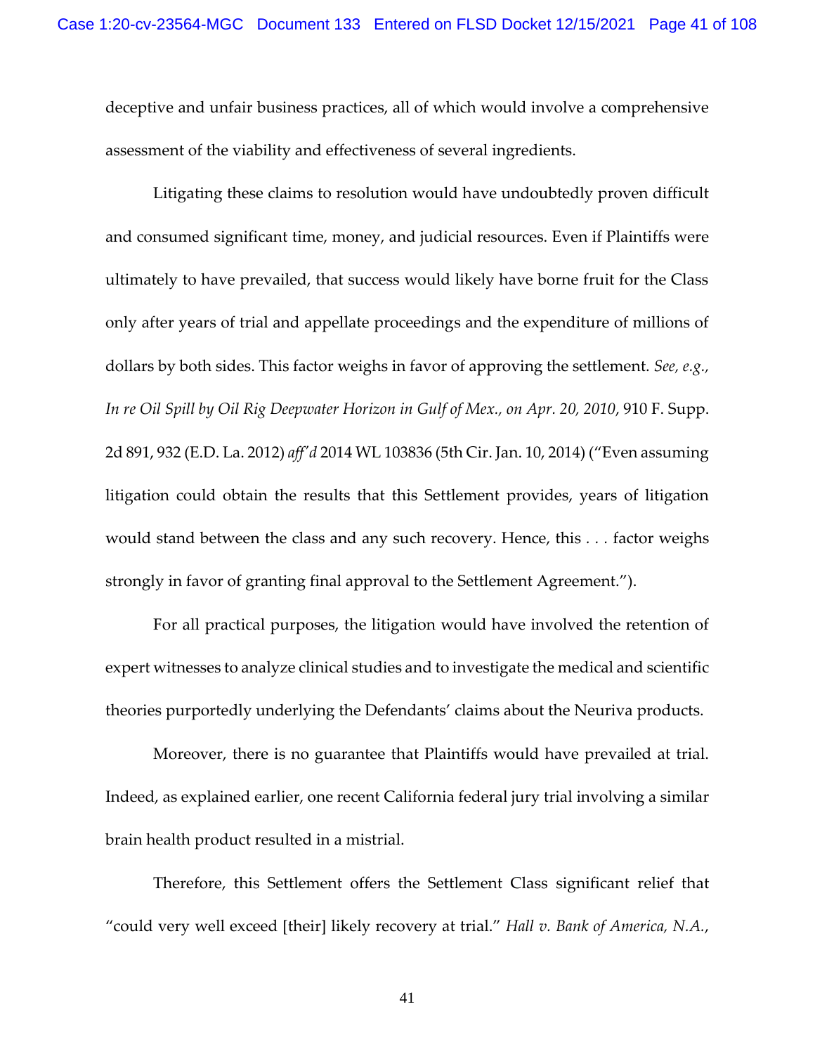deceptive and unfair business practices, all of which would involve a comprehensive assessment of the viability and effectiveness of several ingredients.

Litigating these claims to resolution would have undoubtedly proven difficult and consumed significant time, money, and judicial resources. Even if Plaintiffs were ultimately to have prevailed, that success would likely have borne fruit for the Class only after years of trial and appellate proceedings and the expenditure of millions of dollars by both sides. This factor weighs in favor of approving the settlement. *See, e.g., In re Oil Spill by Oil Rig Deepwater Horizon in Gulf of Mex., on Apr. 20, 2010*, 910 F. Supp. 2d 891, 932 (E.D. La. 2012) *aff'd* 2014 WL 103836 (5th Cir. Jan. 10, 2014) ("Even assuming litigation could obtain the results that this Settlement provides, years of litigation would stand between the class and any such recovery. Hence, this . . . factor weighs strongly in favor of granting final approval to the Settlement Agreement.").

For all practical purposes, the litigation would have involved the retention of expert witnesses to analyze clinical studies and to investigate the medical and scientific theories purportedly underlying the Defendants' claims about the Neuriva products.

Moreover, there is no guarantee that Plaintiffs would have prevailed at trial. Indeed, as explained earlier, one recent California federal jury trial involving a similar brain health product resulted in a mistrial.

Therefore, this Settlement offers the Settlement Class significant relief that "could very well exceed [their] likely recovery at trial." *Hall v. Bank of America, N.A.*,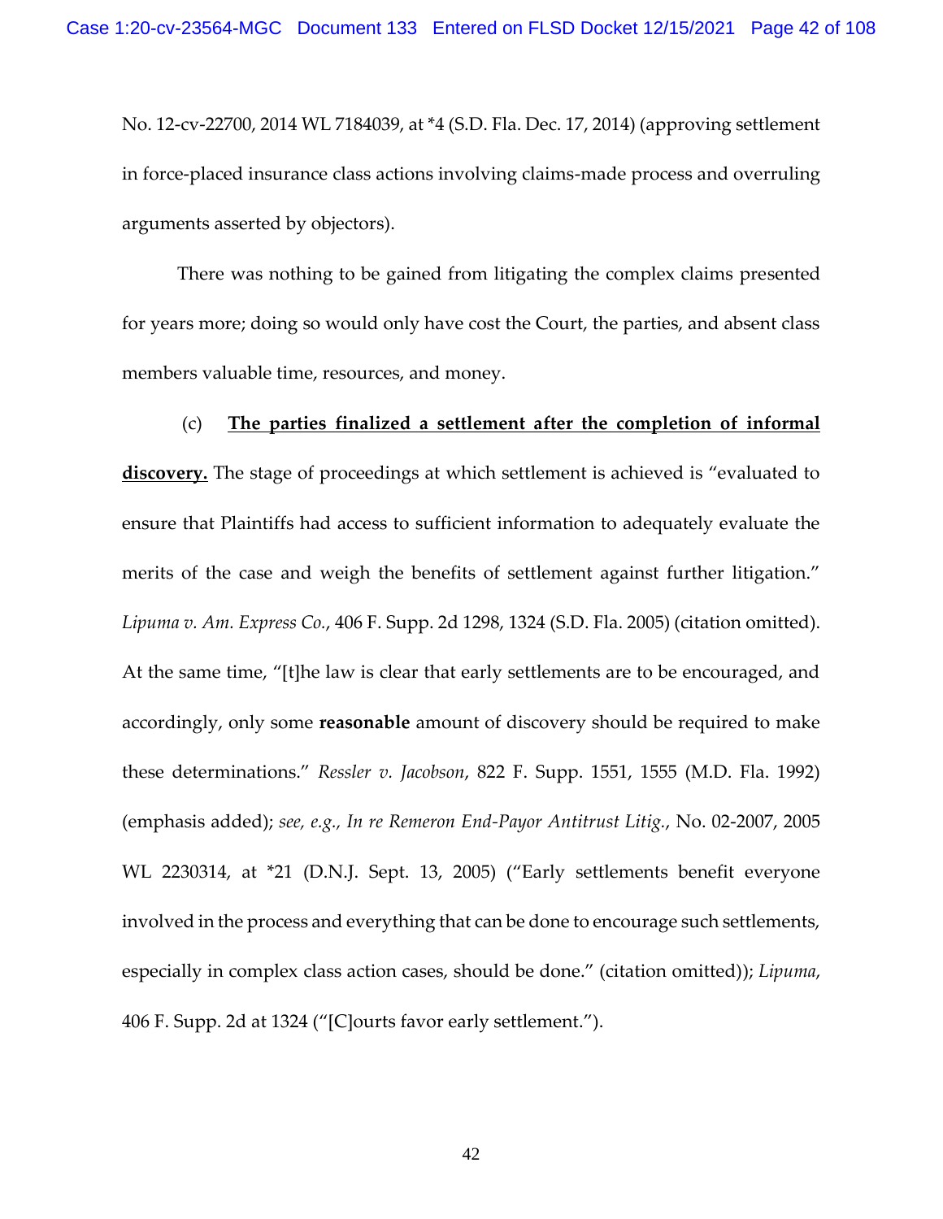No. 12-cv-22700, 2014 WL 7184039, at *4 (S.D. Fla. Dec. 17, 2014) (approving settlement in force-placed insurance class actions involving claims-made process and overruling arguments asserted by objectors).

There was nothing to be gained from litigating the complex claims presented for years more; doing so would only have cost the Court, the parties, and absent class members valuable time, resources, and money.

(c) **<u>The parties finalized a settlement after the completion of informal discovery.</u>** The stage of proceedings at which settlement is achieved is "evaluated to ensure that Plaintiffs had access to sufficient information to adequately evaluate the merits of the case and weigh the benefits of settlement against further litigation." *Lipuma v. Am. Express Co.*, 406 F. Supp. 2d 1298, 1324 (S.D. Fla. 2005) (citation omitted). At the same time, "[t]he law is clear that early settlements are to be encouraged, and accordingly, only some **reasonable** amount of discovery should be required to make these determinations." *Ressler v. Jacobson*, 822 F. Supp. 1551, 1555 (M.D. Fla. 1992) (emphasis added); *see, e.g., In re Remeron End-Payor Antitrust Litig.*, No. 02-2007, 2005 WL 2230314, at *21 (D.N.J. Sept. 13, 2005) ("Early settlements benefit everyone involved in the process and everything that can be done to encourage such settlements, especially in complex class action cases, should be done." (citation omitted)); *Lipuma*, 406 F. Supp. 2d at 1324 ("[C]ourts favor early settlement.").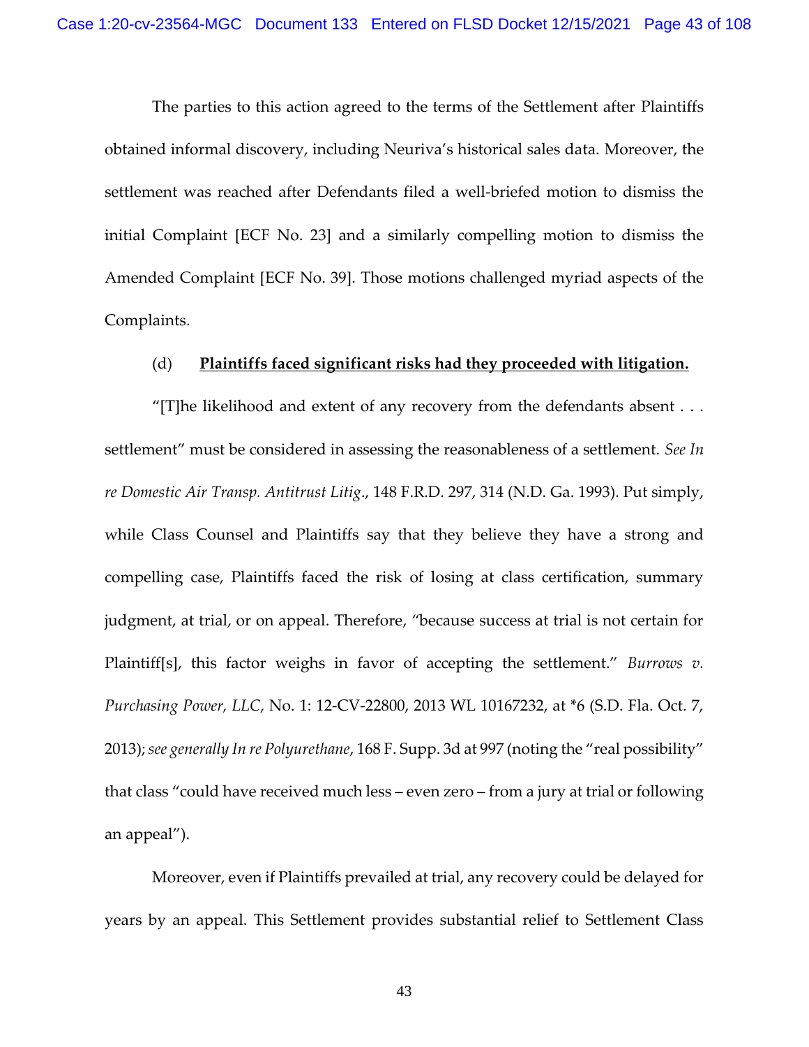The parties to this action agreed to the terms of the Settlement after Plaintiffs obtained informal discovery, including Neuriva's historical sales data. Moreover, the settlement was reached after Defendants filed a well-briefed motion to dismiss the initial Complaint [ECF No. 23] and a similarly compelling motion to dismiss the Amended Complaint [ECF No. 39]. Those motions challenged myriad aspects of the Complaints.

(d) **<u>Plaintiffs faced significant risks had they proceeded with litigation.</u>**

"[T]he likelihood and extent of any recovery from the defendants absent . . . settlement" must be considered in assessing the reasonableness of a settlement. *See In re Domestic Air Transp. Antitrust Litig*., 148 F.R.D. 297, 314 (N.D. Ga. 1993). Put simply, while Class Counsel and Plaintiffs say that they believe they have a strong and compelling case, Plaintiffs faced the risk of losing at class certification, summary judgment, at trial, or on appeal. Therefore, "because success at trial is not certain for Plaintiff[s], this factor weighs in favor of accepting the settlement." *Burrows v. Purchasing Power, LLC*, No. 1: 12-CV-22800, 2013 WL 10167232, at *6 (S.D. Fla. Oct. 7, 2013); *see generally In re Polyurethane*, 168 F. Supp. 3d at 997 (noting the "real possibility" that class "could have received much less – even zero – from a jury at trial or following an appeal").

Moreover, even if Plaintiffs prevailed at trial, any recovery could be delayed for years by an appeal. This Settlement provides substantial relief to Settlement Class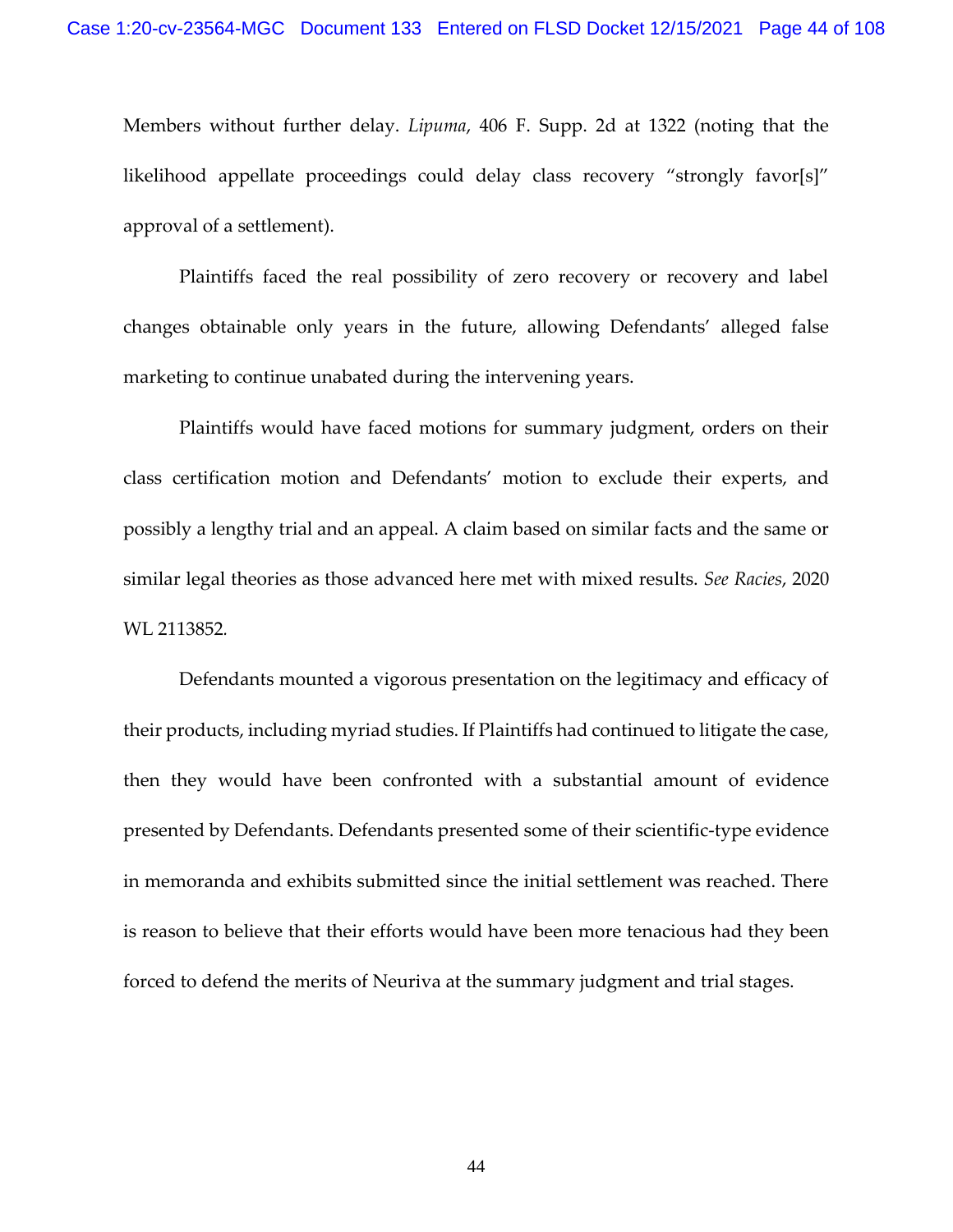Members without further delay. *Lipuma*, 406 F. Supp. 2d at 1322 (noting that the likelihood appellate proceedings could delay class recovery "strongly favor[s]" approval of a settlement).

Plaintiffs faced the real possibility of zero recovery or recovery and label changes obtainable only years in the future, allowing Defendants' alleged false marketing to continue unabated during the intervening years.

Plaintiffs would have faced motions for summary judgment, orders on their class certification motion and Defendants' motion to exclude their experts, and possibly a lengthy trial and an appeal. A claim based on similar facts and the same or similar legal theories as those advanced here met with mixed results. *See Racies*, 2020 WL 2113852.

Defendants mounted a vigorous presentation on the legitimacy and efficacy of their products, including myriad studies. If Plaintiffs had continued to litigate the case, then they would have been confronted with a substantial amount of evidence presented by Defendants. Defendants presented some of their scientific-type evidence in memoranda and exhibits submitted since the initial settlement was reached. There is reason to believe that their efforts would have been more tenacious had they been forced to defend the merits of Neuriva at the summary judgment and trial stages.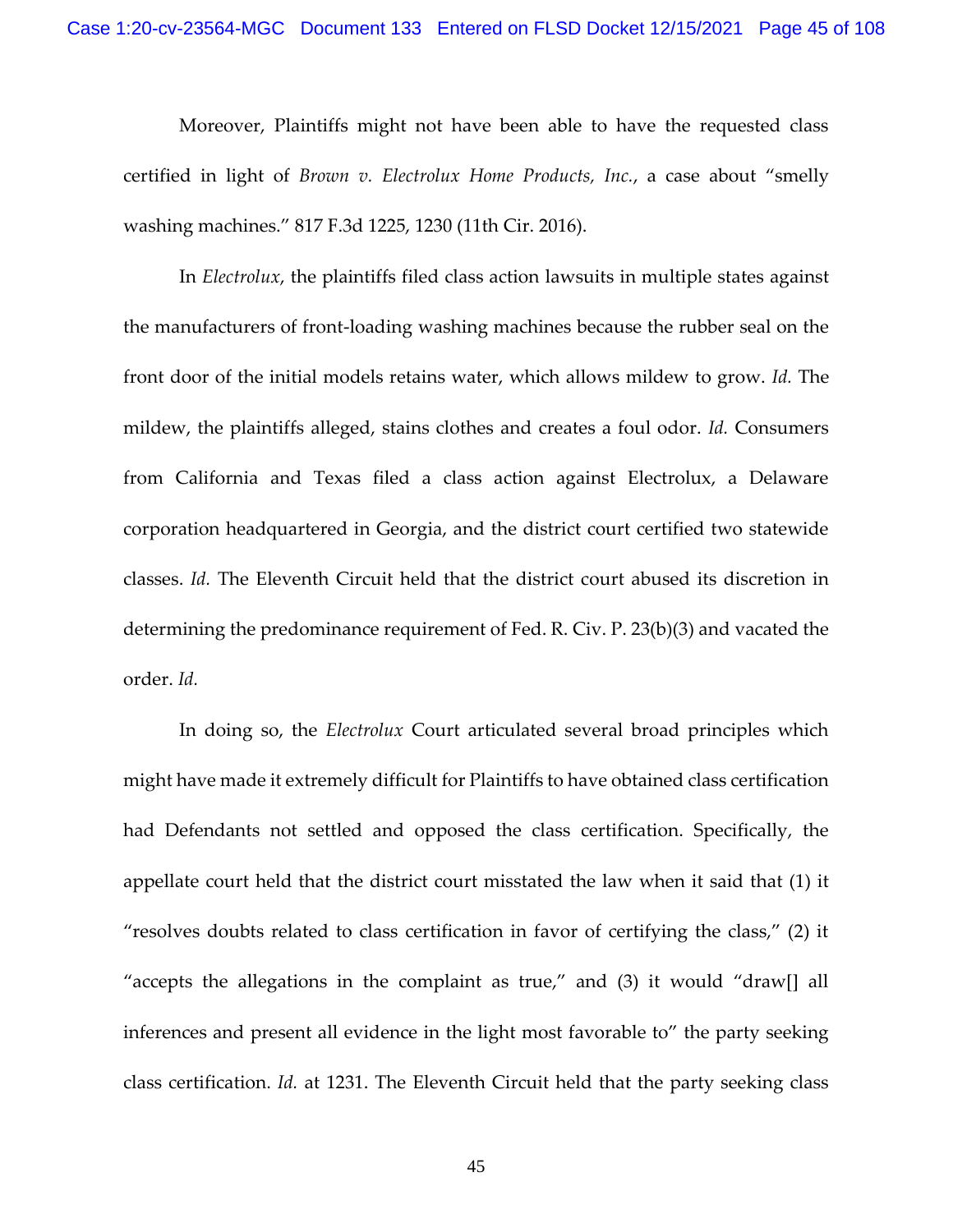Moreover, Plaintiffs might not have been able to have the requested class certified in light of *Brown v. Electrolux Home Products, Inc.*, a case about "smelly washing machines." 817 F.3d 1225, 1230 (11th Cir. 2016).

In *Electrolux*, the plaintiffs filed class action lawsuits in multiple states against the manufacturers of front-loading washing machines because the rubber seal on the front door of the initial models retains water, which allows mildew to grow. *Id.* The mildew, the plaintiffs alleged, stains clothes and creates a foul odor. *Id.* Consumers from California and Texas filed a class action against Electrolux, a Delaware corporation headquartered in Georgia, and the district court certified two statewide classes. *Id.* The Eleventh Circuit held that the district court abused its discretion in determining the predominance requirement of Fed. R. Civ. P. 23(b)(3) and vacated the order. *Id.*

In doing so, the *Electrolux* Court articulated several broad principles which might have made it extremely difficult for Plaintiffs to have obtained class certification had Defendants not settled and opposed the class certification. Specifically, the appellate court held that the district court misstated the law when it said that (1) it "resolves doubts related to class certification in favor of certifying the class," (2) it "accepts the allegations in the complaint as true," and (3) it would "draw[] all inferences and present all evidence in the light most favorable to" the party seeking class certification. *Id.* at 1231. The Eleventh Circuit held that the party seeking class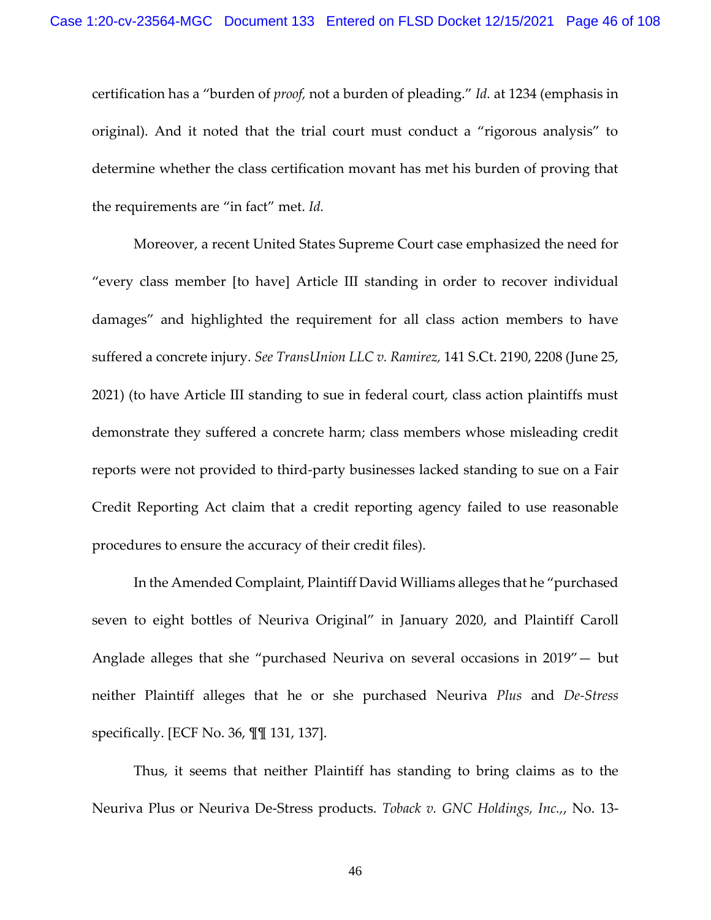certification has a "burden of *proof,* not a burden of pleading." *Id.* at 1234 (emphasis in original). And it noted that the trial court must conduct a "rigorous analysis" to determine whether the class certification movant has met his burden of proving that the requirements are "in fact" met. *Id.*

Moreover, a recent United States Supreme Court case emphasized the need for "every class member [to have] Article III standing in order to recover individual damages" and highlighted the requirement for all class action members to have suffered a concrete injury. *See TransUnion LLC v. Ramirez,* 141 S.Ct. 2190, 2208 (June 25, 2021) (to have Article III standing to sue in federal court, class action plaintiffs must demonstrate they suffered a concrete harm; class members whose misleading credit reports were not provided to third-party businesses lacked standing to sue on a Fair Credit Reporting Act claim that a credit reporting agency failed to use reasonable procedures to ensure the accuracy of their credit files).

In the Amended Complaint, Plaintiff David Williams alleges that he "purchased seven to eight bottles of Neuriva Original" in January 2020, and Plaintiff Caroll Anglade alleges that she "purchased Neuriva on several occasions in 2019"— but neither Plaintiff alleges that he or she purchased Neuriva *Plus* and *De-Stress* specifically. [ECF No. 36, ¶¶ 131, 137].

Thus, it seems that neither Plaintiff has standing to bring claims as to the Neuriva Plus or Neuriva De-Stress products. *Toback v. GNC Holdings, Inc.,*, No. 13-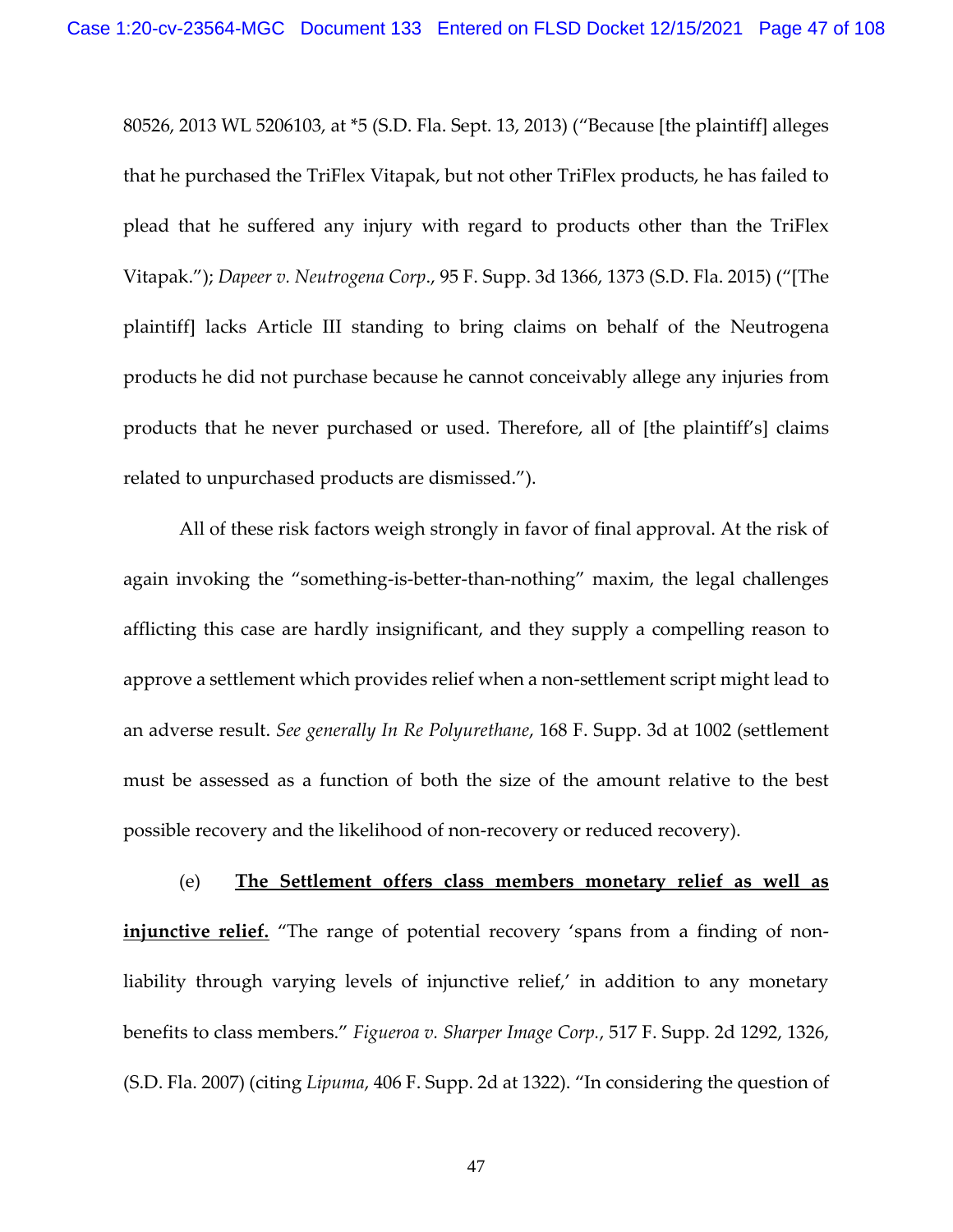80526, 2013 WL 5206103, at *5 (S.D. Fla. Sept. 13, 2013) ("Because [the plaintiff] alleges that he purchased the TriFlex Vitapak, but not other TriFlex products, he has failed to plead that he suffered any injury with regard to products other than the TriFlex Vitapak."); *Dapeer v. Neutrogena Corp*., 95 F. Supp. 3d 1366, 1373 (S.D. Fla. 2015) ("[The plaintiff] lacks Article III standing to bring claims on behalf of the Neutrogena products he did not purchase because he cannot conceivably allege any injuries from products that he never purchased or used. Therefore, all of [the plaintiff's] claims related to unpurchased products are dismissed.").

All of these risk factors weigh strongly in favor of final approval. At the risk of again invoking the "something-is-better-than-nothing" maxim, the legal challenges afflicting this case are hardly insignificant, and they supply a compelling reason to approve a settlement which provides relief when a non-settlement script might lead to an adverse result. *See generally In Re Polyurethane*, 168 F. Supp. 3d at 1002 (settlement must be assessed as a function of both the size of the amount relative to the best possible recovery and the likelihood of non-recovery or reduced recovery).

(e) **The Settlement offers class members monetary relief as well as injunctive relief.** "The range of potential recovery 'spans from a finding of non-liability through varying levels of injunctive relief,' in addition to any monetary benefits to class members." *Figueroa v. Sharper Image Corp.*, 517 F. Supp. 2d 1292, 1326, (S.D. Fla. 2007) (citing *Lipuma*, 406 F. Supp. 2d at 1322). "In considering the question of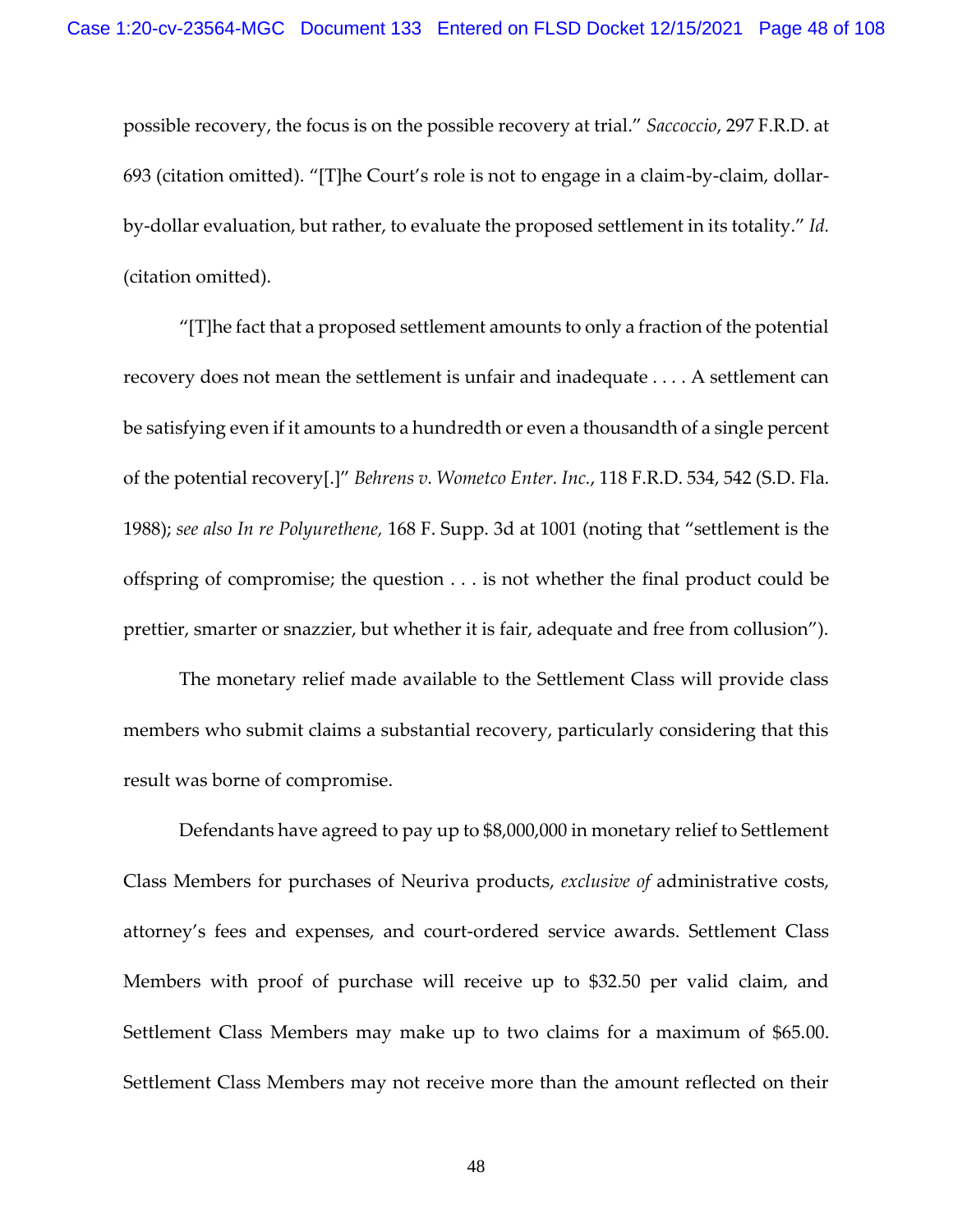possible recovery, the focus is on the possible recovery at trial." *Saccoccio*, 297 F.R.D. at 693 (citation omitted). "[T]he Court's role is not to engage in a claim-by-claim, dollar-by-dollar evaluation, but rather, to evaluate the proposed settlement in its totality." *Id.* (citation omitted).

"[T]he fact that a proposed settlement amounts to only a fraction of the potential recovery does not mean the settlement is unfair and inadequate . . . . A settlement can be satisfying even if it amounts to a hundredth or even a thousandth of a single percent of the potential recovery[.]" *Behrens v. Wometco Enter. Inc.*, 118 F.R.D. 534, 542 (S.D. Fla. 1988); *see also In re Polyurethene,* 168 F. Supp. 3d at 1001 (noting that "settlement is the offspring of compromise; the question . . . is not whether the final product could be prettier, smarter or snazzier, but whether it is fair, adequate and free from collusion").

The monetary relief made available to the Settlement Class will provide class members who submit claims a substantial recovery, particularly considering that this result was borne of compromise.

Defendants have agreed to pay up to $8,000,000 in monetary relief to Settlement Class Members for purchases of Neuriva products, *exclusive of* administrative costs, attorney's fees and expenses, and court-ordered service awards. Settlement Class Members with proof of purchase will receive up to $32.50 per valid claim, and Settlement Class Members may make up to two claims for a maximum of $65.00. Settlement Class Members may not receive more than the amount reflected on their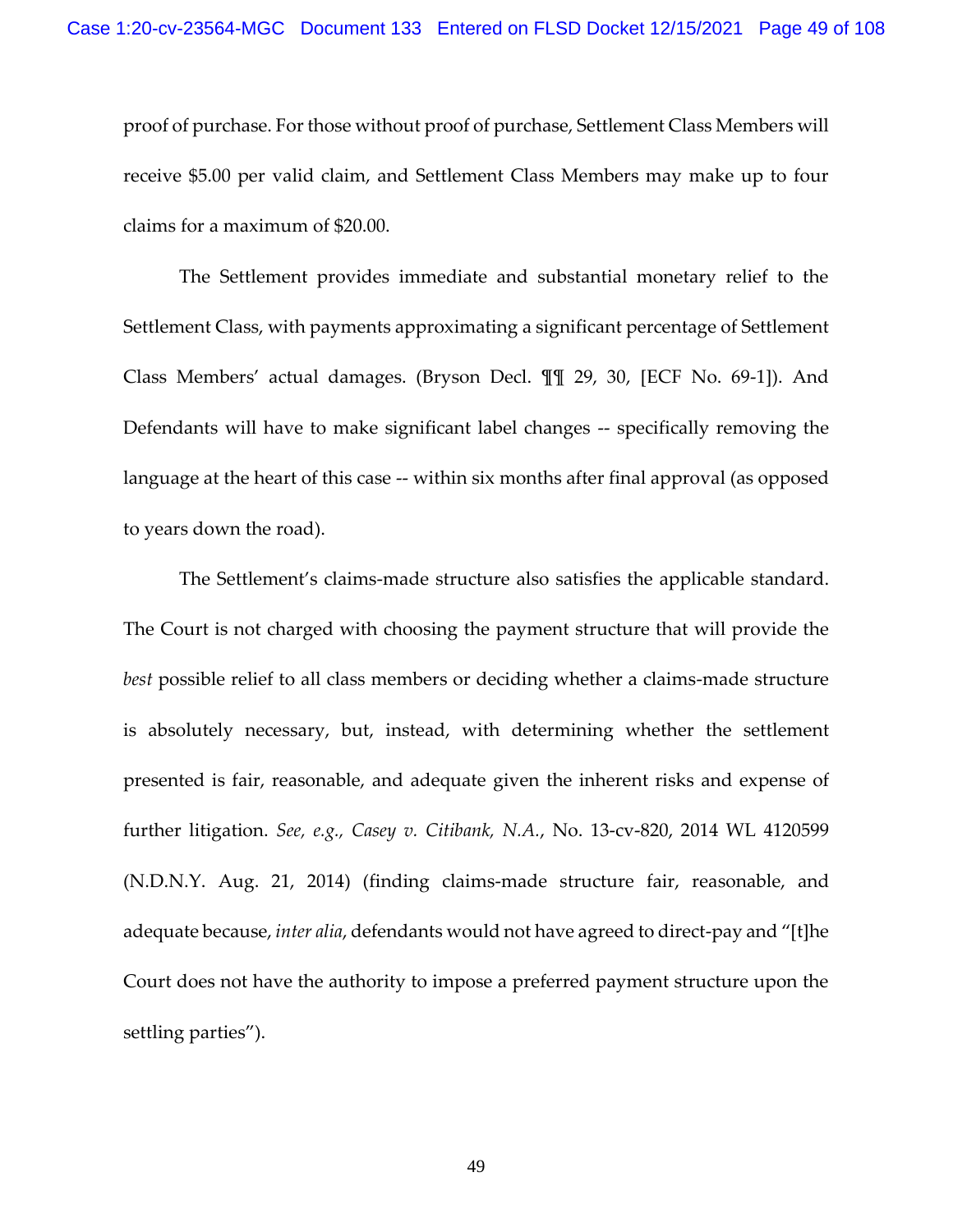proof of purchase. For those without proof of purchase, Settlement Class Members will receive $5.00 per valid claim, and Settlement Class Members may make up to four claims for a maximum of $20.00.

The Settlement provides immediate and substantial monetary relief to the Settlement Class, with payments approximating a significant percentage of Settlement Class Members' actual damages. (Bryson Decl. ¶¶ 29, 30, [ECF No. 69-1]). And Defendants will have to make significant label changes -- specifically removing the language at the heart of this case -- within six months after final approval (as opposed to years down the road).

The Settlement's claims-made structure also satisfies the applicable standard. The Court is not charged with choosing the payment structure that will provide the *best* possible relief to all class members or deciding whether a claims-made structure is absolutely necessary, but, instead, with determining whether the settlement presented is fair, reasonable, and adequate given the inherent risks and expense of further litigation. *See, e.g., Casey v. Citibank, N.A.*, No. 13-cv-820, 2014 WL 4120599 (N.D.N.Y. Aug. 21, 2014) (finding claims-made structure fair, reasonable, and adequate because, *inter alia*, defendants would not have agreed to direct-pay and "[t]he Court does not have the authority to impose a preferred payment structure upon the settling parties").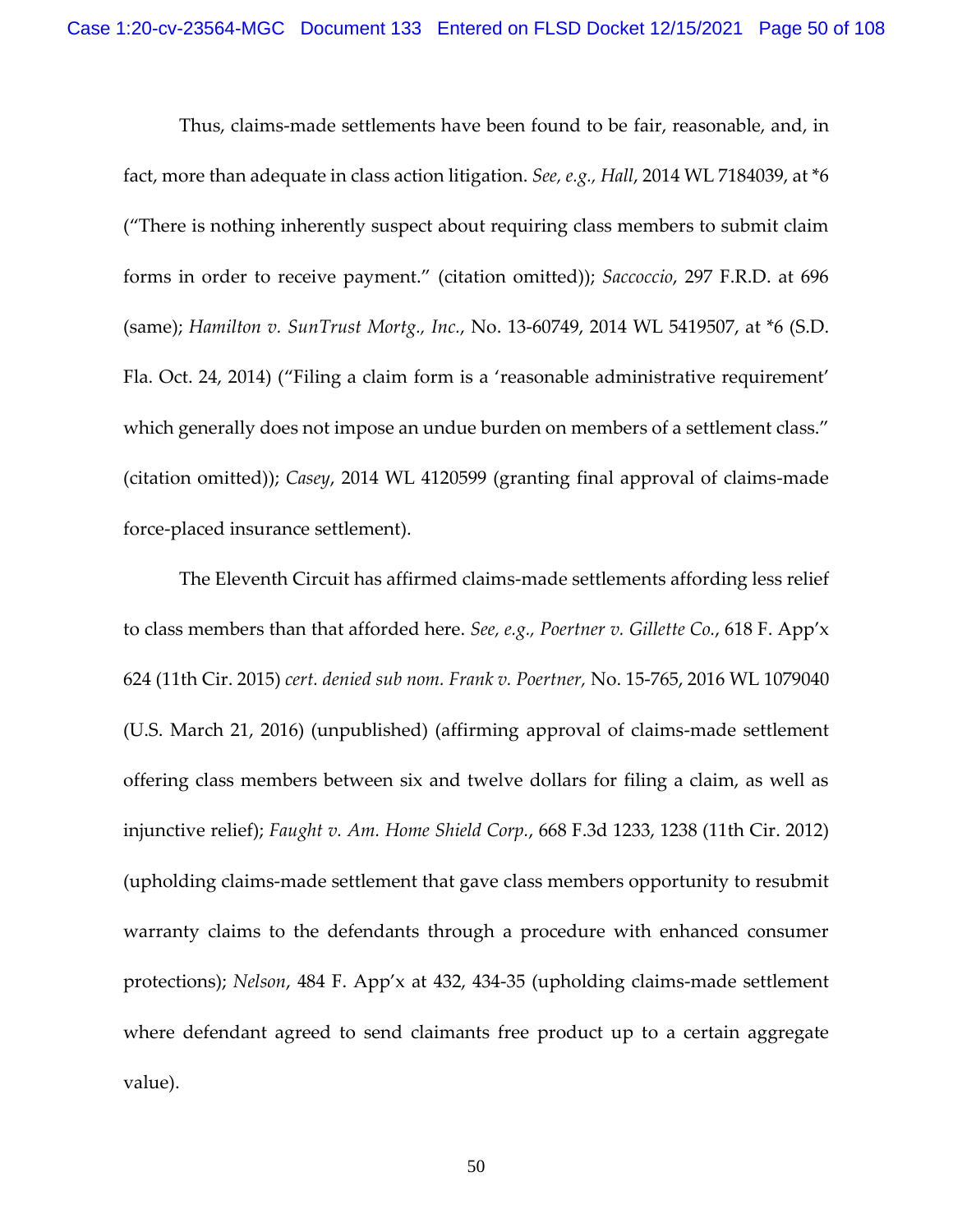Thus, claims-made settlements have been found to be fair, reasonable, and, in fact, more than adequate in class action litigation. *See, e.g., Hall*, 2014 WL 7184039, at *6 ("There is nothing inherently suspect about requiring class members to submit claim forms in order to receive payment." (citation omitted)); *Saccoccio*, 297 F.R.D. at 696 (same); *Hamilton v. SunTrust Mortg., Inc.*, No. 13-60749, 2014 WL 5419507, at *6 (S.D. Fla. Oct. 24, 2014) ("Filing a claim form is a 'reasonable administrative requirement' which generally does not impose an undue burden on members of a settlement class." (citation omitted)); *Casey*, 2014 WL 4120599 (granting final approval of claims-made force-placed insurance settlement).

The Eleventh Circuit has affirmed claims-made settlements affording less relief to class members than that afforded here. *See, e.g., Poertner v. Gillette Co.*, 618 F. App'x 624 (11th Cir. 2015) *cert. denied sub nom. Frank v. Poertner,* No. 15-765, 2016 WL 1079040 (U.S. March 21, 2016) (unpublished) (affirming approval of claims-made settlement offering class members between six and twelve dollars for filing a claim, as well as injunctive relief); *Faught v. Am. Home Shield Corp.*, 668 F.3d 1233, 1238 (11th Cir. 2012) (upholding claims-made settlement that gave class members opportunity to resubmit warranty claims to the defendants through a procedure with enhanced consumer protections); *Nelson*, 484 F. App'x at 432, 434-35 (upholding claims-made settlement where defendant agreed to send claimants free product up to a certain aggregate value).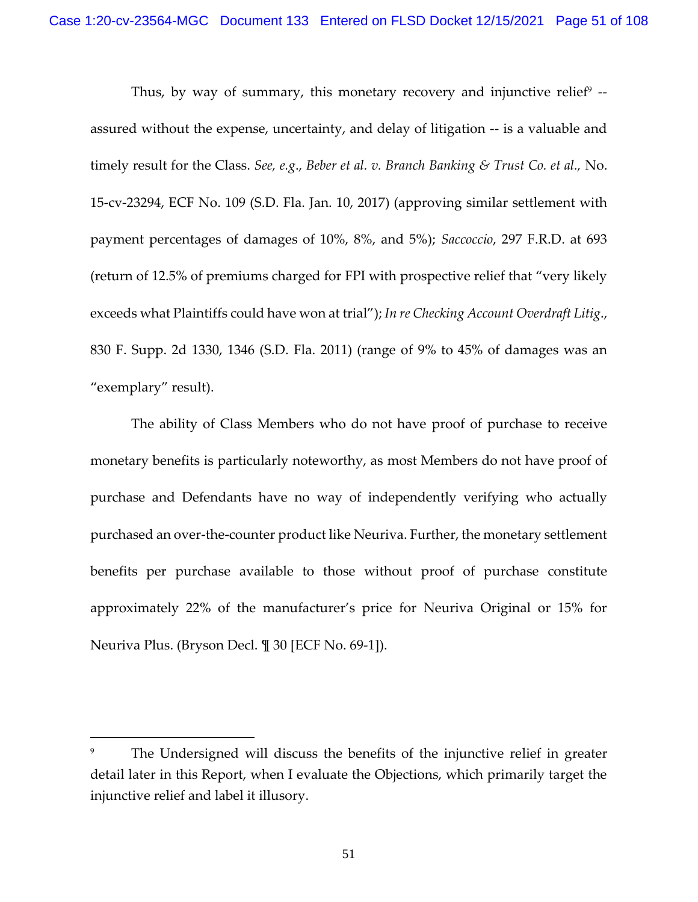Thus, by way of summary, this monetary recovery and injunctive relief[9] -- assured without the expense, uncertainty, and delay of litigation -- is a valuable and timely result for the Class. *See, e.g.*, *Beber et al. v. Branch Banking & Trust Co. et al.,* No. 15-cv-23294, ECF No. 109 (S.D. Fla. Jan. 10, 2017) (approving similar settlement with payment percentages of damages of 10%, 8%, and 5%); *Saccoccio*, 297 F.R.D. at 693 (return of 12.5% of premiums charged for FPI with prospective relief that "very likely exceeds what Plaintiffs could have won at trial"); *In re Checking Account Overdraft Litig*., 830 F. Supp. 2d 1330, 1346 (S.D. Fla. 2011) (range of 9% to 45% of damages was an "exemplary" result).

The ability of Class Members who do not have proof of purchase to receive monetary benefits is particularly noteworthy, as most Members do not have proof of purchase and Defendants have no way of independently verifying who actually purchased an over-the-counter product like Neuriva. Further, the monetary settlement benefits per purchase available to those without proof of purchase constitute approximately 22% of the manufacturer's price for Neuriva Original or 15% for Neuriva Plus. (Bryson Decl. ¶ 30 [ECF No. 69-1]).

---

[9] The Undersigned will discuss the benefits of the injunctive relief in greater detail later in this Report, when I evaluate the Objections, which primarily target the injunctive relief and label it illusory.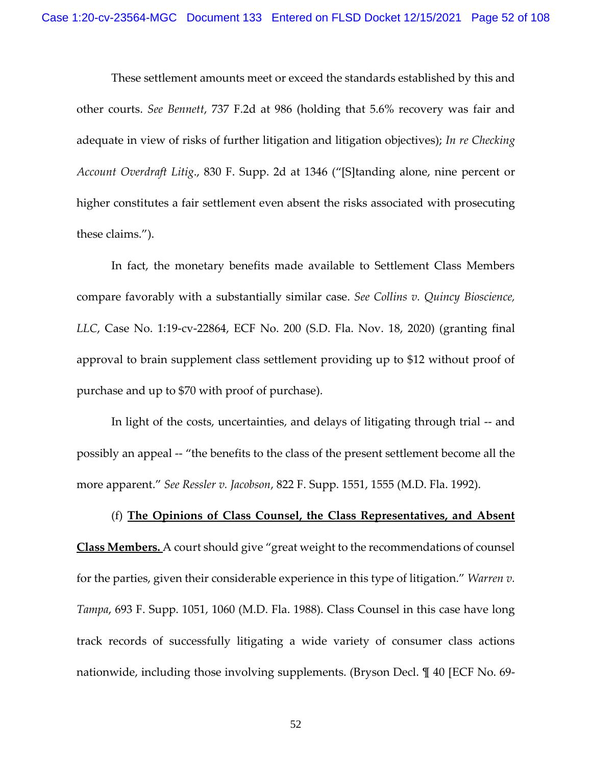These settlement amounts meet or exceed the standards established by this and other courts. *See Bennett*, 737 F.2d at 986 (holding that 5.6% recovery was fair and adequate in view of risks of further litigation and litigation objectives); *In re Checking Account Overdraft Litig*., 830 F. Supp. 2d at 1346 ("[S]tanding alone, nine percent or higher constitutes a fair settlement even absent the risks associated with prosecuting these claims.").

In fact, the monetary benefits made available to Settlement Class Members compare favorably with a substantially similar case. *See Collins v. Quincy Bioscience, LLC*, Case No. 1:19-cv-22864, ECF No. 200 (S.D. Fla. Nov. 18, 2020) (granting final approval to brain supplement class settlement providing up to $12 without proof of purchase and up to $70 with proof of purchase).

In light of the costs, uncertainties, and delays of litigating through trial -- and possibly an appeal -- "the benefits to the class of the present settlement become all the more apparent." *See Ressler v. Jacobson*, 822 F. Supp. 1551, 1555 (M.D. Fla. 1992).

(f) **<u>The Opinions of Class Counsel, the Class Representatives, and Absent Class Members.</u>** A court should give "great weight to the recommendations of counsel for the parties, given their considerable experience in this type of litigation." *Warren v. Tampa*, 693 F. Supp. 1051, 1060 (M.D. Fla. 1988). Class Counsel in this case have long track records of successfully litigating a wide variety of consumer class actions nationwide, including those involving supplements. (Bryson Decl. ¶ 40 [ECF No. 69-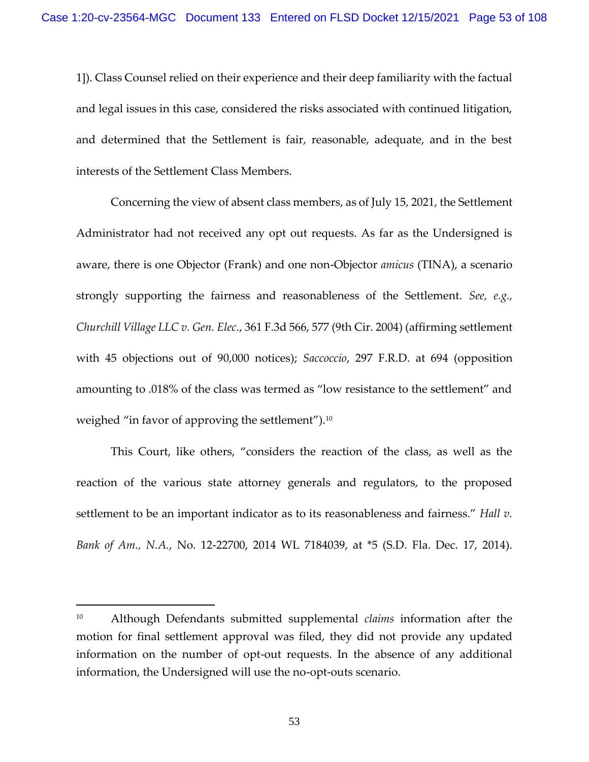1]). Class Counsel relied on their experience and their deep familiarity with the factual and legal issues in this case, considered the risks associated with continued litigation, and determined that the Settlement is fair, reasonable, adequate, and in the best interests of the Settlement Class Members.

Concerning the view of absent class members, as of July 15, 2021, the Settlement Administrator had not received any opt out requests. As far as the Undersigned is aware, there is one Objector (Frank) and one non-Objector *amicus* (TINA), a scenario strongly supporting the fairness and reasonableness of the Settlement. *See, e.g.*, *Churchill Village LLC v. Gen. Elec.*, 361 F.3d 566, 577 (9th Cir. 2004) (affirming settlement with 45 objections out of 90,000 notices); *Saccoccio*, 297 F.R.D. at 694 (opposition amounting to .018% of the class was termed as "low resistance to the settlement" and weighed "in favor of approving the settlement").[10]

This Court, like others, "considers the reaction of the class, as well as the reaction of the various state attorney generals and regulators, to the proposed settlement to be an important indicator as to its reasonableness and fairness." *Hall v. Bank of Am., N.A.*, No. 12-22700, 2014 WL 7184039, at *5 (S.D. Fla. Dec. 17, 2014).

---

[10] Although Defendants submitted supplemental *claims* information after the motion for final settlement approval was filed, they did not provide any updated information on the number of opt-out requests. In the absence of any additional information, the Undersigned will use the no-opt-outs scenario.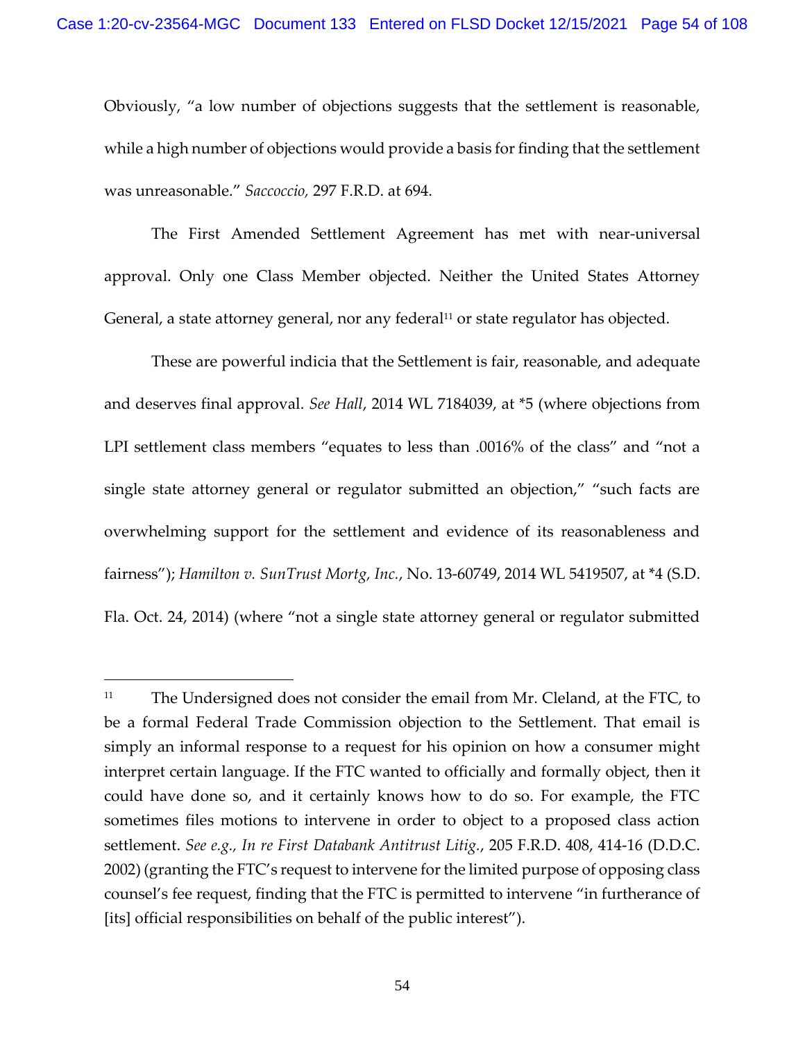Obviously, "a low number of objections suggests that the settlement is reasonable, while a high number of objections would provide a basis for finding that the settlement was unreasonable." *Saccoccio*, 297 F.R.D. at 694.

The First Amended Settlement Agreement has met with near-universal approval. Only one Class Member objected. Neither the United States Attorney General, a state attorney general, nor any federal[11] or state regulator has objected.

These are powerful indicia that the Settlement is fair, reasonable, and adequate and deserves final approval. *See Hall*, 2014 WL 7184039, at *5 (where objections from LPI settlement class members "equates to less than .0016% of the class" and "not a single state attorney general or regulator submitted an objection," "such facts are overwhelming support for the settlement and evidence of its reasonableness and fairness"); *Hamilton v. SunTrust Mortg, Inc.*, No. 13-60749, 2014 WL 5419507, at *4 (S.D. Fla. Oct. 24, 2014) (where "not a single state attorney general or regulator submitted

---

[11] The Undersigned does not consider the email from Mr. Cleland, at the FTC, to be a formal Federal Trade Commission objection to the Settlement. That email is simply an informal response to a request for his opinion on how a consumer might interpret certain language. If the FTC wanted to officially and formally object, then it could have done so, and it certainly knows how to do so. For example, the FTC sometimes files motions to intervene in order to object to a proposed class action settlement. *See e.g., In re First Databank Antitrust Litig.*, 205 F.R.D. 408, 414-16 (D.D.C. 2002) (granting the FTC's request to intervene for the limited purpose of opposing class counsel's fee request, finding that the FTC is permitted to intervene "in furtherance of [its] official responsibilities on behalf of the public interest").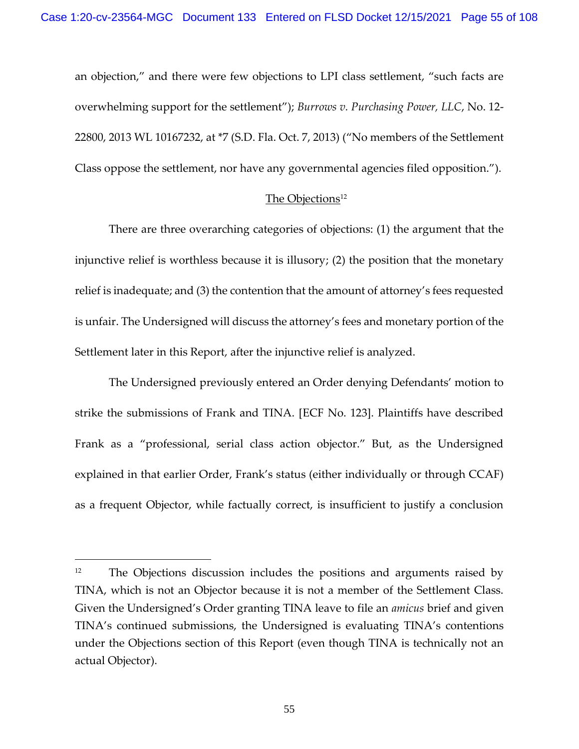an objection," and there were few objections to LPI class settlement, "such facts are overwhelming support for the settlement"); *Burrows v. Purchasing Power, LLC*, No. 12-22800, 2013 WL 10167232, at *7 (S.D. Fla. Oct. 7, 2013) ("No members of the Settlement Class oppose the settlement, nor have any governmental agencies filed opposition.").

## The Objections[12]

There are three overarching categories of objections: (1) the argument that the injunctive relief is worthless because it is illusory; (2) the position that the monetary relief is inadequate; and (3) the contention that the amount of attorney's fees requested is unfair. The Undersigned will discuss the attorney's fees and monetary portion of the Settlement later in this Report, after the injunctive relief is analyzed.

The Undersigned previously entered an Order denying Defendants' motion to strike the submissions of Frank and TINA. [ECF No. 123]. Plaintiffs have described Frank as a "professional, serial class action objector." But, as the Undersigned explained in that earlier Order, Frank's status (either individually or through CCAF) as a frequent Objector, while factually correct, is insufficient to justify a conclusion

---

[12] The Objections discussion includes the positions and arguments raised by TINA, which is not an Objector because it is not a member of the Settlement Class. Given the Undersigned's Order granting TINA leave to file an *amicus* brief and given TINA's continued submissions, the Undersigned is evaluating TINA's contentions under the Objections section of this Report (even though TINA is technically not an actual Objector).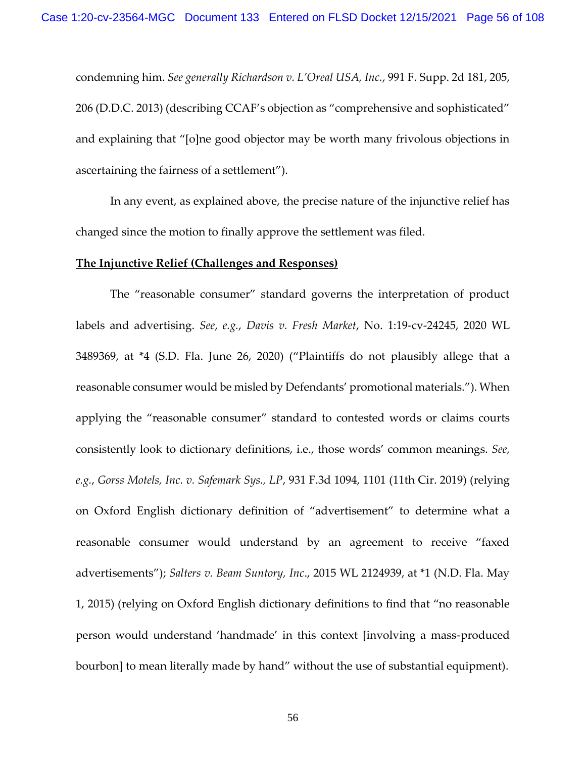condemning him. *See generally Richardson v. L'Oreal USA, Inc.*, 991 F. Supp. 2d 181, 205, 206 (D.D.C. 2013) (describing CCAF's objection as "comprehensive and sophisticated" and explaining that "[o]ne good objector may be worth many frivolous objections in ascertaining the fairness of a settlement").

In any event, as explained above, the precise nature of the injunctive relief has changed since the motion to finally approve the settlement was filed.

**<u>The Injunctive Relief (Challenges and Responses)</u>**

The "reasonable consumer" standard governs the interpretation of product labels and advertising. *See*, *e.g.*, *Davis v. Fresh Market*, No. 1:19-cv-24245, 2020 WL 3489369, at *4 (S.D. Fla. June 26, 2020) ("Plaintiffs do not plausibly allege that a reasonable consumer would be misled by Defendants' promotional materials."). When applying the "reasonable consumer" standard to contested words or claims courts consistently look to dictionary definitions, i.e., those words' common meanings. *See, e.g.*, *Gorss Motels, Inc. v. Safemark Sys., LP*, 931 F.3d 1094, 1101 (11th Cir. 2019) (relying on Oxford English dictionary definition of "advertisement" to determine what a reasonable consumer would understand by an agreement to receive "faxed advertisements"); *Salters v. Beam Suntory, Inc.*, 2015 WL 2124939, at *1 (N.D. Fla. May 1, 2015) (relying on Oxford English dictionary definitions to find that "no reasonable person would understand 'handmade' in this context [involving a mass-produced bourbon] to mean literally made by hand" without the use of substantial equipment).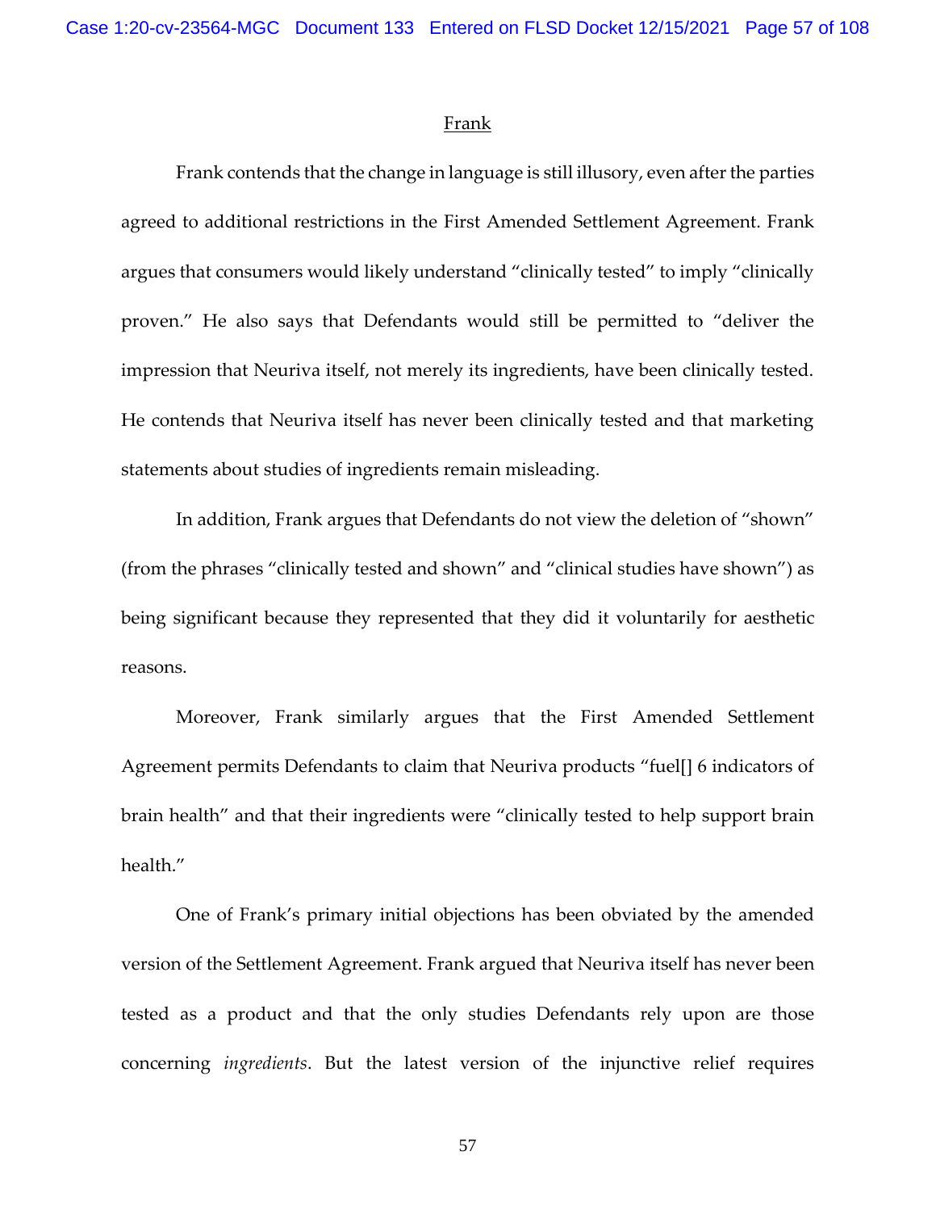<u>Frank</u>

Frank contends that the change in language is still illusory, even after the parties agreed to additional restrictions in the First Amended Settlement Agreement. Frank argues that consumers would likely understand "clinically tested" to imply "clinically proven." He also says that Defendants would still be permitted to "deliver the impression that Neuriva itself, not merely its ingredients, have been clinically tested. He contends that Neuriva itself has never been clinically tested and that marketing statements about studies of ingredients remain misleading.

In addition, Frank argues that Defendants do not view the deletion of "shown" (from the phrases "clinically tested and shown" and "clinical studies have shown") as being significant because they represented that they did it voluntarily for aesthetic reasons.

Moreover, Frank similarly argues that the First Amended Settlement Agreement permits Defendants to claim that Neuriva products "fuel[] 6 indicators of brain health" and that their ingredients were "clinically tested to help support brain health."

One of Frank's primary initial objections has been obviated by the amended version of the Settlement Agreement. Frank argued that Neuriva itself has never been tested as a product and that the only studies Defendants rely upon are those concerning *ingredients*. But the latest version of the injunctive relief requires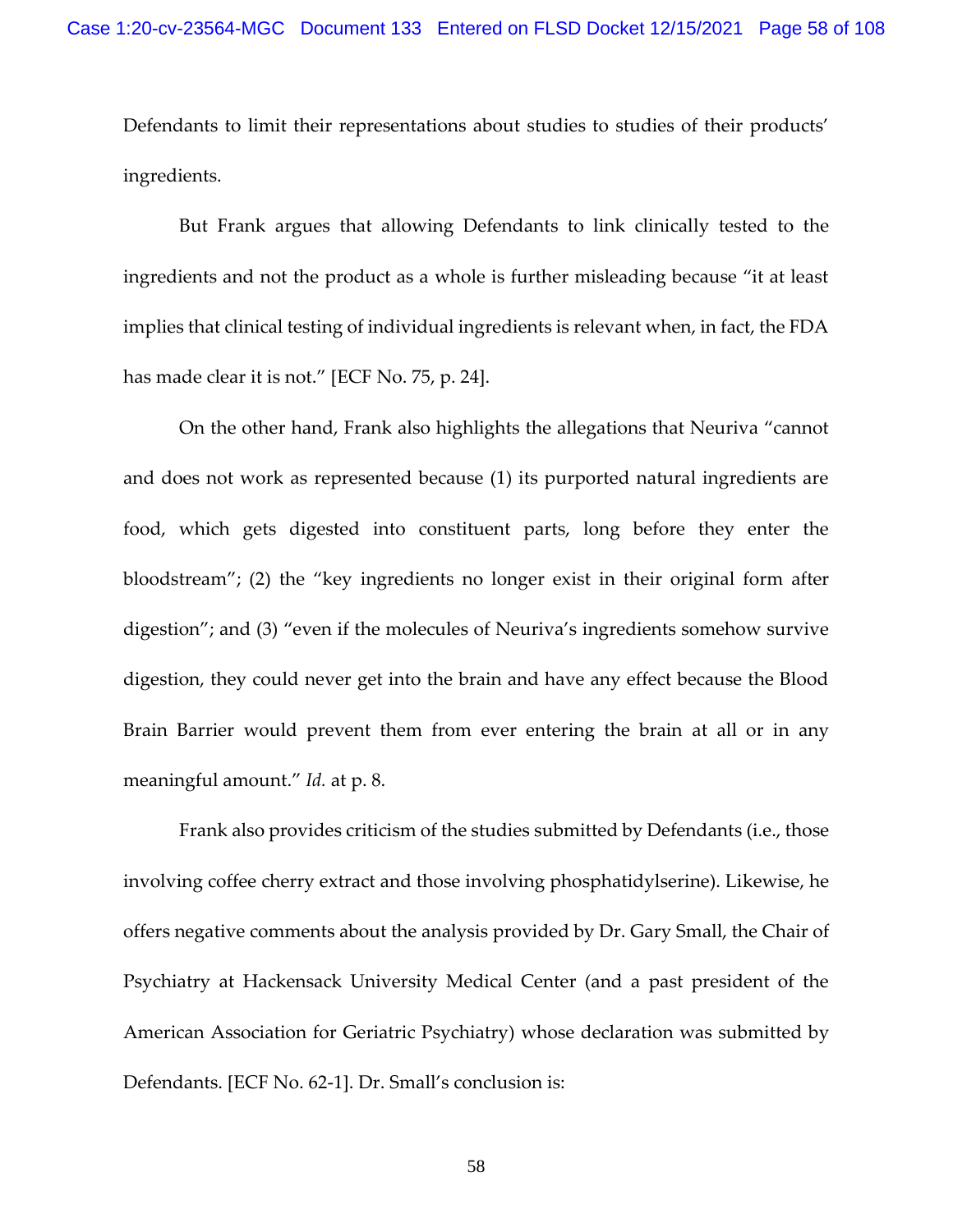Defendants to limit their representations about studies to studies of their products' ingredients.

But Frank argues that allowing Defendants to link clinically tested to the ingredients and not the product as a whole is further misleading because "it at least implies that clinical testing of individual ingredients is relevant when, in fact, the FDA has made clear it is not." [ECF No. 75, p. 24].

On the other hand, Frank also highlights the allegations that Neuriva "cannot and does not work as represented because (1) its purported natural ingredients are food, which gets digested into constituent parts, long before they enter the bloodstream"; (2) the "key ingredients no longer exist in their original form after digestion"; and (3) "even if the molecules of Neuriva's ingredients somehow survive digestion, they could never get into the brain and have any effect because the Blood Brain Barrier would prevent them from ever entering the brain at all or in any meaningful amount." *Id.* at p. 8.

Frank also provides criticism of the studies submitted by Defendants (i.e., those involving coffee cherry extract and those involving phosphatidylserine). Likewise, he offers negative comments about the analysis provided by Dr. Gary Small, the Chair of Psychiatry at Hackensack University Medical Center (and a past president of the American Association for Geriatric Psychiatry) whose declaration was submitted by Defendants. [ECF No. 62-1]. Dr. Small's conclusion is: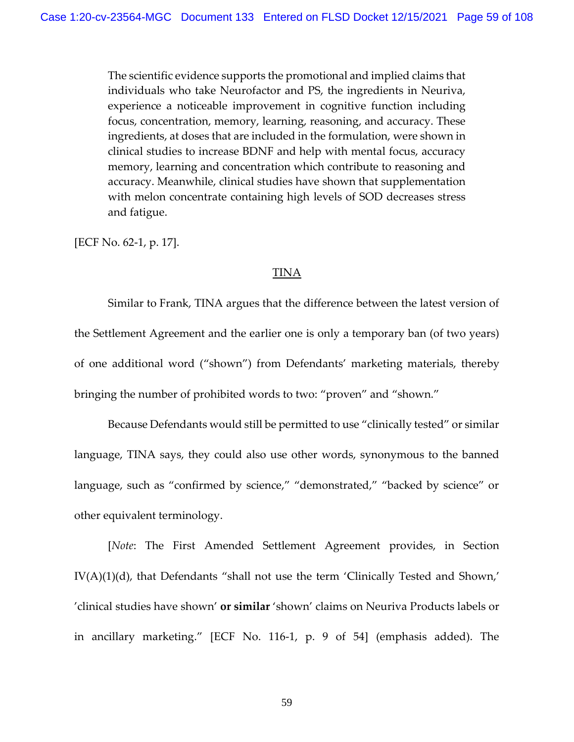> The scientific evidence supports the promotional and implied claims that individuals who take Neurofactor and PS, the ingredients in Neuriva, experience a noticeable improvement in cognitive function including focus, concentration, memory, learning, reasoning, and accuracy. These ingredients, at doses that are included in the formulation, were shown in clinical studies to increase BDNF and help with mental focus, accuracy memory, learning and concentration which contribute to reasoning and accuracy. Meanwhile, clinical studies have shown that supplementation with melon concentrate containing high levels of SOD decreases stress and fatigue.

[ECF No. 62-1, p. 17].

<u>TINA</u>

Similar to Frank, TINA argues that the difference between the latest version of the Settlement Agreement and the earlier one is only a temporary ban (of two years) of one additional word ("shown") from Defendants' marketing materials, thereby bringing the number of prohibited words to two: "proven" and "shown."

Because Defendants would still be permitted to use "clinically tested" or similar language, TINA says, they could also use other words, synonymous to the banned language, such as "confirmed by science," "demonstrated," "backed by science" or other equivalent terminology.

[*Note*: The First Amended Settlement Agreement provides, in Section IV(A)(1)(d), that Defendants "shall not use the term 'Clinically Tested and Shown,' 'clinical studies have shown' **or similar** 'shown' claims on Neuriva Products labels or in ancillary marketing." [ECF No. 116-1, p. 9 of 54] (emphasis added). The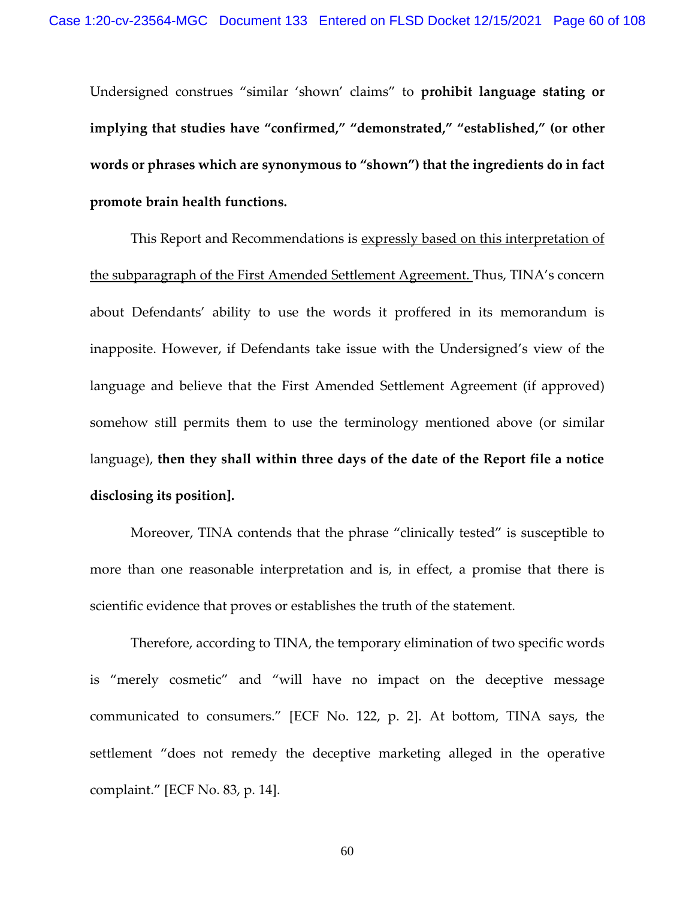Undersigned construes "similar 'shown' claims" to **prohibit language stating or implying that studies have "confirmed," "demonstrated," "established," (or other words or phrases which are synonymous to "shown") that the ingredients do in fact promote brain health functions.**

This Report and Recommendations is <u>expressly based on this interpretation of the subparagraph of the First Amended Settlement Agreement.</u> Thus, TINA's concern about Defendants' ability to use the words it proffered in its memorandum is inapposite. However, if Defendants take issue with the Undersigned's view of the language and believe that the First Amended Settlement Agreement (if approved) somehow still permits them to use the terminology mentioned above (or similar language), **then they shall within three days of the date of the Report file a notice disclosing its position].**

Moreover, TINA contends that the phrase "clinically tested" is susceptible to more than one reasonable interpretation and is, in effect, a promise that there is scientific evidence that proves or establishes the truth of the statement.

Therefore, according to TINA, the temporary elimination of two specific words is "merely cosmetic" and "will have no impact on the deceptive message communicated to consumers." [ECF No. 122, p. 2]. At bottom, TINA says, the settlement "does not remedy the deceptive marketing alleged in the operative complaint." [ECF No. 83, p. 14].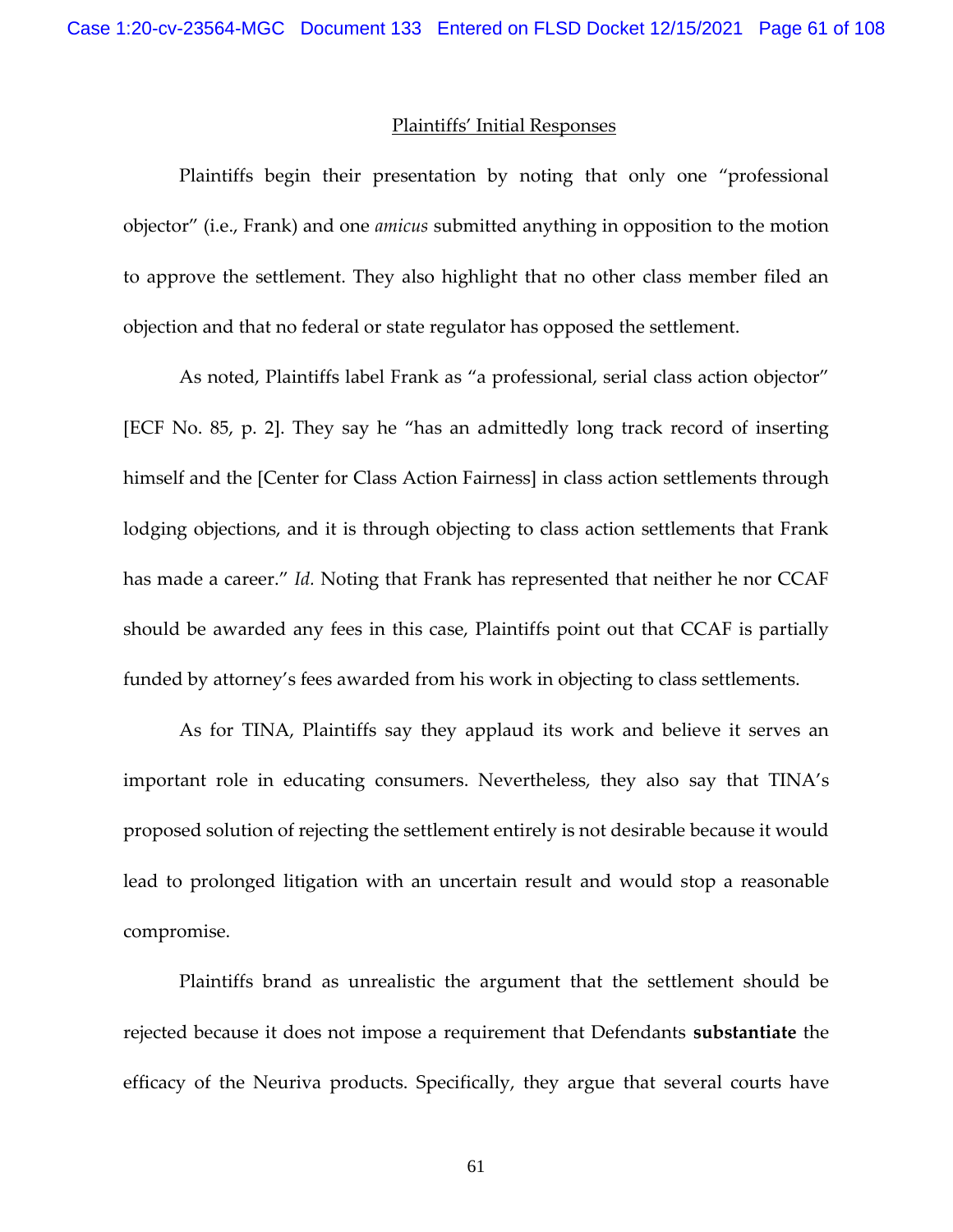Plaintiffs' Initial Responses

Plaintiffs begin their presentation by noting that only one "professional objector" (i.e., Frank) and one *amicus* submitted anything in opposition to the motion to approve the settlement. They also highlight that no other class member filed an objection and that no federal or state regulator has opposed the settlement.

As noted, Plaintiffs label Frank as "a professional, serial class action objector" [ECF No. 85, p. 2]. They say he "has an admittedly long track record of inserting himself and the [Center for Class Action Fairness] in class action settlements through lodging objections, and it is through objecting to class action settlements that Frank has made a career." *Id.* Noting that Frank has represented that neither he nor CCAF should be awarded any fees in this case, Plaintiffs point out that CCAF is partially funded by attorney's fees awarded from his work in objecting to class settlements.

As for TINA, Plaintiffs say they applaud its work and believe it serves an important role in educating consumers. Nevertheless, they also say that TINA's proposed solution of rejecting the settlement entirely is not desirable because it would lead to prolonged litigation with an uncertain result and would stop a reasonable compromise.

Plaintiffs brand as unrealistic the argument that the settlement should be rejected because it does not impose a requirement that Defendants **substantiate** the efficacy of the Neuriva products. Specifically, they argue that several courts have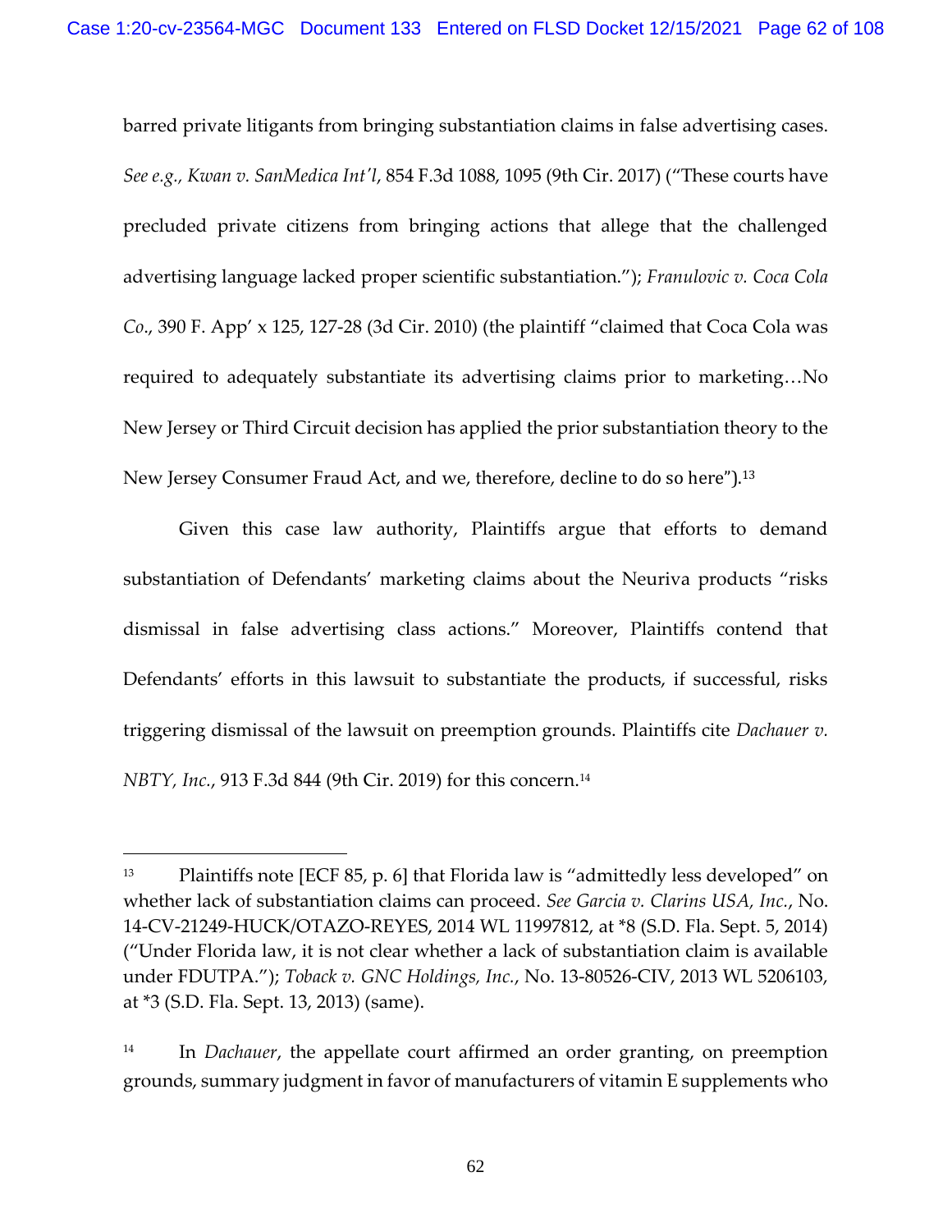barred private litigants from bringing substantiation claims in false advertising cases. *See e.g., Kwan v. SanMedica Int'l*, 854 F.3d 1088, 1095 (9th Cir. 2017) ("These courts have precluded private citizens from bringing actions that allege that the challenged advertising language lacked proper scientific substantiation."); *Franulovic v. Coca Cola Co.*, 390 F. App' x 125, 127-28 (3d Cir. 2010) (the plaintiff "claimed that Coca Cola was required to adequately substantiate its advertising claims prior to marketing…No New Jersey or Third Circuit decision has applied the prior substantiation theory to the New Jersey Consumer Fraud Act, and we, therefore, decline to do so here").[13]

Given this case law authority, Plaintiffs argue that efforts to demand substantiation of Defendants' marketing claims about the Neuriva products "risks dismissal in false advertising class actions." Moreover, Plaintiffs contend that Defendants' efforts in this lawsuit to substantiate the products, if successful, risks triggering dismissal of the lawsuit on preemption grounds. Plaintiffs cite *Dachauer v. NBTY, Inc.*, 913 F.3d 844 (9th Cir. 2019) for this concern.[14]

---

[13] Plaintiffs note [ECF 85, p. 6] that Florida law is "admittedly less developed" on whether lack of substantiation claims can proceed. *See Garcia v. Clarins USA, Inc.*, No. 14-CV-21249-HUCK/OTAZO-REYES, 2014 WL 11997812, at *8 (S.D. Fla. Sept. 5, 2014) ("Under Florida law, it is not clear whether a lack of substantiation claim is available under FDUTPA."); *Toback v. GNC Holdings, Inc.*, No. 13-80526-CIV, 2013 WL 5206103, at *3 (S.D. Fla. Sept. 13, 2013) (same).

[14] In *Dachauer*, the appellate court affirmed an order granting, on preemption grounds, summary judgment in favor of manufacturers of vitamin E supplements who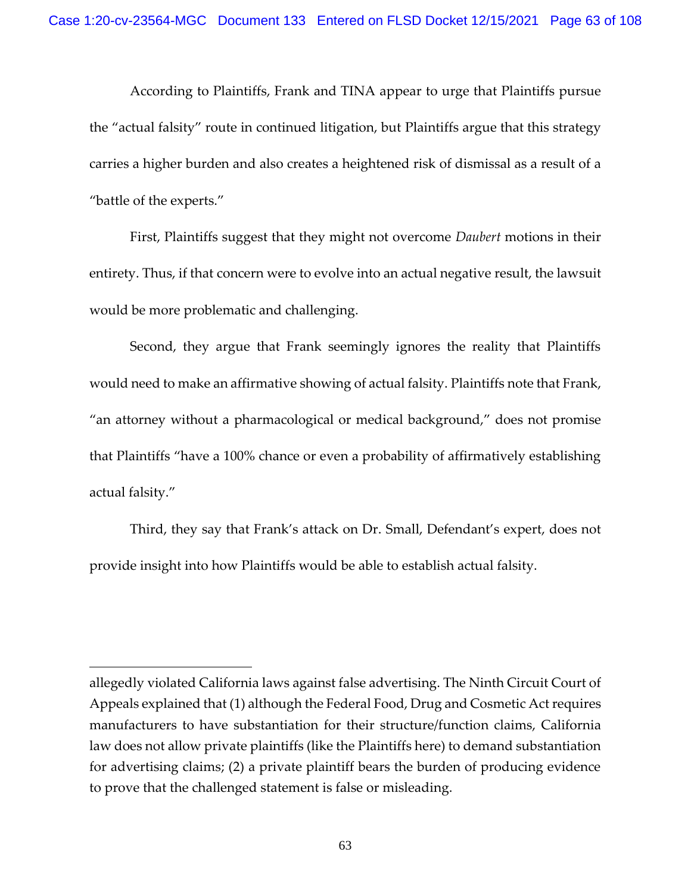According to Plaintiffs, Frank and TINA appear to urge that Plaintiffs pursue the "actual falsity" route in continued litigation, but Plaintiffs argue that this strategy carries a higher burden and also creates a heightened risk of dismissal as a result of a "battle of the experts."

First, Plaintiffs suggest that they might not overcome *Daubert* motions in their entirety. Thus, if that concern were to evolve into an actual negative result, the lawsuit would be more problematic and challenging.

Second, they argue that Frank seemingly ignores the reality that Plaintiffs would need to make an affirmative showing of actual falsity. Plaintiffs note that Frank, "an attorney without a pharmacological or medical background," does not promise that Plaintiffs "have a 100% chance or even a probability of affirmatively establishing actual falsity."

Third, they say that Frank's attack on Dr. Small, Defendant's expert, does not provide insight into how Plaintiffs would be able to establish actual falsity.

---

allegedly violated California laws against false advertising. The Ninth Circuit Court of Appeals explained that (1) although the Federal Food, Drug and Cosmetic Act requires manufacturers to have substantiation for their structure/function claims, California law does not allow private plaintiffs (like the Plaintiffs here) to demand substantiation for advertising claims; (2) a private plaintiff bears the burden of producing evidence to prove that the challenged statement is false or misleading.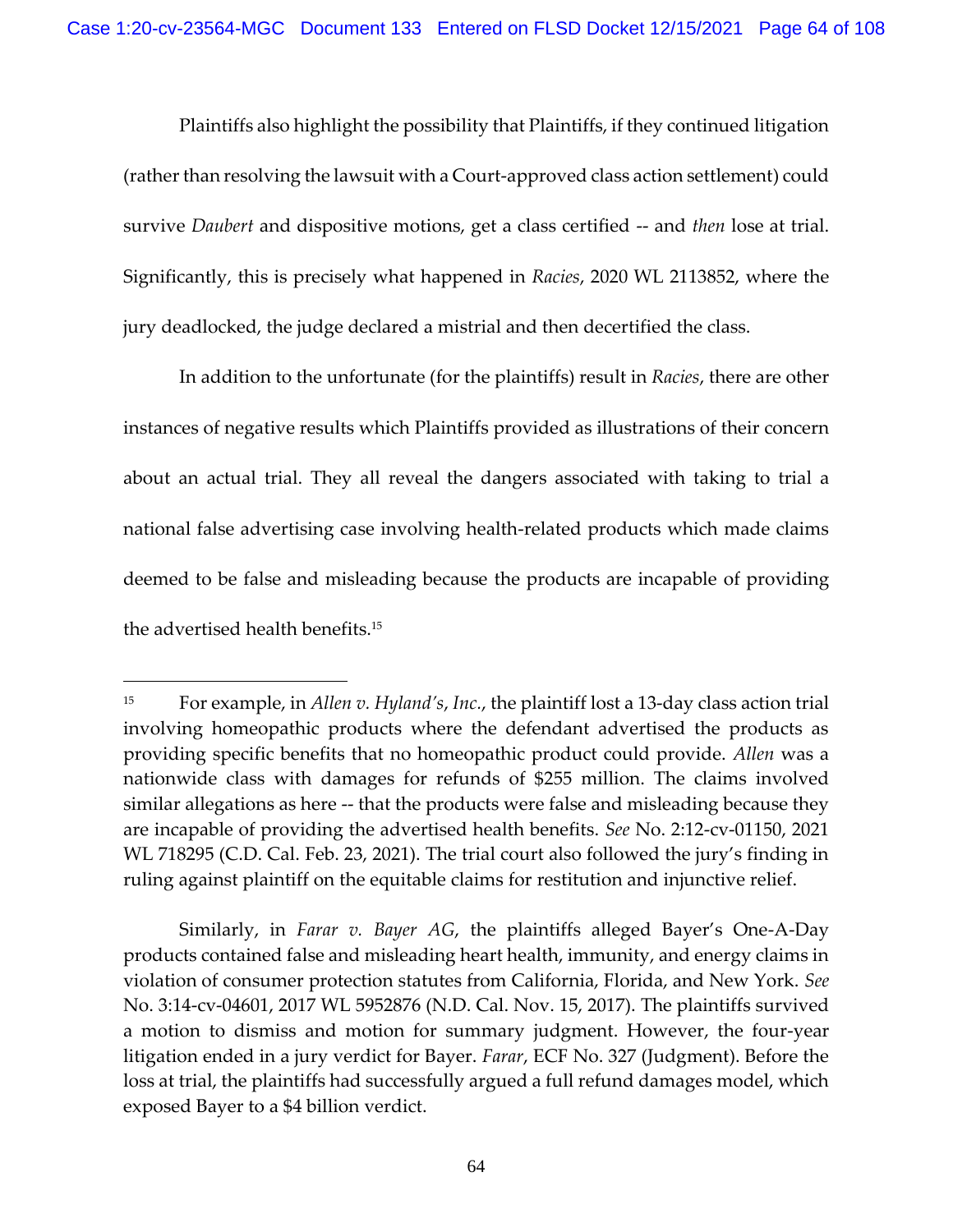Plaintiffs also highlight the possibility that Plaintiffs, if they continued litigation (rather than resolving the lawsuit with a Court-approved class action settlement) could survive *Daubert* and dispositive motions, get a class certified -- and *then* lose at trial. Significantly, this is precisely what happened in *Racies*, 2020 WL 2113852, where the jury deadlocked, the judge declared a mistrial and then decertified the class.

In addition to the unfortunate (for the plaintiffs) result in *Racies*, there are other instances of negative results which Plaintiffs provided as illustrations of their concern about an actual trial. They all reveal the dangers associated with taking to trial a national false advertising case involving health-related products which made claims deemed to be false and misleading because the products are incapable of providing the advertised health benefits.[15]

---

[15] For example, in *Allen v. Hyland's, Inc.*, the plaintiff lost a 13-day class action trial involving homeopathic products where the defendant advertised the products as providing specific benefits that no homeopathic product could provide. *Allen* was a nationwide class with damages for refunds of $255 million. The claims involved similar allegations as here -- that the products were false and misleading because they are incapable of providing the advertised health benefits. *See* No. 2:12-cv-01150, 2021 WL 718295 (C.D. Cal. Feb. 23, 2021). The trial court also followed the jury's finding in ruling against plaintiff on the equitable claims for restitution and injunctive relief.

Similarly, in *Farar v. Bayer AG*, the plaintiffs alleged Bayer's One-A-Day products contained false and misleading heart health, immunity, and energy claims in violation of consumer protection statutes from California, Florida, and New York. *See* No. 3:14-cv-04601, 2017 WL 5952876 (N.D. Cal. Nov. 15, 2017). The plaintiffs survived a motion to dismiss and motion for summary judgment. However, the four-year litigation ended in a jury verdict for Bayer. *Farar*, ECF No. 327 (Judgment). Before the loss at trial, the plaintiffs had successfully argued a full refund damages model, which exposed Bayer to a $4 billion verdict.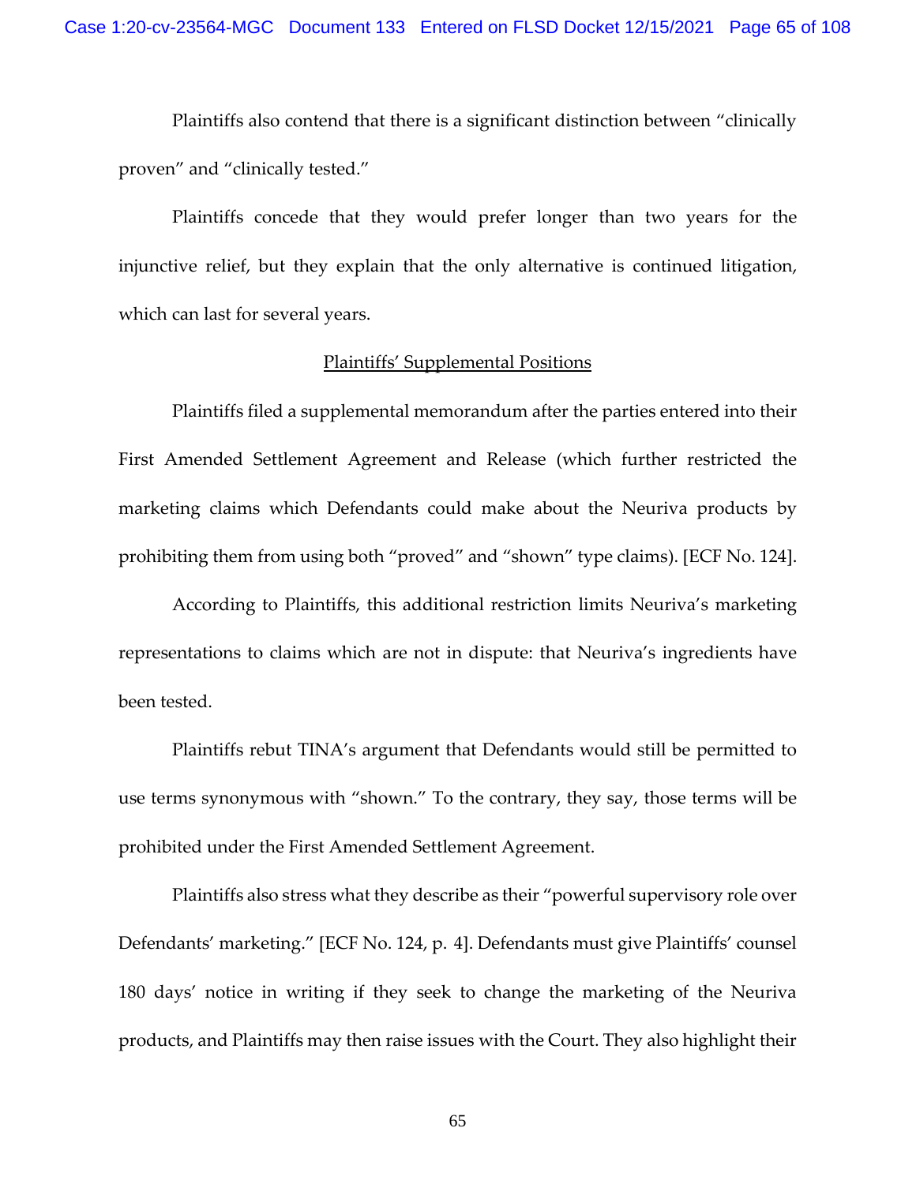Plaintiffs also contend that there is a significant distinction between "clinically proven" and "clinically tested."

Plaintiffs concede that they would prefer longer than two years for the injunctive relief, but they explain that the only alternative is continued litigation, which can last for several years.

<u>Plaintiffs' Supplemental Positions</u>

Plaintiffs filed a supplemental memorandum after the parties entered into their First Amended Settlement Agreement and Release (which further restricted the marketing claims which Defendants could make about the Neuriva products by prohibiting them from using both "proved" and "shown" type claims). [ECF No. 124].

According to Plaintiffs, this additional restriction limits Neuriva's marketing representations to claims which are not in dispute: that Neuriva's ingredients have been tested.

Plaintiffs rebut TINA's argument that Defendants would still be permitted to use terms synonymous with "shown." To the contrary, they say, those terms will be prohibited under the First Amended Settlement Agreement.

Plaintiffs also stress what they describe as their "powerful supervisory role over Defendants' marketing." [ECF No. 124, p. 4]. Defendants must give Plaintiffs' counsel 180 days' notice in writing if they seek to change the marketing of the Neuriva products, and Plaintiffs may then raise issues with the Court. They also highlight their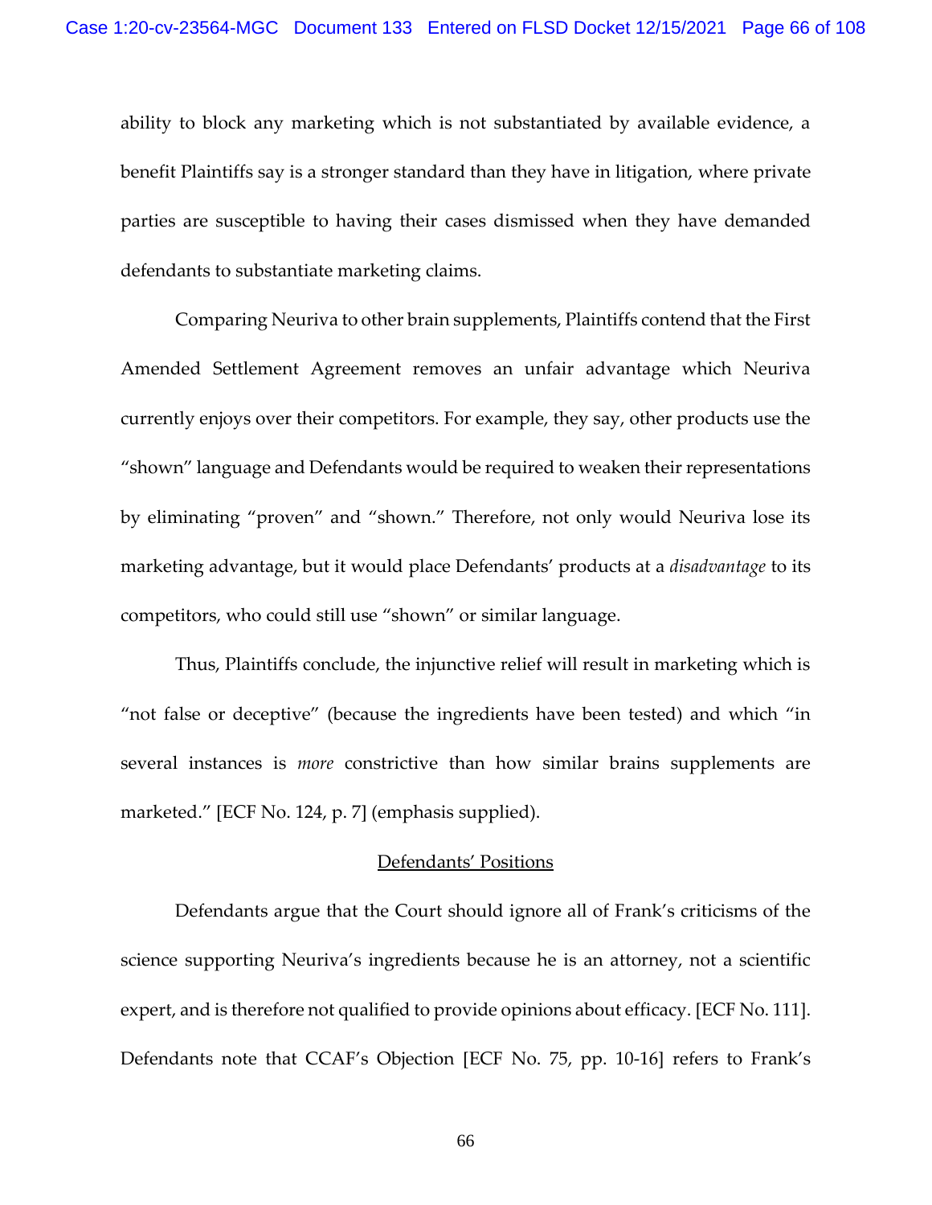ability to block any marketing which is not substantiated by available evidence, a benefit Plaintiffs say is a stronger standard than they have in litigation, where private parties are susceptible to having their cases dismissed when they have demanded defendants to substantiate marketing claims.

Comparing Neuriva to other brain supplements, Plaintiffs contend that the First Amended Settlement Agreement removes an unfair advantage which Neuriva currently enjoys over their competitors. For example, they say, other products use the "shown" language and Defendants would be required to weaken their representations by eliminating "proven" and "shown." Therefore, not only would Neuriva lose its marketing advantage, but it would place Defendants' products at a *disadvantage* to its competitors, who could still use "shown" or similar language.

Thus, Plaintiffs conclude, the injunctive relief will result in marketing which is "not false or deceptive" (because the ingredients have been tested) and which "in several instances is *more* constrictive than how similar brains supplements are marketed." [ECF No. 124, p. 7] (emphasis supplied).

<u>Defendants' Positions</u>

Defendants argue that the Court should ignore all of Frank's criticisms of the science supporting Neuriva's ingredients because he is an attorney, not a scientific expert, and is therefore not qualified to provide opinions about efficacy. [ECF No. 111]. Defendants note that CCAF's Objection [ECF No. 75, pp. 10-16] refers to Frank's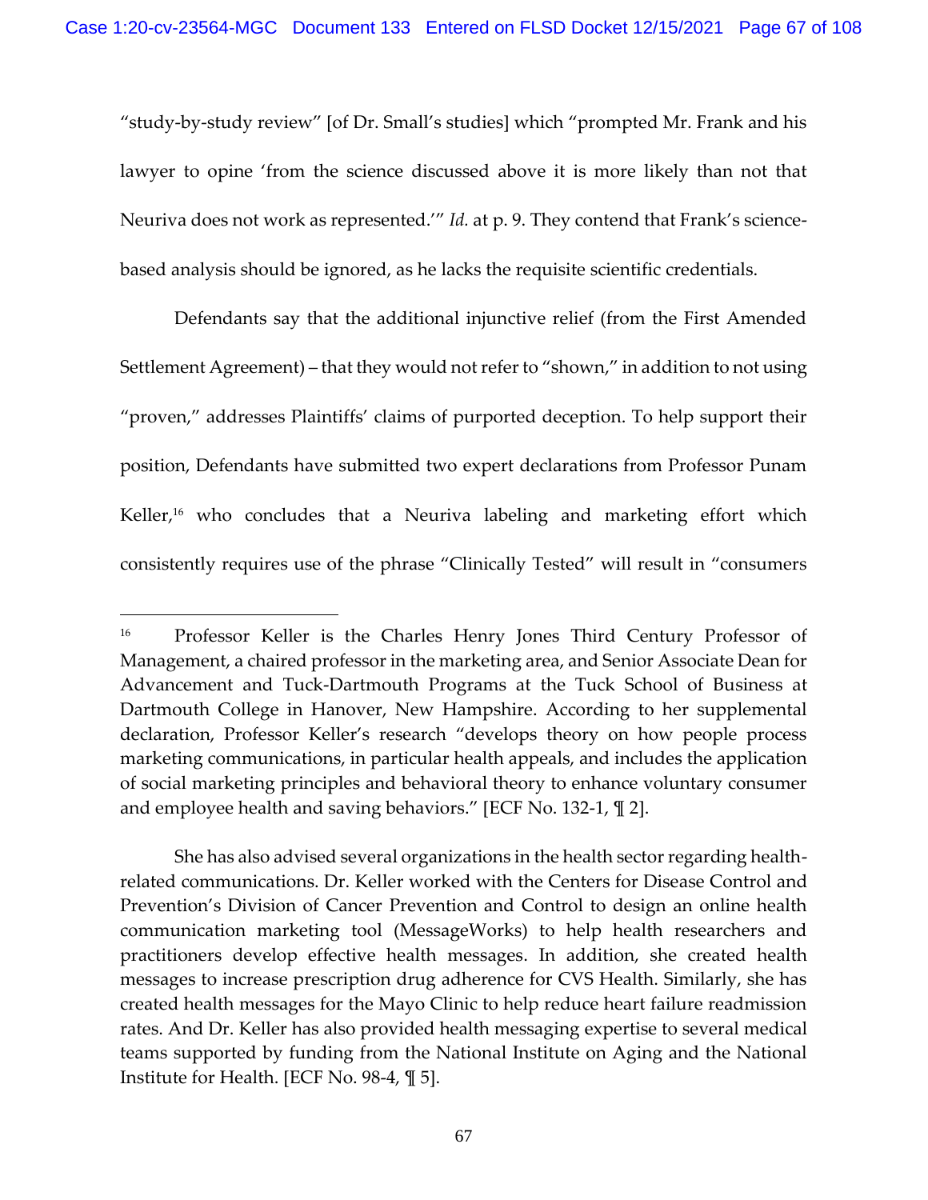"study-by-study review" [of Dr. Small's studies] which "prompted Mr. Frank and his lawyer to opine 'from the science discussed above it is more likely than not that Neuriva does not work as represented.'" *Id.* at p. 9. They contend that Frank's science-based analysis should be ignored, as he lacks the requisite scientific credentials.

Defendants say that the additional injunctive relief (from the First Amended Settlement Agreement) – that they would not refer to "shown," in addition to not using "proven," addresses Plaintiffs' claims of purported deception. To help support their position, Defendants have submitted two expert declarations from Professor Punam Keller,[16] who concludes that a Neuriva labeling and marketing effort which consistently requires use of the phrase "Clinically Tested" will result in "consumers

---

[16] Professor Keller is the Charles Henry Jones Third Century Professor of Management, a chaired professor in the marketing area, and Senior Associate Dean for Advancement and Tuck-Dartmouth Programs at the Tuck School of Business at Dartmouth College in Hanover, New Hampshire. According to her supplemental declaration, Professor Keller's research "develops theory on how people process marketing communications, in particular health appeals, and includes the application of social marketing principles and behavioral theory to enhance voluntary consumer and employee health and saving behaviors." [ECF No. 132-1, ¶ 2].

She has also advised several organizations in the health sector regarding health-related communications. Dr. Keller worked with the Centers for Disease Control and Prevention's Division of Cancer Prevention and Control to design an online health communication marketing tool (MessageWorks) to help health researchers and practitioners develop effective health messages. In addition, she created health messages to increase prescription drug adherence for CVS Health. Similarly, she has created health messages for the Mayo Clinic to help reduce heart failure readmission rates. And Dr. Keller has also provided health messaging expertise to several medical teams supported by funding from the National Institute on Aging and the National Institute for Health. [ECF No. 98-4, ¶ 5].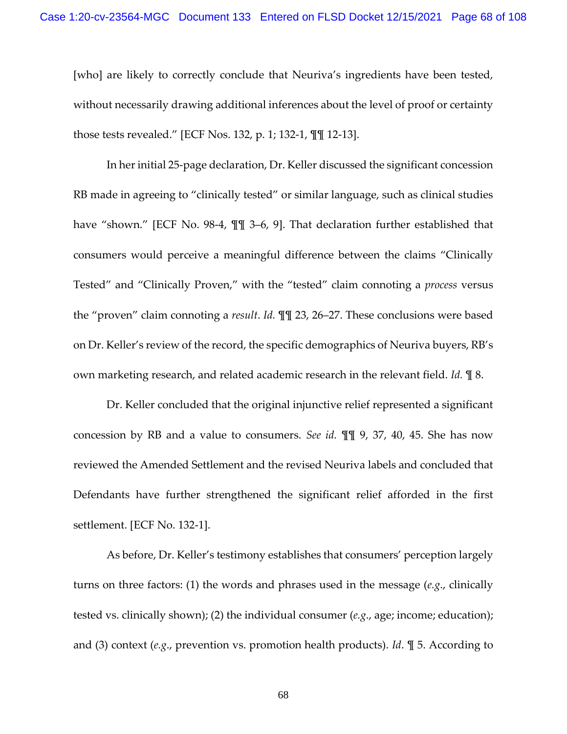[who] are likely to correctly conclude that Neuriva's ingredients have been tested, without necessarily drawing additional inferences about the level of proof or certainty those tests revealed." [ECF Nos. 132, p. 1; 132-1, ¶¶ 12-13].

In her initial 25-page declaration, Dr. Keller discussed the significant concession RB made in agreeing to "clinically tested" or similar language, such as clinical studies have "shown." [ECF No. 98-4, ¶¶ 3–6, 9]. That declaration further established that consumers would perceive a meaningful difference between the claims "Clinically Tested" and "Clinically Proven," with the "tested" claim connoting a *process* versus the "proven" claim connoting a *result*. *Id.* ¶¶ 23, 26–27. These conclusions were based on Dr. Keller's review of the record, the specific demographics of Neuriva buyers, RB's own marketing research, and related academic research in the relevant field. *Id.* ¶ 8.

Dr. Keller concluded that the original injunctive relief represented a significant concession by RB and a value to consumers. *See id.* ¶¶ 9, 37, 40, 45. She has now reviewed the Amended Settlement and the revised Neuriva labels and concluded that Defendants have further strengthened the significant relief afforded in the first settlement. [ECF No. 132-1].

As before, Dr. Keller's testimony establishes that consumers' perception largely turns on three factors: (1) the words and phrases used in the message (*e.g.*, clinically tested vs. clinically shown); (2) the individual consumer (*e.g.*, age; income; education); and (3) context (*e.g.*, prevention vs. promotion health products). *Id.* ¶ 5. According to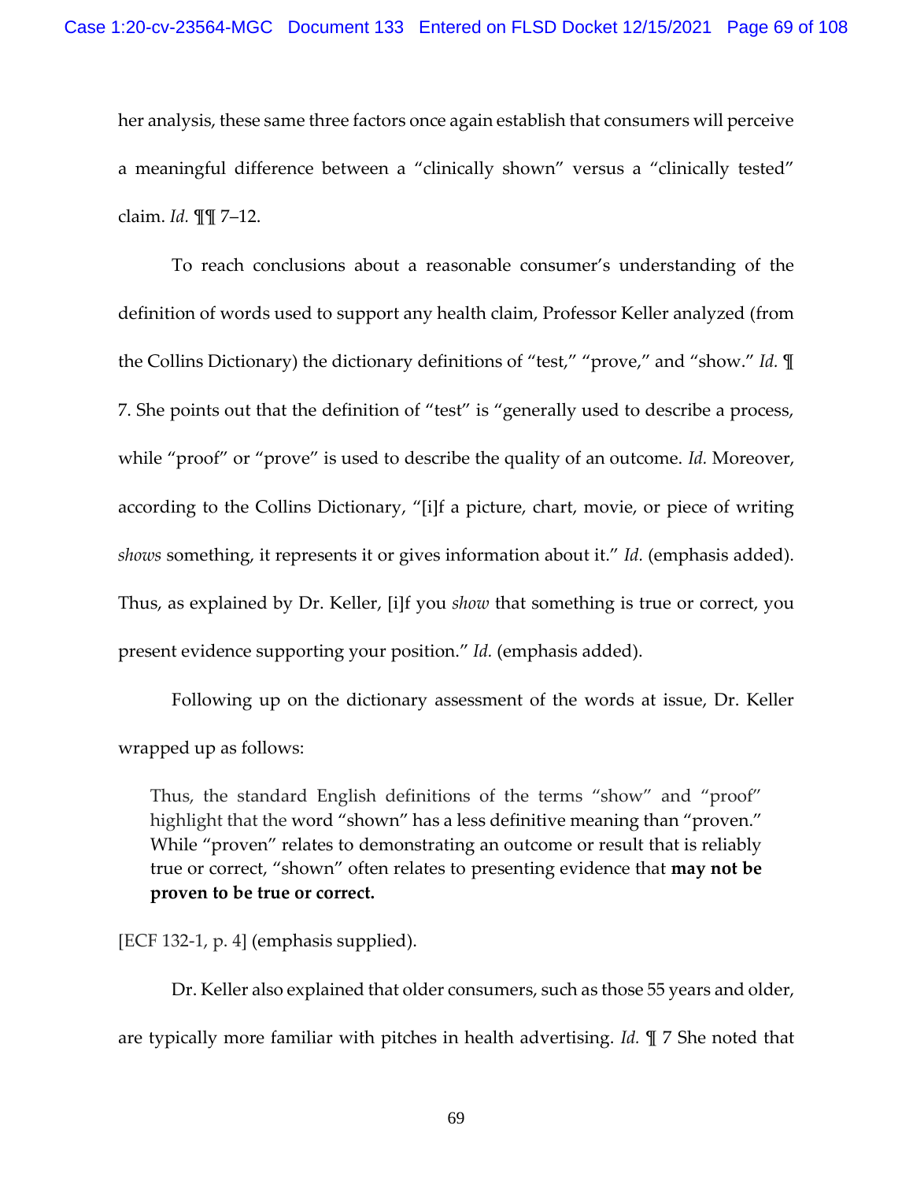her analysis, these same three factors once again establish that consumers will perceive a meaningful difference between a "clinically shown" versus a "clinically tested" claim. *Id.* ¶¶ 7–12.

To reach conclusions about a reasonable consumer's understanding of the definition of words used to support any health claim, Professor Keller analyzed (from the Collins Dictionary) the dictionary definitions of "test," "prove," and "show." *Id.* ¶ 7. She points out that the definition of "test" is "generally used to describe a process, while "proof" or "prove" is used to describe the quality of an outcome. *Id.* Moreover, according to the Collins Dictionary, "[i]f a picture, chart, movie, or piece of writing *shows* something, it represents it or gives information about it." *Id.* (emphasis added). Thus, as explained by Dr. Keller, [i]f you *show* that something is true or correct, you present evidence supporting your position." *Id.* (emphasis added).

Following up on the dictionary assessment of the words at issue, Dr. Keller wrapped up as follows:

> Thus, the standard English definitions of the terms "show" and "proof" highlight that the word "shown" has a less definitive meaning than "proven." While "proven" relates to demonstrating an outcome or result that is reliably true or correct, "shown" often relates to presenting evidence that **may not be proven to be true or correct.**

[ECF 132-1, p. 4] (emphasis supplied).

Dr. Keller also explained that older consumers, such as those 55 years and older, are typically more familiar with pitches in health advertising. *Id.* ¶ 7 She noted that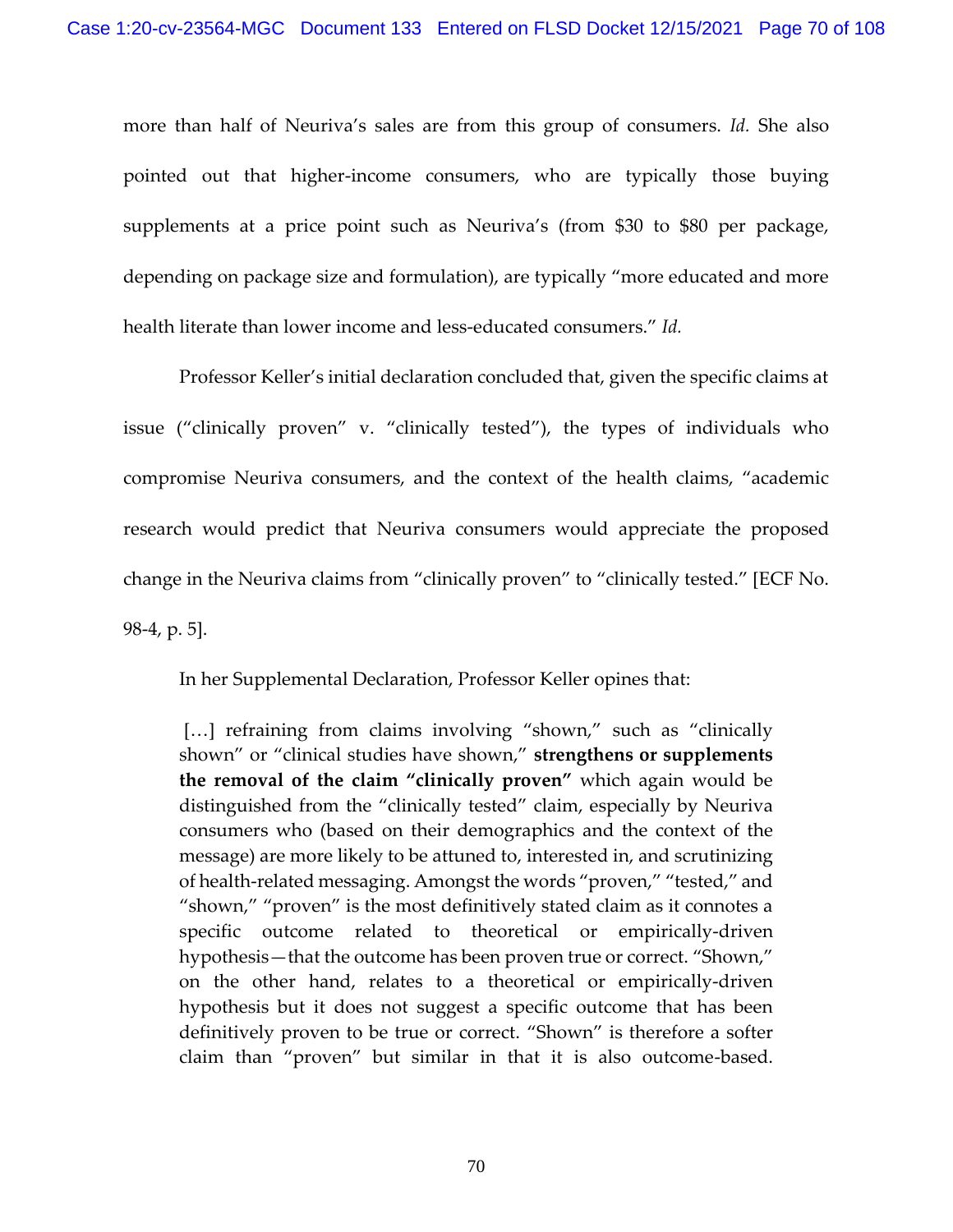more than half of Neuriva's sales are from this group of consumers. *Id.* She also pointed out that higher-income consumers, who are typically those buying supplements at a price point such as Neuriva's (from $30 to $80 per package, depending on package size and formulation), are typically "more educated and more health literate than lower income and less-educated consumers." *Id.*

Professor Keller's initial declaration concluded that, given the specific claims at issue ("clinically proven" v. "clinically tested"), the types of individuals who compromise Neuriva consumers, and the context of the health claims, "academic research would predict that Neuriva consumers would appreciate the proposed change in the Neuriva claims from "clinically proven" to "clinically tested." [ECF No. 98-4, p. 5].

In her Supplemental Declaration, Professor Keller opines that:

> […] refraining from claims involving "shown," such as "clinically shown" or "clinical studies have shown," **strengthens or supplements the removal of the claim "clinically proven"** which again would be distinguished from the "clinically tested" claim, especially by Neuriva consumers who (based on their demographics and the context of the message) are more likely to be attuned to, interested in, and scrutinizing of health-related messaging. Amongst the words "proven," "tested," and "shown," "proven" is the most definitively stated claim as it connotes a specific outcome related to theoretical or empirically-driven hypothesis—that the outcome has been proven true or correct. "Shown," on the other hand, relates to a theoretical or empirically-driven hypothesis but it does not suggest a specific outcome that has been definitively proven to be true or correct. "Shown" is therefore a softer claim than "proven" but similar in that it is also outcome-based.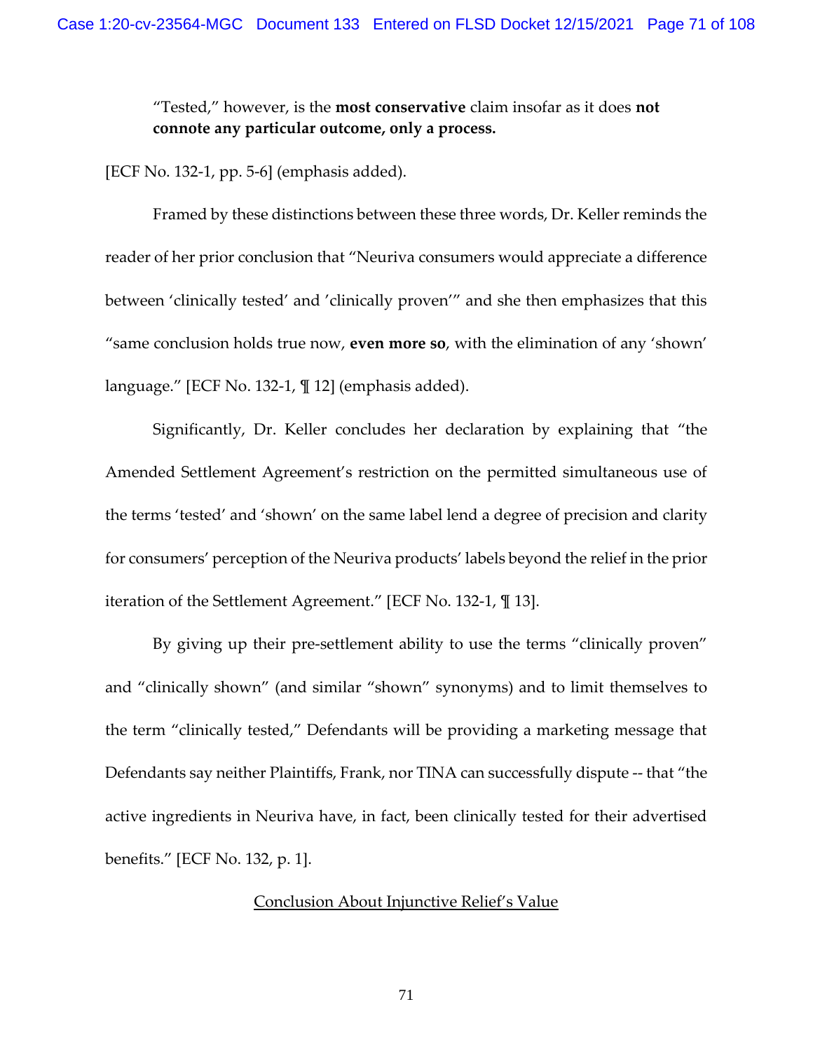> "Tested," however, is the **most conservative** claim insofar as it does **not connote any particular outcome, only a process.**

[ECF No. 132-1, pp. 5-6] (emphasis added).

Framed by these distinctions between these three words, Dr. Keller reminds the reader of her prior conclusion that "Neuriva consumers would appreciate a difference between 'clinically tested' and 'clinically proven'" and she then emphasizes that this "same conclusion holds true now, **even more so**, with the elimination of any 'shown' language." [ECF No. 132-1, ¶ 12] (emphasis added).

Significantly, Dr. Keller concludes her declaration by explaining that "the Amended Settlement Agreement's restriction on the permitted simultaneous use of the terms 'tested' and 'shown' on the same label lend a degree of precision and clarity for consumers' perception of the Neuriva products' labels beyond the relief in the prior iteration of the Settlement Agreement." [ECF No. 132-1, ¶ 13].

By giving up their pre-settlement ability to use the terms "clinically proven" and "clinically shown" (and similar "shown" synonyms) and to limit themselves to the term "clinically tested," Defendants will be providing a marketing message that Defendants say neither Plaintiffs, Frank, nor TINA can successfully dispute -- that "the active ingredients in Neuriva have, in fact, been clinically tested for their advertised benefits." [ECF No. 132, p. 1].

<u>Conclusion About Injunctive Relief's Value</u>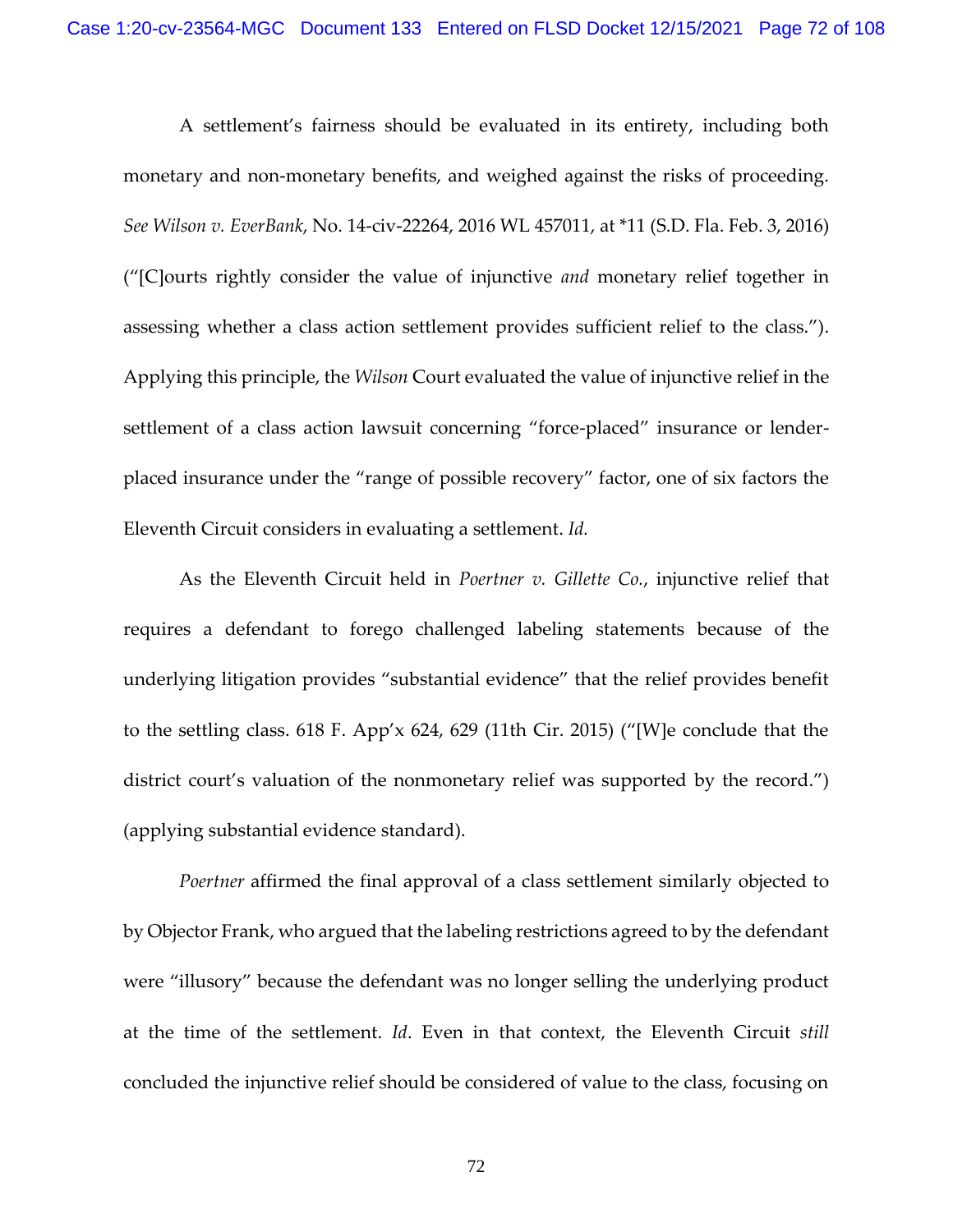A settlement's fairness should be evaluated in its entirety, including both monetary and non-monetary benefits, and weighed against the risks of proceeding. *See Wilson v. EverBank*, No. 14-civ-22264, 2016 WL 457011, at *11 (S.D. Fla. Feb. 3, 2016) ("[C]ourts rightly consider the value of injunctive *and* monetary relief together in assessing whether a class action settlement provides sufficient relief to the class."). Applying this principle, the *Wilson* Court evaluated the value of injunctive relief in the settlement of a class action lawsuit concerning "force-placed" insurance or lender-placed insurance under the "range of possible recovery" factor, one of six factors the Eleventh Circuit considers in evaluating a settlement. *Id.*

As the Eleventh Circuit held in *Poertner v. Gillette Co.*, injunctive relief that requires a defendant to forego challenged labeling statements because of the underlying litigation provides "substantial evidence" that the relief provides benefit to the settling class. 618 F. App'x 624, 629 (11th Cir. 2015) ("[W]e conclude that the district court's valuation of the nonmonetary relief was supported by the record.") (applying substantial evidence standard).

*Poertner* affirmed the final approval of a class settlement similarly objected to by Objector Frank, who argued that the labeling restrictions agreed to by the defendant were "illusory" because the defendant was no longer selling the underlying product at the time of the settlement. *Id*. Even in that context, the Eleventh Circuit *still* concluded the injunctive relief should be considered of value to the class, focusing on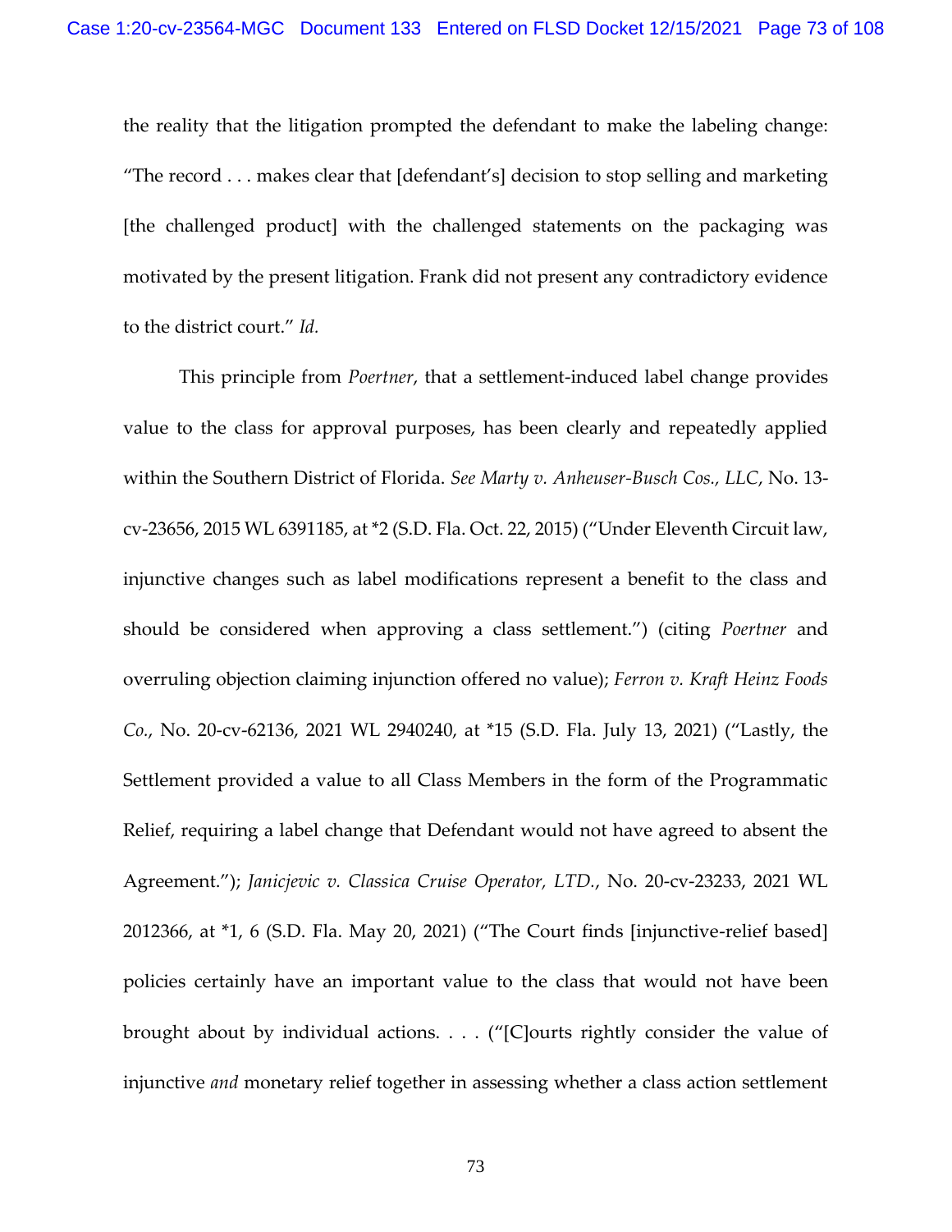the reality that the litigation prompted the defendant to make the labeling change: "The record . . . makes clear that [defendant's] decision to stop selling and marketing [the challenged product] with the challenged statements on the packaging was motivated by the present litigation. Frank did not present any contradictory evidence to the district court." *Id.*

This principle from *Poertner*, that a settlement-induced label change provides value to the class for approval purposes, has been clearly and repeatedly applied within the Southern District of Florida. *See Marty v. Anheuser-Busch Cos., LLC*, No. 13-cv-23656, 2015 WL 6391185, at *2 (S.D. Fla. Oct. 22, 2015) ("Under Eleventh Circuit law, injunctive changes such as label modifications represent a benefit to the class and should be considered when approving a class settlement.") (citing *Poertner* and overruling objection claiming injunction offered no value); *Ferron v. Kraft Heinz Foods Co.*, No. 20-cv-62136, 2021 WL 2940240, at *15 (S.D. Fla. July 13, 2021) ("Lastly, the Settlement provided a value to all Class Members in the form of the Programmatic Relief, requiring a label change that Defendant would not have agreed to absent the Agreement."); *Janicjevic v. Classica Cruise Operator, LTD.*, No. 20-cv-23233, 2021 WL 2012366, at *1, 6 (S.D. Fla. May 20, 2021) ("The Court finds [injunctive-relief based] policies certainly have an important value to the class that would not have been brought about by individual actions. . . . ("[C]ourts rightly consider the value of injunctive *and* monetary relief together in assessing whether a class action settlement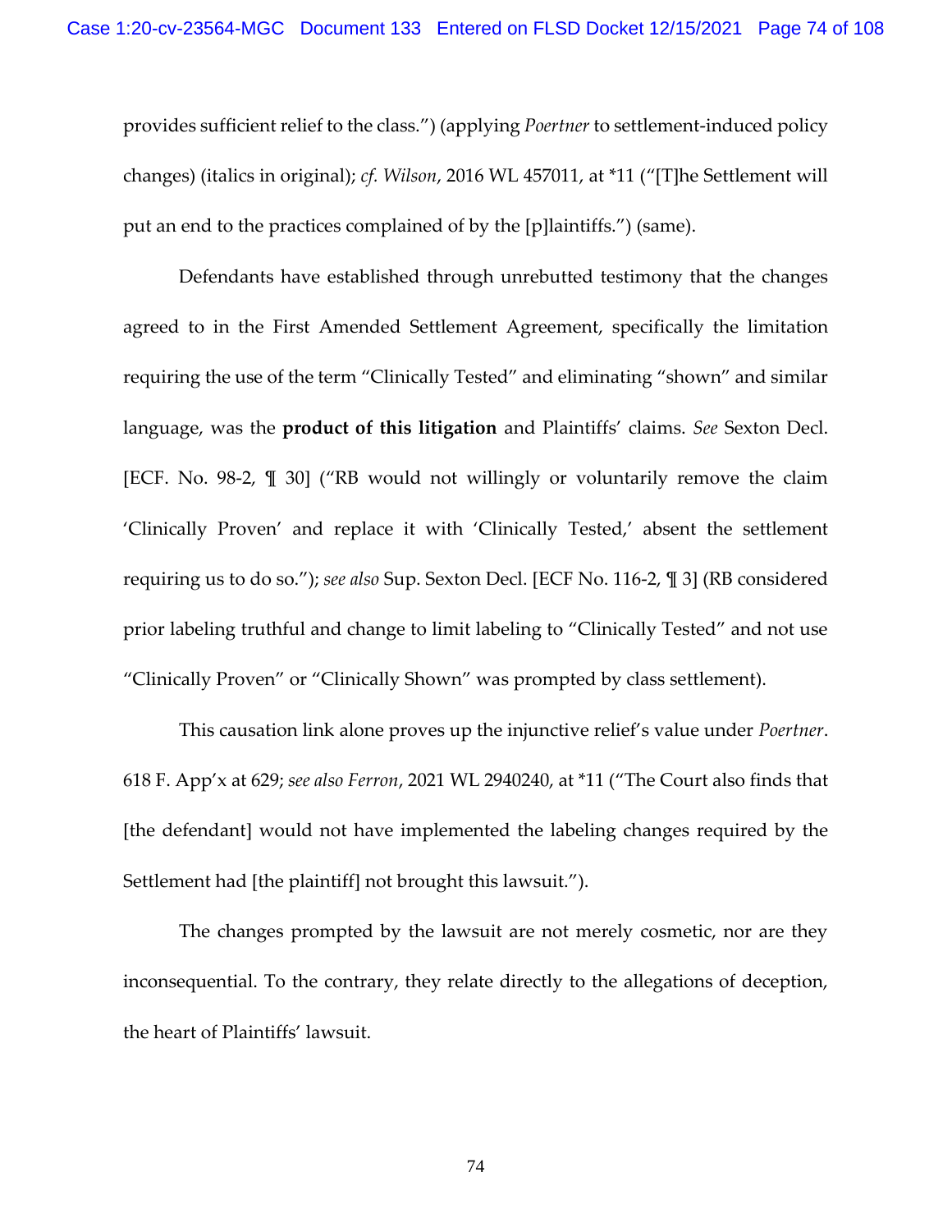provides sufficient relief to the class.") (applying *Poertner* to settlement-induced policy changes) (italics in original); *cf. Wilson*, 2016 WL 457011, at *11 ("[T]he Settlement will put an end to the practices complained of by the [p]laintiffs.") (same).

Defendants have established through unrebutted testimony that the changes agreed to in the First Amended Settlement Agreement, specifically the limitation requiring the use of the term "Clinically Tested" and eliminating "shown" and similar language, was the **product of this litigation** and Plaintiffs' claims. *See* Sexton Decl. [ECF. No. 98-2, ¶ 30] ("RB would not willingly or voluntarily remove the claim 'Clinically Proven' and replace it with 'Clinically Tested,' absent the settlement requiring us to do so."); *see also* Sup. Sexton Decl. [ECF No. 116-2, ¶ 3] (RB considered prior labeling truthful and change to limit labeling to "Clinically Tested" and not use "Clinically Proven" or "Clinically Shown" was prompted by class settlement).

This causation link alone proves up the injunctive relief's value under *Poertner*. 618 F. App'x at 629; *see also Ferron*, 2021 WL 2940240, at *11 ("The Court also finds that [the defendant] would not have implemented the labeling changes required by the Settlement had [the plaintiff] not brought this lawsuit.").

The changes prompted by the lawsuit are not merely cosmetic, nor are they inconsequential. To the contrary, they relate directly to the allegations of deception, the heart of Plaintiffs' lawsuit.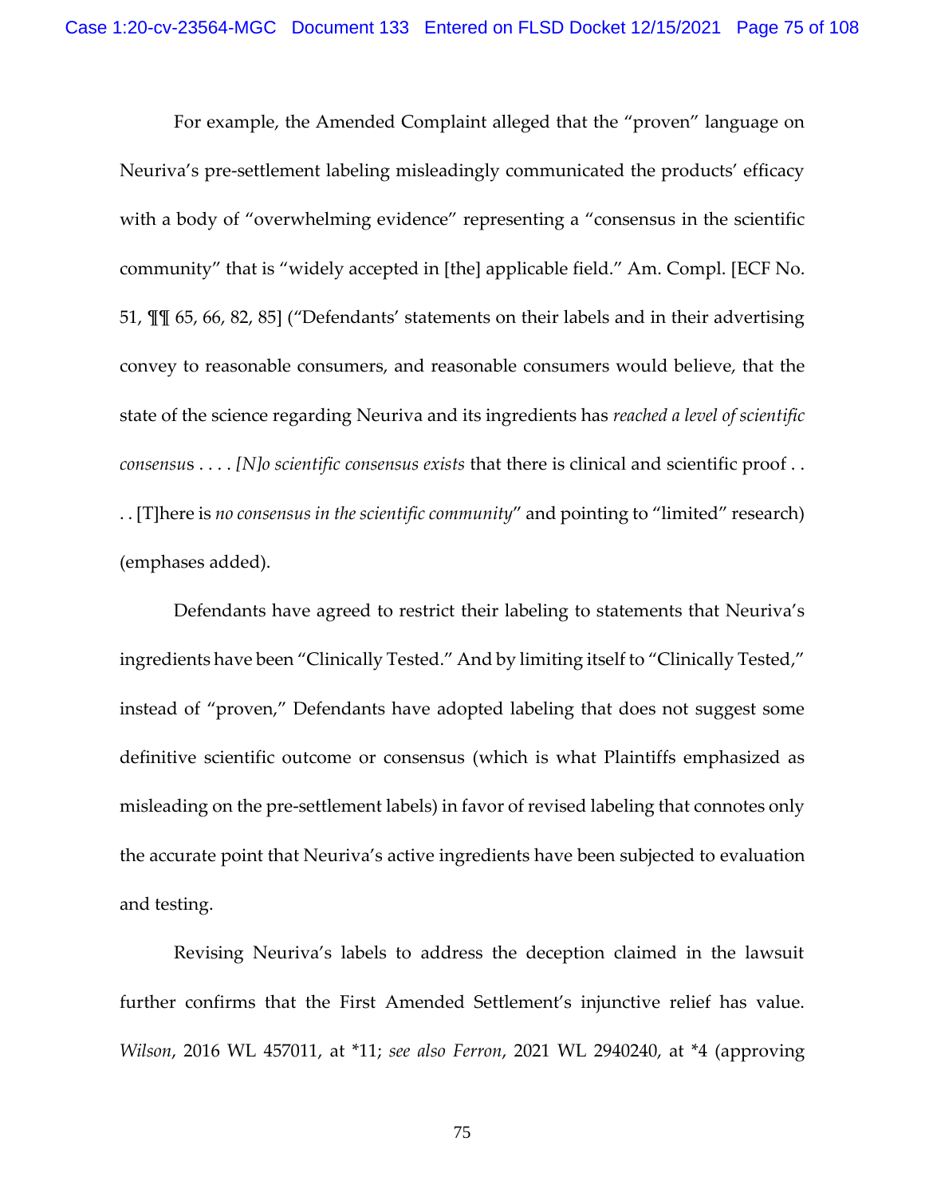For example, the Amended Complaint alleged that the "proven" language on Neuriva's pre-settlement labeling misleadingly communicated the products' efficacy with a body of "overwhelming evidence" representing a "consensus in the scientific community" that is "widely accepted in [the] applicable field." Am. Compl. [ECF No. 51, ¶¶ 65, 66, 82, 85] ("Defendants' statements on their labels and in their advertising convey to reasonable consumers, and reasonable consumers would believe, that the state of the science regarding Neuriva and its ingredients has *reached a level of scientific consensus* . . . . *[N]o scientific consensus exists* that there is clinical and scientific proof . . . . [T]here is *no consensus in the scientific community*" and pointing to "limited" research) (emphases added).

Defendants have agreed to restrict their labeling to statements that Neuriva's ingredients have been "Clinically Tested." And by limiting itself to "Clinically Tested," instead of "proven," Defendants have adopted labeling that does not suggest some definitive scientific outcome or consensus (which is what Plaintiffs emphasized as misleading on the pre-settlement labels) in favor of revised labeling that connotes only the accurate point that Neuriva's active ingredients have been subjected to evaluation and testing.

Revising Neuriva's labels to address the deception claimed in the lawsuit further confirms that the First Amended Settlement's injunctive relief has value. *Wilson*, 2016 WL 457011, at *11; *see also Ferron*, 2021 WL 2940240, at *4 (approving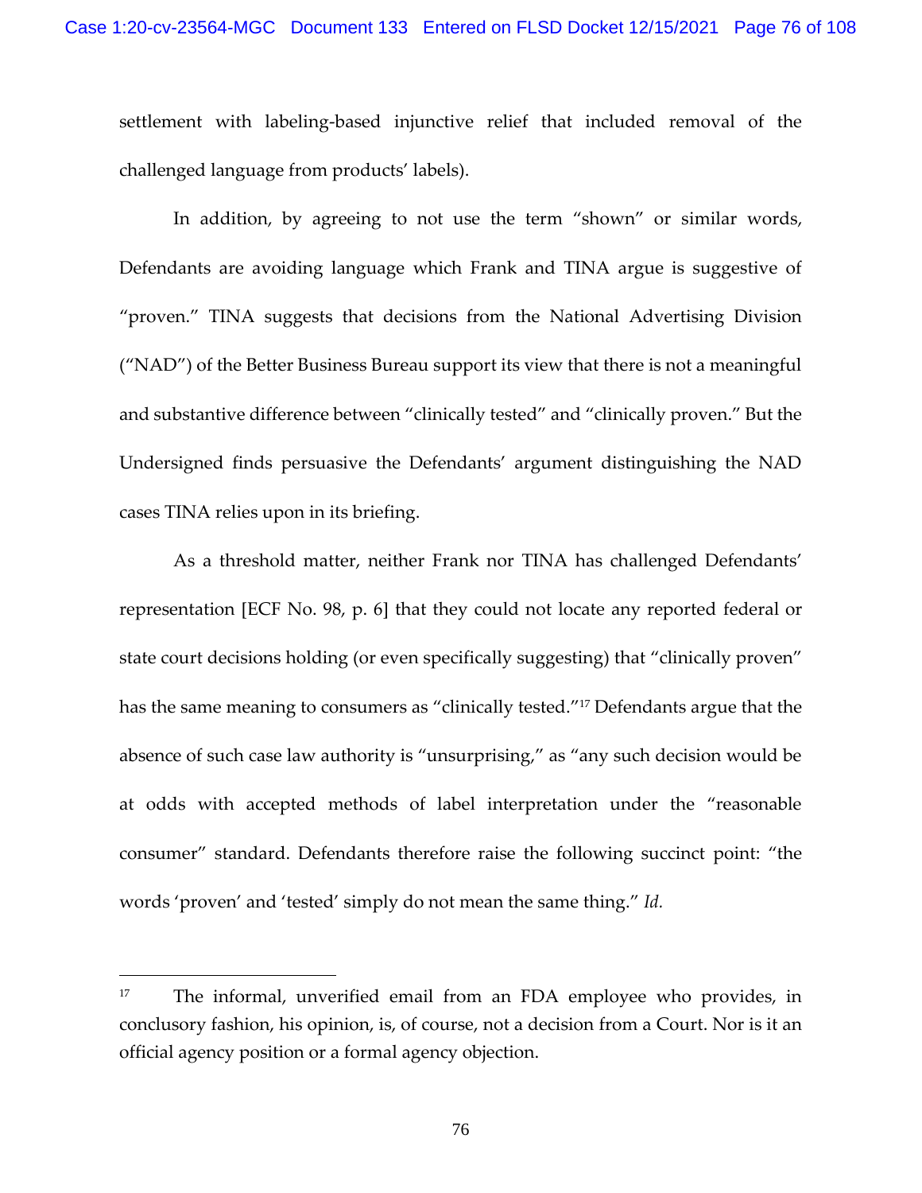settlement with labeling-based injunctive relief that included removal of the challenged language from products' labels).

In addition, by agreeing to not use the term "shown" or similar words, Defendants are avoiding language which Frank and TINA argue is suggestive of "proven." TINA suggests that decisions from the National Advertising Division ("NAD") of the Better Business Bureau support its view that there is not a meaningful and substantive difference between "clinically tested" and "clinically proven." But the Undersigned finds persuasive the Defendants' argument distinguishing the NAD cases TINA relies upon in its briefing.

As a threshold matter, neither Frank nor TINA has challenged Defendants' representation [ECF No. 98, p. 6] that they could not locate any reported federal or state court decisions holding (or even specifically suggesting) that "clinically proven" has the same meaning to consumers as "clinically tested."[17] Defendants argue that the absence of such case law authority is "unsurprising," as "any such decision would be at odds with accepted methods of label interpretation under the "reasonable consumer" standard. Defendants therefore raise the following succinct point: "the words 'proven' and 'tested' simply do not mean the same thing." *Id.*

---

[17] The informal, unverified email from an FDA employee who provides, in conclusory fashion, his opinion, is, of course, not a decision from a Court. Nor is it an official agency position or a formal agency objection.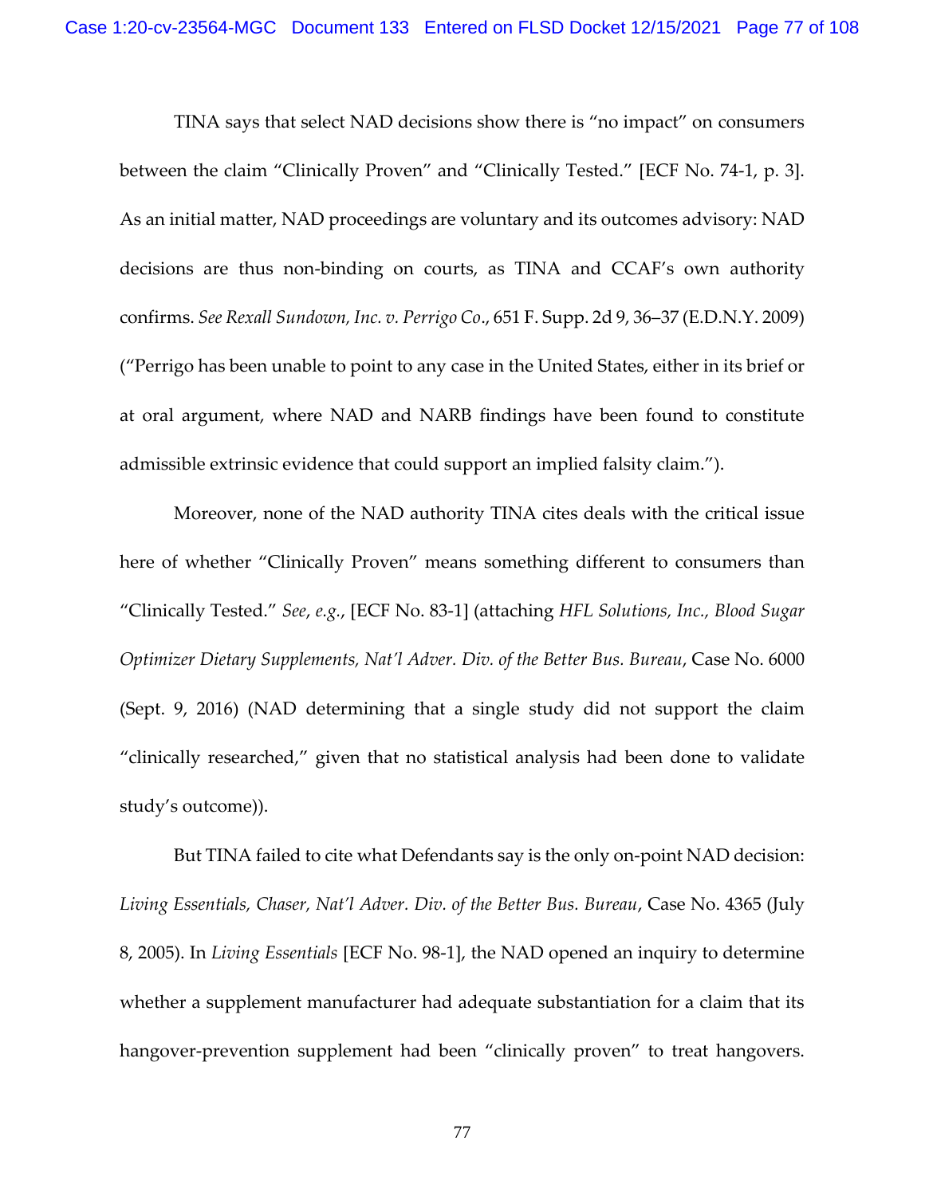TINA says that select NAD decisions show there is "no impact" on consumers between the claim "Clinically Proven" and "Clinically Tested." [ECF No. 74-1, p. 3]. As an initial matter, NAD proceedings are voluntary and its outcomes advisory: NAD decisions are thus non-binding on courts, as TINA and CCAF's own authority confirms. *See Rexall Sundown, Inc. v. Perrigo Co*., 651 F. Supp. 2d 9, 36–37 (E.D.N.Y. 2009) ("Perrigo has been unable to point to any case in the United States, either in its brief or at oral argument, where NAD and NARB findings have been found to constitute admissible extrinsic evidence that could support an implied falsity claim.").

Moreover, none of the NAD authority TINA cites deals with the critical issue here of whether "Clinically Proven" means something different to consumers than "Clinically Tested." *See, e.g.*, [ECF No. 83-1] (attaching *HFL Solutions, Inc., Blood Sugar Optimizer Dietary Supplements, Nat'l Adver. Div. of the Better Bus. Bureau*, Case No. 6000 (Sept. 9, 2016) (NAD determining that a single study did not support the claim "clinically researched," given that no statistical analysis had been done to validate study's outcome)).

But TINA failed to cite what Defendants say is the only on-point NAD decision: *Living Essentials, Chaser, Nat'l Adver. Div. of the Better Bus. Bureau*, Case No. 4365 (July 8, 2005). In *Living Essentials* [ECF No. 98-1], the NAD opened an inquiry to determine whether a supplement manufacturer had adequate substantiation for a claim that its hangover-prevention supplement had been "clinically proven" to treat hangovers.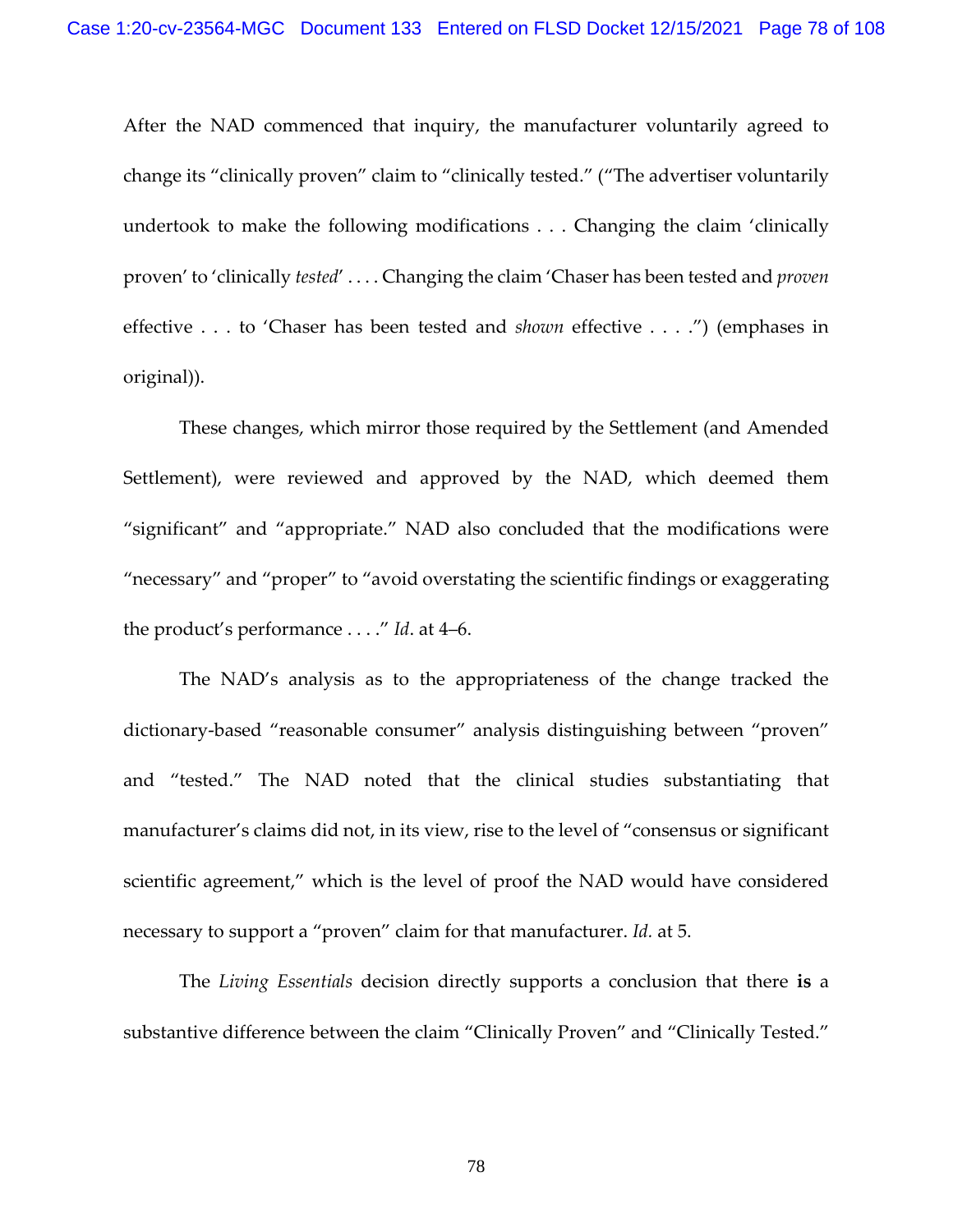After the NAD commenced that inquiry, the manufacturer voluntarily agreed to change its "clinically proven" claim to "clinically tested." ("The advertiser voluntarily undertook to make the following modifications . . . Changing the claim 'clinically proven' to 'clinically *tested*' . . . . Changing the claim 'Chaser has been tested and *proven* effective . . . to 'Chaser has been tested and *shown* effective . . . .") (emphases in original)).

These changes, which mirror those required by the Settlement (and Amended Settlement), were reviewed and approved by the NAD, which deemed them "significant" and "appropriate." NAD also concluded that the modifications were "necessary" and "proper" to "avoid overstating the scientific findings or exaggerating the product's performance . . . ." *Id*. at 4–6.

The NAD's analysis as to the appropriateness of the change tracked the dictionary-based "reasonable consumer" analysis distinguishing between "proven" and "tested." The NAD noted that the clinical studies substantiating that manufacturer's claims did not, in its view, rise to the level of "consensus or significant scientific agreement," which is the level of proof the NAD would have considered necessary to support a "proven" claim for that manufacturer. *Id.* at 5.

The *Living Essentials* decision directly supports a conclusion that there **is** a substantive difference between the claim "Clinically Proven" and "Clinically Tested."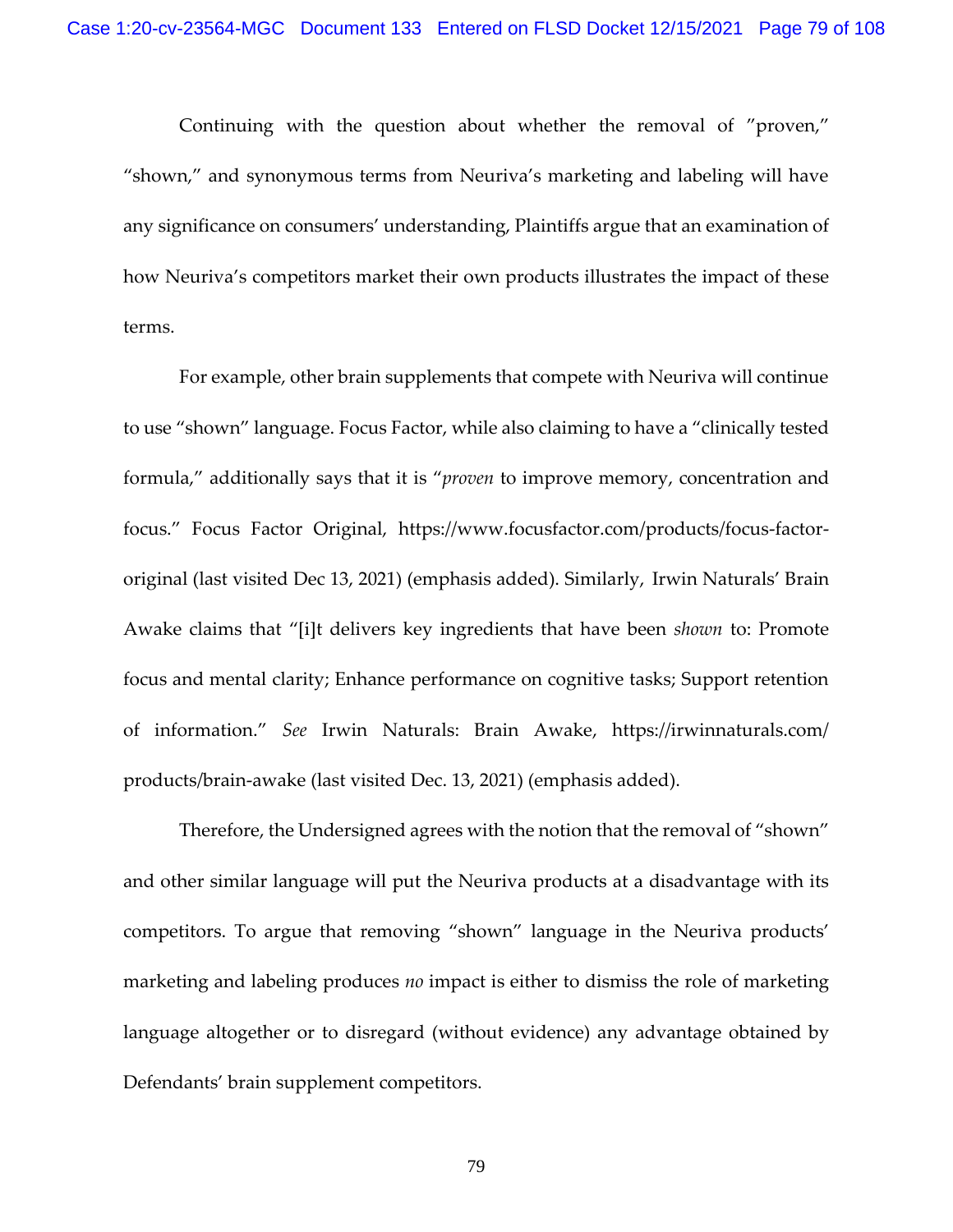Continuing with the question about whether the removal of "proven," "shown," and synonymous terms from Neuriva's marketing and labeling will have any significance on consumers' understanding, Plaintiffs argue that an examination of how Neuriva's competitors market their own products illustrates the impact of these terms.

For example, other brain supplements that compete with Neuriva will continue to use "shown" language. Focus Factor, while also claiming to have a "clinically tested formula," additionally says that it is "*proven* to improve memory, concentration and focus." Focus Factor Original, https://www.focusfactor.com/products/focus-factor-original (last visited Dec 13, 2021) (emphasis added). Similarly, Irwin Naturals' Brain Awake claims that "[i]t delivers key ingredients that have been *shown* to: Promote focus and mental clarity; Enhance performance on cognitive tasks; Support retention of information." *See* Irwin Naturals: Brain Awake, https://irwinnaturals.com/products/brain-awake (last visited Dec. 13, 2021) (emphasis added).

Therefore, the Undersigned agrees with the notion that the removal of "shown" and other similar language will put the Neuriva products at a disadvantage with its competitors. To argue that removing "shown" language in the Neuriva products' marketing and labeling produces *no* impact is either to dismiss the role of marketing language altogether or to disregard (without evidence) any advantage obtained by Defendants' brain supplement competitors.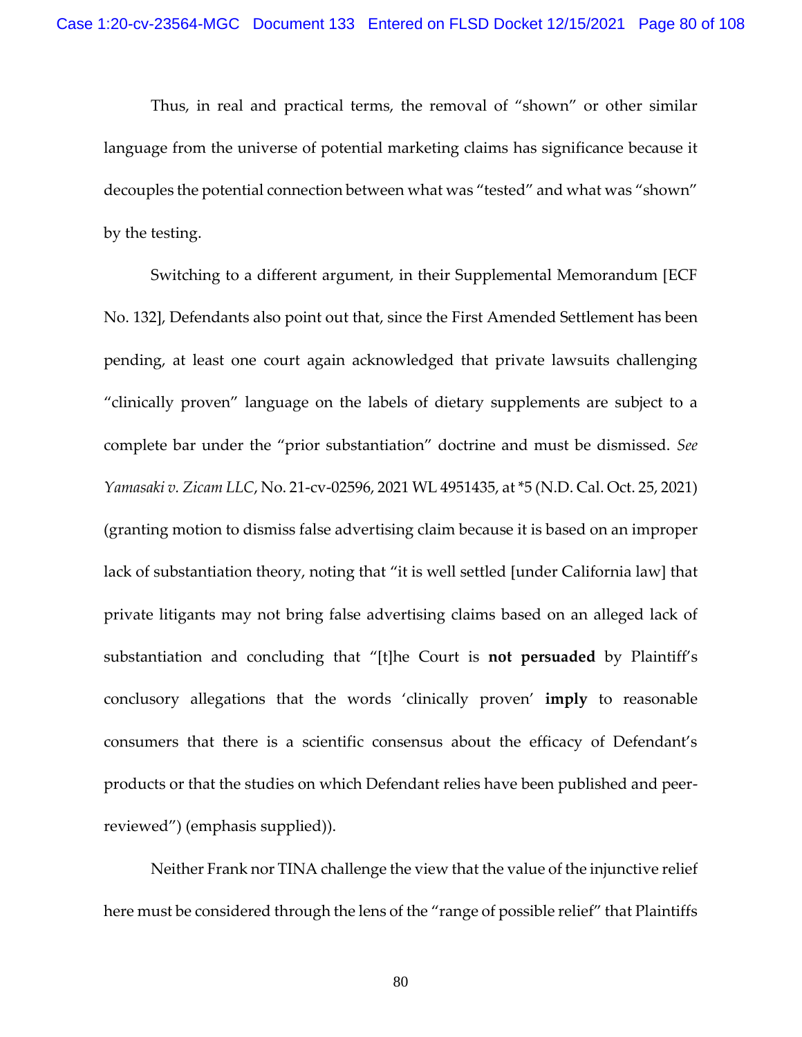Thus, in real and practical terms, the removal of "shown" or other similar language from the universe of potential marketing claims has significance because it decouples the potential connection between what was "tested" and what was "shown" by the testing.

Switching to a different argument, in their Supplemental Memorandum [ECF No. 132], Defendants also point out that, since the First Amended Settlement has been pending, at least one court again acknowledged that private lawsuits challenging "clinically proven" language on the labels of dietary supplements are subject to a complete bar under the "prior substantiation" doctrine and must be dismissed. *See Yamasaki v. Zicam LLC*, No. 21-cv-02596, 2021 WL 4951435, at *5 (N.D. Cal. Oct. 25, 2021) (granting motion to dismiss false advertising claim because it is based on an improper lack of substantiation theory, noting that "it is well settled [under California law] that private litigants may not bring false advertising claims based on an alleged lack of substantiation and concluding that "[t]he Court is **not persuaded** by Plaintiff's conclusory allegations that the words 'clinically proven' **imply** to reasonable consumers that there is a scientific consensus about the efficacy of Defendant's products or that the studies on which Defendant relies have been published and peer-reviewed") (emphasis supplied)).

Neither Frank nor TINA challenge the view that the value of the injunctive relief here must be considered through the lens of the "range of possible relief" that Plaintiffs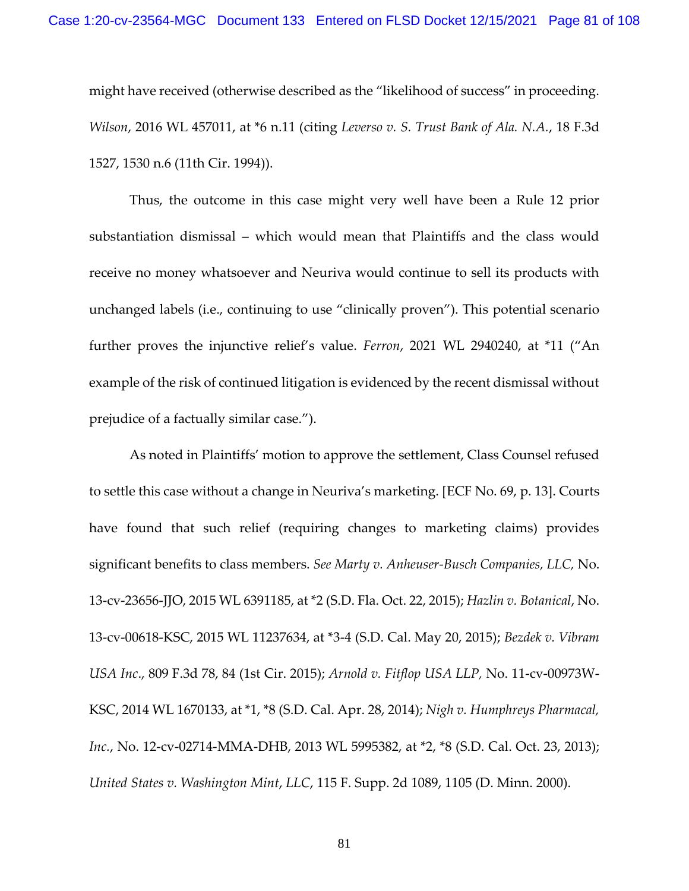might have received (otherwise described as the "likelihood of success" in proceeding. *Wilson*, 2016 WL 457011, at *6 n.11 (citing *Leverso v. S. Trust Bank of Ala. N.A.*, 18 F.3d 1527, 1530 n.6 (11th Cir. 1994)).

Thus, the outcome in this case might very well have been a Rule 12 prior substantiation dismissal – which would mean that Plaintiffs and the class would receive no money whatsoever and Neuriva would continue to sell its products with unchanged labels (i.e., continuing to use "clinically proven"). This potential scenario further proves the injunctive relief's value. *Ferron*, 2021 WL 2940240, at *11 ("An example of the risk of continued litigation is evidenced by the recent dismissal without prejudice of a factually similar case.").

As noted in Plaintiffs' motion to approve the settlement, Class Counsel refused to settle this case without a change in Neuriva's marketing. [ECF No. 69, p. 13]. Courts have found that such relief (requiring changes to marketing claims) provides significant benefits to class members. *See Marty v. Anheuser-Busch Companies, LLC,* No. 13-cv-23656-JJO, 2015 WL 6391185, at *2 (S.D. Fla. Oct. 22, 2015); *Hazlin v. Botanical*, No. 13-cv-00618-KSC, 2015 WL 11237634, at *3-4 (S.D. Cal. May 20, 2015); *Bezdek v. Vibram USA Inc*., 809 F.3d 78, 84 (1st Cir. 2015); *Arnold v. Fitflop USA LLP,* No. 11-cv-00973W-KSC, 2014 WL 1670133, at *1, *8 (S.D. Cal. Apr. 28, 2014); *Nigh v. Humphreys Pharmacal, Inc.*, No. 12-cv-02714-MMA-DHB, 2013 WL 5995382, at *2, *8 (S.D. Cal. Oct. 23, 2013); *United States v. Washington Mint*, *LLC*, 115 F. Supp. 2d 1089, 1105 (D. Minn. 2000).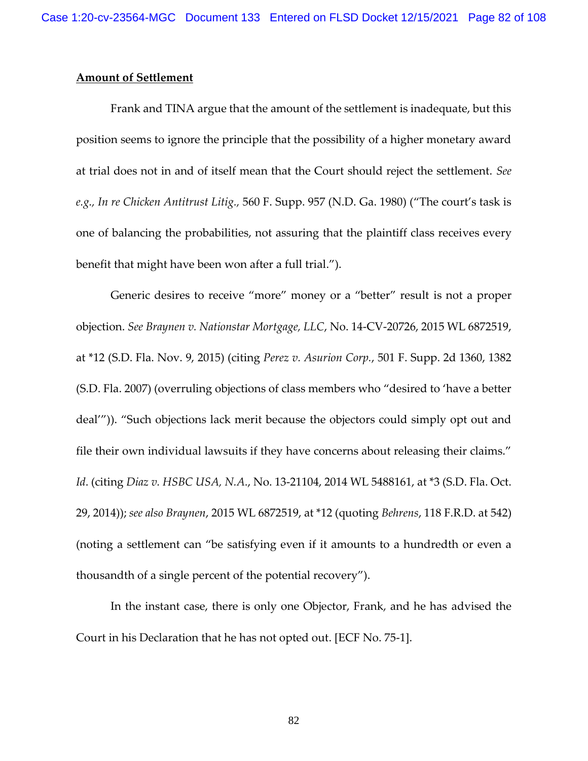**Amount of Settlement**

Frank and TINA argue that the amount of the settlement is inadequate, but this position seems to ignore the principle that the possibility of a higher monetary award at trial does not in and of itself mean that the Court should reject the settlement. *See e.g., In re Chicken Antitrust Litig.*, 560 F. Supp. 957 (N.D. Ga. 1980) ("The court's task is one of balancing the probabilities, not assuring that the plaintiff class receives every benefit that might have been won after a full trial.").

Generic desires to receive "more" money or a "better" result is not a proper objection. *See Braynen v. Nationstar Mortgage, LLC*, No. 14-CV-20726, 2015 WL 6872519, at *12 (S.D. Fla. Nov. 9, 2015) (citing *Perez v. Asurion Corp.*, 501 F. Supp. 2d 1360, 1382 (S.D. Fla. 2007) (overruling objections of class members who "desired to 'have a better deal'")). "Such objections lack merit because the objectors could simply opt out and file their own individual lawsuits if they have concerns about releasing their claims." *Id*. (citing *Diaz v. HSBC USA, N.A.*, No. 13-21104, 2014 WL 5488161, at *3 (S.D. Fla. Oct. 29, 2014)); *see also Braynen*, 2015 WL 6872519, at *12 (quoting *Behrens*, 118 F.R.D. at 542) (noting a settlement can "be satisfying even if it amounts to a hundredth or even a thousandth of a single percent of the potential recovery").

In the instant case, there is only one Objector, Frank, and he has advised the Court in his Declaration that he has not opted out. [ECF No. 75-1].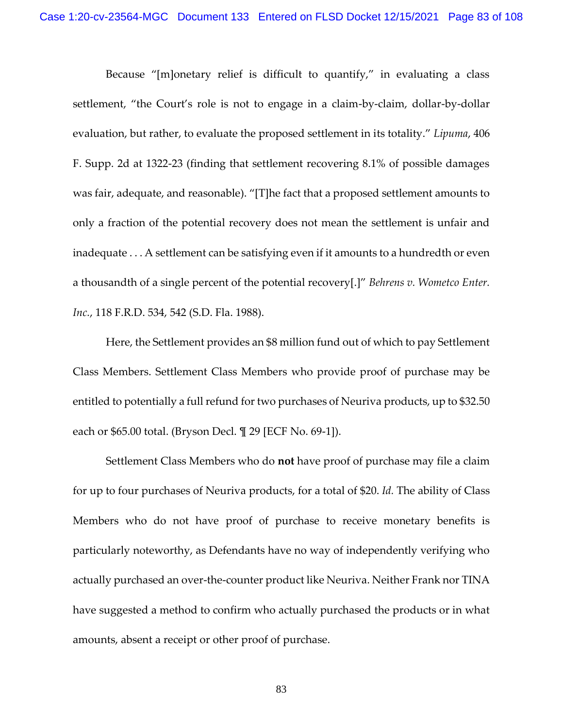Because "[m]onetary relief is difficult to quantify," in evaluating a class settlement, "the Court's role is not to engage in a claim-by-claim, dollar-by-dollar evaluation, but rather, to evaluate the proposed settlement in its totality." *Lipuma*, 406 F. Supp. 2d at 1322-23 (finding that settlement recovering 8.1% of possible damages was fair, adequate, and reasonable). "[T]he fact that a proposed settlement amounts to only a fraction of the potential recovery does not mean the settlement is unfair and inadequate . . . A settlement can be satisfying even if it amounts to a hundredth or even a thousandth of a single percent of the potential recovery[.]" *Behrens v. Wometco Enter. Inc.*, 118 F.R.D. 534, 542 (S.D. Fla. 1988).

Here, the Settlement provides an $8 million fund out of which to pay Settlement Class Members. Settlement Class Members who provide proof of purchase may be entitled to potentially a full refund for two purchases of Neuriva products, up to $32.50 each or $65.00 total. (Bryson Decl. ¶ 29 [ECF No. 69-1]).

Settlement Class Members who do **not** have proof of purchase may file a claim for up to four purchases of Neuriva products, for a total of $20. *Id.* The ability of Class Members who do not have proof of purchase to receive monetary benefits is particularly noteworthy, as Defendants have no way of independently verifying who actually purchased an over-the-counter product like Neuriva. Neither Frank nor TINA have suggested a method to confirm who actually purchased the products or in what amounts, absent a receipt or other proof of purchase.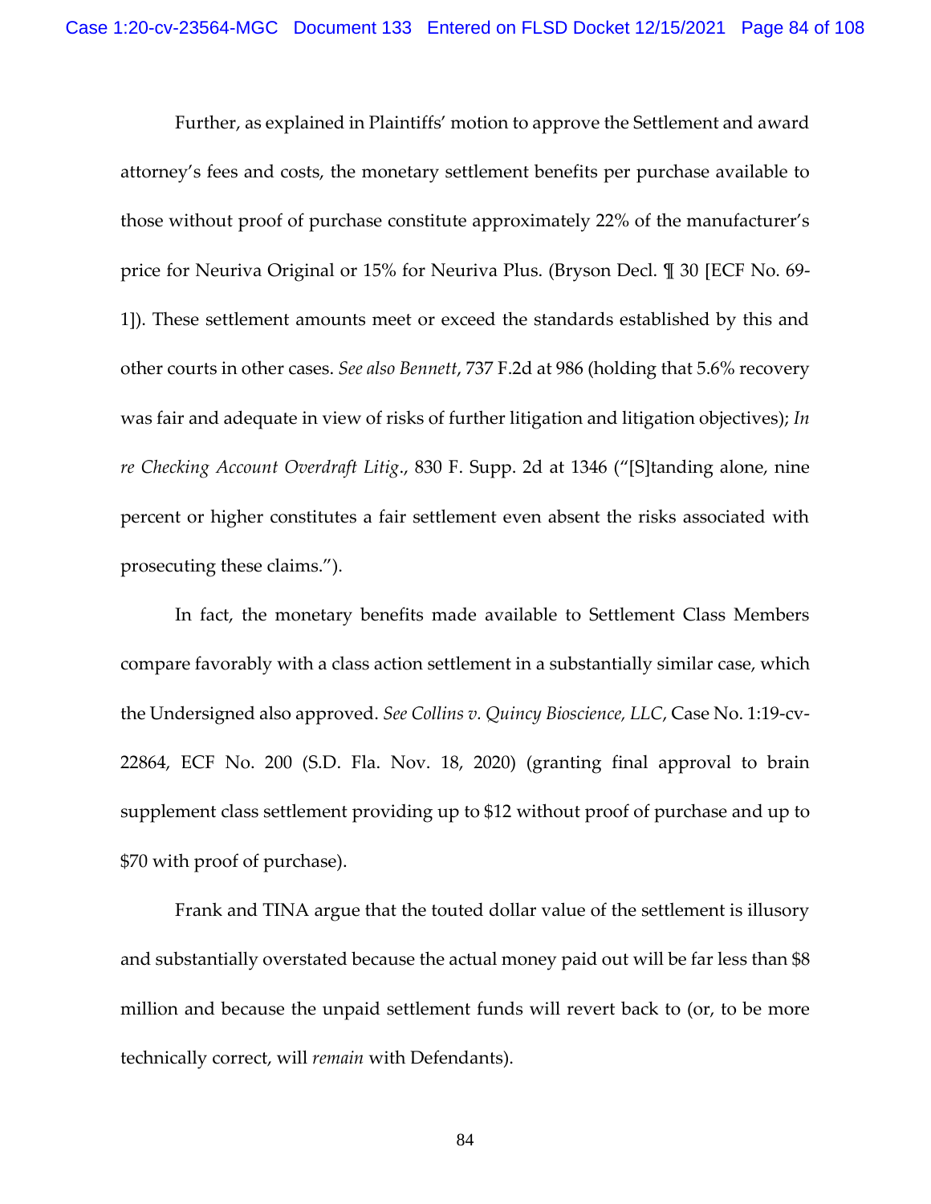Further, as explained in Plaintiffs' motion to approve the Settlement and award attorney's fees and costs, the monetary settlement benefits per purchase available to those without proof of purchase constitute approximately 22% of the manufacturer's price for Neuriva Original or 15% for Neuriva Plus. (Bryson Decl. ¶ 30 [ECF No. 69-1]). These settlement amounts meet or exceed the standards established by this and other courts in other cases. *See also Bennett*, 737 F.2d at 986 (holding that 5.6% recovery was fair and adequate in view of risks of further litigation and litigation objectives); *In re Checking Account Overdraft Litig.*, 830 F. Supp. 2d at 1346 ("[S]tanding alone, nine percent or higher constitutes a fair settlement even absent the risks associated with prosecuting these claims.").

In fact, the monetary benefits made available to Settlement Class Members compare favorably with a class action settlement in a substantially similar case, which the Undersigned also approved. *See Collins v. Quincy Bioscience, LLC*, Case No. 1:19-cv-22864, ECF No. 200 (S.D. Fla. Nov. 18, 2020) (granting final approval to brain supplement class settlement providing up to $12 without proof of purchase and up to $70 with proof of purchase).

Frank and TINA argue that the touted dollar value of the settlement is illusory and substantially overstated because the actual money paid out will be far less than $8 million and because the unpaid settlement funds will revert back to (or, to be more technically correct, will *remain* with Defendants).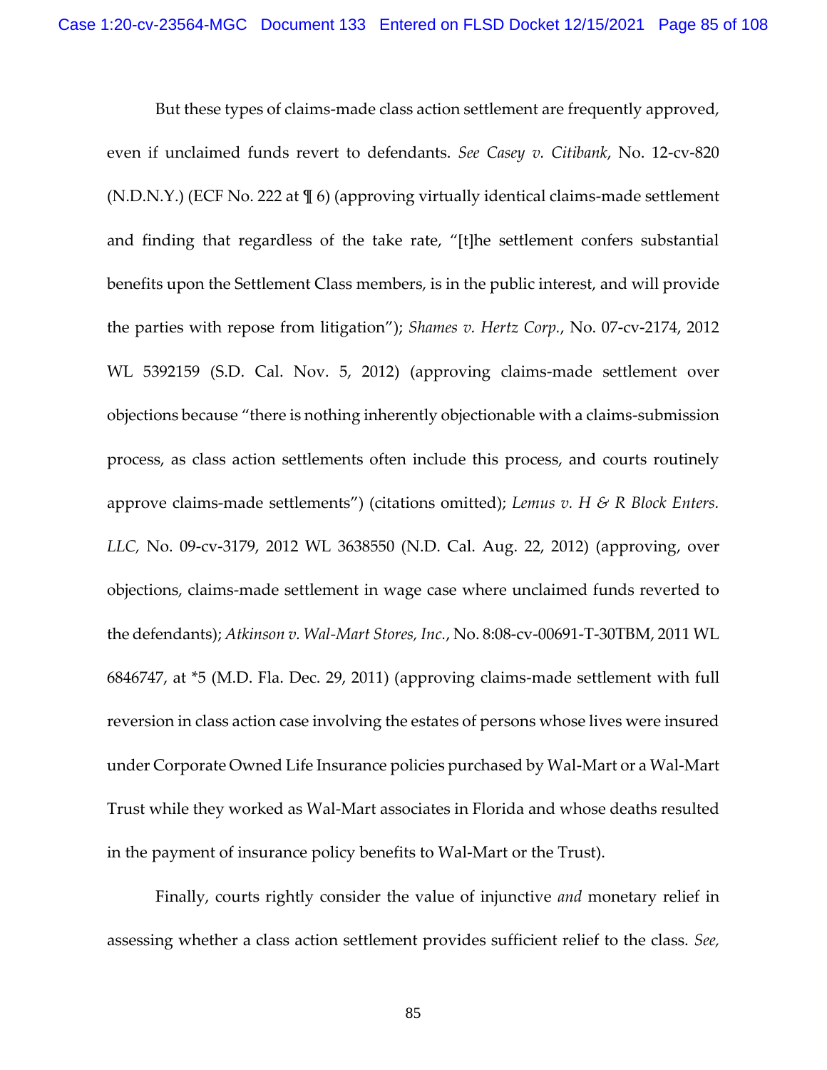But these types of claims-made class action settlement are frequently approved, even if unclaimed funds revert to defendants. *See Casey v. Citibank*, No. 12-cv-820 (N.D.N.Y.) (ECF No. 222 at ¶ 6) (approving virtually identical claims-made settlement and finding that regardless of the take rate, "[t]he settlement confers substantial benefits upon the Settlement Class members, is in the public interest, and will provide the parties with repose from litigation"); *Shames v. Hertz Corp.*, No. 07-cv-2174, 2012 WL 5392159 (S.D. Cal. Nov. 5, 2012) (approving claims-made settlement over objections because "there is nothing inherently objectionable with a claims-submission process, as class action settlements often include this process, and courts routinely approve claims-made settlements") (citations omitted); *Lemus v. H & R Block Enters. LLC,* No. 09-cv-3179, 2012 WL 3638550 (N.D. Cal. Aug. 22, 2012) (approving, over objections, claims-made settlement in wage case where unclaimed funds reverted to the defendants); *Atkinson v. Wal-Mart Stores, Inc.*, No. 8:08-cv-00691-T-30TBM, 2011 WL 6846747, at *5 (M.D. Fla. Dec. 29, 2011) (approving claims-made settlement with full reversion in class action case involving the estates of persons whose lives were insured under Corporate Owned Life Insurance policies purchased by Wal-Mart or a Wal-Mart Trust while they worked as Wal-Mart associates in Florida and whose deaths resulted in the payment of insurance policy benefits to Wal-Mart or the Trust).

Finally, courts rightly consider the value of injunctive *and* monetary relief in assessing whether a class action settlement provides sufficient relief to the class. *See,*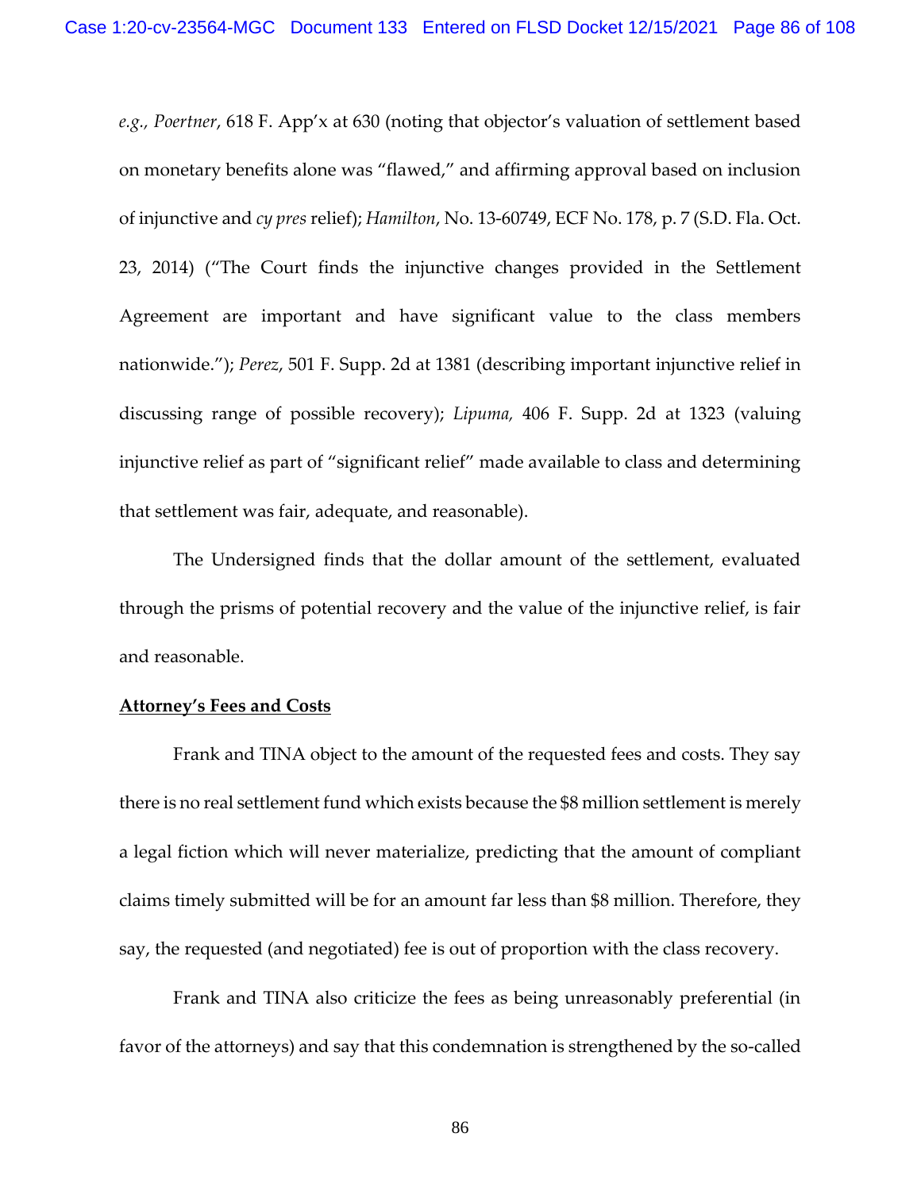*e.g.*, *Poertner*, 618 F. App'x at 630 (noting that objector's valuation of settlement based on monetary benefits alone was "flawed," and affirming approval based on inclusion of injunctive and *cy pres* relief); *Hamilton*, No. 13-60749, ECF No. 178, p. 7 (S.D. Fla. Oct. 23, 2014) ("The Court finds the injunctive changes provided in the Settlement Agreement are important and have significant value to the class members nationwide."); *Perez*, 501 F. Supp. 2d at 1381 (describing important injunctive relief in discussing range of possible recovery); *Lipuma,* 406 F. Supp. 2d at 1323 (valuing injunctive relief as part of "significant relief" made available to class and determining that settlement was fair, adequate, and reasonable).

The Undersigned finds that the dollar amount of the settlement, evaluated through the prisms of potential recovery and the value of the injunctive relief, is fair and reasonable.

**Attorney's Fees and Costs**

Frank and TINA object to the amount of the requested fees and costs. They say there is no real settlement fund which exists because the $8 million settlement is merely a legal fiction which will never materialize, predicting that the amount of compliant claims timely submitted will be for an amount far less than $8 million. Therefore, they say, the requested (and negotiated) fee is out of proportion with the class recovery.

Frank and TINA also criticize the fees as being unreasonably preferential (in favor of the attorneys) and say that this condemnation is strengthened by the so-called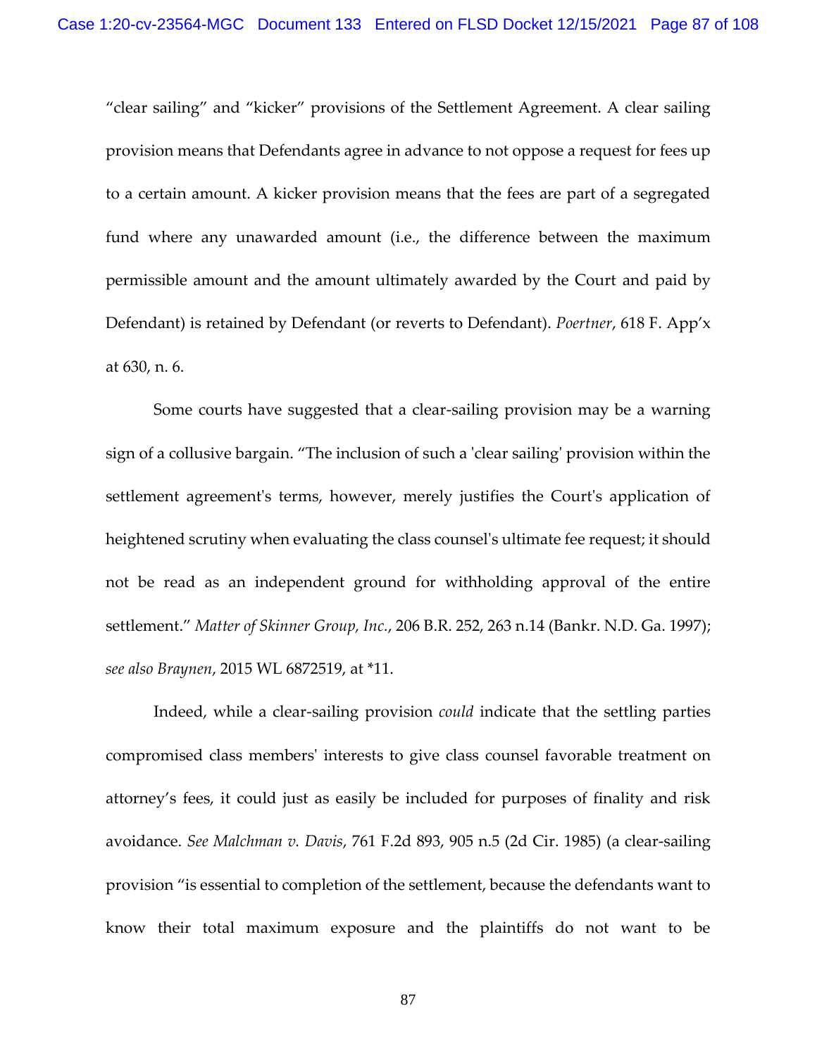"clear sailing" and "kicker" provisions of the Settlement Agreement. A clear sailing provision means that Defendants agree in advance to not oppose a request for fees up to a certain amount. A kicker provision means that the fees are part of a segregated fund where any unawarded amount (i.e., the difference between the maximum permissible amount and the amount ultimately awarded by the Court and paid by Defendant) is retained by Defendant (or reverts to Defendant). *Poertner*, 618 F. App'x at 630, n. 6.

Some courts have suggested that a clear-sailing provision may be a warning sign of a collusive bargain. "The inclusion of such a 'clear sailing' provision within the settlement agreement's terms, however, merely justifies the Court's application of heightened scrutiny when evaluating the class counsel's ultimate fee request; it should not be read as an independent ground for withholding approval of the entire settlement." *Matter of Skinner Group, Inc.*, 206 B.R. 252, 263 n.14 (Bankr. N.D. Ga. 1997); *see also Braynen*, 2015 WL 6872519, at *11.

Indeed, while a clear-sailing provision *could* indicate that the settling parties compromised class members' interests to give class counsel favorable treatment on attorney's fees, it could just as easily be included for purposes of finality and risk avoidance. *See Malchman v. Davis*, 761 F.2d 893, 905 n.5 (2d Cir. 1985) (a clear-sailing provision "is essential to completion of the settlement, because the defendants want to know their total maximum exposure and the plaintiffs do not want to be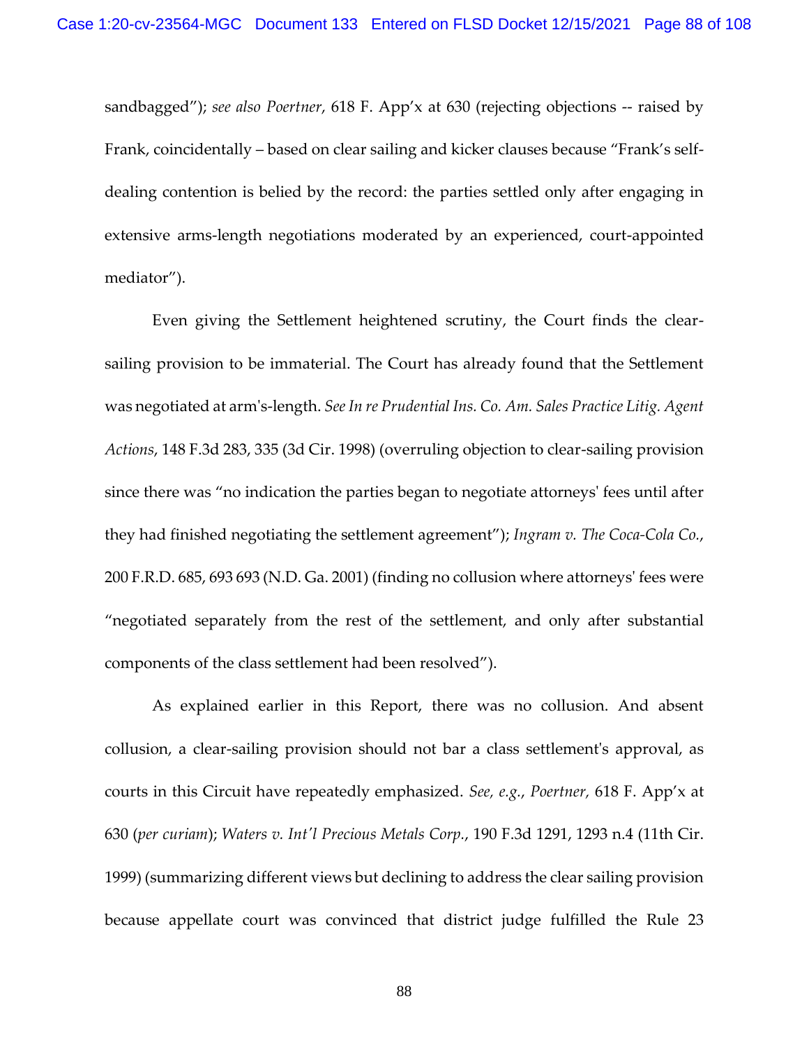sandbagged"); *see also Poertner*, 618 F. App'x at 630 (rejecting objections -- raised by Frank, coincidentally – based on clear sailing and kicker clauses because "Frank's self-dealing contention is belied by the record: the parties settled only after engaging in extensive arms-length negotiations moderated by an experienced, court-appointed mediator").

Even giving the Settlement heightened scrutiny, the Court finds the clear-sailing provision to be immaterial. The Court has already found that the Settlement was negotiated at arm's-length. *See In re Prudential Ins. Co. Am. Sales Practice Litig. Agent Actions*, 148 F.3d 283, 335 (3d Cir. 1998) (overruling objection to clear-sailing provision since there was "no indication the parties began to negotiate attorneys' fees until after they had finished negotiating the settlement agreement"); *Ingram v. The Coca-Cola Co.*, 200 F.R.D. 685, 693 693 (N.D. Ga. 2001) (finding no collusion where attorneys' fees were "negotiated separately from the rest of the settlement, and only after substantial components of the class settlement had been resolved").

As explained earlier in this Report, there was no collusion. And absent collusion, a clear-sailing provision should not bar a class settlement's approval, as courts in this Circuit have repeatedly emphasized. *See, e.g.*, *Poertner*, 618 F. App'x at 630 (*per curiam*); *Waters v. Int'l Precious Metals Corp.*, 190 F.3d 1291, 1293 n.4 (11th Cir. 1999) (summarizing different views but declining to address the clear sailing provision because appellate court was convinced that district judge fulfilled the Rule 23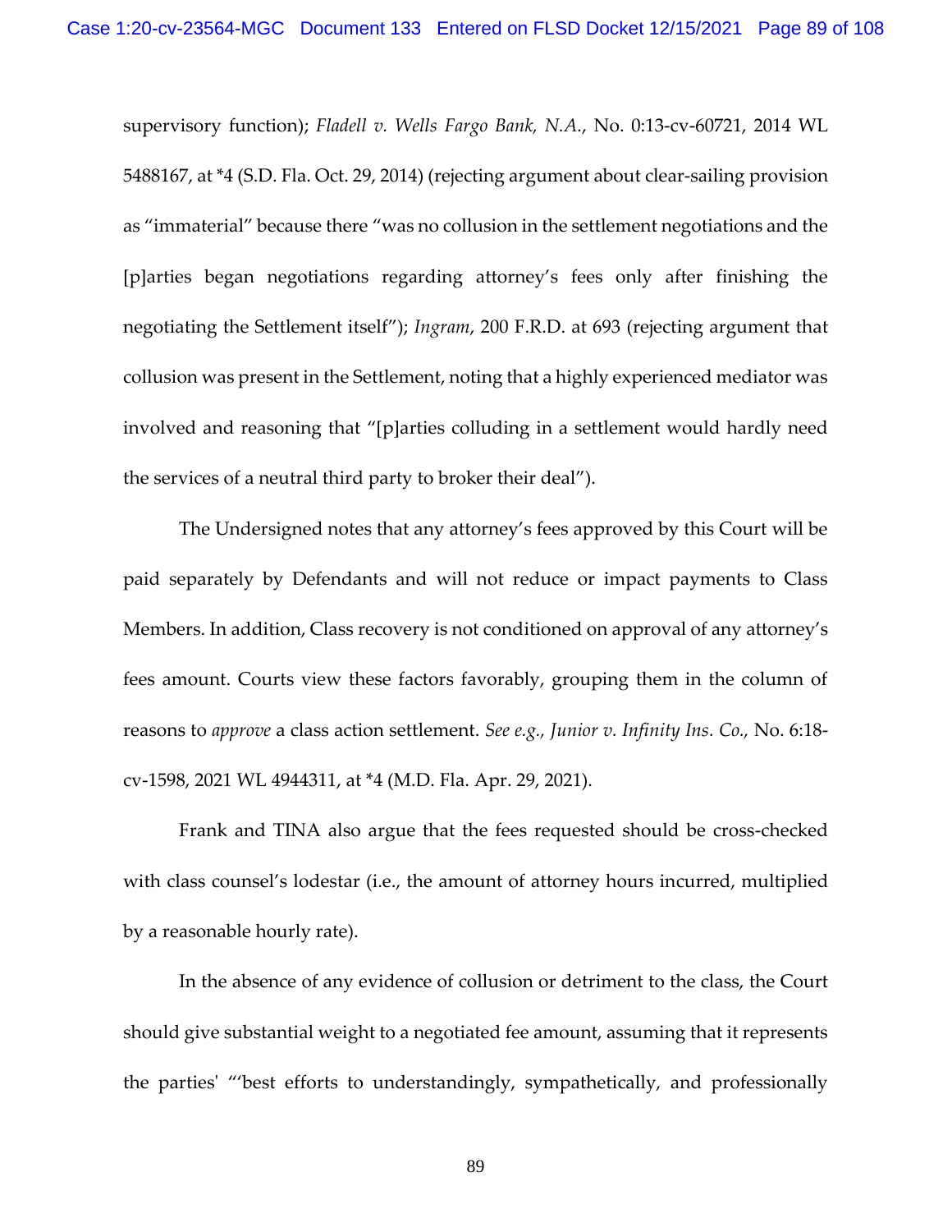supervisory function); *Fladell v. Wells Fargo Bank, N.A.*, No. 0:13-cv-60721, 2014 WL 5488167, at *4 (S.D. Fla. Oct. 29, 2014) (rejecting argument about clear-sailing provision as "immaterial" because there "was no collusion in the settlement negotiations and the [p]arties began negotiations regarding attorney's fees only after finishing the negotiating the Settlement itself"); *Ingram*, 200 F.R.D. at 693 (rejecting argument that collusion was present in the Settlement, noting that a highly experienced mediator was involved and reasoning that "[p]arties colluding in a settlement would hardly need the services of a neutral third party to broker their deal").

The Undersigned notes that any attorney's fees approved by this Court will be paid separately by Defendants and will not reduce or impact payments to Class Members. In addition, Class recovery is not conditioned on approval of any attorney's fees amount. Courts view these factors favorably, grouping them in the column of reasons to *approve* a class action settlement. *See e.g., Junior v. Infinity Ins. Co.*, No. 6:18-cv-1598, 2021 WL 4944311, at *4 (M.D. Fla. Apr. 29, 2021).

Frank and TINA also argue that the fees requested should be cross-checked with class counsel's lodestar (i.e., the amount of attorney hours incurred, multiplied by a reasonable hourly rate).

In the absence of any evidence of collusion or detriment to the class, the Court should give substantial weight to a negotiated fee amount, assuming that it represents the parties' "'best efforts to understandingly, sympathetically, and professionally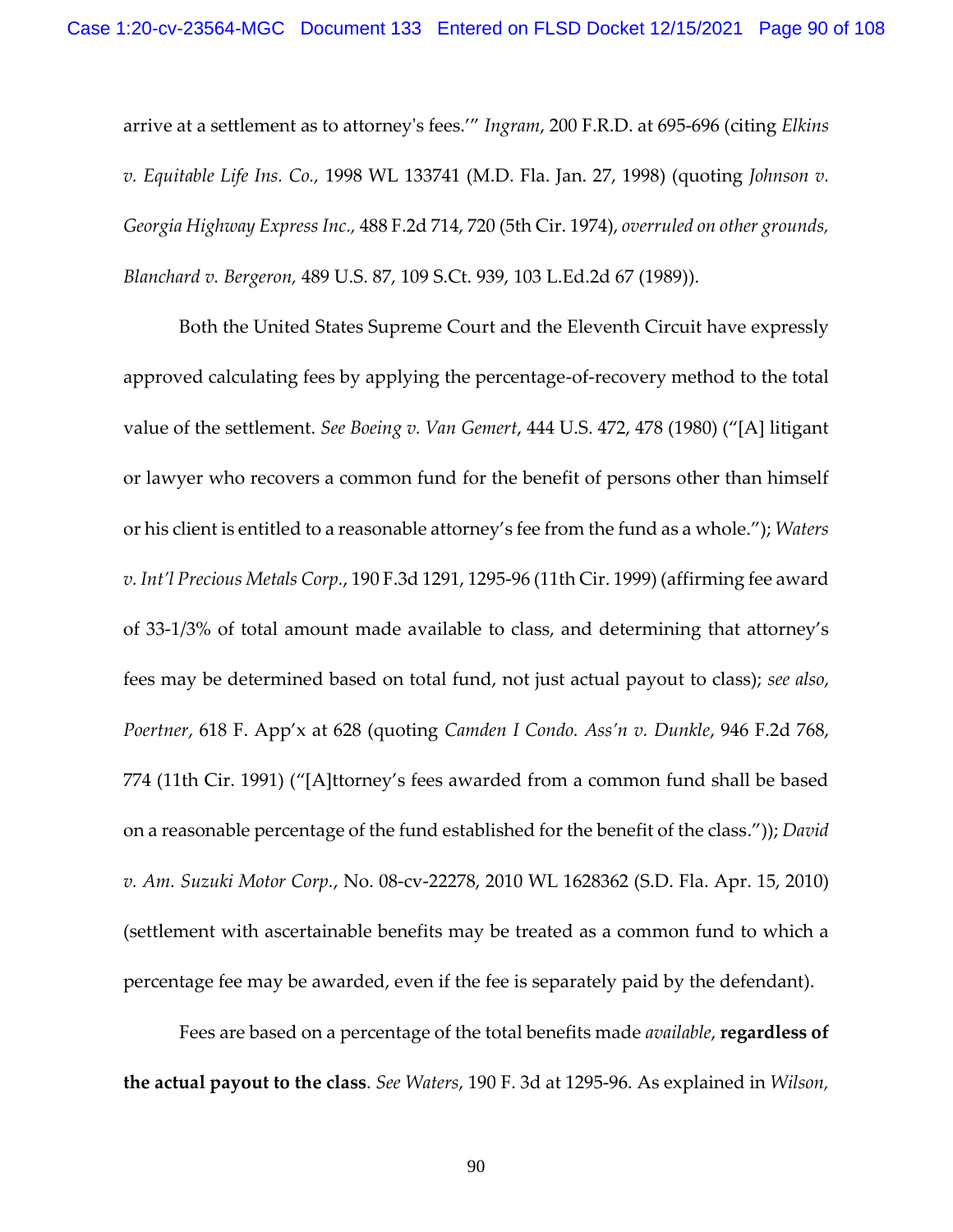arrive at a settlement as to attorney's fees.'" *Ingram*, 200 F.R.D. at 695-696 (citing *Elkins v. Equitable Life Ins. Co.,* 1998 WL 133741 (M.D. Fla. Jan. 27, 1998) (quoting *Johnson v. Georgia Highway Express Inc.*, 488 F.2d 714, 720 (5th Cir. 1974), *overruled on other grounds, Blanchard v. Bergeron,* 489 U.S. 87, 109 S.Ct. 939, 103 L.Ed.2d 67 (1989)).

Both the United States Supreme Court and the Eleventh Circuit have expressly approved calculating fees by applying the percentage-of-recovery method to the total value of the settlement. *See Boeing v. Van Gemert*, 444 U.S. 472, 478 (1980) ("[A] litigant or lawyer who recovers a common fund for the benefit of persons other than himself or his client is entitled to a reasonable attorney's fee from the fund as a whole."); *Waters v. Int'l Precious Metals Corp.*, 190 F.3d 1291, 1295-96 (11th Cir. 1999) (affirming fee award of 33-1/3% of total amount made available to class, and determining that attorney's fees may be determined based on total fund, not just actual payout to class); *see also*, *Poertner*, 618 F. App'x at 628 (quoting *Camden I Condo. Ass'n v. Dunkle*, 946 F.2d 768, 774 (11th Cir. 1991) ("[A]ttorney's fees awarded from a common fund shall be based on a reasonable percentage of the fund established for the benefit of the class.")); *David v. Am. Suzuki Motor Corp.*, No. 08-cv-22278, 2010 WL 1628362 (S.D. Fla. Apr. 15, 2010) (settlement with ascertainable benefits may be treated as a common fund to which a percentage fee may be awarded, even if the fee is separately paid by the defendant).

Fees are based on a percentage of the total benefits made *available*, **regardless of the actual payout to the class**. *See Waters*, 190 F. 3d at 1295-96. As explained in *Wilson,*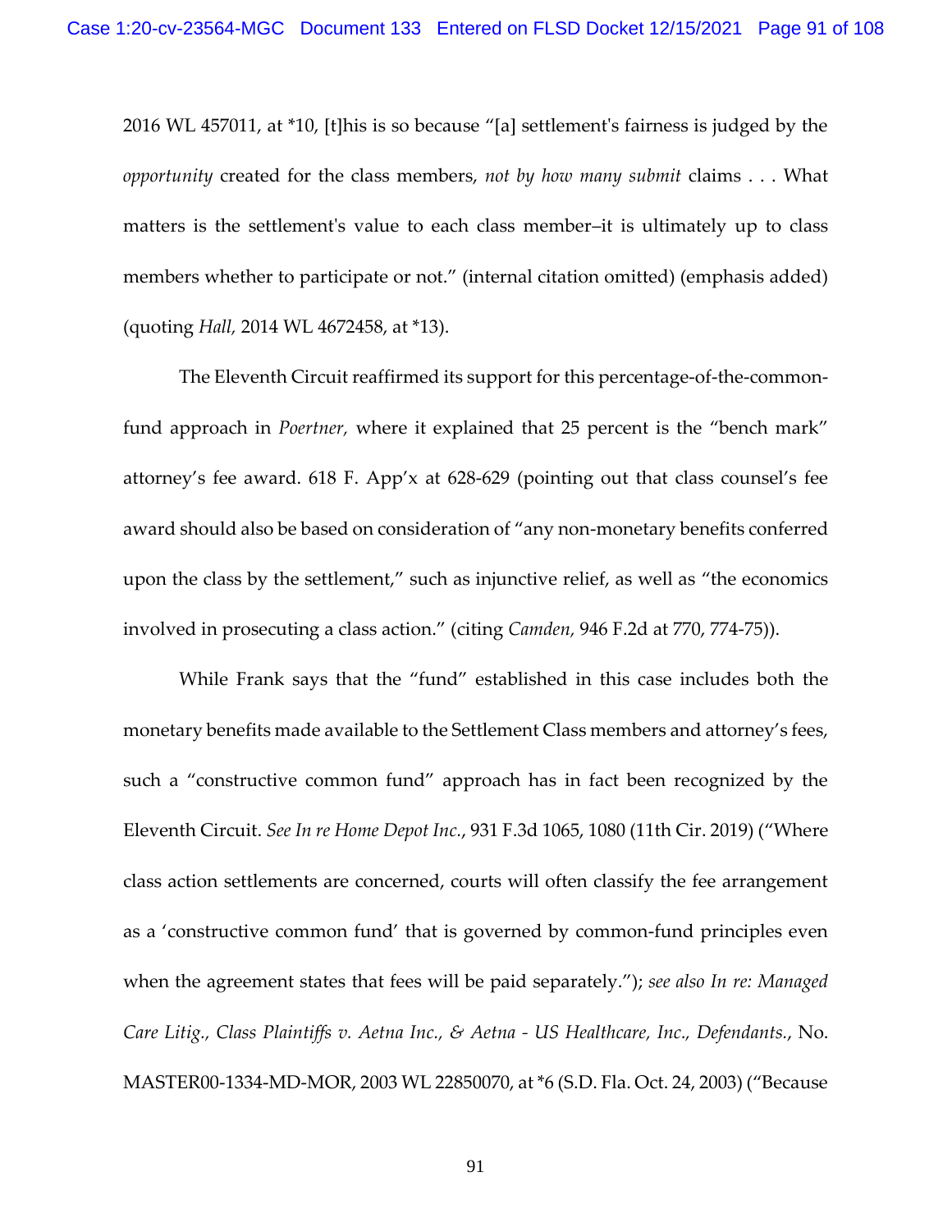2016 WL 457011, at *10, [t]his is so because "[a] settlement's fairness is judged by the *opportunity* created for the class members, *not by how many submit* claims . . . What matters is the settlement's value to each class member–it is ultimately up to class members whether to participate or not." (internal citation omitted) (emphasis added) (quoting *Hall,* 2014 WL 4672458, at *13).

The Eleventh Circuit reaffirmed its support for this percentage-of-the-common-fund approach in *Poertner,* where it explained that 25 percent is the "bench mark" attorney's fee award. 618 F. App'x at 628-629 (pointing out that class counsel's fee award should also be based on consideration of "any non-monetary benefits conferred upon the class by the settlement," such as injunctive relief, as well as "the economics involved in prosecuting a class action." (citing *Camden,* 946 F.2d at 770, 774-75)).

While Frank says that the "fund" established in this case includes both the monetary benefits made available to the Settlement Class members and attorney's fees, such a "constructive common fund" approach has in fact been recognized by the Eleventh Circuit. *See In re Home Depot Inc.*, 931 F.3d 1065, 1080 (11th Cir. 2019) ("Where class action settlements are concerned, courts will often classify the fee arrangement as a 'constructive common fund' that is governed by common-fund principles even when the agreement states that fees will be paid separately."); *see also In re: Managed Care Litig., Class Plaintiffs v. Aetna Inc., & Aetna - US Healthcare, Inc., Defendants.*, No. MASTER00-1334-MD-MOR, 2003 WL 22850070, at *6 (S.D. Fla. Oct. 24, 2003) ("Because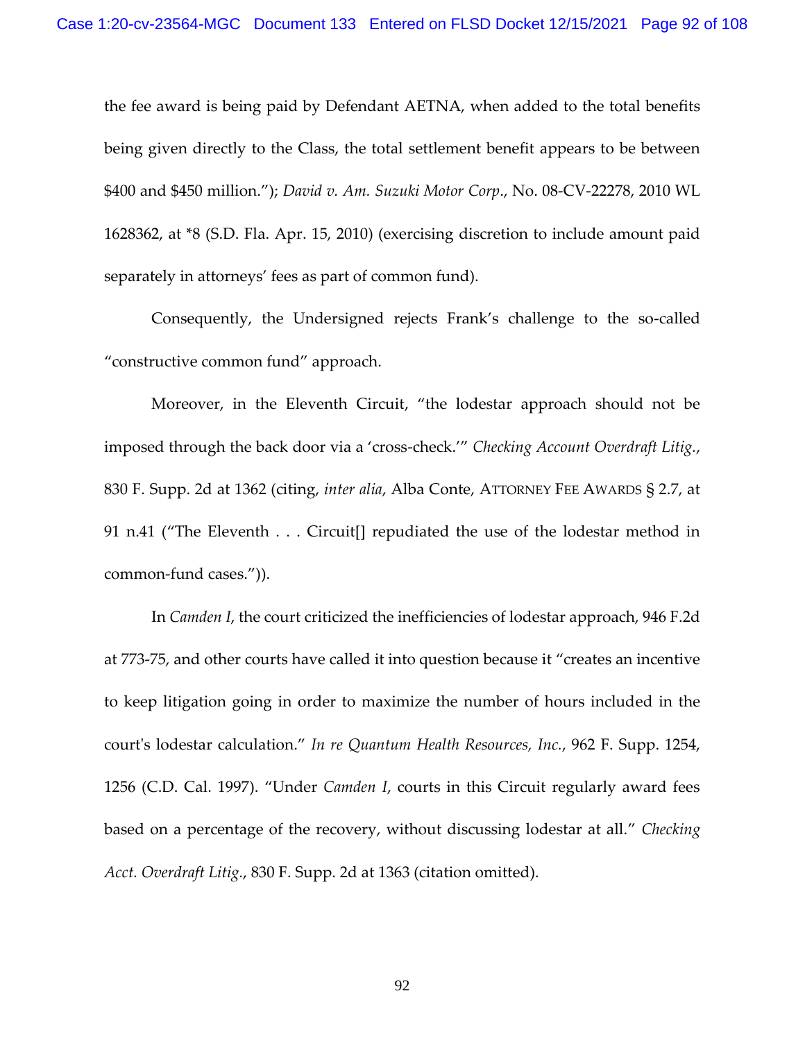the fee award is being paid by Defendant AETNA, when added to the total benefits being given directly to the Class, the total settlement benefit appears to be between $400 and $450 million."); *David v. Am. Suzuki Motor Corp.*, No. 08-CV-22278, 2010 WL 1628362, at *8 (S.D. Fla. Apr. 15, 2010) (exercising discretion to include amount paid separately in attorneys' fees as part of common fund).

Consequently, the Undersigned rejects Frank's challenge to the so-called "constructive common fund" approach.

Moreover, in the Eleventh Circuit, "the lodestar approach should not be imposed through the back door via a 'cross-check.'" *Checking Account Overdraft Litig.*, 830 F. Supp. 2d at 1362 (citing, *inter alia*, Alba Conte, ATTORNEY FEE AWARDS § 2.7, at 91 n.41 ("The Eleventh . . . Circuit[] repudiated the use of the lodestar method in common-fund cases.")).

In *Camden I*, the court criticized the inefficiencies of lodestar approach, 946 F.2d at 773-75, and other courts have called it into question because it "creates an incentive to keep litigation going in order to maximize the number of hours included in the court's lodestar calculation." *In re Quantum Health Resources, Inc.*, 962 F. Supp. 1254, 1256 (C.D. Cal. 1997). "Under *Camden I*, courts in this Circuit regularly award fees based on a percentage of the recovery, without discussing lodestar at all." *Checking Acct. Overdraft Litig.*, 830 F. Supp. 2d at 1363 (citation omitted).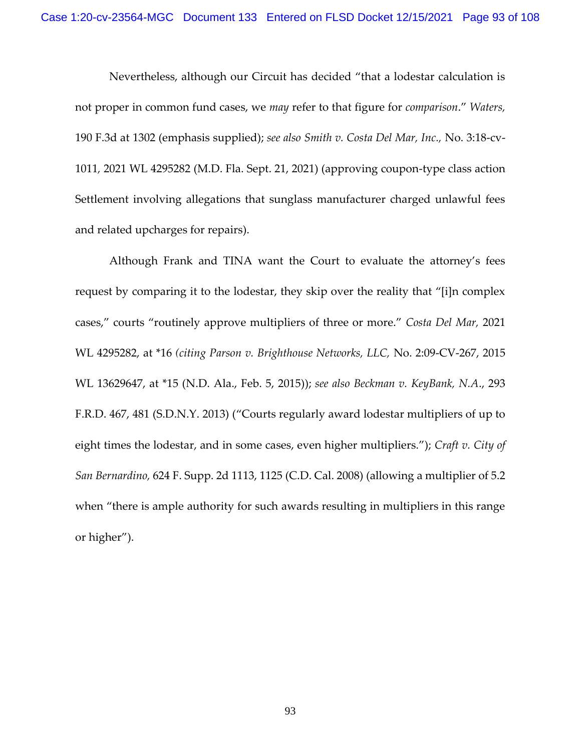Nevertheless, although our Circuit has decided "that a lodestar calculation is not proper in common fund cases, we *may* refer to that figure for *comparison*." *Waters,* 190 F.3d at 1302 (emphasis supplied); *see also Smith v. Costa Del Mar, Inc.,* No. 3:18-cv-1011, 2021 WL 4295282 (M.D. Fla. Sept. 21, 2021) (approving coupon-type class action Settlement involving allegations that sunglass manufacturer charged unlawful fees and related upcharges for repairs).

Although Frank and TINA want the Court to evaluate the attorney's fees request by comparing it to the lodestar, they skip over the reality that "[i]n complex cases," courts "routinely approve multipliers of three or more." *Costa Del Mar,* 2021 WL 4295282, at *16 *(citing Parson v. Brighthouse Networks, LLC,* No. 2:09-CV-267, 2015 WL 13629647, at *15 (N.D. Ala., Feb. 5, 2015)); *see also Beckman v. KeyBank, N.A.*, 293 F.R.D. 467, 481 (S.D.N.Y. 2013) ("Courts regularly award lodestar multipliers of up to eight times the lodestar, and in some cases, even higher multipliers."); *Craft v. City of San Bernardino,* 624 F. Supp. 2d 1113, 1125 (C.D. Cal. 2008) (allowing a multiplier of 5.2 when "there is ample authority for such awards resulting in multipliers in this range or higher").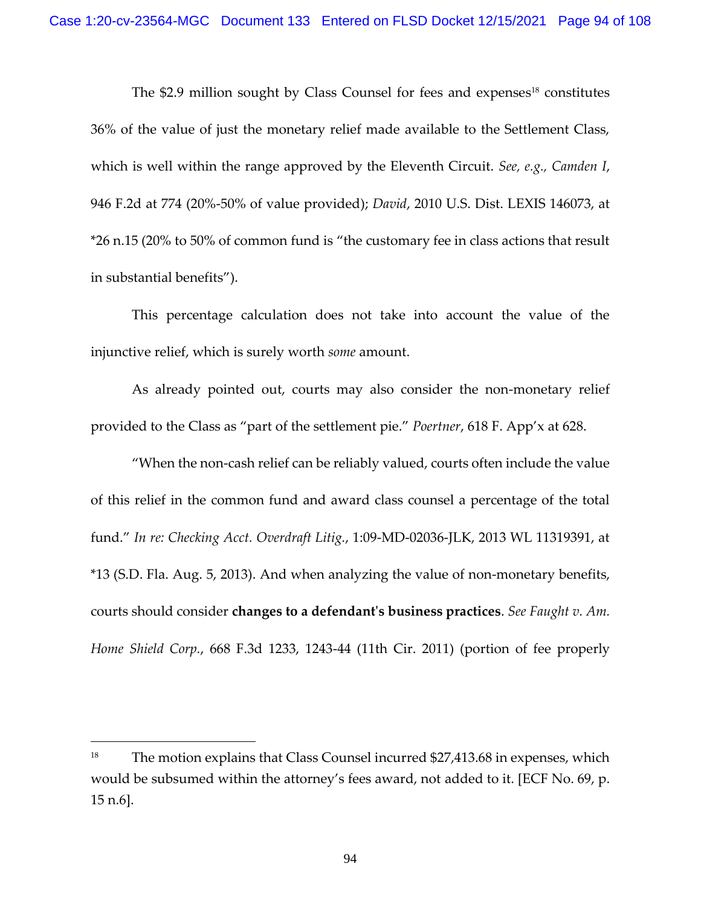The $2.9 million sought by Class Counsel for fees and expenses[18] constitutes 36% of the value of just the monetary relief made available to the Settlement Class, which is well within the range approved by the Eleventh Circuit. *See, e.g., Camden I*, 946 F.2d at 774 (20%-50% of value provided); *David*, 2010 U.S. Dist. LEXIS 146073, at *26 n.15 (20% to 50% of common fund is "the customary fee in class actions that result in substantial benefits").

This percentage calculation does not take into account the value of the injunctive relief, which is surely worth *some* amount.

As already pointed out, courts may also consider the non-monetary relief provided to the Class as "part of the settlement pie." *Poertner*, 618 F. App'x at 628.

"When the non-cash relief can be reliably valued, courts often include the value of this relief in the common fund and award class counsel a percentage of the total fund." *In re: Checking Acct. Overdraft Litig.*, 1:09-MD-02036-JLK, 2013 WL 11319391, at *13 (S.D. Fla. Aug. 5, 2013). And when analyzing the value of non-monetary benefits, courts should consider **changes to a defendant's business practices**. *See Faught v. Am. Home Shield Corp.*, 668 F.3d 1233, 1243-44 (11th Cir. 2011) (portion of fee properly

---

[18] The motion explains that Class Counsel incurred $27,413.68 in expenses, which would be subsumed within the attorney's fees award, not added to it. [ECF No. 69, p. 15 n.6].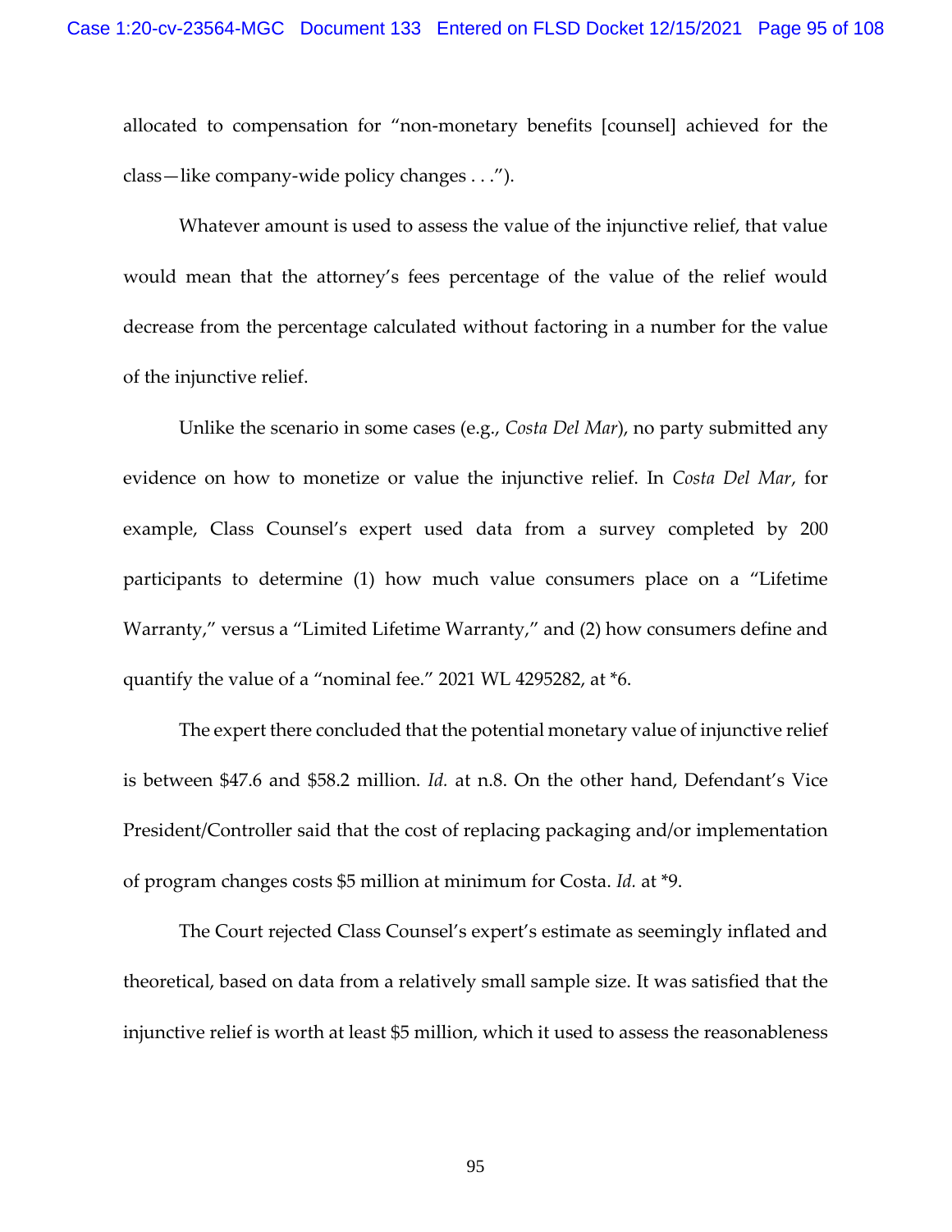allocated to compensation for "non-monetary benefits [counsel] achieved for the class—like company-wide policy changes . . .").

Whatever amount is used to assess the value of the injunctive relief, that value would mean that the attorney's fees percentage of the value of the relief would decrease from the percentage calculated without factoring in a number for the value of the injunctive relief.

Unlike the scenario in some cases (e.g., *Costa Del Mar*), no party submitted any evidence on how to monetize or value the injunctive relief. In *Costa Del Mar*, for example, Class Counsel's expert used data from a survey completed by 200 participants to determine (1) how much value consumers place on a "Lifetime Warranty," versus a "Limited Lifetime Warranty," and (2) how consumers define and quantify the value of a "nominal fee." 2021 WL 4295282, at *6.

The expert there concluded that the potential monetary value of injunctive relief is between $47.6 and $58.2 million. *Id.* at n.8. On the other hand, Defendant's Vice President/Controller said that the cost of replacing packaging and/or implementation of program changes costs $5 million at minimum for Costa. *Id.* at *9.

The Court rejected Class Counsel's expert's estimate as seemingly inflated and theoretical, based on data from a relatively small sample size. It was satisfied that the injunctive relief is worth at least $5 million, which it used to assess the reasonableness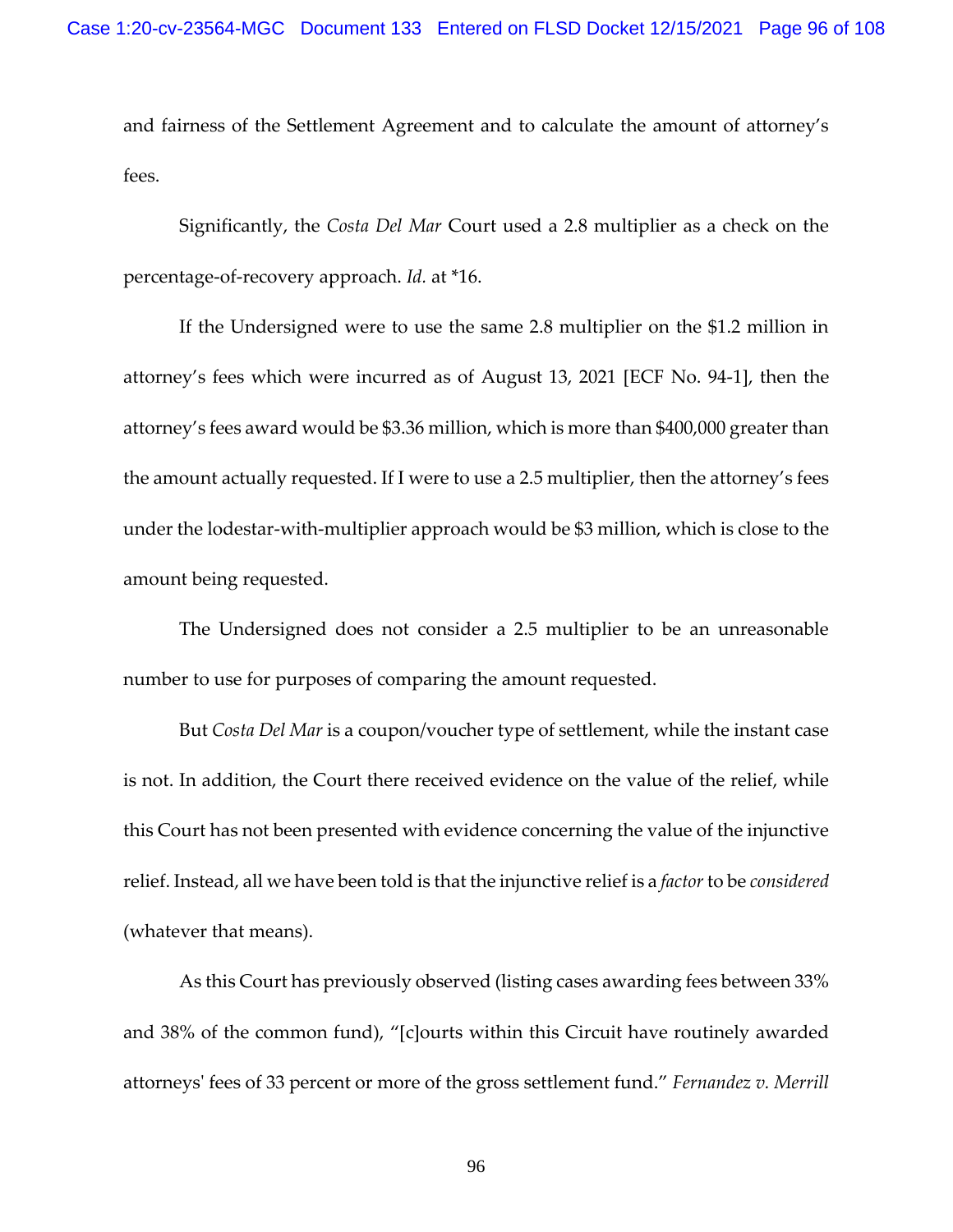and fairness of the Settlement Agreement and to calculate the amount of attorney's fees.

Significantly, the *Costa Del Mar* Court used a 2.8 multiplier as a check on the percentage-of-recovery approach. *Id.* at *16.

If the Undersigned were to use the same 2.8 multiplier on the $1.2 million in attorney's fees which were incurred as of August 13, 2021 [ECF No. 94-1], then the attorney's fees award would be $3.36 million, which is more than $400,000 greater than the amount actually requested. If I were to use a 2.5 multiplier, then the attorney's fees under the lodestar-with-multiplier approach would be $3 million, which is close to the amount being requested.

The Undersigned does not consider a 2.5 multiplier to be an unreasonable number to use for purposes of comparing the amount requested.

But *Costa Del Mar* is a coupon/voucher type of settlement, while the instant case is not. In addition, the Court there received evidence on the value of the relief, while this Court has not been presented with evidence concerning the value of the injunctive relief. Instead, all we have been told is that the injunctive relief is a *factor* to be *considered* (whatever that means).

As this Court has previously observed (listing cases awarding fees between 33% and 38% of the common fund), "[c]ourts within this Circuit have routinely awarded attorneys' fees of 33 percent or more of the gross settlement fund." *Fernandez v. Merrill*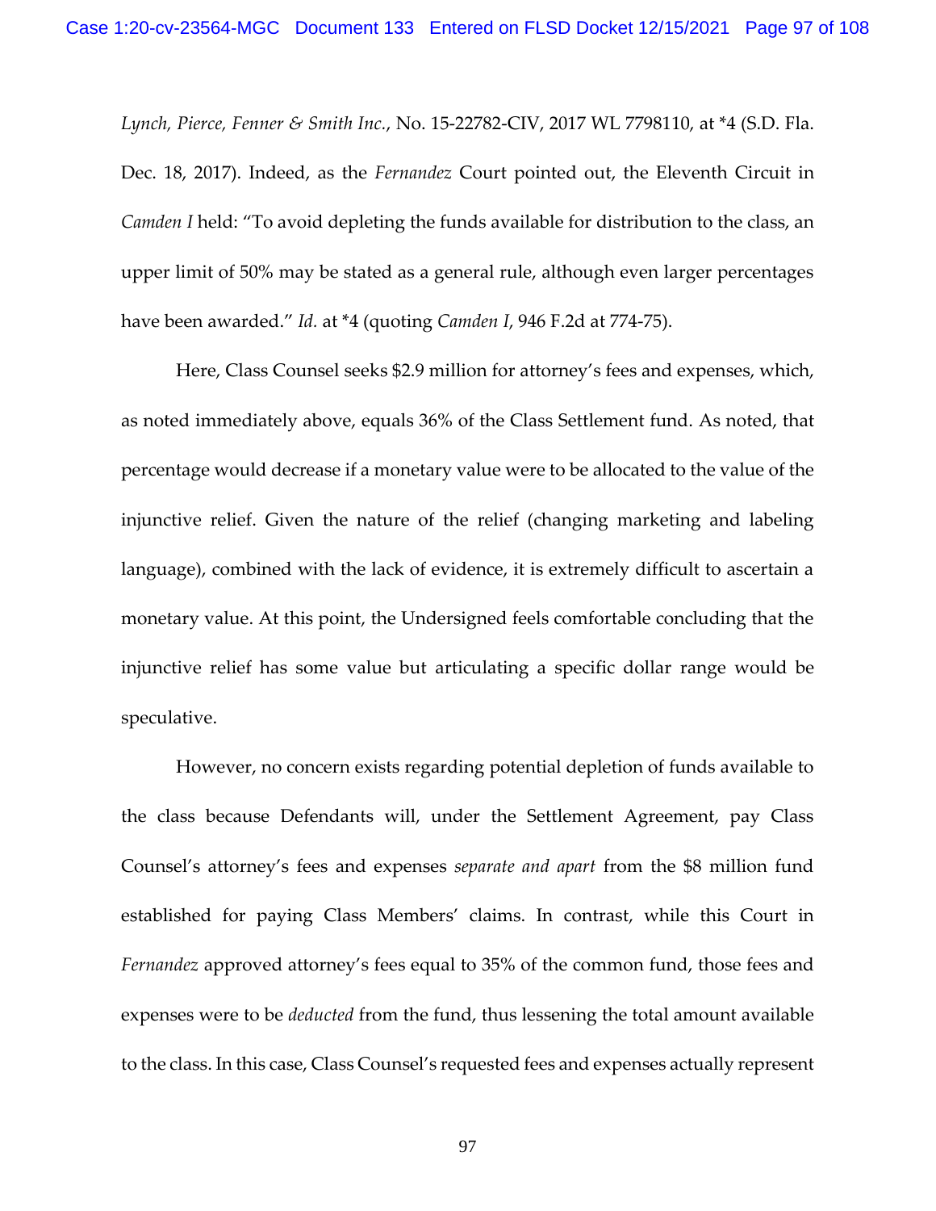*Lynch, Pierce, Fenner & Smith Inc.*, No. 15-22782-CIV, 2017 WL 7798110, at *4 (S.D. Fla. Dec. 18, 2017). Indeed, as the *Fernandez* Court pointed out, the Eleventh Circuit in *Camden I* held: "To avoid depleting the funds available for distribution to the class, an upper limit of 50% may be stated as a general rule, although even larger percentages have been awarded." *Id.* at *4 (quoting *Camden I*, 946 F.2d at 774-75).

Here, Class Counsel seeks $2.9 million for attorney's fees and expenses, which, as noted immediately above, equals 36% of the Class Settlement fund. As noted, that percentage would decrease if a monetary value were to be allocated to the value of the injunctive relief. Given the nature of the relief (changing marketing and labeling language), combined with the lack of evidence, it is extremely difficult to ascertain a monetary value. At this point, the Undersigned feels comfortable concluding that the injunctive relief has some value but articulating a specific dollar range would be speculative.

However, no concern exists regarding potential depletion of funds available to the class because Defendants will, under the Settlement Agreement, pay Class Counsel's attorney's fees and expenses *separate and apart* from the $8 million fund established for paying Class Members' claims. In contrast, while this Court in *Fernandez* approved attorney's fees equal to 35% of the common fund, those fees and expenses were to be *deducted* from the fund, thus lessening the total amount available to the class. In this case, Class Counsel's requested fees and expenses actually represent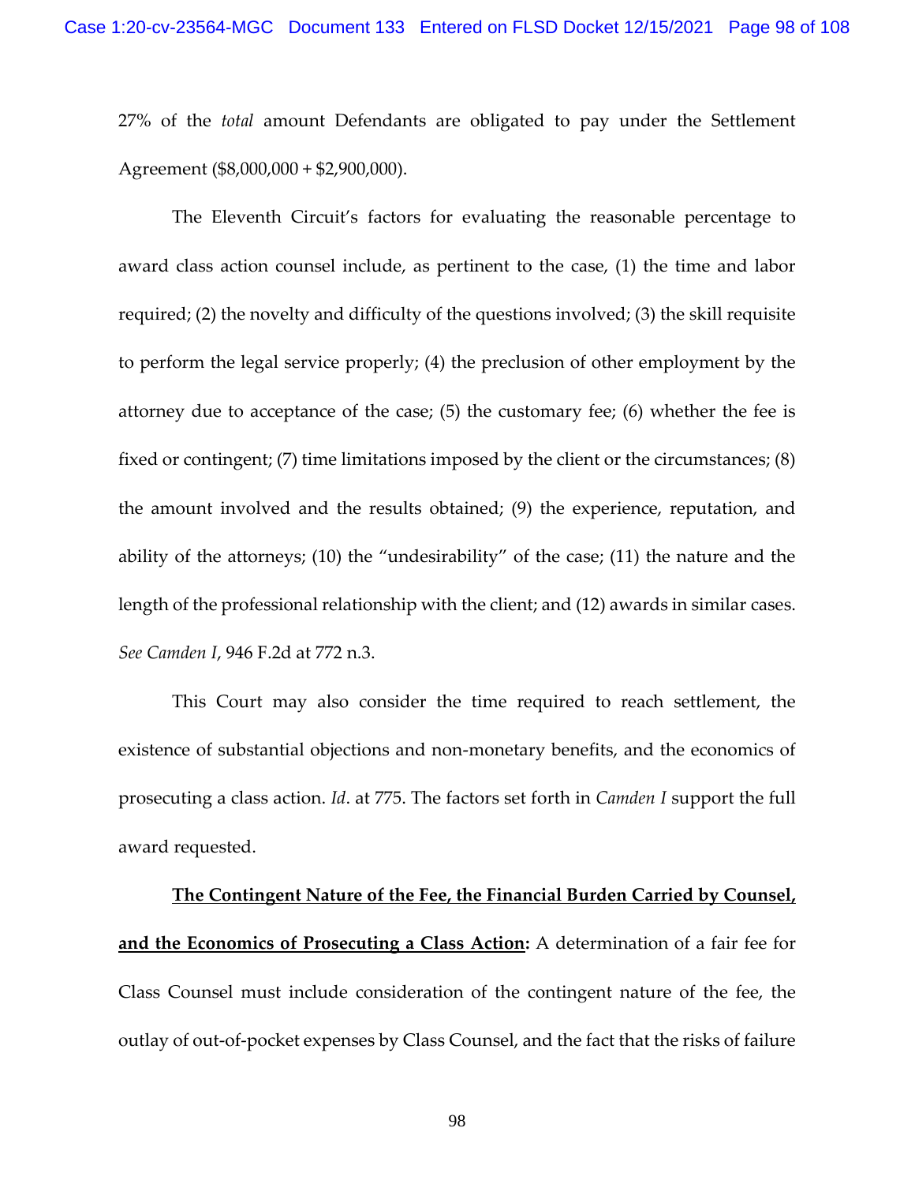27% of the *total* amount Defendants are obligated to pay under the Settlement Agreement ($8,000,000 + $2,900,000).

The Eleventh Circuit's factors for evaluating the reasonable percentage to award class action counsel include, as pertinent to the case, (1) the time and labor required; (2) the novelty and difficulty of the questions involved; (3) the skill requisite to perform the legal service properly; (4) the preclusion of other employment by the attorney due to acceptance of the case; (5) the customary fee; (6) whether the fee is fixed or contingent; (7) time limitations imposed by the client or the circumstances; (8) the amount involved and the results obtained; (9) the experience, reputation, and ability of the attorneys; (10) the "undesirability" of the case; (11) the nature and the length of the professional relationship with the client; and (12) awards in similar cases. *See Camden I*, 946 F.2d at 772 n.3.

This Court may also consider the time required to reach settlement, the existence of substantial objections and non-monetary benefits, and the economics of prosecuting a class action. *Id*. at 775. The factors set forth in *Camden I* support the full award requested.

**The Contingent Nature of the Fee, the Financial Burden Carried by Counsel, and the Economics of Prosecuting a Class Action:** A determination of a fair fee for Class Counsel must include consideration of the contingent nature of the fee, the outlay of out-of-pocket expenses by Class Counsel, and the fact that the risks of failure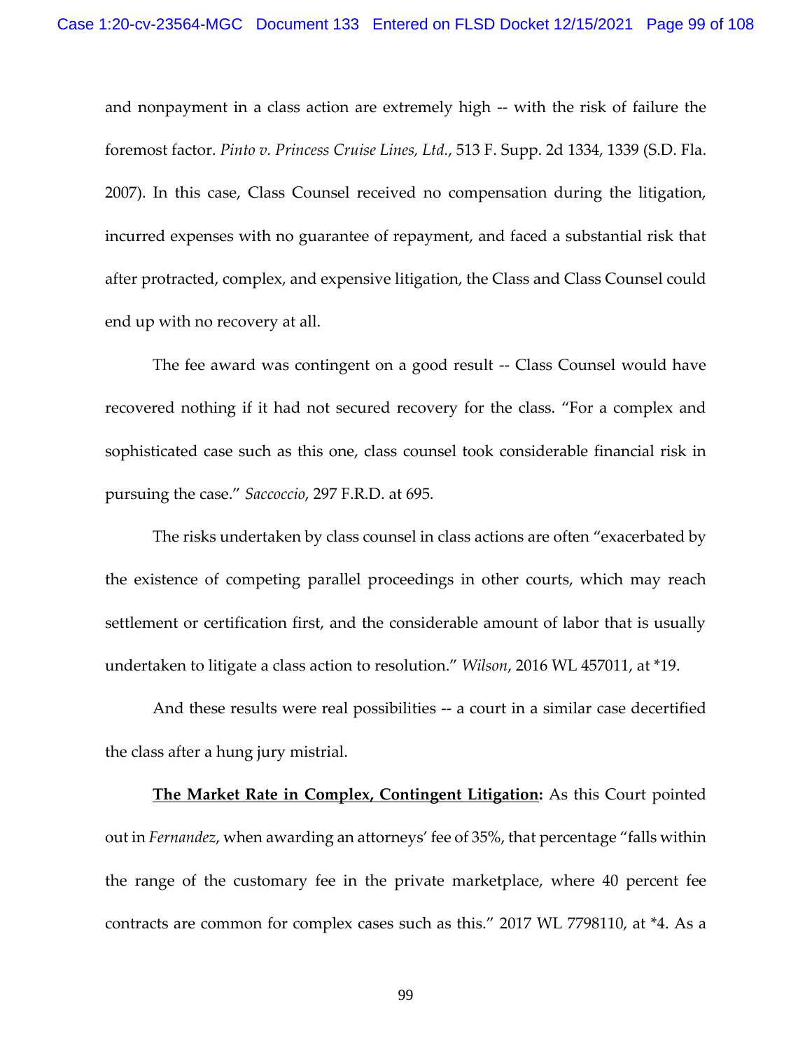and nonpayment in a class action are extremely high -- with the risk of failure the foremost factor. *Pinto v. Princess Cruise Lines, Ltd.*, 513 F. Supp. 2d 1334, 1339 (S.D. Fla. 2007). In this case, Class Counsel received no compensation during the litigation, incurred expenses with no guarantee of repayment, and faced a substantial risk that after protracted, complex, and expensive litigation, the Class and Class Counsel could end up with no recovery at all.

The fee award was contingent on a good result -- Class Counsel would have recovered nothing if it had not secured recovery for the class. "For a complex and sophisticated case such as this one, class counsel took considerable financial risk in pursuing the case." *Saccoccio*, 297 F.R.D. at 695.

The risks undertaken by class counsel in class actions are often "exacerbated by the existence of competing parallel proceedings in other courts, which may reach settlement or certification first, and the considerable amount of labor that is usually undertaken to litigate a class action to resolution." *Wilson*, 2016 WL 457011, at *19.

And these results were real possibilities -- a court in a similar case decertified the class after a hung jury mistrial.

**The Market Rate in Complex, Contingent Litigation:** As this Court pointed out in *Fernandez*, when awarding an attorneys' fee of 35%, that percentage "falls within the range of the customary fee in the private marketplace, where 40 percent fee contracts are common for complex cases such as this." 2017 WL 7798110, at *4. As a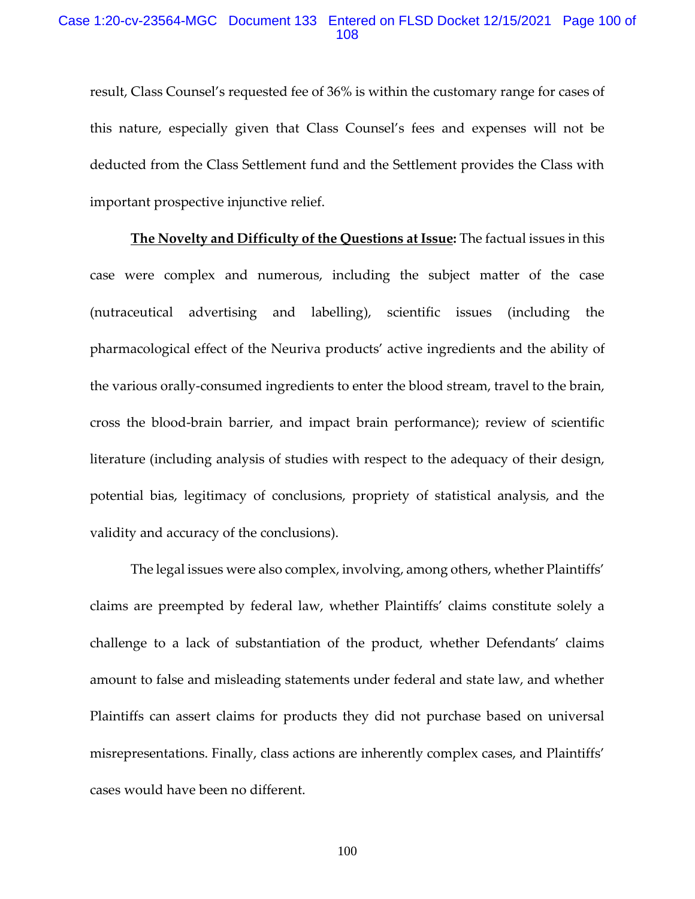result, Class Counsel's requested fee of 36% is within the customary range for cases of this nature, especially given that Class Counsel's fees and expenses will not be deducted from the Class Settlement fund and the Settlement provides the Class with important prospective injunctive relief.

**The Novelty and Difficulty of the Questions at Issue:** The factual issues in this case were complex and numerous, including the subject matter of the case (nutraceutical advertising and labelling), scientific issues (including the pharmacological effect of the Neuriva products' active ingredients and the ability of the various orally-consumed ingredients to enter the blood stream, travel to the brain, cross the blood-brain barrier, and impact brain performance); review of scientific literature (including analysis of studies with respect to the adequacy of their design, potential bias, legitimacy of conclusions, propriety of statistical analysis, and the validity and accuracy of the conclusions).

The legal issues were also complex, involving, among others, whether Plaintiffs' claims are preempted by federal law, whether Plaintiffs' claims constitute solely a challenge to a lack of substantiation of the product, whether Defendants' claims amount to false and misleading statements under federal and state law, and whether Plaintiffs can assert claims for products they did not purchase based on universal misrepresentations. Finally, class actions are inherently complex cases, and Plaintiffs' cases would have been no different.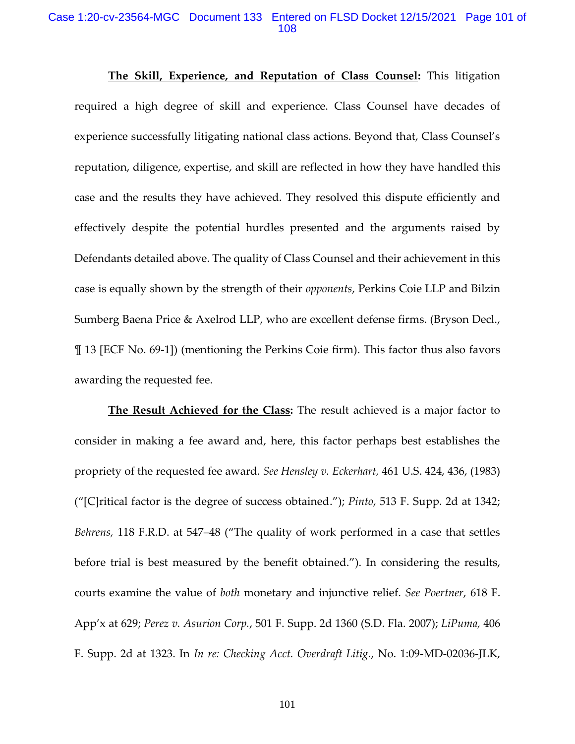**<u>The Skill, Experience, and Reputation of Class Counsel</u>:** This litigation required a high degree of skill and experience. Class Counsel have decades of experience successfully litigating national class actions. Beyond that, Class Counsel's reputation, diligence, expertise, and skill are reflected in how they have handled this case and the results they have achieved. They resolved this dispute efficiently and effectively despite the potential hurdles presented and the arguments raised by Defendants detailed above. The quality of Class Counsel and their achievement in this case is equally shown by the strength of their *opponents*, Perkins Coie LLP and Bilzin Sumberg Baena Price & Axelrod LLP, who are excellent defense firms. (Bryson Decl., ¶ 13 [ECF No. 69-1]) (mentioning the Perkins Coie firm). This factor thus also favors awarding the requested fee.

**<u>The Result Achieved for the Class</u>:** The result achieved is a major factor to consider in making a fee award and, here, this factor perhaps best establishes the propriety of the requested fee award. *See Hensley v. Eckerhart,* 461 U.S. 424, 436, (1983) ("[C]ritical factor is the degree of success obtained."); *Pinto*, 513 F. Supp. 2d at 1342; *Behrens,* 118 F.R.D. at 547–48 ("The quality of work performed in a case that settles before trial is best measured by the benefit obtained."). In considering the results, courts examine the value of *both* monetary and injunctive relief. *See Poertner*, 618 F. App'x at 629; *Perez v. Asurion Corp.*, 501 F. Supp. 2d 1360 (S.D. Fla. 2007); *LiPuma,* 406 F. Supp. 2d at 1323. In *In re: Checking Acct. Overdraft Litig.*, No. 1:09-MD-02036-JLK,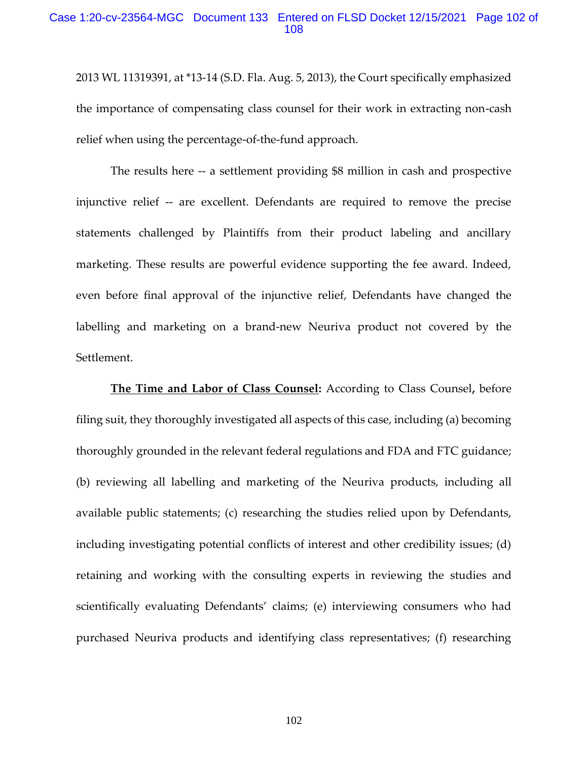2013 WL 11319391, at *13-14 (S.D. Fla. Aug. 5, 2013), the Court specifically emphasized the importance of compensating class counsel for their work in extracting non-cash relief when using the percentage-of-the-fund approach.

The results here -- a settlement providing $8 million in cash and prospective injunctive relief -- are excellent. Defendants are required to remove the precise statements challenged by Plaintiffs from their product labeling and ancillary marketing. These results are powerful evidence supporting the fee award. Indeed, even before final approval of the injunctive relief, Defendants have changed the labelling and marketing on a brand-new Neuriva product not covered by the Settlement.

**<u>The Time and Labor of Class Counsel</u>:** According to Class Counsel**,** before filing suit, they thoroughly investigated all aspects of this case, including (a) becoming thoroughly grounded in the relevant federal regulations and FDA and FTC guidance; (b) reviewing all labelling and marketing of the Neuriva products, including all available public statements; (c) researching the studies relied upon by Defendants, including investigating potential conflicts of interest and other credibility issues; (d) retaining and working with the consulting experts in reviewing the studies and scientifically evaluating Defendants' claims; (e) interviewing consumers who had purchased Neuriva products and identifying class representatives; (f) researching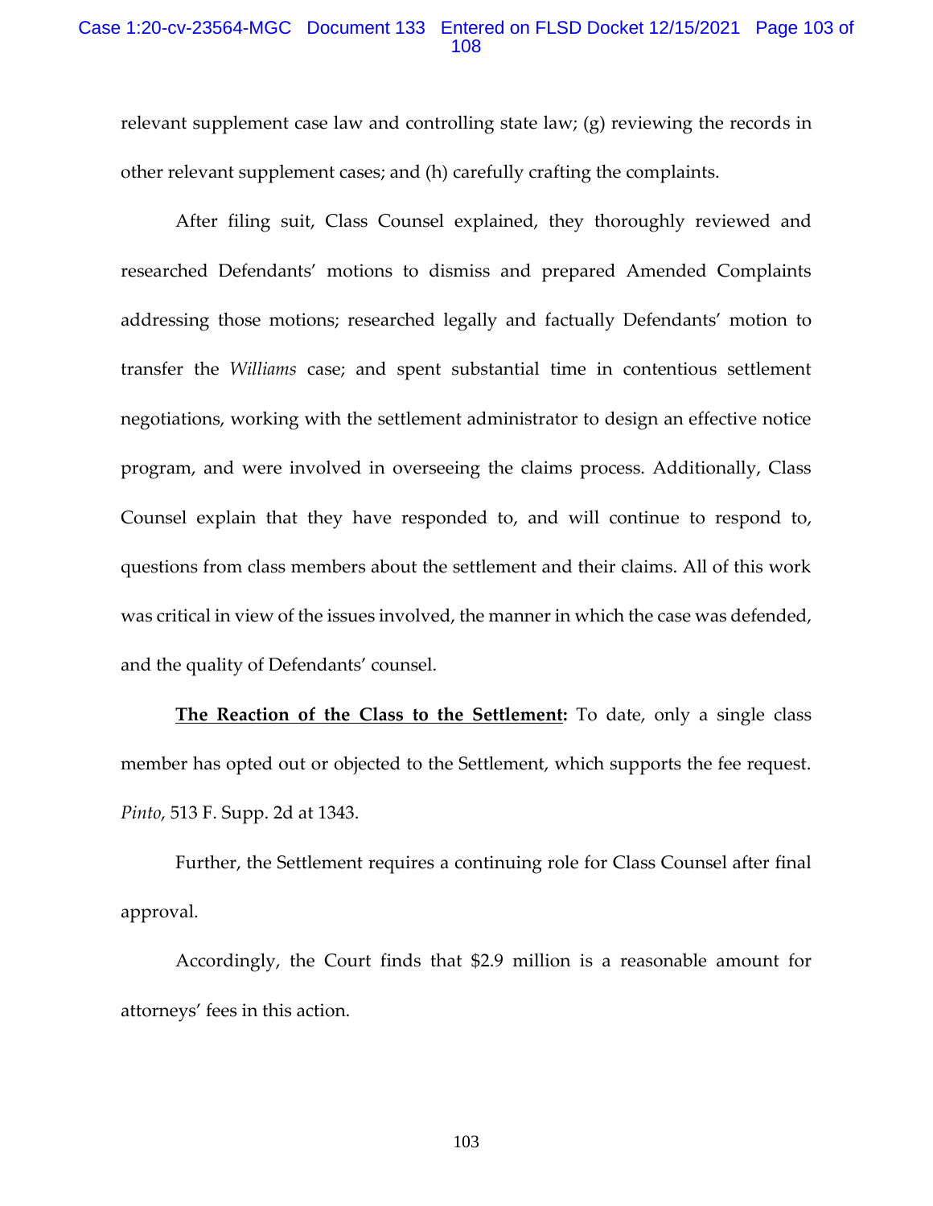relevant supplement case law and controlling state law; (g) reviewing the records in other relevant supplement cases; and (h) carefully crafting the complaints.

After filing suit, Class Counsel explained, they thoroughly reviewed and researched Defendants' motions to dismiss and prepared Amended Complaints addressing those motions; researched legally and factually Defendants' motion to transfer the *Williams* case; and spent substantial time in contentious settlement negotiations, working with the settlement administrator to design an effective notice program, and were involved in overseeing the claims process. Additionally, Class Counsel explain that they have responded to, and will continue to respond to, questions from class members about the settlement and their claims. All of this work was critical in view of the issues involved, the manner in which the case was defended, and the quality of Defendants' counsel.

**The Reaction of the Class to the Settlement:** To date, only a single class member has opted out or objected to the Settlement, which supports the fee request. *Pinto*, 513 F. Supp. 2d at 1343.

Further, the Settlement requires a continuing role for Class Counsel after final approval.

Accordingly, the Court finds that $2.9 million is a reasonable amount for attorneys' fees in this action.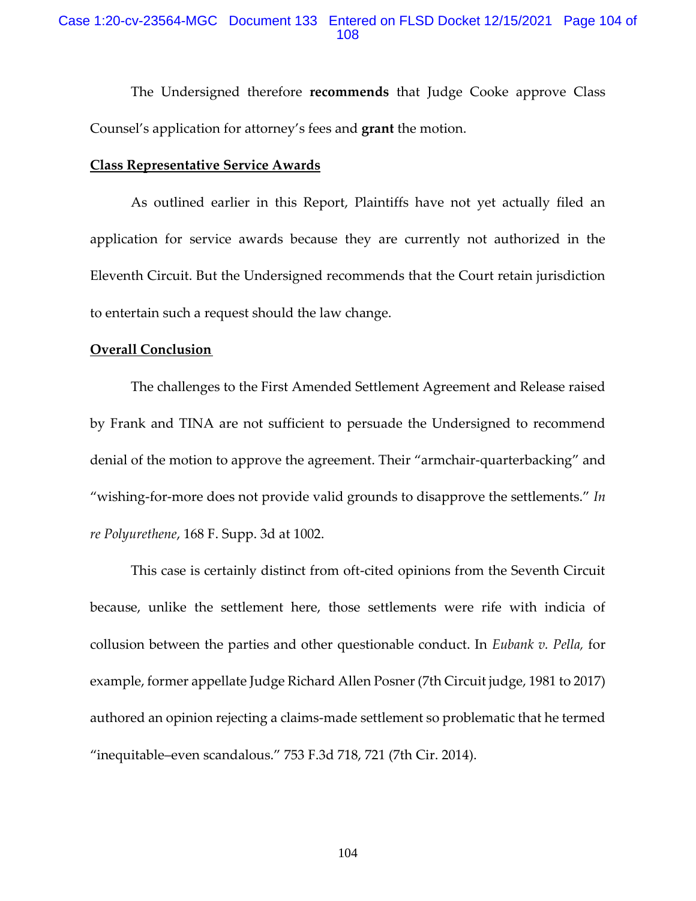The Undersigned therefore **recommends** that Judge Cooke approve Class Counsel's application for attorney's fees and **grant** the motion.

**Class Representative Service Awards**

As outlined earlier in this Report, Plaintiffs have not yet actually filed an application for service awards because they are currently not authorized in the Eleventh Circuit. But the Undersigned recommends that the Court retain jurisdiction to entertain such a request should the law change.

**Overall Conclusion**

The challenges to the First Amended Settlement Agreement and Release raised by Frank and TINA are not sufficient to persuade the Undersigned to recommend denial of the motion to approve the agreement. Their "armchair-quarterbacking" and "wishing-for-more does not provide valid grounds to disapprove the settlements." *In re Polyurethene*, 168 F. Supp. 3d at 1002.

This case is certainly distinct from oft-cited opinions from the Seventh Circuit because, unlike the settlement here, those settlements were rife with indicia of collusion between the parties and other questionable conduct. In *Eubank v. Pella,* for example, former appellate Judge Richard Allen Posner (7th Circuit judge, 1981 to 2017) authored an opinion rejecting a claims-made settlement so problematic that he termed "inequitable–even scandalous." 753 F.3d 718, 721 (7th Cir. 2014).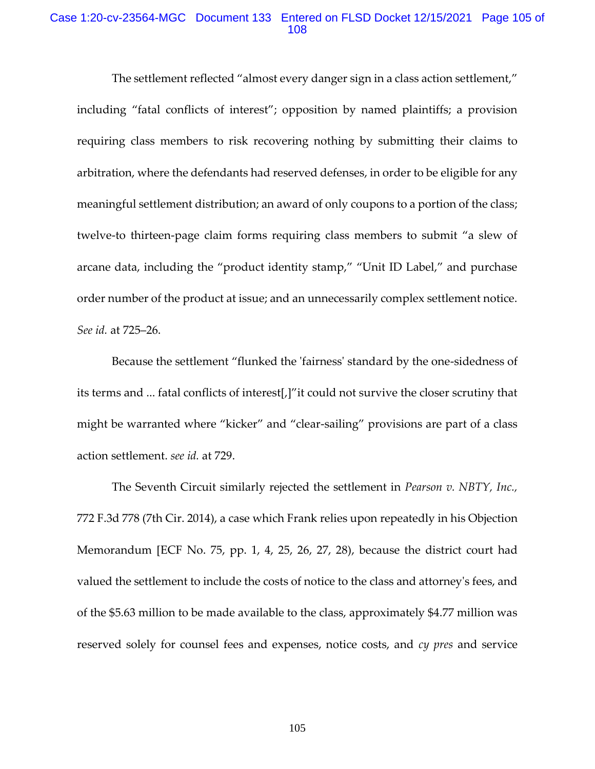The settlement reflected "almost every danger sign in a class action settlement," including "fatal conflicts of interest"; opposition by named plaintiffs; a provision requiring class members to risk recovering nothing by submitting their claims to arbitration, where the defendants had reserved defenses, in order to be eligible for any meaningful settlement distribution; an award of only coupons to a portion of the class; twelve-to thirteen-page claim forms requiring class members to submit "a slew of arcane data, including the "product identity stamp," "Unit ID Label," and purchase order number of the product at issue; and an unnecessarily complex settlement notice. *See id.* at 725–26.

Because the settlement "flunked the 'fairness' standard by the one-sidedness of its terms and ... fatal conflicts of interest[,]"it could not survive the closer scrutiny that might be warranted where "kicker" and "clear-sailing" provisions are part of a class action settlement. *see id.* at 729.

The Seventh Circuit similarly rejected the settlement in *Pearson v. NBTY, Inc.,* 772 F.3d 778 (7th Cir. 2014), a case which Frank relies upon repeatedly in his Objection Memorandum [ECF No. 75, pp. 1, 4, 25, 26, 27, 28), because the district court had valued the settlement to include the costs of notice to the class and attorney's fees, and of the $5.63 million to be made available to the class, approximately $4.77 million was reserved solely for counsel fees and expenses, notice costs, and *cy pres* and service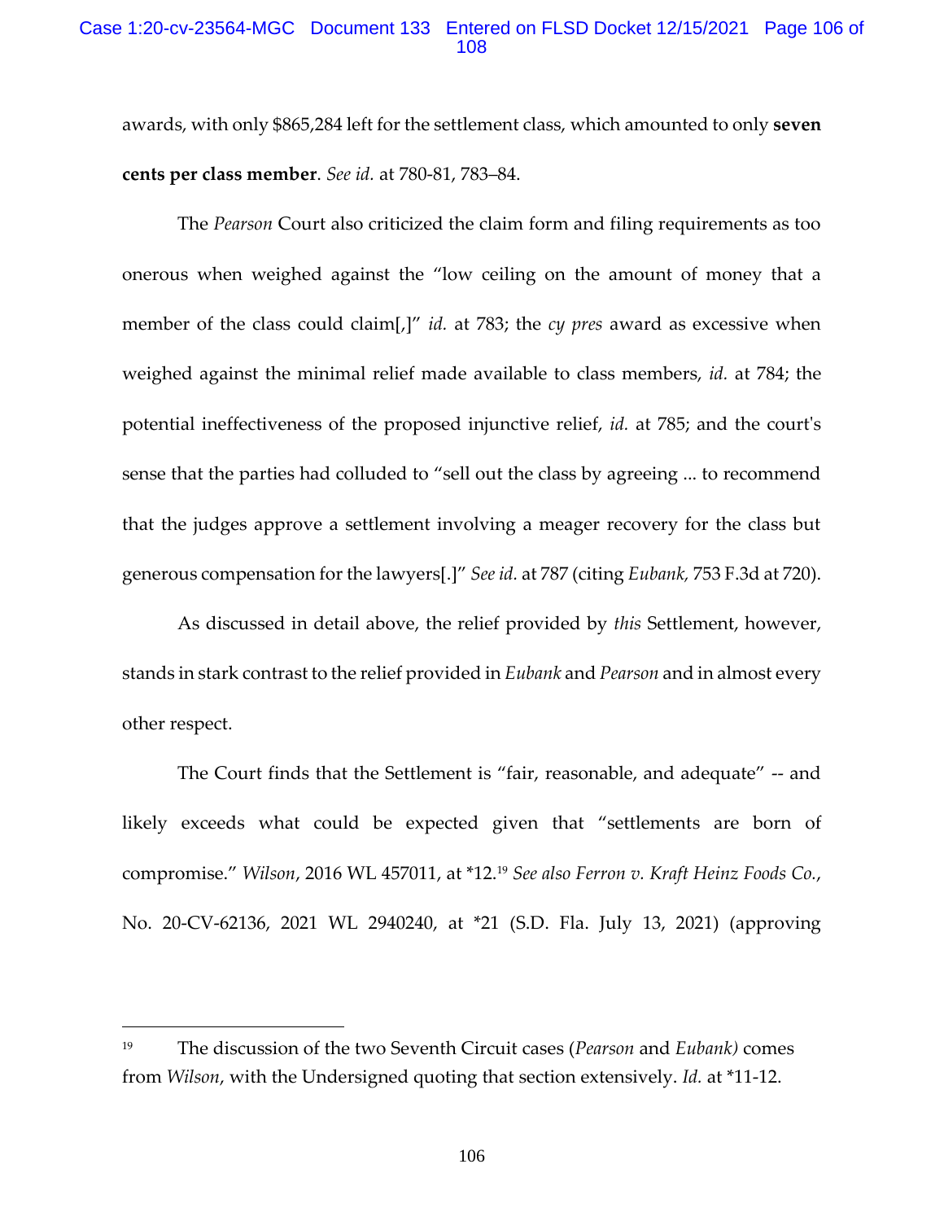awards, with only $865,284 left for the settlement class, which amounted to only **seven cents per class member**. *See id.* at 780-81, 783–84.

The *Pearson* Court also criticized the claim form and filing requirements as too onerous when weighed against the "low ceiling on the amount of money that a member of the class could claim[,]" *id.* at 783; the *cy pres* award as excessive when weighed against the minimal relief made available to class members, *id.* at 784; the potential ineffectiveness of the proposed injunctive relief, *id.* at 785; and the court's sense that the parties had colluded to "sell out the class by agreeing ... to recommend that the judges approve a settlement involving a meager recovery for the class but generous compensation for the lawyers[.]" *See id.* at 787 (citing *Eubank,* 753 F.3d at 720).

As discussed in detail above, the relief provided by *this* Settlement, however, stands in stark contrast to the relief provided in *Eubank* and *Pearson* and in almost every other respect.

The Court finds that the Settlement is "fair, reasonable, and adequate" -- and likely exceeds what could be expected given that "settlements are born of compromise." *Wilson*, 2016 WL 457011, at *12.[19] *See also Ferron v. Kraft Heinz Foods Co.*, No. 20-CV-62136, 2021 WL 2940240, at *21 (S.D. Fla. July 13, 2021) (approving

---

[19] The discussion of the two Seventh Circuit cases (*Pearson* and *Eubank)* comes from *Wilson*, with the Undersigned quoting that section extensively. *Id.* at *11-12.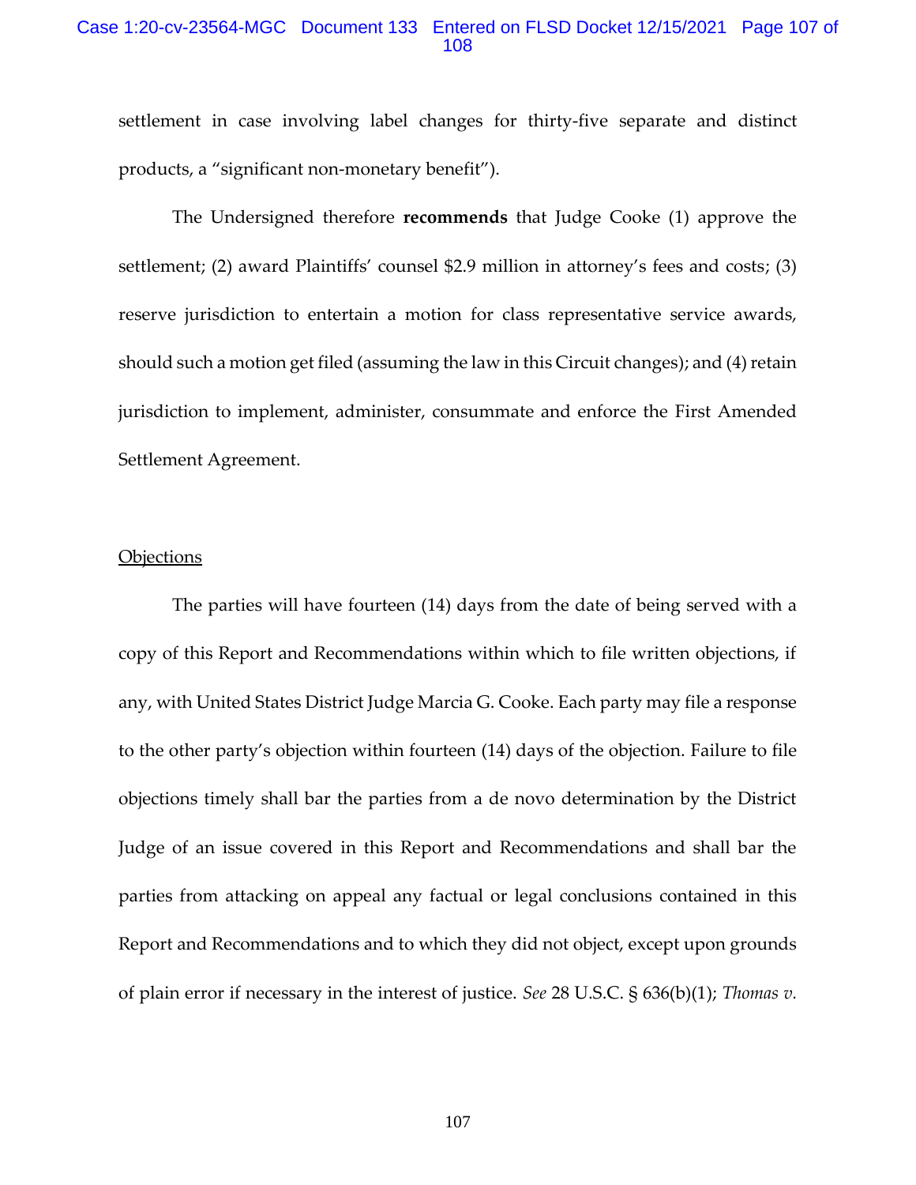settlement in case involving label changes for thirty-five separate and distinct products, a "significant non-monetary benefit").

The Undersigned therefore **recommends** that Judge Cooke (1) approve the settlement; (2) award Plaintiffs' counsel $2.9 million in attorney's fees and costs; (3) reserve jurisdiction to entertain a motion for class representative service awards, should such a motion get filed (assuming the law in this Circuit changes); and (4) retain jurisdiction to implement, administer, consummate and enforce the First Amended Settlement Agreement.

Objections

The parties will have fourteen (14) days from the date of being served with a copy of this Report and Recommendations within which to file written objections, if any, with United States District Judge Marcia G. Cooke. Each party may file a response to the other party's objection within fourteen (14) days of the objection. Failure to file objections timely shall bar the parties from a de novo determination by the District Judge of an issue covered in this Report and Recommendations and shall bar the parties from attacking on appeal any factual or legal conclusions contained in this Report and Recommendations and to which they did not object, except upon grounds of plain error if necessary in the interest of justice. *See* 28 U.S.C. § 636(b)(1); *Thomas v.*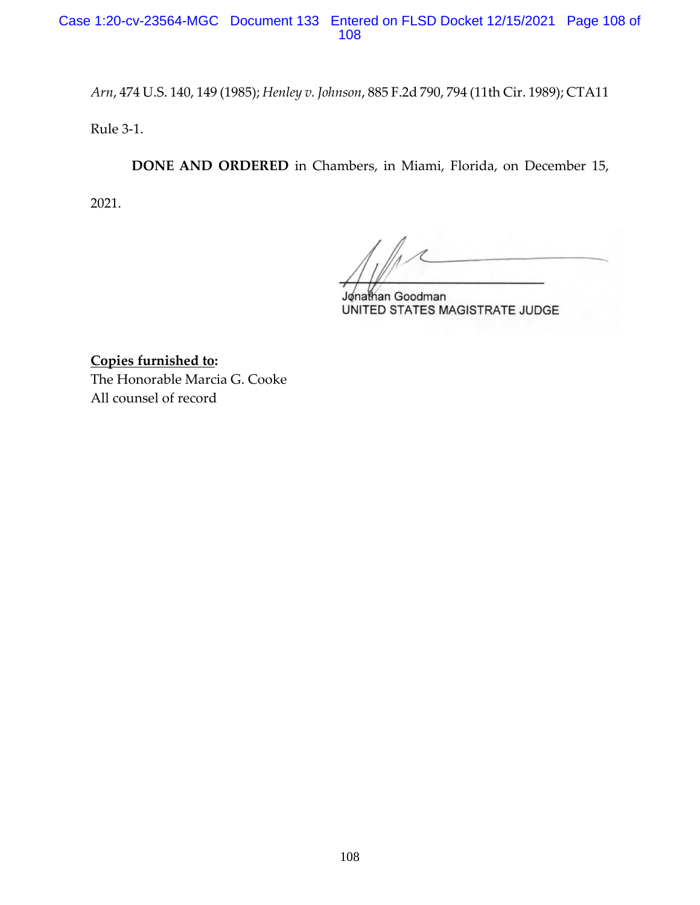*Arn*, 474 U.S. 140, 149 (1985); *Henley v. Johnson*, 885 F.2d 790, 794 (11th Cir. 1989); CTA11 Rule 3-1.

**DONE AND ORDERED** in Chambers, in Miami, Florida, on December 15, 2021.

Jonathan Goodman
UNITED STATES MAGISTRATE JUDGE

**Copies furnished to:**
The Honorable Marcia G. Cooke
All counsel of record